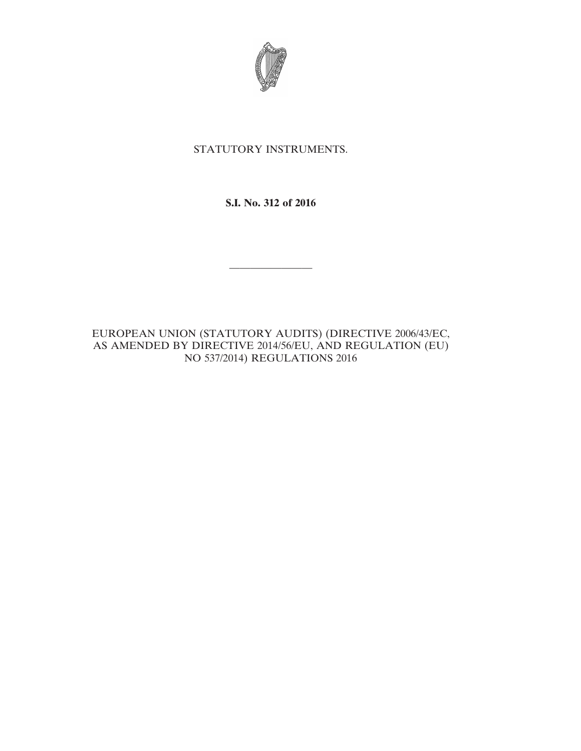STATUTORY INSTRUMENTS.

**S.I. No. 312 of 2016**

---

EUROPEAN UNION (STATUTORY AUDITS) (DIRECTIVE 2006/43/EC, AS AMENDED BY DIRECTIVE 2014/56/EU, AND REGULATION (EU) NO 537/2014) REGULATIONS 2016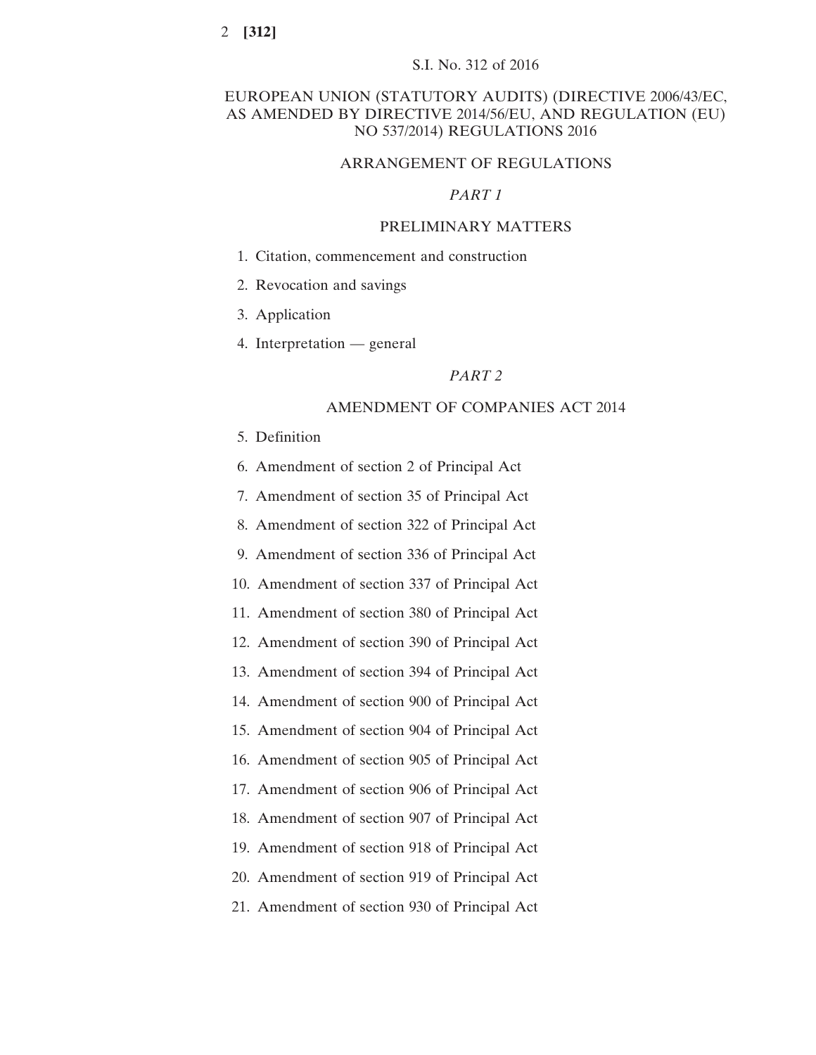S.I. No. 312 of 2016

# EUROPEAN UNION (STATUTORY AUDITS) (DIRECTIVE 2006/43/EC, AS AMENDED BY DIRECTIVE 2014/56/EU, AND REGULATION (EU) NO 537/2014) REGULATIONS 2016

## ARRANGEMENT OF REGULATIONS

### *PART 1*

### PRELIMINARY MATTERS

1. Citation, commencement and construction
2. Revocation and savings
3. Application
4. Interpretation — general

### *PART 2*

### AMENDMENT OF COMPANIES ACT 2014

5. Definition
6. Amendment of section 2 of Principal Act
7. Amendment of section 35 of Principal Act
8. Amendment of section 322 of Principal Act
9. Amendment of section 336 of Principal Act
10. Amendment of section 337 of Principal Act
11. Amendment of section 380 of Principal Act
12. Amendment of section 390 of Principal Act
13. Amendment of section 394 of Principal Act
14. Amendment of section 900 of Principal Act
15. Amendment of section 904 of Principal Act
16. Amendment of section 905 of Principal Act
17. Amendment of section 906 of Principal Act
18. Amendment of section 907 of Principal Act
19. Amendment of section 918 of Principal Act
20. Amendment of section 919 of Principal Act
21. Amendment of section 930 of Principal Act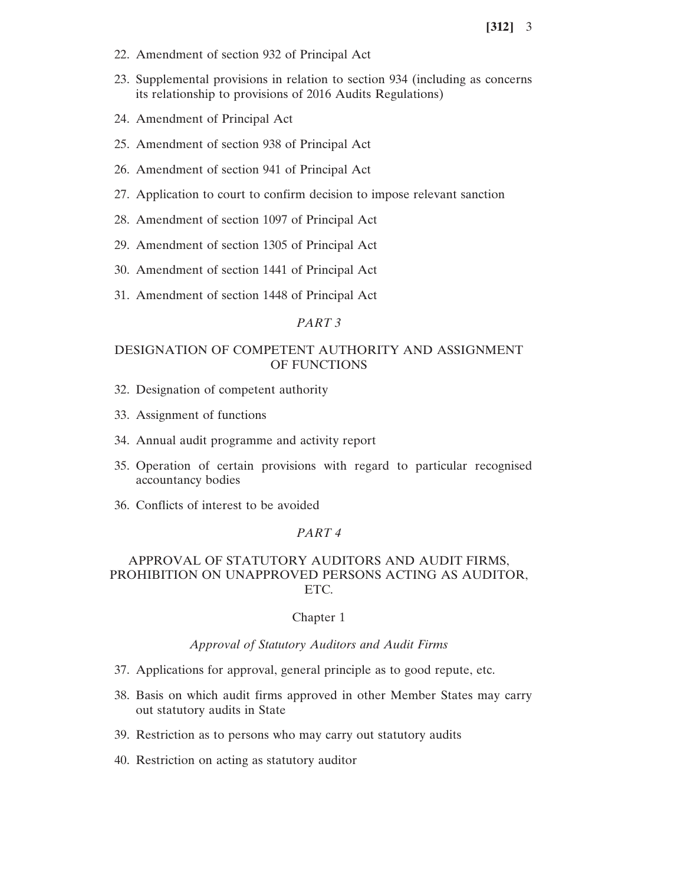22. Amendment of section 932 of Principal Act

23. Supplemental provisions in relation to section 934 (including as concerns its relationship to provisions of 2016 Audits Regulations)

24. Amendment of Principal Act

25. Amendment of section 938 of Principal Act

26. Amendment of section 941 of Principal Act

27. Application to court to confirm decision to impose relevant sanction

28. Amendment of section 1097 of Principal Act

29. Amendment of section 1305 of Principal Act

30. Amendment of section 1441 of Principal Act

31. Amendment of section 1448 of Principal Act

*PART 3*

DESIGNATION OF COMPETENT AUTHORITY AND ASSIGNMENT OF FUNCTIONS

32. Designation of competent authority

33. Assignment of functions

34. Annual audit programme and activity report

35. Operation of certain provisions with regard to particular recognised accountancy bodies

36. Conflicts of interest to be avoided

*PART 4*

APPROVAL OF STATUTORY AUDITORS AND AUDIT FIRMS, PROHIBITION ON UNAPPROVED PERSONS ACTING AS AUDITOR, ETC.

Chapter 1

*Approval of Statutory Auditors and Audit Firms*

37. Applications for approval, general principle as to good repute, etc.

38. Basis on which audit firms approved in other Member States may carry out statutory audits in State

39. Restriction as to persons who may carry out statutory audits

40. Restriction on acting as statutory auditor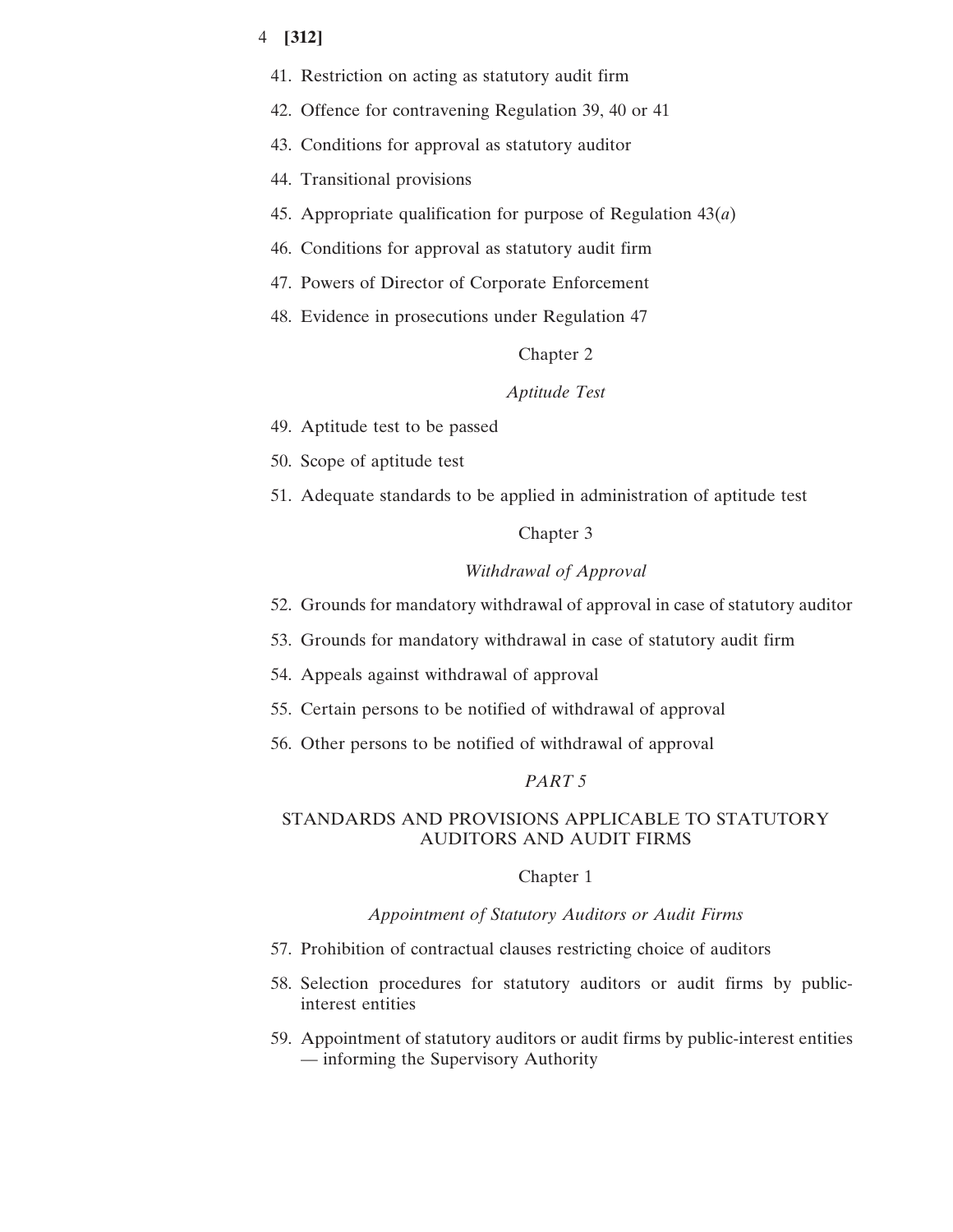41. Restriction on acting as statutory audit firm

42. Offence for contravening Regulation 39, 40 or 41

43. Conditions for approval as statutory auditor

44. Transitional provisions

45. Appropriate qualification for purpose of Regulation 43(*a*)

46. Conditions for approval as statutory audit firm

47. Powers of Director of Corporate Enforcement

48. Evidence in prosecutions under Regulation 47

Chapter 2

*Aptitude Test*

49. Aptitude test to be passed

50. Scope of aptitude test

51. Adequate standards to be applied in administration of aptitude test

Chapter 3

*Withdrawal of Approval*

52. Grounds for mandatory withdrawal of approval in case of statutory auditor

53. Grounds for mandatory withdrawal in case of statutory audit firm

54. Appeals against withdrawal of approval

55. Certain persons to be notified of withdrawal of approval

56. Other persons to be notified of withdrawal of approval

*PART 5*

## STANDARDS AND PROVISIONS APPLICABLE TO STATUTORY AUDITORS AND AUDIT FIRMS

Chapter 1

*Appointment of Statutory Auditors or Audit Firms*

57. Prohibition of contractual clauses restricting choice of auditors

58. Selection procedures for statutory auditors or audit firms by public-interest entities

59. Appointment of statutory auditors or audit firms by public-interest entities — informing the Supervisory Authority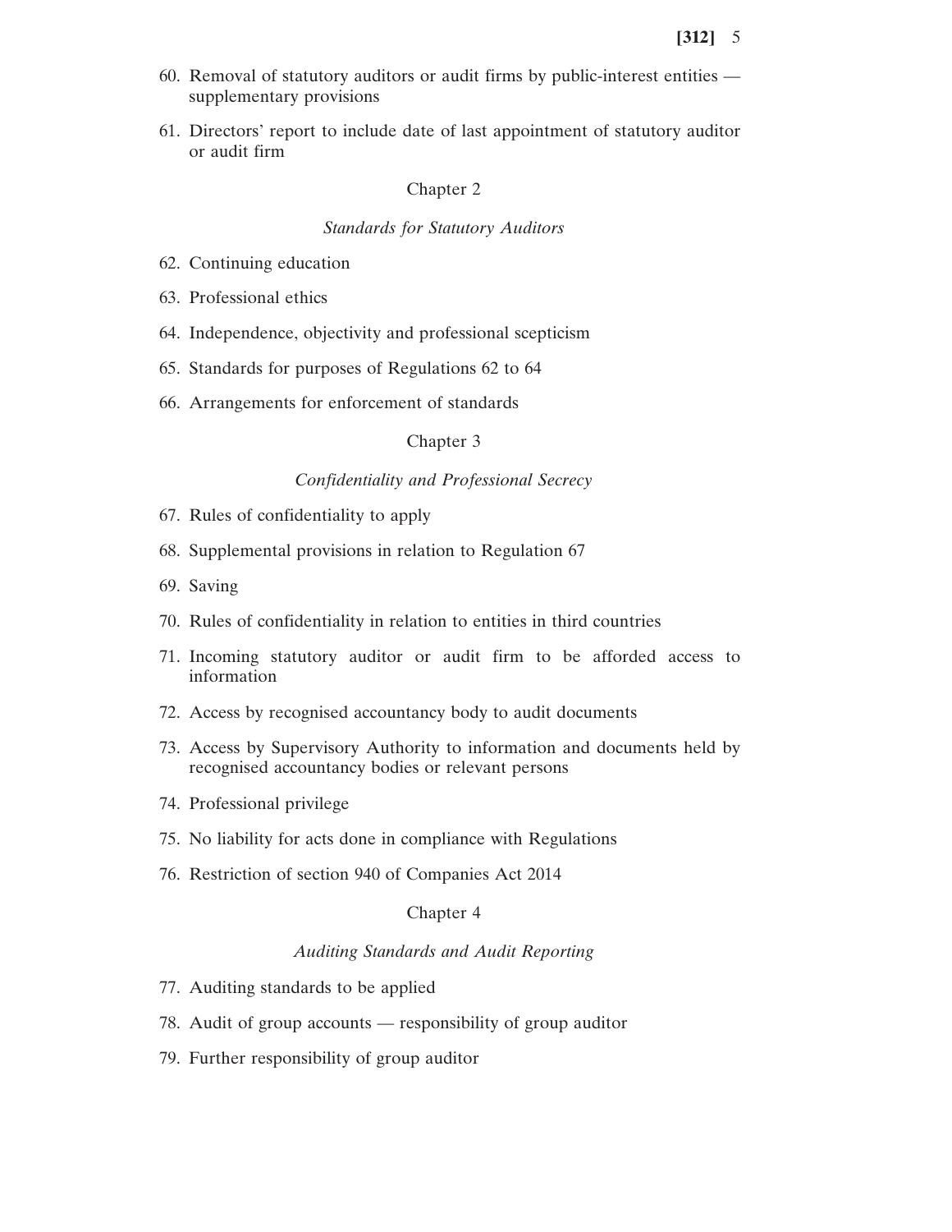60. Removal of statutory auditors or audit firms by public-interest entities — supplementary provisions

61. Directors' report to include date of last appointment of statutory auditor or audit firm

Chapter 2

*Standards for Statutory Auditors*

62. Continuing education

63. Professional ethics

64. Independence, objectivity and professional scepticism

65. Standards for purposes of Regulations 62 to 64

66. Arrangements for enforcement of standards

Chapter 3

*Confidentiality and Professional Secrecy*

67. Rules of confidentiality to apply

68. Supplemental provisions in relation to Regulation 67

69. Saving

70. Rules of confidentiality in relation to entities in third countries

71. Incoming statutory auditor or audit firm to be afforded access to information

72. Access by recognised accountancy body to audit documents

73. Access by Supervisory Authority to information and documents held by recognised accountancy bodies or relevant persons

74. Professional privilege

75. No liability for acts done in compliance with Regulations

76. Restriction of section 940 of Companies Act 2014

Chapter 4

*Auditing Standards and Audit Reporting*

77. Auditing standards to be applied

78. Audit of group accounts — responsibility of group auditor

79. Further responsibility of group auditor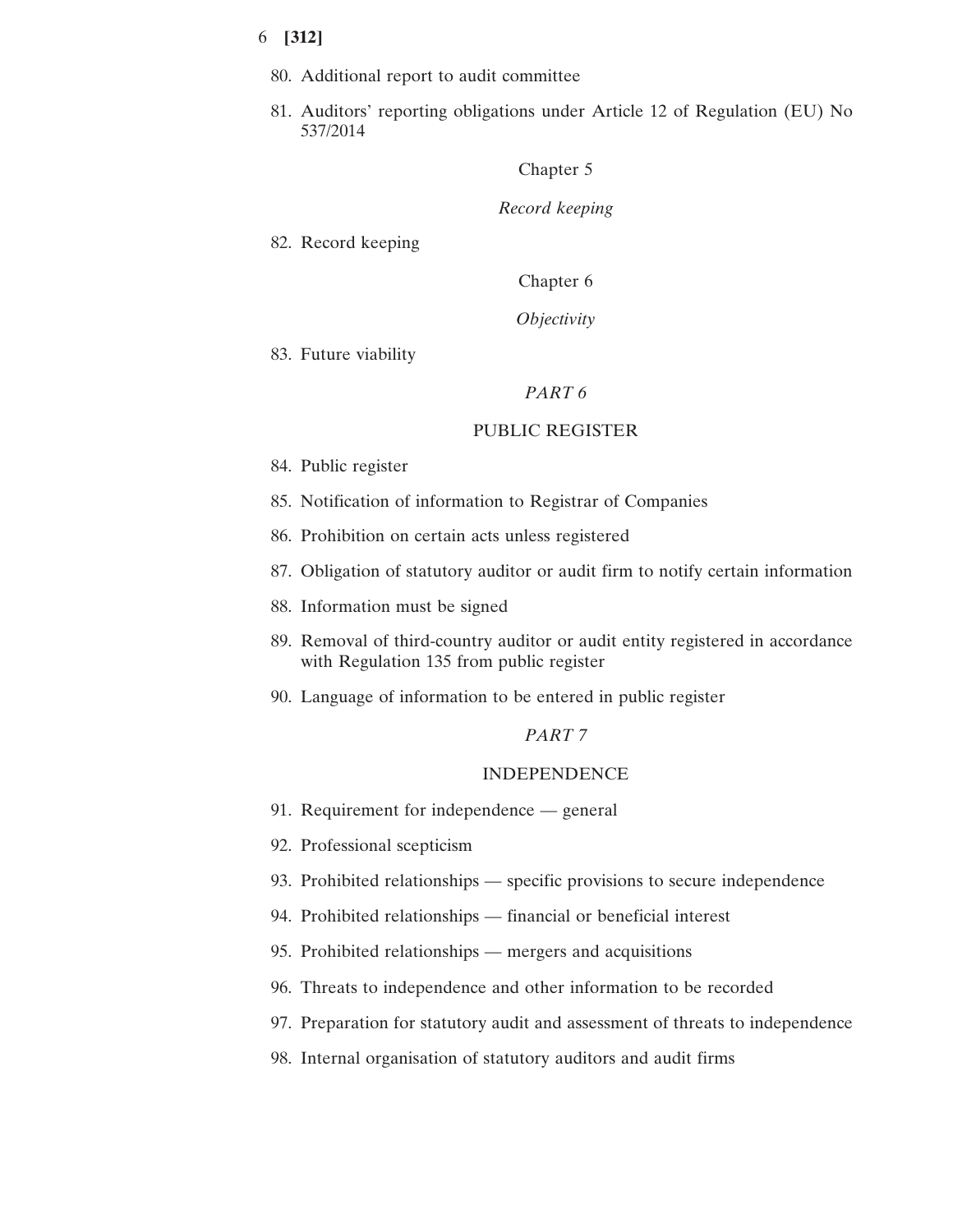80. Additional report to audit committee

81. Auditors' reporting obligations under Article 12 of Regulation (EU) No 537/2014

Chapter 5

*Record keeping*

82. Record keeping

Chapter 6

*Objectivity*

83. Future viability

*PART 6*

PUBLIC REGISTER

84. Public register

85. Notification of information to Registrar of Companies

86. Prohibition on certain acts unless registered

87. Obligation of statutory auditor or audit firm to notify certain information

88. Information must be signed

89. Removal of third-country auditor or audit entity registered in accordance with Regulation 135 from public register

90. Language of information to be entered in public register

*PART 7*

INDEPENDENCE

91. Requirement for independence — general

92. Professional scepticism

93. Prohibited relationships — specific provisions to secure independence

94. Prohibited relationships — financial or beneficial interest

95. Prohibited relationships — mergers and acquisitions

96. Threats to independence and other information to be recorded

97. Preparation for statutory audit and assessment of threats to independence

98. Internal organisation of statutory auditors and audit firms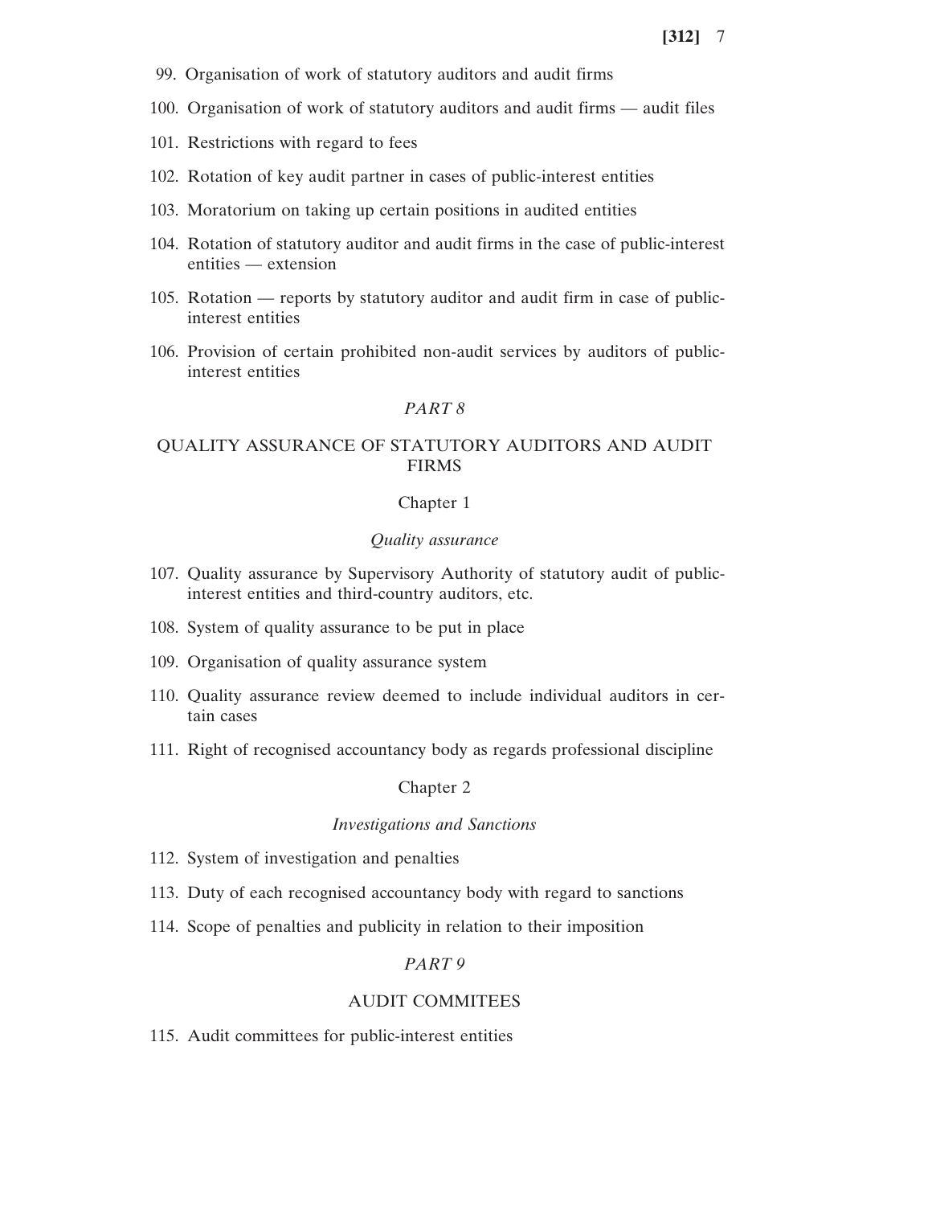99. Organisation of work of statutory auditors and audit firms

100. Organisation of work of statutory auditors and audit firms — audit files

101. Restrictions with regard to fees

102. Rotation of key audit partner in cases of public-interest entities

103. Moratorium on taking up certain positions in audited entities

104. Rotation of statutory auditor and audit firms in the case of public-interest entities — extension

105. Rotation — reports by statutory auditor and audit firm in case of public-interest entities

106. Provision of certain prohibited non-audit services by auditors of public-interest entities

## *PART 8*

## QUALITY ASSURANCE OF STATUTORY AUDITORS AND AUDIT FIRMS

### Chapter 1

### *Quality assurance*

107. Quality assurance by Supervisory Authority of statutory audit of public-interest entities and third-country auditors, etc.

108. System of quality assurance to be put in place

109. Organisation of quality assurance system

110. Quality assurance review deemed to include individual auditors in certain cases

111. Right of recognised accountancy body as regards professional discipline

### Chapter 2

### *Investigations and Sanctions*

112. System of investigation and penalties

113. Duty of each recognised accountancy body with regard to sanctions

114. Scope of penalties and publicity in relation to their imposition

## *PART 9*

## AUDIT COMMITEES

115. Audit committees for public-interest entities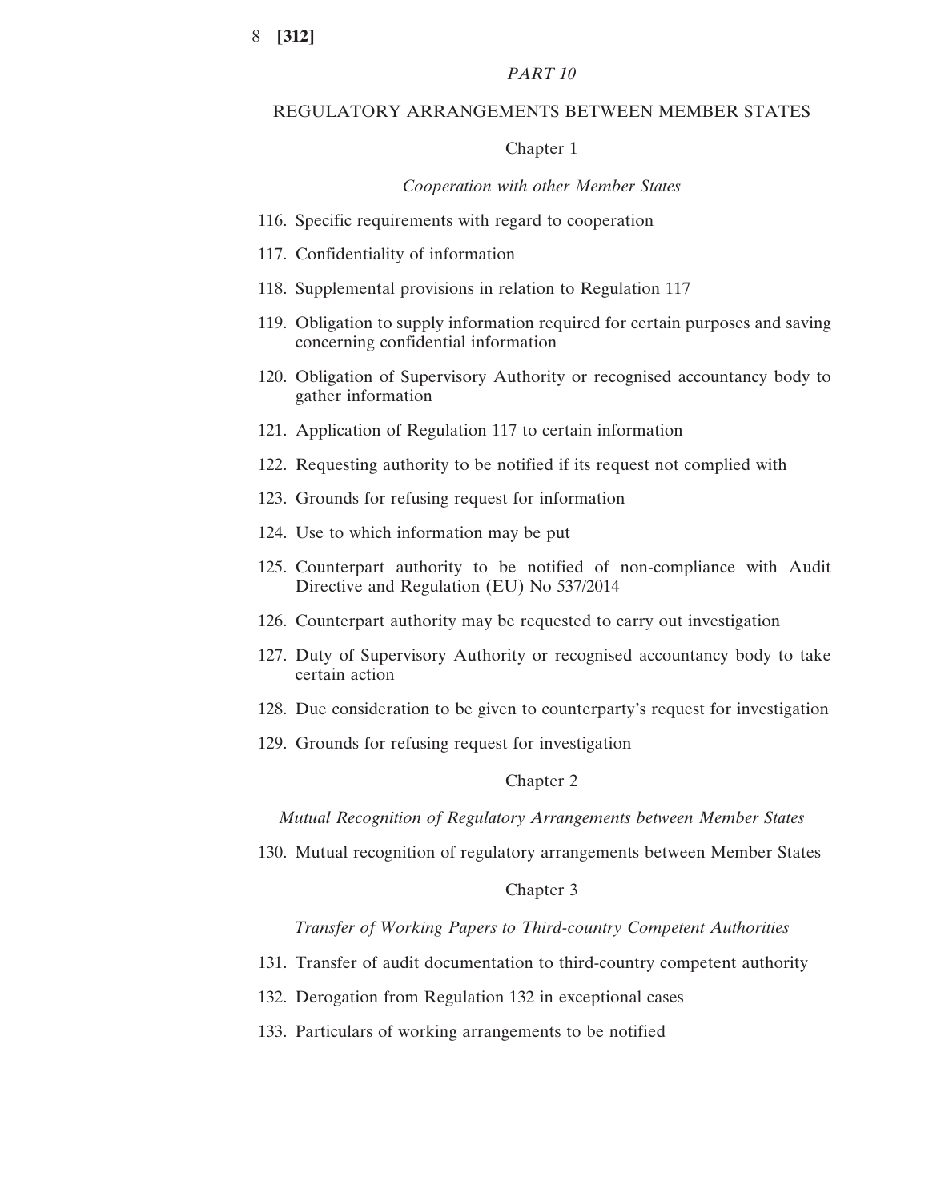*PART 10*

REGULATORY ARRANGEMENTS BETWEEN MEMBER STATES

Chapter 1

*Cooperation with other Member States*

116. Specific requirements with regard to cooperation

117. Confidentiality of information

118. Supplemental provisions in relation to Regulation 117

119. Obligation to supply information required for certain purposes and saving concerning confidential information

120. Obligation of Supervisory Authority or recognised accountancy body to gather information

121. Application of Regulation 117 to certain information

122. Requesting authority to be notified if its request not complied with

123. Grounds for refusing request for information

124. Use to which information may be put

125. Counterpart authority to be notified of non-compliance with Audit Directive and Regulation (EU) No 537/2014

126. Counterpart authority may be requested to carry out investigation

127. Duty of Supervisory Authority or recognised accountancy body to take certain action

128. Due consideration to be given to counterparty's request for investigation

129. Grounds for refusing request for investigation

Chapter 2

*Mutual Recognition of Regulatory Arrangements between Member States*

130. Mutual recognition of regulatory arrangements between Member States

Chapter 3

*Transfer of Working Papers to Third-country Competent Authorities*

131. Transfer of audit documentation to third-country competent authority

132. Derogation from Regulation 132 in exceptional cases

133. Particulars of working arrangements to be notified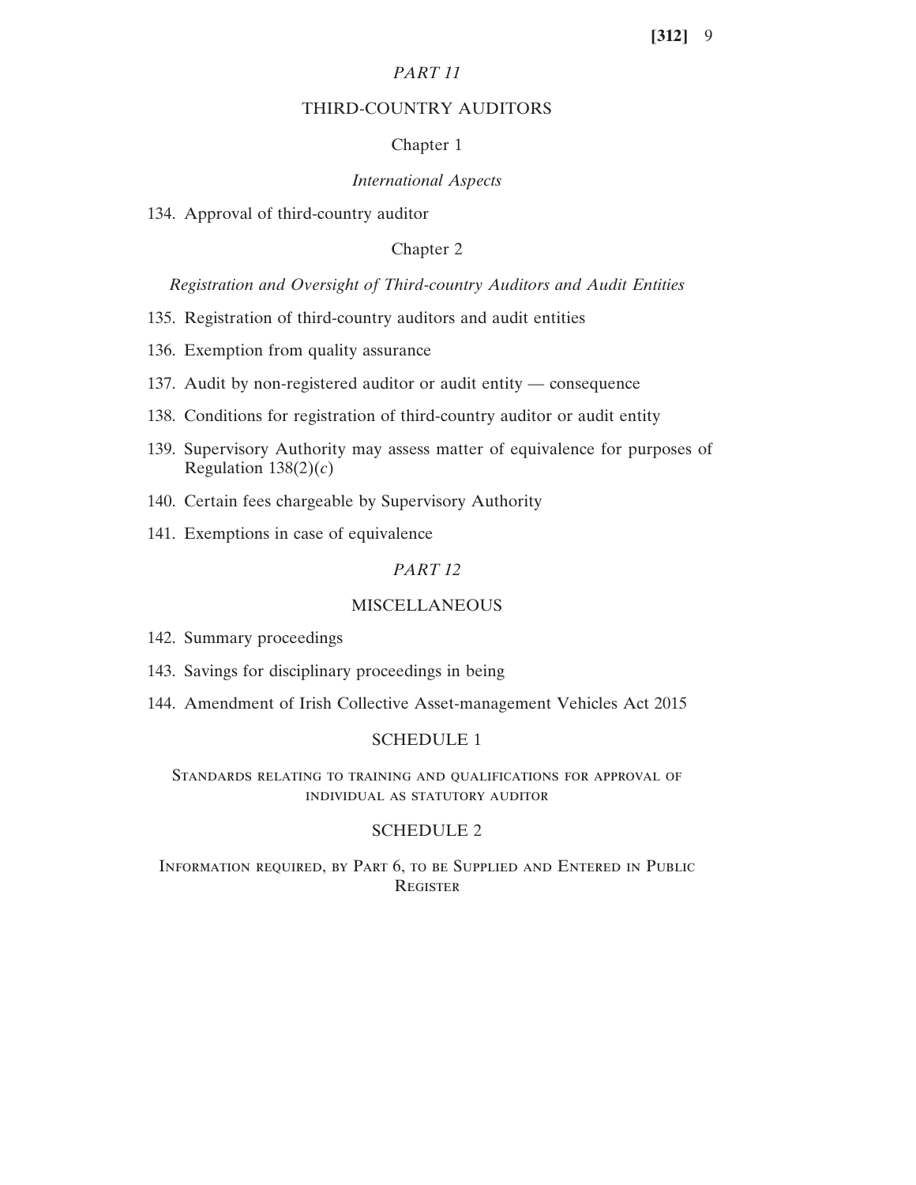## *PART 11*

### THIRD-COUNTRY AUDITORS

#### Chapter 1

##### *International Aspects*

134. Approval of third-country auditor

#### Chapter 2

##### *Registration and Oversight of Third-country Auditors and Audit Entities*

135. Registration of third-country auditors and audit entities

136. Exemption from quality assurance

137. Audit by non-registered auditor or audit entity — consequence

138. Conditions for registration of third-country auditor or audit entity

139. Supervisory Authority may assess matter of equivalence for purposes of Regulation 138(2)(*c*)

140. Certain fees chargeable by Supervisory Authority

141. Exemptions in case of equivalence

## *PART 12*

### MISCELLANEOUS

142. Summary proceedings

143. Savings for disciplinary proceedings in being

144. Amendment of Irish Collective Asset-management Vehicles Act 2015

### SCHEDULE 1

Standards relating to training and qualifications for approval of individual as statutory auditor

### SCHEDULE 2

Information required, by Part 6, to be Supplied and Entered in Public Register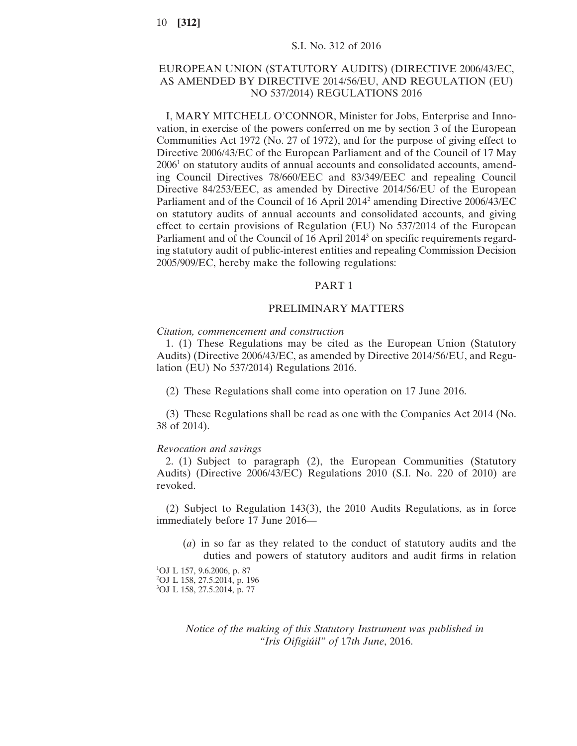S.I. No. 312 of 2016

# EUROPEAN UNION (STATUTORY AUDITS) (DIRECTIVE 2006/43/EC, AS AMENDED BY DIRECTIVE 2014/56/EU, AND REGULATION (EU) NO 537/2014) REGULATIONS 2016

I, MARY MITCHELL O'CONNOR, Minister for Jobs, Enterprise and Innovation, in exercise of the powers conferred on me by section 3 of the European Communities Act 1972 (No. 27 of 1972), and for the purpose of giving effect to Directive 2006/43/EC of the European Parliament and of the Council of 17 May 2006[1] on statutory audits of annual accounts and consolidated accounts, amending Council Directives 78/660/EEC and 83/349/EEC and repealing Council Directive 84/253/EEC, as amended by Directive 2014/56/EU of the European Parliament and of the Council of 16 April 2014[2] amending Directive 2006/43/EC on statutory audits of annual accounts and consolidated accounts, and giving effect to certain provisions of Regulation (EU) No 537/2014 of the European Parliament and of the Council of 16 April 2014[3] on specific requirements regarding statutory audit of public-interest entities and repealing Commission Decision 2005/909/EC, hereby make the following regulations:

## PART 1

## PRELIMINARY MATTERS

*Citation, commencement and construction*

1. (1) These Regulations may be cited as the European Union (Statutory Audits) (Directive 2006/43/EC, as amended by Directive 2014/56/EU, and Regulation (EU) No 537/2014) Regulations 2016.

(2) These Regulations shall come into operation on 17 June 2016.

(3) These Regulations shall be read as one with the Companies Act 2014 (No. 38 of 2014).

*Revocation and savings*

2. (1) Subject to paragraph (2), the European Communities (Statutory Audits) (Directive 2006/43/EC) Regulations 2010 (S.I. No. 220 of 2010) are revoked.

(2) Subject to Regulation 143(3), the 2010 Audits Regulations, as in force immediately before 17 June 2016—

(*a*) in so far as they related to the conduct of statutory audits and the duties and powers of statutory auditors and audit firms in relation

[1]OJ L 157, 9.6.2006, p. 87
[2]OJ L 158, 27.5.2014, p. 196
[3]OJ L 158, 27.5.2014, p. 77

*Notice of the making of this Statutory Instrument was published in "Iris Oifigiúil" of* 17*th June*, 2016.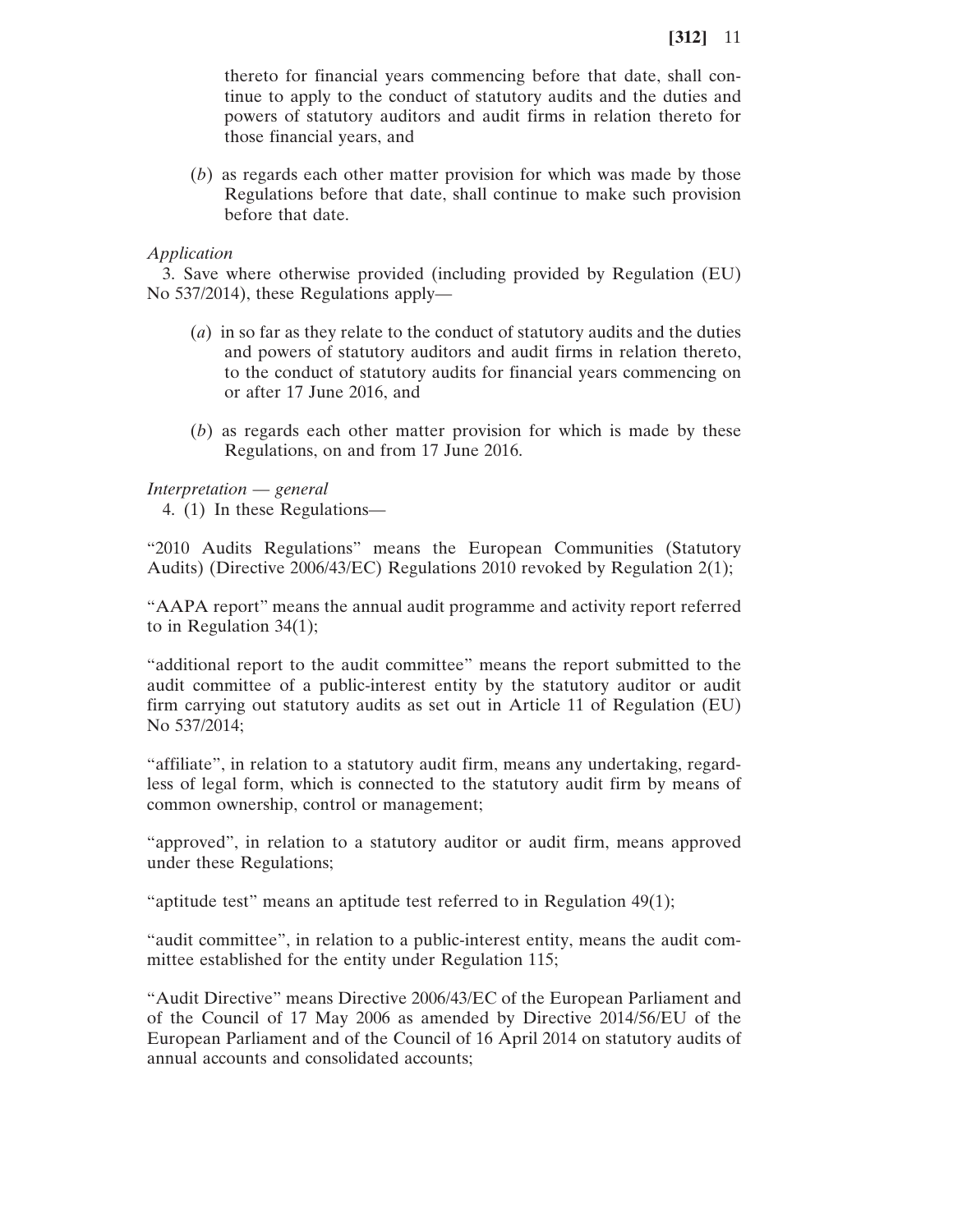thereto for financial years commencing before that date, shall continue to apply to the conduct of statutory audits and the duties and powers of statutory auditors and audit firms in relation thereto for those financial years, and

(*b*) as regards each other matter provision for which was made by those Regulations before that date, shall continue to make such provision before that date.

*Application*

3. Save where otherwise provided (including provided by Regulation (EU) No 537/2014), these Regulations apply—

(*a*) in so far as they relate to the conduct of statutory audits and the duties and powers of statutory auditors and audit firms in relation thereto, to the conduct of statutory audits for financial years commencing on or after 17 June 2016, and

(*b*) as regards each other matter provision for which is made by these Regulations, on and from 17 June 2016.

*Interpretation — general*

4. (1) In these Regulations—

"2010 Audits Regulations" means the European Communities (Statutory Audits) (Directive 2006/43/EC) Regulations 2010 revoked by Regulation 2(1);

"AAPA report" means the annual audit programme and activity report referred to in Regulation 34(1);

"additional report to the audit committee" means the report submitted to the audit committee of a public-interest entity by the statutory auditor or audit firm carrying out statutory audits as set out in Article 11 of Regulation (EU) No 537/2014;

"affiliate", in relation to a statutory audit firm, means any undertaking, regardless of legal form, which is connected to the statutory audit firm by means of common ownership, control or management;

"approved", in relation to a statutory auditor or audit firm, means approved under these Regulations;

"aptitude test" means an aptitude test referred to in Regulation 49(1);

"audit committee", in relation to a public-interest entity, means the audit committee established for the entity under Regulation 115;

"Audit Directive" means Directive 2006/43/EC of the European Parliament and of the Council of 17 May 2006 as amended by Directive 2014/56/EU of the European Parliament and of the Council of 16 April 2014 on statutory audits of annual accounts and consolidated accounts;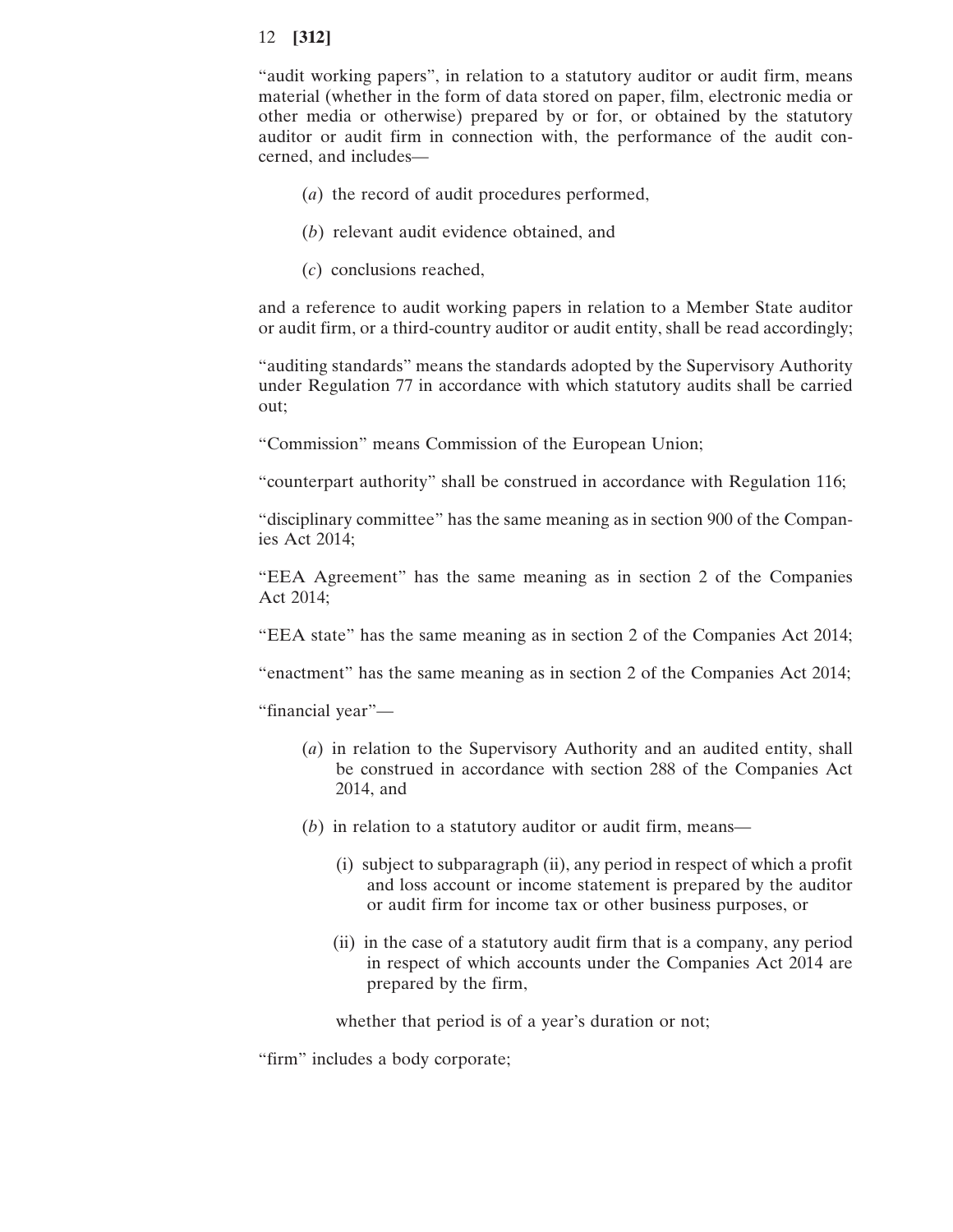"audit working papers", in relation to a statutory auditor or audit firm, means material (whether in the form of data stored on paper, film, electronic media or other media or otherwise) prepared by or for, or obtained by the statutory auditor or audit firm in connection with, the performance of the audit concerned, and includes—

(*a*) the record of audit procedures performed,

(*b*) relevant audit evidence obtained, and

(*c*) conclusions reached,

and a reference to audit working papers in relation to a Member State auditor or audit firm, or a third-country auditor or audit entity, shall be read accordingly;

"auditing standards" means the standards adopted by the Supervisory Authority under Regulation 77 in accordance with which statutory audits shall be carried out;

"Commission" means Commission of the European Union;

"counterpart authority" shall be construed in accordance with Regulation 116;

"disciplinary committee" has the same meaning as in section 900 of the Companies Act 2014;

"EEA Agreement" has the same meaning as in section 2 of the Companies Act 2014;

"EEA state" has the same meaning as in section 2 of the Companies Act 2014;

"enactment" has the same meaning as in section 2 of the Companies Act 2014;

"financial year"—

(*a*) in relation to the Supervisory Authority and an audited entity, shall be construed in accordance with section 288 of the Companies Act 2014, and

(*b*) in relation to a statutory auditor or audit firm, means—

(i) subject to subparagraph (ii), any period in respect of which a profit and loss account or income statement is prepared by the auditor or audit firm for income tax or other business purposes, or

(ii) in the case of a statutory audit firm that is a company, any period in respect of which accounts under the Companies Act 2014 are prepared by the firm,

whether that period is of a year's duration or not;

"firm" includes a body corporate;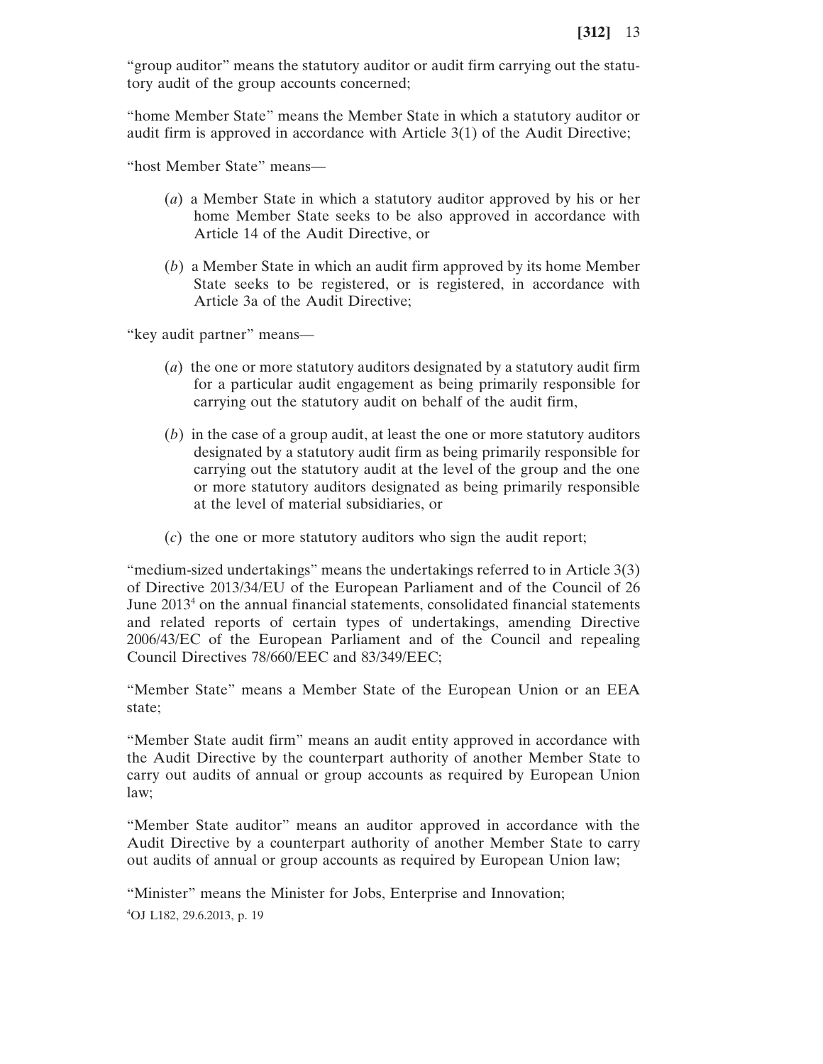"group auditor" means the statutory auditor or audit firm carrying out the statutory audit of the group accounts concerned;

"home Member State" means the Member State in which a statutory auditor or audit firm is approved in accordance with Article 3(1) of the Audit Directive;

"host Member State" means—

(*a*) a Member State in which a statutory auditor approved by his or her home Member State seeks to be also approved in accordance with Article 14 of the Audit Directive, or

(*b*) a Member State in which an audit firm approved by its home Member State seeks to be registered, or is registered, in accordance with Article 3a of the Audit Directive;

"key audit partner" means—

(*a*) the one or more statutory auditors designated by a statutory audit firm for a particular audit engagement as being primarily responsible for carrying out the statutory audit on behalf of the audit firm,

(*b*) in the case of a group audit, at least the one or more statutory auditors designated by a statutory audit firm as being primarily responsible for carrying out the statutory audit at the level of the group and the one or more statutory auditors designated as being primarily responsible at the level of material subsidiaries, or

(*c*) the one or more statutory auditors who sign the audit report;

"medium-sized undertakings" means the undertakings referred to in Article 3(3) of Directive 2013/34/EU of the European Parliament and of the Council of 26 June 2013[4] on the annual financial statements, consolidated financial statements and related reports of certain types of undertakings, amending Directive 2006/43/EC of the European Parliament and of the Council and repealing Council Directives 78/660/EEC and 83/349/EEC;

"Member State" means a Member State of the European Union or an EEA state;

"Member State audit firm" means an audit entity approved in accordance with the Audit Directive by the counterpart authority of another Member State to carry out audits of annual or group accounts as required by European Union law;

"Member State auditor" means an auditor approved in accordance with the Audit Directive by a counterpart authority of another Member State to carry out audits of annual or group accounts as required by European Union law;

"Minister" means the Minister for Jobs, Enterprise and Innovation;

[4]OJ L182, 29.6.2013, p. 19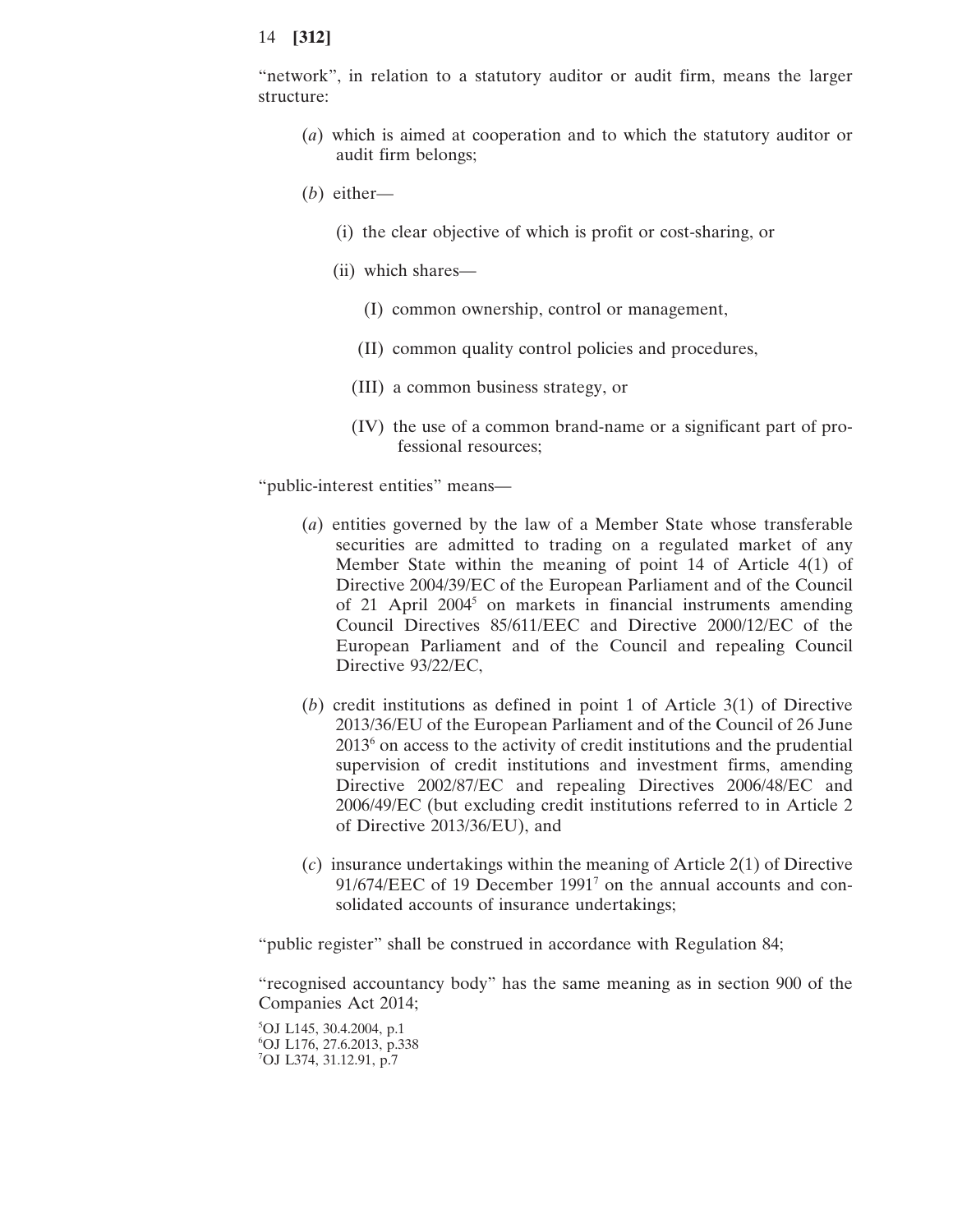"network", in relation to a statutory auditor or audit firm, means the larger structure:

(*a*) which is aimed at cooperation and to which the statutory auditor or audit firm belongs;

(*b*) either—

(i) the clear objective of which is profit or cost-sharing, or

(ii) which shares—

(I) common ownership, control or management,

(II) common quality control policies and procedures,

(III) a common business strategy, or

(IV) the use of a common brand-name or a significant part of professional resources;

"public-interest entities" means—

(*a*) entities governed by the law of a Member State whose transferable securities are admitted to trading on a regulated market of any Member State within the meaning of point 14 of Article 4(1) of Directive 2004/39/EC of the European Parliament and of the Council of 21 April 2004[5] on markets in financial instruments amending Council Directives 85/611/EEC and Directive 2000/12/EC of the European Parliament and of the Council and repealing Council Directive 93/22/EC,

(*b*) credit institutions as defined in point 1 of Article 3(1) of Directive 2013/36/EU of the European Parliament and of the Council of 26 June 2013[6] on access to the activity of credit institutions and the prudential supervision of credit institutions and investment firms, amending Directive 2002/87/EC and repealing Directives 2006/48/EC and 2006/49/EC (but excluding credit institutions referred to in Article 2 of Directive 2013/36/EU), and

(*c*) insurance undertakings within the meaning of Article 2(1) of Directive 91/674/EEC of 19 December 1991[7] on the annual accounts and consolidated accounts of insurance undertakings;

"public register" shall be construed in accordance with Regulation 84;

"recognised accountancy body" has the same meaning as in section 900 of the Companies Act 2014;

[5]OJ L145, 30.4.2004, p.1
[6]OJ L176, 27.6.2013, p.338
[7]OJ L374, 31.12.91, p.7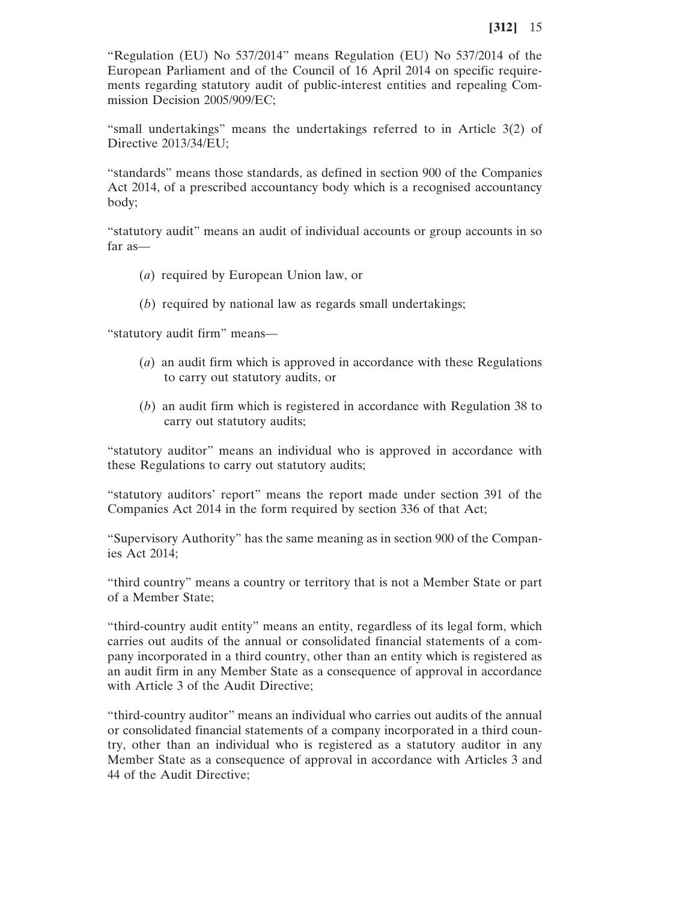"Regulation (EU) No 537/2014" means Regulation (EU) No 537/2014 of the European Parliament and of the Council of 16 April 2014 on specific requirements regarding statutory audit of public-interest entities and repealing Commission Decision 2005/909/EC;

"small undertakings" means the undertakings referred to in Article 3(2) of Directive 2013/34/EU;

"standards" means those standards, as defined in section 900 of the Companies Act 2014, of a prescribed accountancy body which is a recognised accountancy body;

"statutory audit" means an audit of individual accounts or group accounts in so far as—

(*a*) required by European Union law, or

(*b*) required by national law as regards small undertakings;

"statutory audit firm" means—

(*a*) an audit firm which is approved in accordance with these Regulations to carry out statutory audits, or

(*b*) an audit firm which is registered in accordance with Regulation 38 to carry out statutory audits;

"statutory auditor" means an individual who is approved in accordance with these Regulations to carry out statutory audits;

"statutory auditors' report" means the report made under section 391 of the Companies Act 2014 in the form required by section 336 of that Act;

"Supervisory Authority" has the same meaning as in section 900 of the Companies Act 2014;

"third country" means a country or territory that is not a Member State or part of a Member State;

"third-country audit entity" means an entity, regardless of its legal form, which carries out audits of the annual or consolidated financial statements of a company incorporated in a third country, other than an entity which is registered as an audit firm in any Member State as a consequence of approval in accordance with Article 3 of the Audit Directive;

"third-country auditor" means an individual who carries out audits of the annual or consolidated financial statements of a company incorporated in a third country, other than an individual who is registered as a statutory auditor in any Member State as a consequence of approval in accordance with Articles 3 and 44 of the Audit Directive;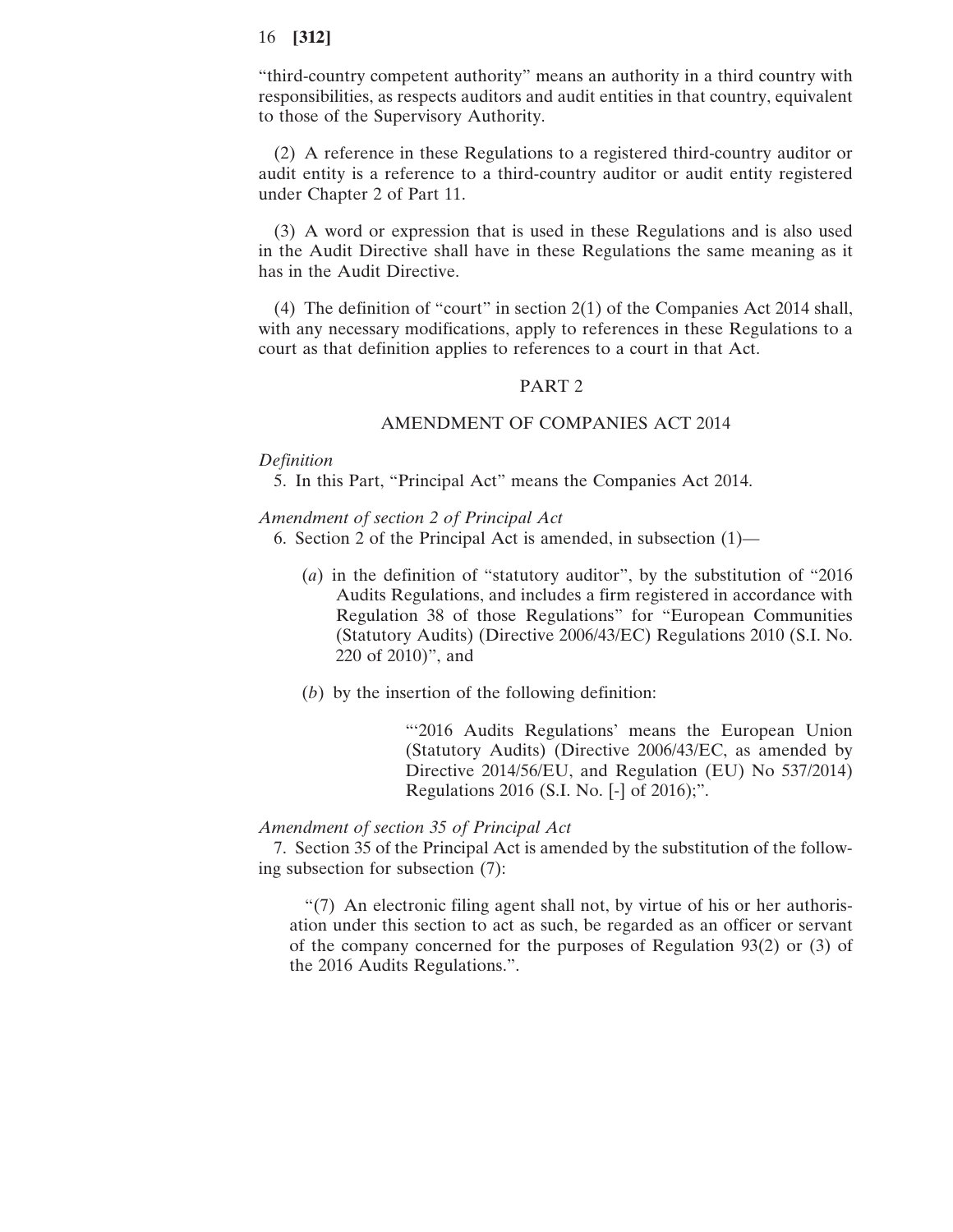"third-country competent authority" means an authority in a third country with responsibilities, as respects auditors and audit entities in that country, equivalent to those of the Supervisory Authority.

(2) A reference in these Regulations to a registered third-country auditor or audit entity is a reference to a third-country auditor or audit entity registered under Chapter 2 of Part 11.

(3) A word or expression that is used in these Regulations and is also used in the Audit Directive shall have in these Regulations the same meaning as it has in the Audit Directive.

(4) The definition of "court" in section 2(1) of the Companies Act 2014 shall, with any necessary modifications, apply to references in these Regulations to a court as that definition applies to references to a court in that Act.

## PART 2

## AMENDMENT OF COMPANIES ACT 2014

*Definition*

5. In this Part, "Principal Act" means the Companies Act 2014.

*Amendment of section 2 of Principal Act*

6. Section 2 of the Principal Act is amended, in subsection (1)—

(*a*) in the definition of "statutory auditor", by the substitution of "2016 Audits Regulations, and includes a firm registered in accordance with Regulation 38 of those Regulations" for "European Communities (Statutory Audits) (Directive 2006/43/EC) Regulations 2010 (S.I. No. 220 of 2010)", and

(*b*) by the insertion of the following definition:

> "'2016 Audits Regulations' means the European Union (Statutory Audits) (Directive 2006/43/EC, as amended by Directive 2014/56/EU, and Regulation (EU) No 537/2014) Regulations 2016 (S.I. No. [-] of 2016);".

*Amendment of section 35 of Principal Act*

7. Section 35 of the Principal Act is amended by the substitution of the following subsection for subsection (7):

> "(7) An electronic filing agent shall not, by virtue of his or her authorisation under this section to act as such, be regarded as an officer or servant of the company concerned for the purposes of Regulation 93(2) or (3) of the 2016 Audits Regulations.".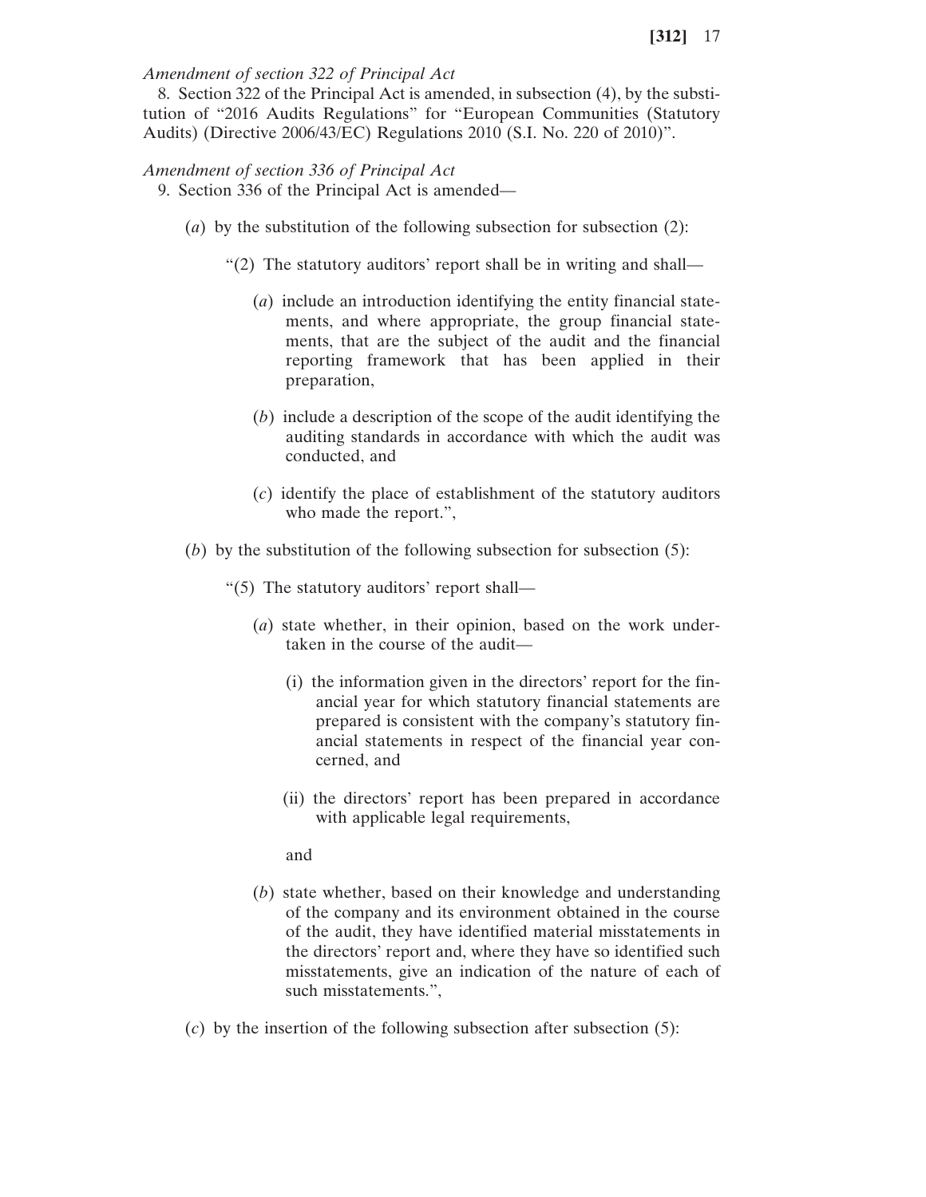*Amendment of section 322 of Principal Act*

8. Section 322 of the Principal Act is amended, in subsection (4), by the substitution of "2016 Audits Regulations" for "European Communities (Statutory Audits) (Directive 2006/43/EC) Regulations 2010 (S.I. No. 220 of 2010)".

*Amendment of section 336 of Principal Act*

9. Section 336 of the Principal Act is amended—

(*a*) by the substitution of the following subsection for subsection (2):

"(2) The statutory auditors' report shall be in writing and shall—

(*a*) include an introduction identifying the entity financial statements, and where appropriate, the group financial statements, that are the subject of the audit and the financial reporting framework that has been applied in their preparation,

(*b*) include a description of the scope of the audit identifying the auditing standards in accordance with which the audit was conducted, and

(*c*) identify the place of establishment of the statutory auditors who made the report.",

(*b*) by the substitution of the following subsection for subsection (5):

"(5) The statutory auditors' report shall—

(*a*) state whether, in their opinion, based on the work undertaken in the course of the audit—

(i) the information given in the directors' report for the financial year for which statutory financial statements are prepared is consistent with the company's statutory financial statements in respect of the financial year concerned, and

(ii) the directors' report has been prepared in accordance with applicable legal requirements,

and

(*b*) state whether, based on their knowledge and understanding of the company and its environment obtained in the course of the audit, they have identified material misstatements in the directors' report and, where they have so identified such misstatements, give an indication of the nature of each of such misstatements.",

(*c*) by the insertion of the following subsection after subsection (5):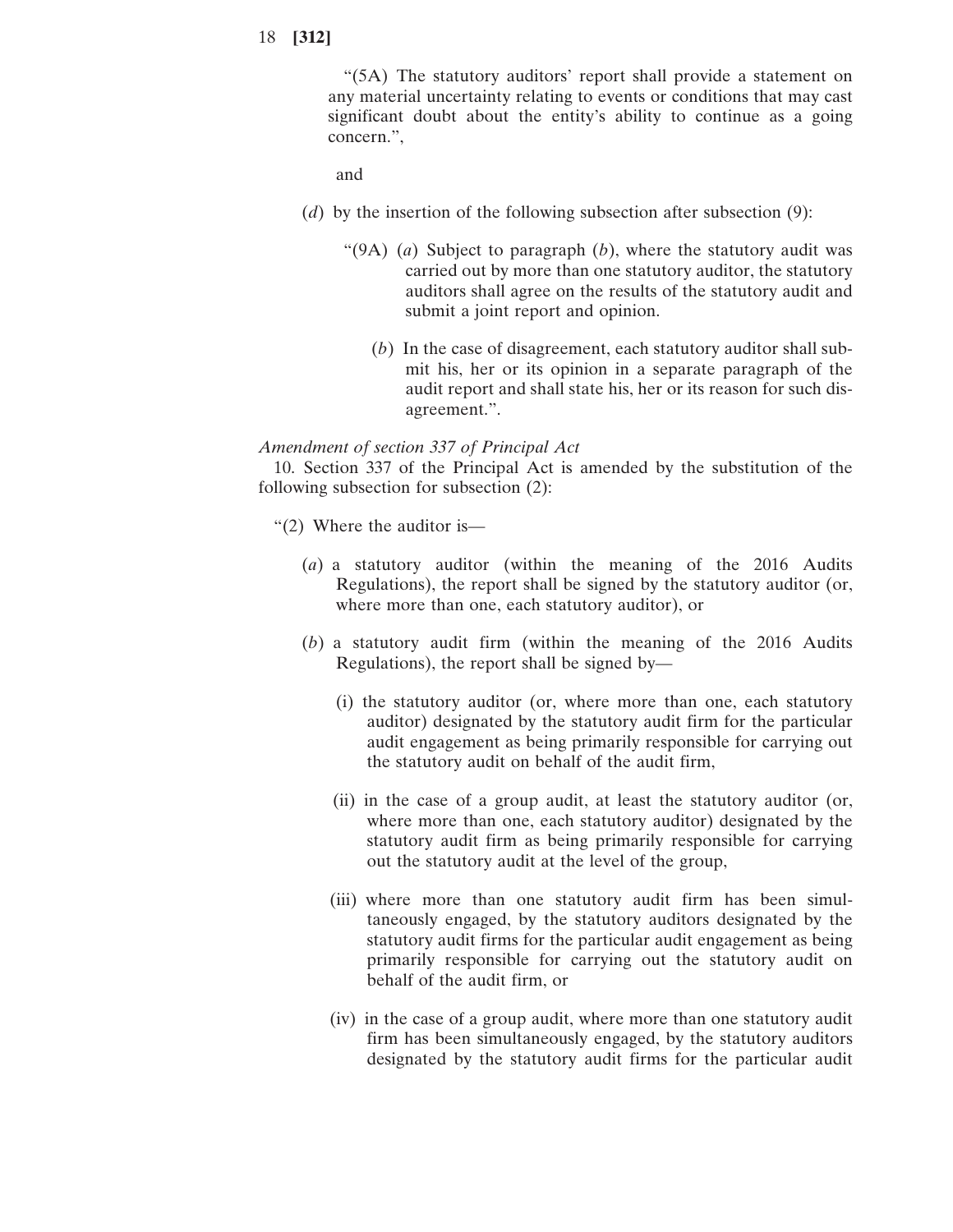"(5A) The statutory auditors' report shall provide a statement on any material uncertainty relating to events or conditions that may cast significant doubt about the entity's ability to continue as a going concern.",

and

(*d*) by the insertion of the following subsection after subsection (9):

"(9A) (*a*) Subject to paragraph (*b*), where the statutory audit was carried out by more than one statutory auditor, the statutory auditors shall agree on the results of the statutory audit and submit a joint report and opinion.

(*b*) In the case of disagreement, each statutory auditor shall submit his, her or its opinion in a separate paragraph of the audit report and shall state his, her or its reason for such disagreement.".

*Amendment of section 337 of Principal Act*

10. Section 337 of the Principal Act is amended by the substitution of the following subsection for subsection (2):

"(2) Where the auditor is—

(*a*) a statutory auditor (within the meaning of the 2016 Audits Regulations), the report shall be signed by the statutory auditor (or, where more than one, each statutory auditor), or

(*b*) a statutory audit firm (within the meaning of the 2016 Audits Regulations), the report shall be signed by—

(i) the statutory auditor (or, where more than one, each statutory auditor) designated by the statutory audit firm for the particular audit engagement as being primarily responsible for carrying out the statutory audit on behalf of the audit firm,

(ii) in the case of a group audit, at least the statutory auditor (or, where more than one, each statutory auditor) designated by the statutory audit firm as being primarily responsible for carrying out the statutory audit at the level of the group,

(iii) where more than one statutory audit firm has been simultaneously engaged, by the statutory auditors designated by the statutory audit firms for the particular audit engagement as being primarily responsible for carrying out the statutory audit on behalf of the audit firm, or

(iv) in the case of a group audit, where more than one statutory audit firm has been simultaneously engaged, by the statutory auditors designated by the statutory audit firms for the particular audit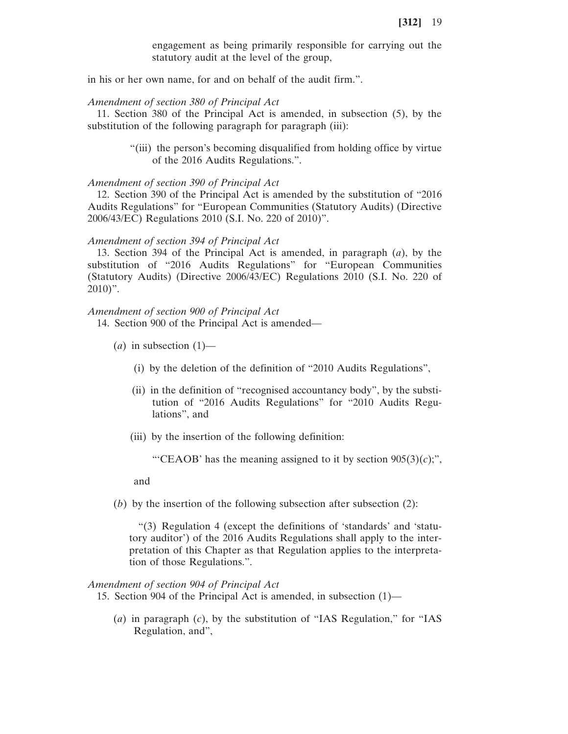engagement as being primarily responsible for carrying out the statutory audit at the level of the group,

in his or her own name, for and on behalf of the audit firm.".

*Amendment of section 380 of Principal Act*

11. Section 380 of the Principal Act is amended, in subsection (5), by the substitution of the following paragraph for paragraph (iii):

> "(iii) the person's becoming disqualified from holding office by virtue of the 2016 Audits Regulations.".

*Amendment of section 390 of Principal Act*

12. Section 390 of the Principal Act is amended by the substitution of "2016 Audits Regulations" for "European Communities (Statutory Audits) (Directive 2006/43/EC) Regulations 2010 (S.I. No. 220 of 2010)".

*Amendment of section 394 of Principal Act*

13. Section 394 of the Principal Act is amended, in paragraph (*a*), by the substitution of "2016 Audits Regulations" for "European Communities (Statutory Audits) (Directive 2006/43/EC) Regulations 2010 (S.I. No. 220 of 2010)".

*Amendment of section 900 of Principal Act*

14. Section 900 of the Principal Act is amended—

(*a*) in subsection (1)—

(i) by the deletion of the definition of "2010 Audits Regulations",

(ii) in the definition of "recognised accountancy body", by the substitution of "2016 Audits Regulations" for "2010 Audits Regulations", and

(iii) by the insertion of the following definition:

> "'CEAOB' has the meaning assigned to it by section 905(3)(*c*);",

and

(*b*) by the insertion of the following subsection after subsection (2):

> "(3) Regulation 4 (except the definitions of 'standards' and 'statutory auditor') of the 2016 Audits Regulations shall apply to the interpretation of this Chapter as that Regulation applies to the interpretation of those Regulations.".

*Amendment of section 904 of Principal Act*

15. Section 904 of the Principal Act is amended, in subsection (1)—

(*a*) in paragraph (*c*), by the substitution of "IAS Regulation," for "IAS Regulation, and",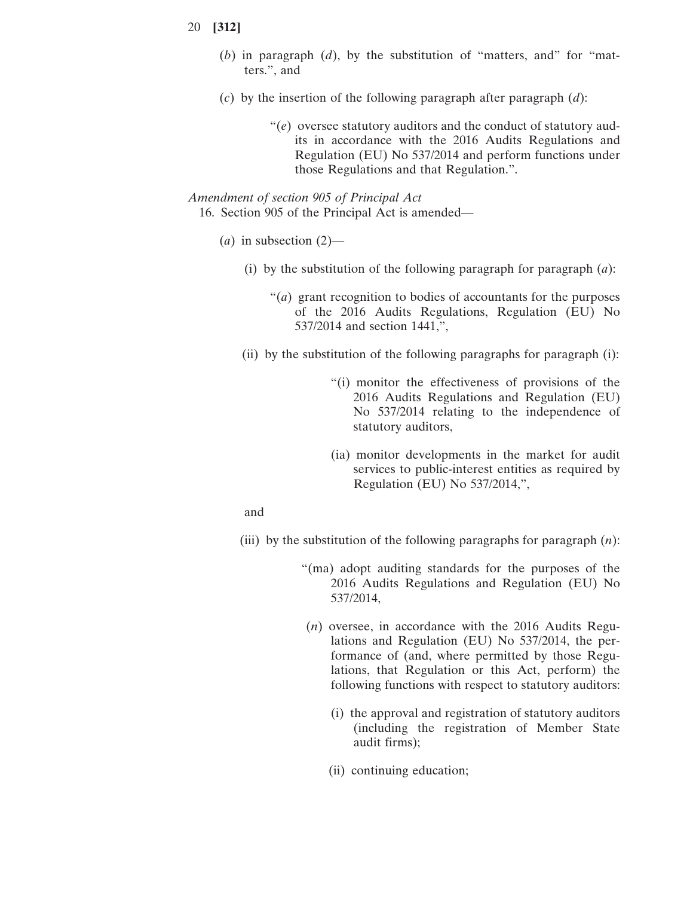(*b*) in paragraph (*d*), by the substitution of "matters, and" for "matters.", and

(*c*) by the insertion of the following paragraph after paragraph (*d*):

"(*e*) oversee statutory auditors and the conduct of statutory audits in accordance with the 2016 Audits Regulations and Regulation (EU) No 537/2014 and perform functions under those Regulations and that Regulation.".

*Amendment of section 905 of Principal Act*

16. Section 905 of the Principal Act is amended—

(*a*) in subsection (2)—

(i) by the substitution of the following paragraph for paragraph (*a*):

"(*a*) grant recognition to bodies of accountants for the purposes of the 2016 Audits Regulations, Regulation (EU) No 537/2014 and section 1441,",

(ii) by the substitution of the following paragraphs for paragraph (i):

"(i) monitor the effectiveness of provisions of the 2016 Audits Regulations and Regulation (EU) No 537/2014 relating to the independence of statutory auditors,

(ia) monitor developments in the market for audit services to public-interest entities as required by Regulation (EU) No 537/2014,",

and

(iii) by the substitution of the following paragraphs for paragraph (*n*):

"(ma) adopt auditing standards for the purposes of the 2016 Audits Regulations and Regulation (EU) No 537/2014,

(*n*) oversee, in accordance with the 2016 Audits Regulations and Regulation (EU) No 537/2014, the performance of (and, where permitted by those Regulations, that Regulation or this Act, perform) the following functions with respect to statutory auditors:

(i) the approval and registration of statutory auditors (including the registration of Member State audit firms);

(ii) continuing education;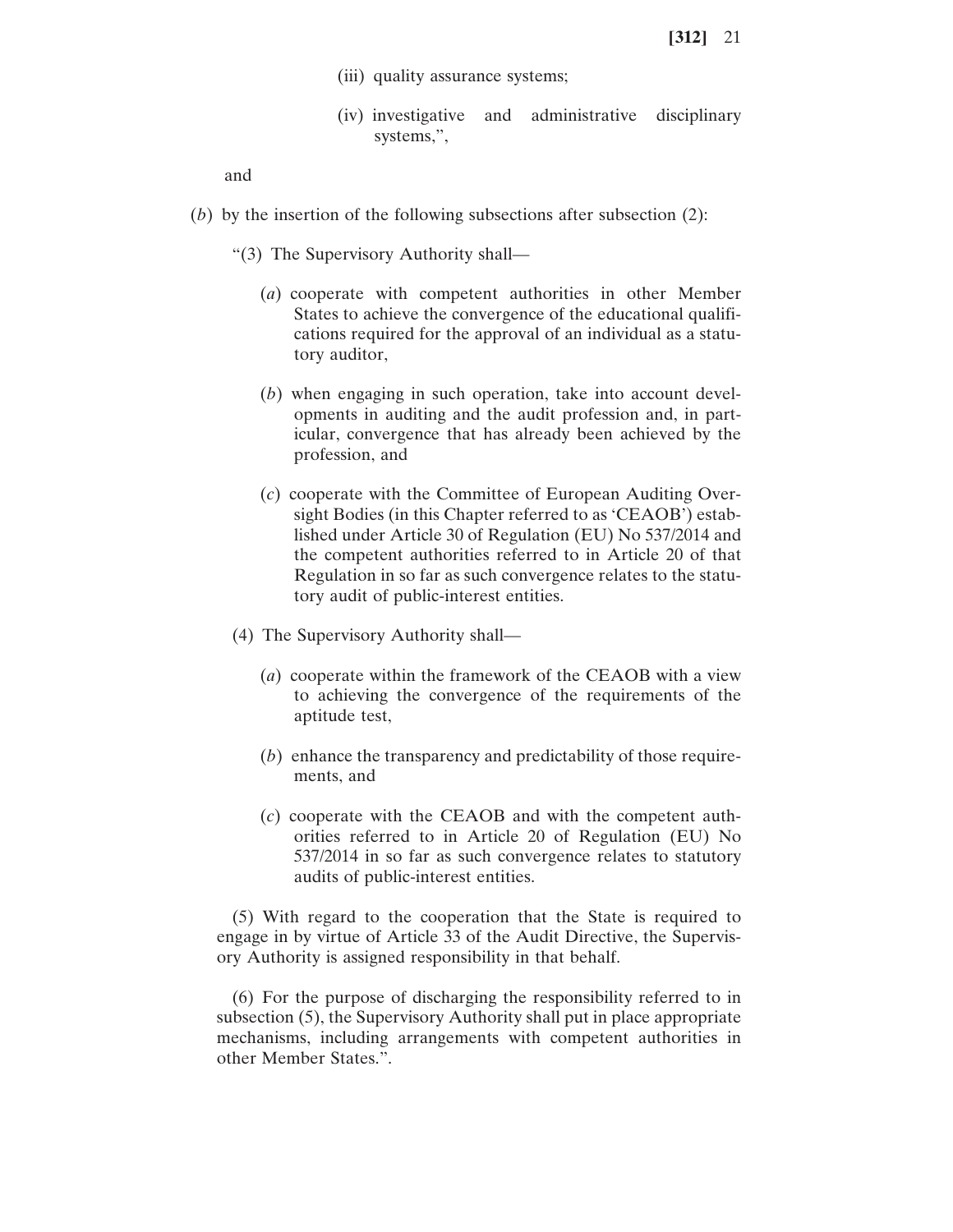(iii) quality assurance systems;

(iv) investigative and administrative disciplinary systems,”,

and

(*b*) by the insertion of the following subsections after subsection (2):

“(3) The Supervisory Authority shall—

(*a*) cooperate with competent authorities in other Member States to achieve the convergence of the educational qualifications required for the approval of an individual as a statutory auditor,

(*b*) when engaging in such operation, take into account developments in auditing and the audit profession and, in particular, convergence that has already been achieved by the profession, and

(*c*) cooperate with the Committee of European Auditing Oversight Bodies (in this Chapter referred to as ‘CEAOB’) established under Article 30 of Regulation (EU) No 537/2014 and the competent authorities referred to in Article 20 of that Regulation in so far as such convergence relates to the statutory audit of public-interest entities.

(4) The Supervisory Authority shall—

(*a*) cooperate within the framework of the CEAOB with a view to achieving the convergence of the requirements of the aptitude test,

(*b*) enhance the transparency and predictability of those requirements, and

(*c*) cooperate with the CEAOB and with the competent authorities referred to in Article 20 of Regulation (EU) No 537/2014 in so far as such convergence relates to statutory audits of public-interest entities.

(5) With regard to the cooperation that the State is required to engage in by virtue of Article 33 of the Audit Directive, the Supervisory Authority is assigned responsibility in that behalf.

(6) For the purpose of discharging the responsibility referred to in subsection (5), the Supervisory Authority shall put in place appropriate mechanisms, including arrangements with competent authorities in other Member States.”.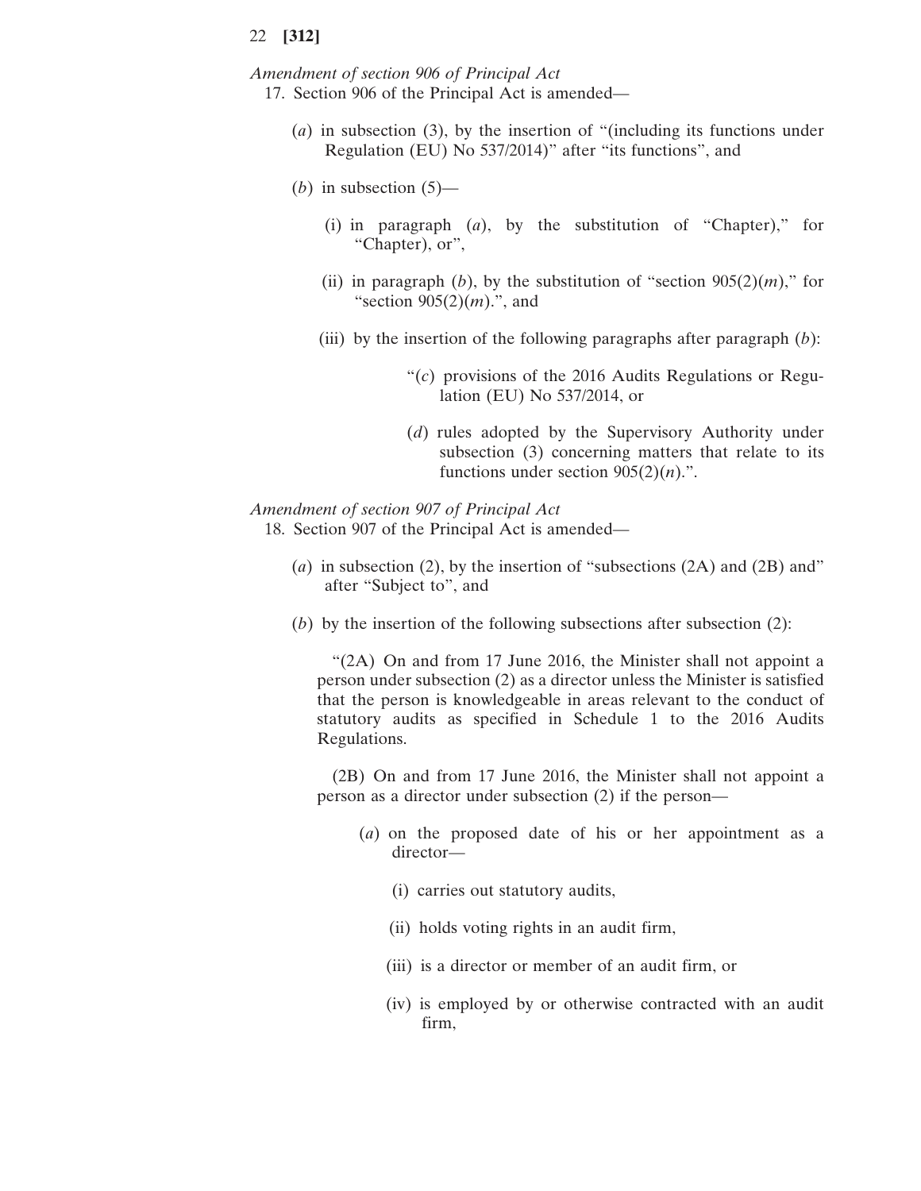*Amendment of section 906 of Principal Act*

17. Section 906 of the Principal Act is amended—

(*a*) in subsection (3), by the insertion of "(including its functions under Regulation (EU) No 537/2014)" after "its functions", and

(*b*) in subsection (5)—

(i) in paragraph (*a*), by the substitution of "Chapter)," for "Chapter), or",

(ii) in paragraph (*b*), by the substitution of "section 905(2)(*m*)," for "section 905(2)(*m*).", and

(iii) by the insertion of the following paragraphs after paragraph (*b*):

"(*c*) provisions of the 2016 Audits Regulations or Regulation (EU) No 537/2014, or

(*d*) rules adopted by the Supervisory Authority under subsection (3) concerning matters that relate to its functions under section 905(2)(*n*).".

*Amendment of section 907 of Principal Act*

18. Section 907 of the Principal Act is amended—

(*a*) in subsection (2), by the insertion of "subsections (2A) and (2B) and" after "Subject to", and

(*b*) by the insertion of the following subsections after subsection (2):

"(2A) On and from 17 June 2016, the Minister shall not appoint a person under subsection (2) as a director unless the Minister is satisfied that the person is knowledgeable in areas relevant to the conduct of statutory audits as specified in Schedule 1 to the 2016 Audits Regulations.

(2B) On and from 17 June 2016, the Minister shall not appoint a person as a director under subsection (2) if the person—

(*a*) on the proposed date of his or her appointment as a director—

(i) carries out statutory audits,

(ii) holds voting rights in an audit firm,

(iii) is a director or member of an audit firm, or

(iv) is employed by or otherwise contracted with an audit firm,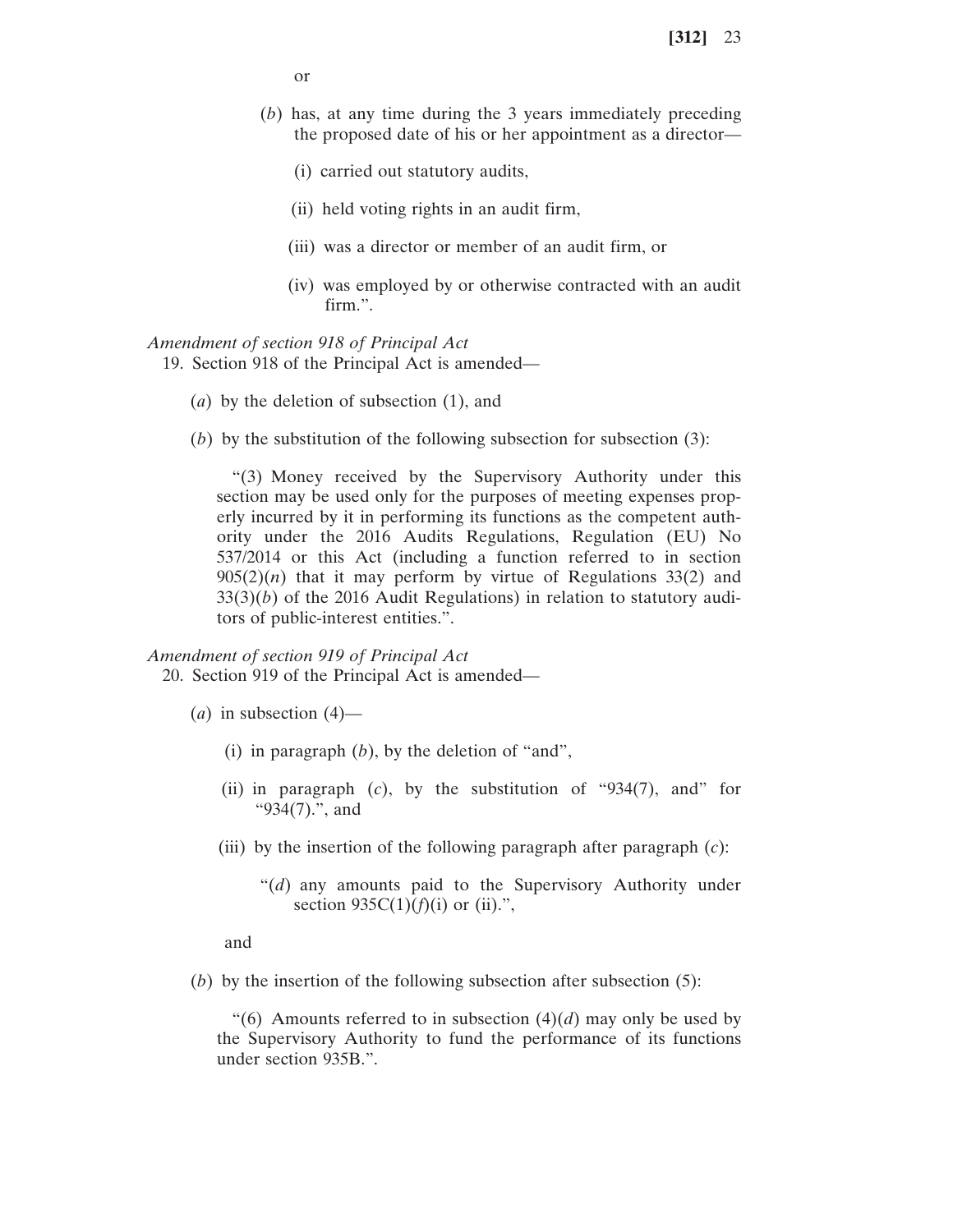or

(*b*) has, at any time during the 3 years immediately preceding the proposed date of his or her appointment as a director—

(i) carried out statutory audits,

(ii) held voting rights in an audit firm,

(iii) was a director or member of an audit firm, or

(iv) was employed by or otherwise contracted with an audit firm.".

*Amendment of section 918 of Principal Act*

19. Section 918 of the Principal Act is amended—

(*a*) by the deletion of subsection (1), and

(*b*) by the substitution of the following subsection for subsection (3):

"(3) Money received by the Supervisory Authority under this section may be used only for the purposes of meeting expenses properly incurred by it in performing its functions as the competent authority under the 2016 Audits Regulations, Regulation (EU) No 537/2014 or this Act (including a function referred to in section 905(2)(*n*) that it may perform by virtue of Regulations 33(2) and 33(3)(*b*) of the 2016 Audit Regulations) in relation to statutory auditors of public-interest entities.".

*Amendment of section 919 of Principal Act*

20. Section 919 of the Principal Act is amended—

(*a*) in subsection (4)—

(i) in paragraph (*b*), by the deletion of "and",

(ii) in paragraph (*c*), by the substitution of "934(7), and" for "934(7).", and

(iii) by the insertion of the following paragraph after paragraph (*c*):

"(*d*) any amounts paid to the Supervisory Authority under section 935C(1)(*f*)(i) or (ii).",

and

(*b*) by the insertion of the following subsection after subsection (5):

"(6) Amounts referred to in subsection (4)(*d*) may only be used by the Supervisory Authority to fund the performance of its functions under section 935B.".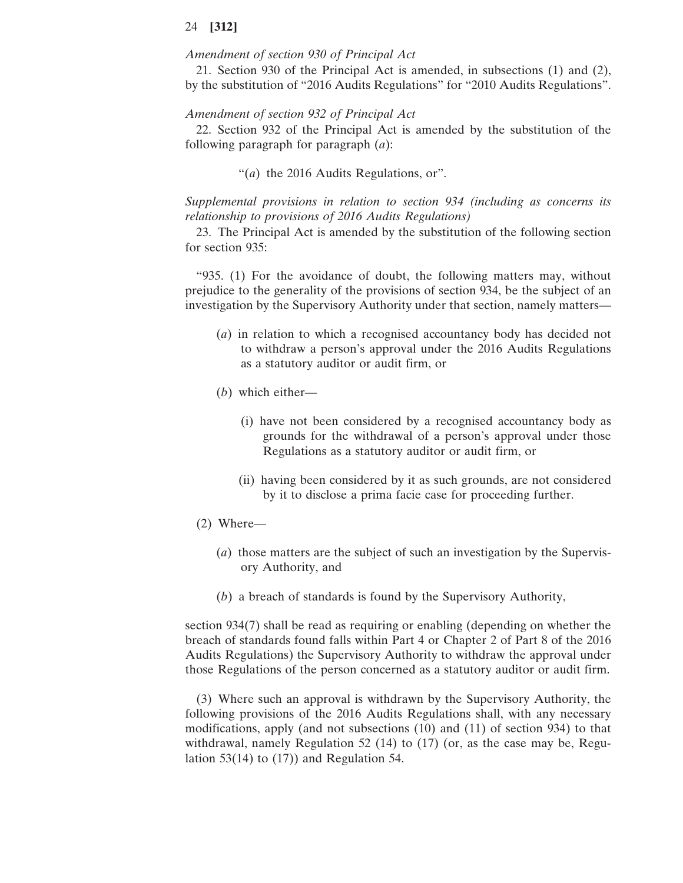*Amendment of section 930 of Principal Act*

21. Section 930 of the Principal Act is amended, in subsections (1) and (2), by the substitution of “2016 Audits Regulations” for “2010 Audits Regulations”.

*Amendment of section 932 of Principal Act*

22. Section 932 of the Principal Act is amended by the substitution of the following paragraph for paragraph (*a*):

> “(*a*) the 2016 Audits Regulations, or”.

*Supplemental provisions in relation to section 934 (including as concerns its relationship to provisions of 2016 Audits Regulations)*

23. The Principal Act is amended by the substitution of the following section for section 935:

“935. (1) For the avoidance of doubt, the following matters may, without prejudice to the generality of the provisions of section 934, be the subject of an investigation by the Supervisory Authority under that section, namely matters—

- (*a*) in relation to which a recognised accountancy body has decided not to withdraw a person’s approval under the 2016 Audits Regulations as a statutory auditor or audit firm, or

- (*b*) which either—

  - (i) have not been considered by a recognised accountancy body as grounds for the withdrawal of a person’s approval under those Regulations as a statutory auditor or audit firm, or

  - (ii) having been considered by it as such grounds, are not considered by it to disclose a prima facie case for proceeding further.

(2) Where—

- (*a*) those matters are the subject of such an investigation by the Supervisory Authority, and

- (*b*) a breach of standards is found by the Supervisory Authority,

section 934(7) shall be read as requiring or enabling (depending on whether the breach of standards found falls within Part 4 or Chapter 2 of Part 8 of the 2016 Audits Regulations) the Supervisory Authority to withdraw the approval under those Regulations of the person concerned as a statutory auditor or audit firm.

(3) Where such an approval is withdrawn by the Supervisory Authority, the following provisions of the 2016 Audits Regulations shall, with any necessary modifications, apply (and not subsections (10) and (11) of section 934) to that withdrawal, namely Regulation 52 (14) to (17) (or, as the case may be, Regulation 53(14) to (17)) and Regulation 54.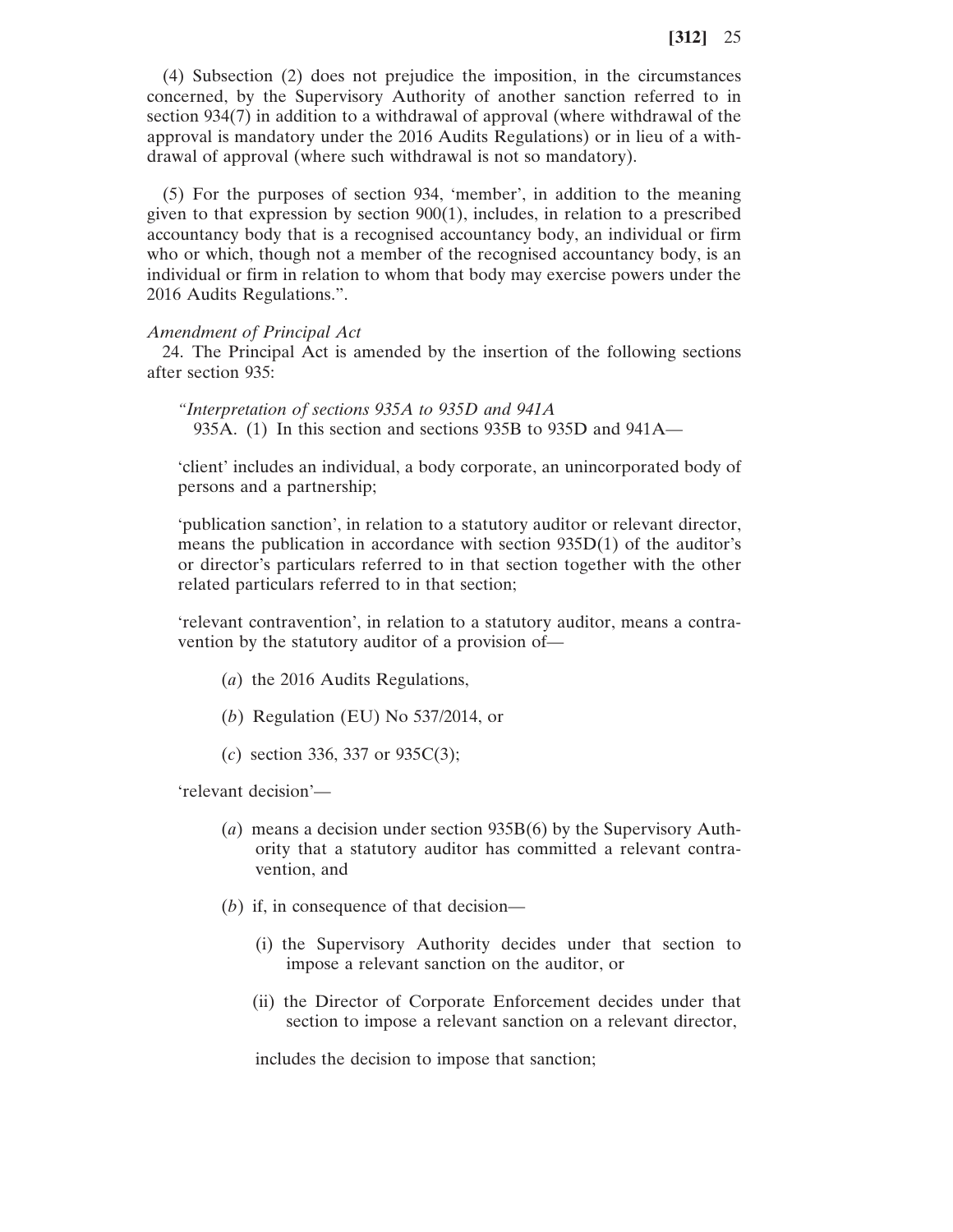(4) Subsection (2) does not prejudice the imposition, in the circumstances concerned, by the Supervisory Authority of another sanction referred to in section 934(7) in addition to a withdrawal of approval (where withdrawal of the approval is mandatory under the 2016 Audits Regulations) or in lieu of a withdrawal of approval (where such withdrawal is not so mandatory).

(5) For the purposes of section 934, 'member', in addition to the meaning given to that expression by section 900(1), includes, in relation to a prescribed accountancy body that is a recognised accountancy body, an individual or firm who or which, though not a member of the recognised accountancy body, is an individual or firm in relation to whom that body may exercise powers under the 2016 Audits Regulations.".

*Amendment of Principal Act*

24. The Principal Act is amended by the insertion of the following sections after section 935:

*"Interpretation of sections 935A to 935D and 941A*

935A. (1) In this section and sections 935B to 935D and 941A—

'client' includes an individual, a body corporate, an unincorporated body of persons and a partnership;

'publication sanction', in relation to a statutory auditor or relevant director, means the publication in accordance with section 935D(1) of the auditor's or director's particulars referred to in that section together with the other related particulars referred to in that section;

'relevant contravention', in relation to a statutory auditor, means a contravention by the statutory auditor of a provision of—

(*a*) the 2016 Audits Regulations,

(*b*) Regulation (EU) No 537/2014, or

(*c*) section 336, 337 or 935C(3);

'relevant decision'—

(*a*) means a decision under section 935B(6) by the Supervisory Authority that a statutory auditor has committed a relevant contravention, and

(*b*) if, in consequence of that decision—

(i) the Supervisory Authority decides under that section to impose a relevant sanction on the auditor, or

(ii) the Director of Corporate Enforcement decides under that section to impose a relevant sanction on a relevant director,

includes the decision to impose that sanction;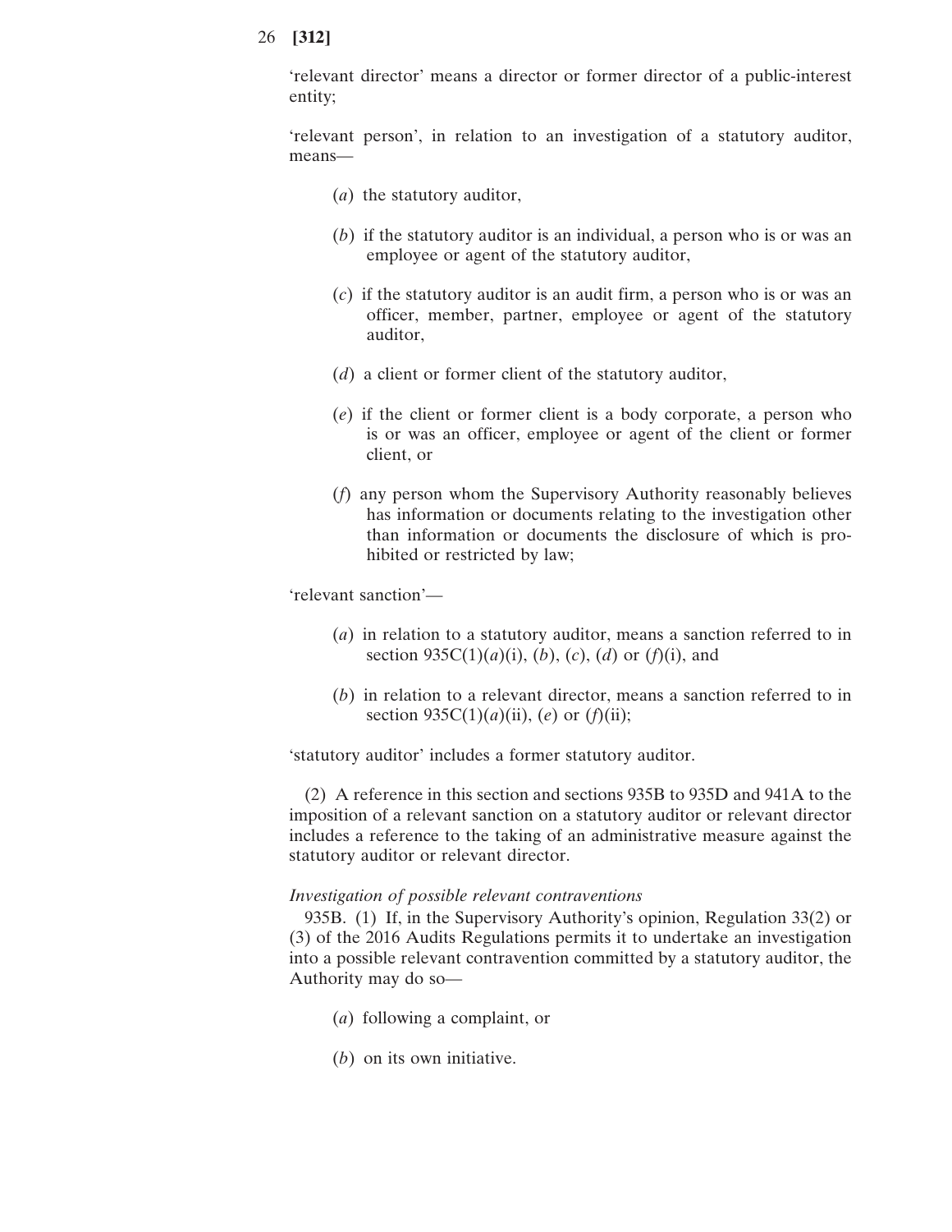'relevant director' means a director or former director of a public-interest entity;

'relevant person', in relation to an investigation of a statutory auditor, means—

(*a*) the statutory auditor,

(*b*) if the statutory auditor is an individual, a person who is or was an employee or agent of the statutory auditor,

(*c*) if the statutory auditor is an audit firm, a person who is or was an officer, member, partner, employee or agent of the statutory auditor,

(*d*) a client or former client of the statutory auditor,

(*e*) if the client or former client is a body corporate, a person who is or was an officer, employee or agent of the client or former client, or

(*f*) any person whom the Supervisory Authority reasonably believes has information or documents relating to the investigation other than information or documents the disclosure of which is prohibited or restricted by law;

'relevant sanction'—

(*a*) in relation to a statutory auditor, means a sanction referred to in section 935C(1)(*a*)(i), (*b*), (*c*), (*d*) or (*f*)(i), and

(*b*) in relation to a relevant director, means a sanction referred to in section 935C(1)(*a*)(ii), (*e*) or (*f*)(ii);

'statutory auditor' includes a former statutory auditor.

(2) A reference in this section and sections 935B to 935D and 941A to the imposition of a relevant sanction on a statutory auditor or relevant director includes a reference to the taking of an administrative measure against the statutory auditor or relevant director.

*Investigation of possible relevant contraventions*

935B. (1) If, in the Supervisory Authority's opinion, Regulation 33(2) or (3) of the 2016 Audits Regulations permits it to undertake an investigation into a possible relevant contravention committed by a statutory auditor, the Authority may do so—

(*a*) following a complaint, or

(*b*) on its own initiative.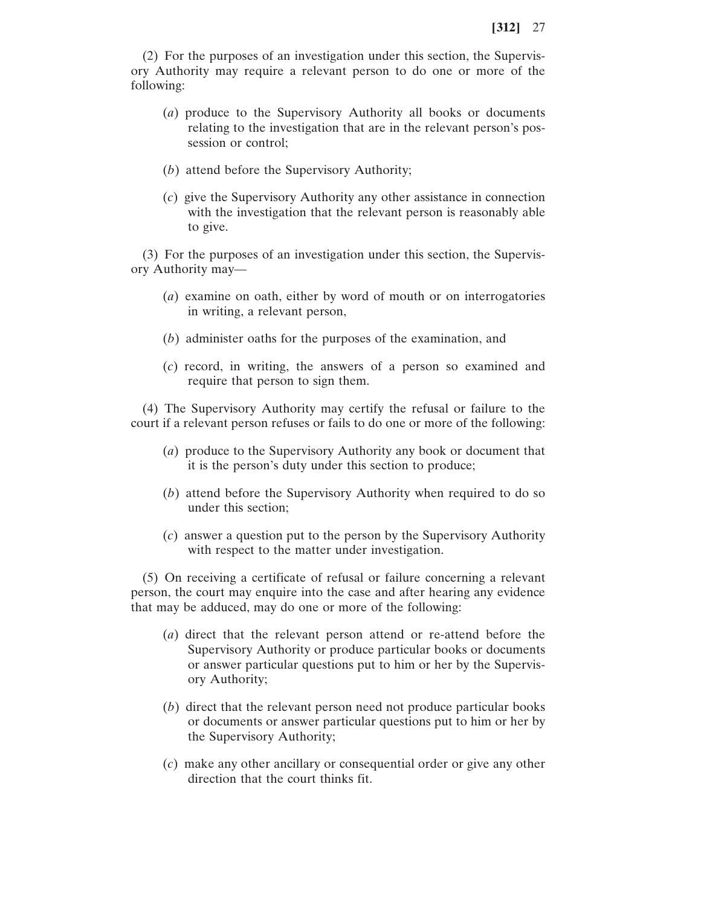(2) For the purposes of an investigation under this section, the Supervisory Authority may require a relevant person to do one or more of the following:

(*a*) produce to the Supervisory Authority all books or documents relating to the investigation that are in the relevant person's possession or control;

(*b*) attend before the Supervisory Authority;

(*c*) give the Supervisory Authority any other assistance in connection with the investigation that the relevant person is reasonably able to give.

(3) For the purposes of an investigation under this section, the Supervisory Authority may—

(*a*) examine on oath, either by word of mouth or on interrogatories in writing, a relevant person,

(*b*) administer oaths for the purposes of the examination, and

(*c*) record, in writing, the answers of a person so examined and require that person to sign them.

(4) The Supervisory Authority may certify the refusal or failure to the court if a relevant person refuses or fails to do one or more of the following:

(*a*) produce to the Supervisory Authority any book or document that it is the person's duty under this section to produce;

(*b*) attend before the Supervisory Authority when required to do so under this section;

(*c*) answer a question put to the person by the Supervisory Authority with respect to the matter under investigation.

(5) On receiving a certificate of refusal or failure concerning a relevant person, the court may enquire into the case and after hearing any evidence that may be adduced, may do one or more of the following:

(*a*) direct that the relevant person attend or re-attend before the Supervisory Authority or produce particular books or documents or answer particular questions put to him or her by the Supervisory Authority;

(*b*) direct that the relevant person need not produce particular books or documents or answer particular questions put to him or her by the Supervisory Authority;

(*c*) make any other ancillary or consequential order or give any other direction that the court thinks fit.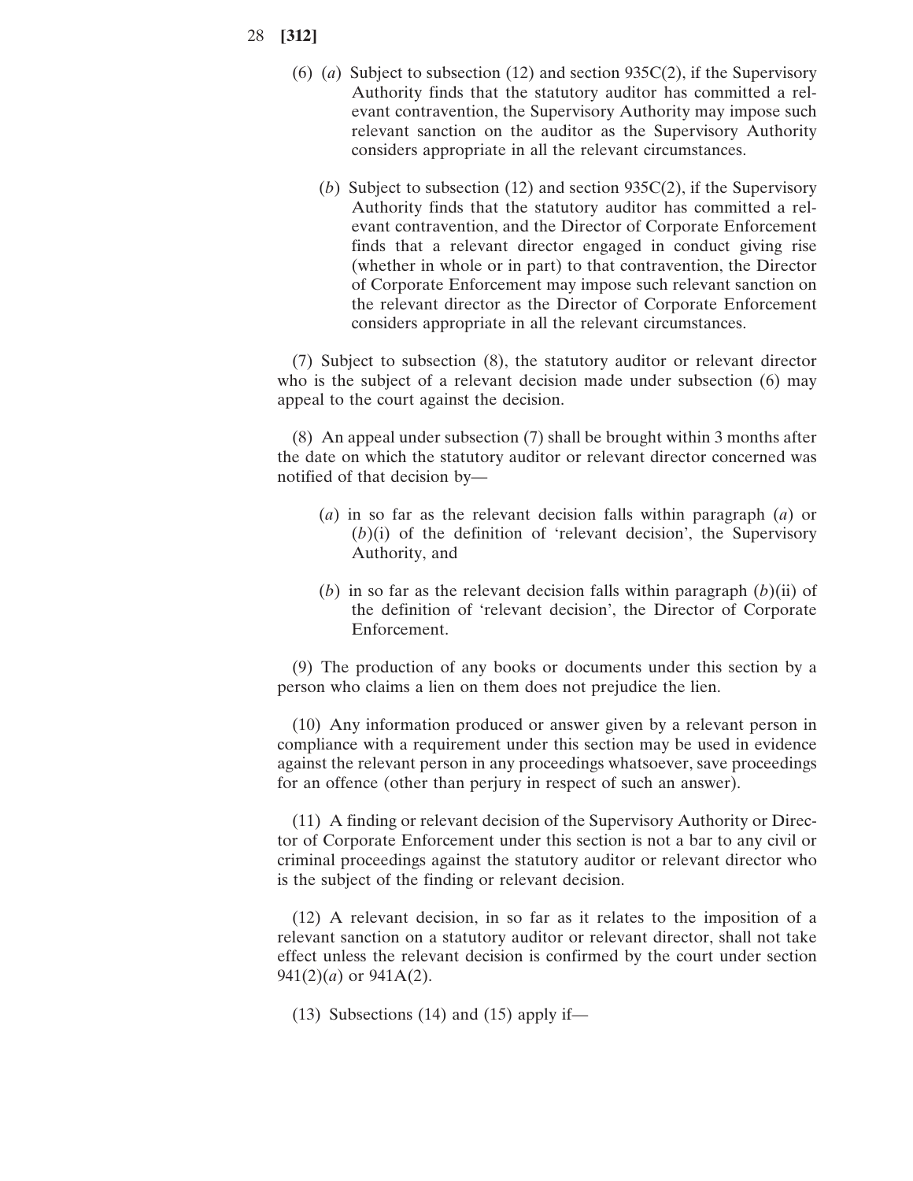(6) (*a*) Subject to subsection (12) and section 935C(2), if the Supervisory Authority finds that the statutory auditor has committed a relevant contravention, the Supervisory Authority may impose such relevant sanction on the auditor as the Supervisory Authority considers appropriate in all the relevant circumstances.

(*b*) Subject to subsection (12) and section 935C(2), if the Supervisory Authority finds that the statutory auditor has committed a relevant contravention, and the Director of Corporate Enforcement finds that a relevant director engaged in conduct giving rise (whether in whole or in part) to that contravention, the Director of Corporate Enforcement may impose such relevant sanction on the relevant director as the Director of Corporate Enforcement considers appropriate in all the relevant circumstances.

(7) Subject to subsection (8), the statutory auditor or relevant director who is the subject of a relevant decision made under subsection (6) may appeal to the court against the decision.

(8) An appeal under subsection (7) shall be brought within 3 months after the date on which the statutory auditor or relevant director concerned was notified of that decision by—

(*a*) in so far as the relevant decision falls within paragraph (*a*) or (*b*)(i) of the definition of 'relevant decision', the Supervisory Authority, and

(*b*) in so far as the relevant decision falls within paragraph (*b*)(ii) of the definition of 'relevant decision', the Director of Corporate Enforcement.

(9) The production of any books or documents under this section by a person who claims a lien on them does not prejudice the lien.

(10) Any information produced or answer given by a relevant person in compliance with a requirement under this section may be used in evidence against the relevant person in any proceedings whatsoever, save proceedings for an offence (other than perjury in respect of such an answer).

(11) A finding or relevant decision of the Supervisory Authority or Director of Corporate Enforcement under this section is not a bar to any civil or criminal proceedings against the statutory auditor or relevant director who is the subject of the finding or relevant decision.

(12) A relevant decision, in so far as it relates to the imposition of a relevant sanction on a statutory auditor or relevant director, shall not take effect unless the relevant decision is confirmed by the court under section 941(2)(*a*) or 941A(2).

(13) Subsections (14) and (15) apply if—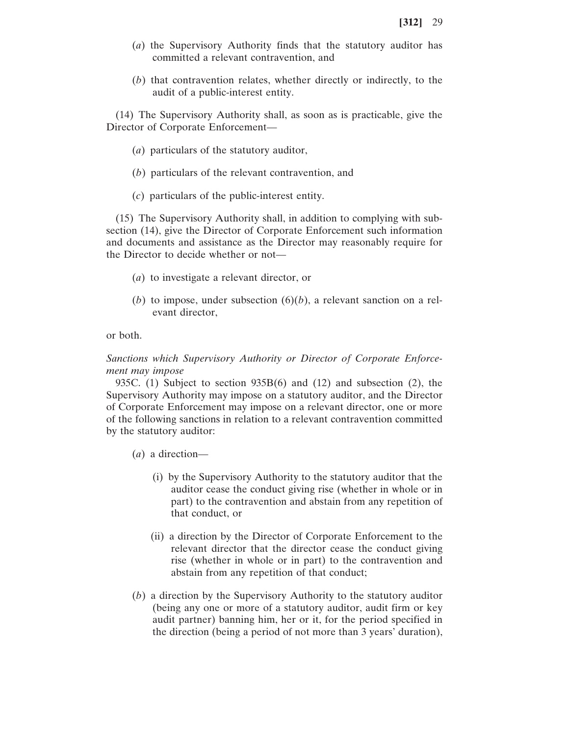(*a*) the Supervisory Authority finds that the statutory auditor has committed a relevant contravention, and

(*b*) that contravention relates, whether directly or indirectly, to the audit of a public-interest entity.

(14) The Supervisory Authority shall, as soon as is practicable, give the Director of Corporate Enforcement—

(*a*) particulars of the statutory auditor,

(*b*) particulars of the relevant contravention, and

(*c*) particulars of the public-interest entity.

(15) The Supervisory Authority shall, in addition to complying with subsection (14), give the Director of Corporate Enforcement such information and documents and assistance as the Director may reasonably require for the Director to decide whether or not—

(*a*) to investigate a relevant director, or

(*b*) to impose, under subsection (6)(*b*), a relevant sanction on a relevant director,

or both.

*Sanctions which Supervisory Authority or Director of Corporate Enforcement may impose*

935C. (1) Subject to section 935B(6) and (12) and subsection (2), the Supervisory Authority may impose on a statutory auditor, and the Director of Corporate Enforcement may impose on a relevant director, one or more of the following sanctions in relation to a relevant contravention committed by the statutory auditor:

(*a*) a direction—

(i) by the Supervisory Authority to the statutory auditor that the auditor cease the conduct giving rise (whether in whole or in part) to the contravention and abstain from any repetition of that conduct, or

(ii) a direction by the Director of Corporate Enforcement to the relevant director that the director cease the conduct giving rise (whether in whole or in part) to the contravention and abstain from any repetition of that conduct;

(*b*) a direction by the Supervisory Authority to the statutory auditor (being any one or more of a statutory auditor, audit firm or key audit partner) banning him, her or it, for the period specified in the direction (being a period of not more than 3 years' duration),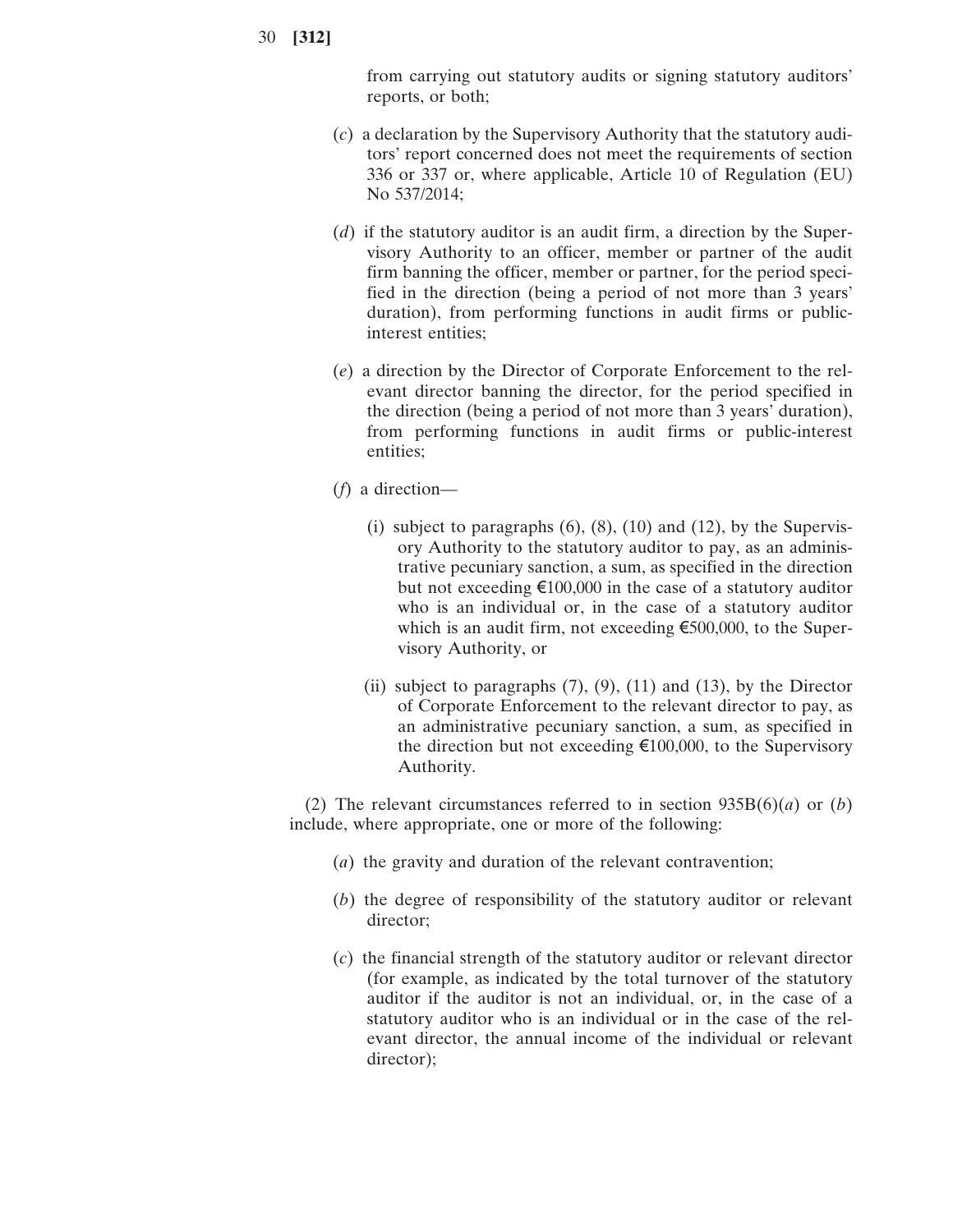from carrying out statutory audits or signing statutory auditors' reports, or both;

(*c*) a declaration by the Supervisory Authority that the statutory auditors' report concerned does not meet the requirements of section 336 or 337 or, where applicable, Article 10 of Regulation (EU) No 537/2014;

(*d*) if the statutory auditor is an audit firm, a direction by the Supervisory Authority to an officer, member or partner of the audit firm banning the officer, member or partner, for the period specified in the direction (being a period of not more than 3 years' duration), from performing functions in audit firms or public-interest entities;

(*e*) a direction by the Director of Corporate Enforcement to the relevant director banning the director, for the period specified in the direction (being a period of not more than 3 years' duration), from performing functions in audit firms or public-interest entities;

(*f*) a direction—

(i) subject to paragraphs (6), (8), (10) and (12), by the Supervisory Authority to the statutory auditor to pay, as an administrative pecuniary sanction, a sum, as specified in the direction but not exceeding €100,000 in the case of a statutory auditor who is an individual or, in the case of a statutory auditor which is an audit firm, not exceeding €500,000, to the Supervisory Authority, or

(ii) subject to paragraphs (7), (9), (11) and (13), by the Director of Corporate Enforcement to the relevant director to pay, as an administrative pecuniary sanction, a sum, as specified in the direction but not exceeding €100,000, to the Supervisory Authority.

(2) The relevant circumstances referred to in section 935B(6)(*a*) or (*b*) include, where appropriate, one or more of the following:

(*a*) the gravity and duration of the relevant contravention;

(*b*) the degree of responsibility of the statutory auditor or relevant director;

(*c*) the financial strength of the statutory auditor or relevant director (for example, as indicated by the total turnover of the statutory auditor if the auditor is not an individual, or, in the case of a statutory auditor who is an individual or in the case of the relevant director, the annual income of the individual or relevant director);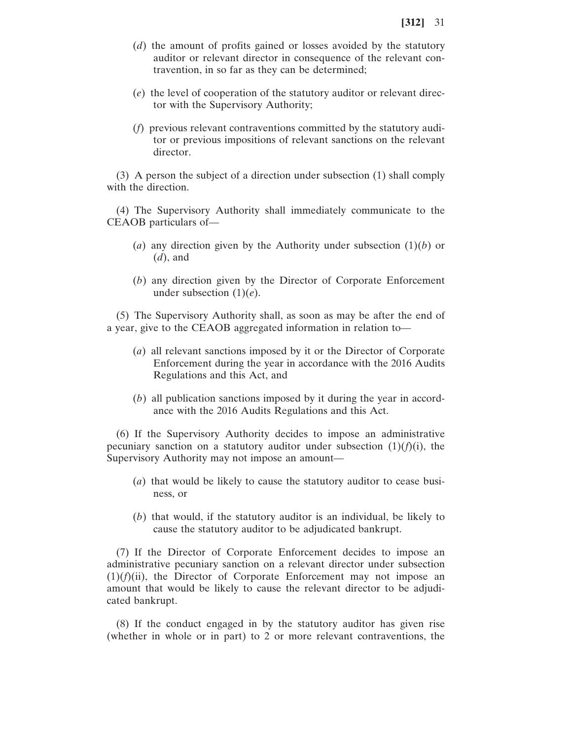(*d*) the amount of profits gained or losses avoided by the statutory auditor or relevant director in consequence of the relevant contravention, in so far as they can be determined;

(*e*) the level of cooperation of the statutory auditor or relevant director with the Supervisory Authority;

(*f*) previous relevant contraventions committed by the statutory auditor or previous impositions of relevant sanctions on the relevant director.

(3) A person the subject of a direction under subsection (1) shall comply with the direction.

(4) The Supervisory Authority shall immediately communicate to the CEAOB particulars of—

(*a*) any direction given by the Authority under subsection (1)(*b*) or (*d*), and

(*b*) any direction given by the Director of Corporate Enforcement under subsection (1)(*e*).

(5) The Supervisory Authority shall, as soon as may be after the end of a year, give to the CEAOB aggregated information in relation to—

(*a*) all relevant sanctions imposed by it or the Director of Corporate Enforcement during the year in accordance with the 2016 Audits Regulations and this Act, and

(*b*) all publication sanctions imposed by it during the year in accordance with the 2016 Audits Regulations and this Act.

(6) If the Supervisory Authority decides to impose an administrative pecuniary sanction on a statutory auditor under subsection (1)(*f*)(i), the Supervisory Authority may not impose an amount—

(*a*) that would be likely to cause the statutory auditor to cease business, or

(*b*) that would, if the statutory auditor is an individual, be likely to cause the statutory auditor to be adjudicated bankrupt.

(7) If the Director of Corporate Enforcement decides to impose an administrative pecuniary sanction on a relevant director under subsection (1)(*f*)(ii), the Director of Corporate Enforcement may not impose an amount that would be likely to cause the relevant director to be adjudicated bankrupt.

(8) If the conduct engaged in by the statutory auditor has given rise (whether in whole or in part) to 2 or more relevant contraventions, the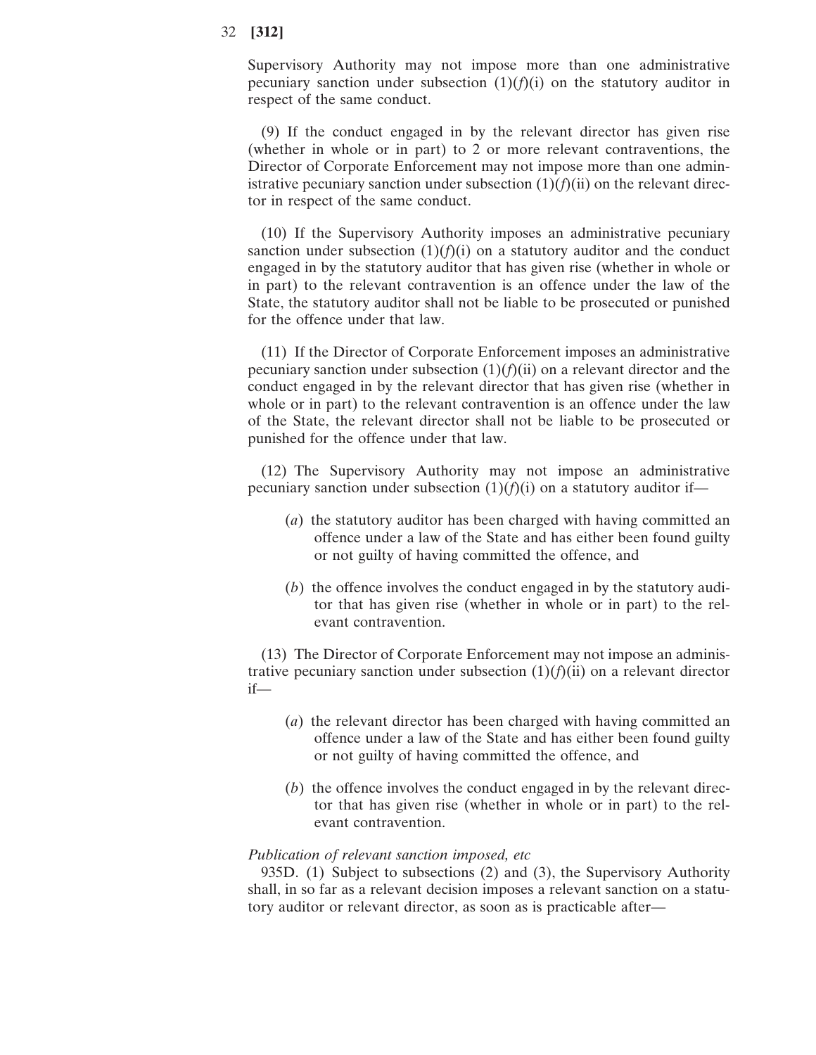Supervisory Authority may not impose more than one administrative pecuniary sanction under subsection (1)(*f*)(i) on the statutory auditor in respect of the same conduct.

(9) If the conduct engaged in by the relevant director has given rise (whether in whole or in part) to 2 or more relevant contraventions, the Director of Corporate Enforcement may not impose more than one administrative pecuniary sanction under subsection (1)(*f*)(ii) on the relevant director in respect of the same conduct.

(10) If the Supervisory Authority imposes an administrative pecuniary sanction under subsection (1)(*f*)(i) on a statutory auditor and the conduct engaged in by the statutory auditor that has given rise (whether in whole or in part) to the relevant contravention is an offence under the law of the State, the statutory auditor shall not be liable to be prosecuted or punished for the offence under that law.

(11) If the Director of Corporate Enforcement imposes an administrative pecuniary sanction under subsection (1)(*f*)(ii) on a relevant director and the conduct engaged in by the relevant director that has given rise (whether in whole or in part) to the relevant contravention is an offence under the law of the State, the relevant director shall not be liable to be prosecuted or punished for the offence under that law.

(12) The Supervisory Authority may not impose an administrative pecuniary sanction under subsection (1)(*f*)(i) on a statutory auditor if—

(*a*) the statutory auditor has been charged with having committed an offence under a law of the State and has either been found guilty or not guilty of having committed the offence, and

(*b*) the offence involves the conduct engaged in by the statutory auditor that has given rise (whether in whole or in part) to the relevant contravention.

(13) The Director of Corporate Enforcement may not impose an administrative pecuniary sanction under subsection (1)(*f*)(ii) on a relevant director if—

(*a*) the relevant director has been charged with having committed an offence under a law of the State and has either been found guilty or not guilty of having committed the offence, and

(*b*) the offence involves the conduct engaged in by the relevant director that has given rise (whether in whole or in part) to the relevant contravention.

*Publication of relevant sanction imposed, etc*

935D. (1) Subject to subsections (2) and (3), the Supervisory Authority shall, in so far as a relevant decision imposes a relevant sanction on a statutory auditor or relevant director, as soon as is practicable after—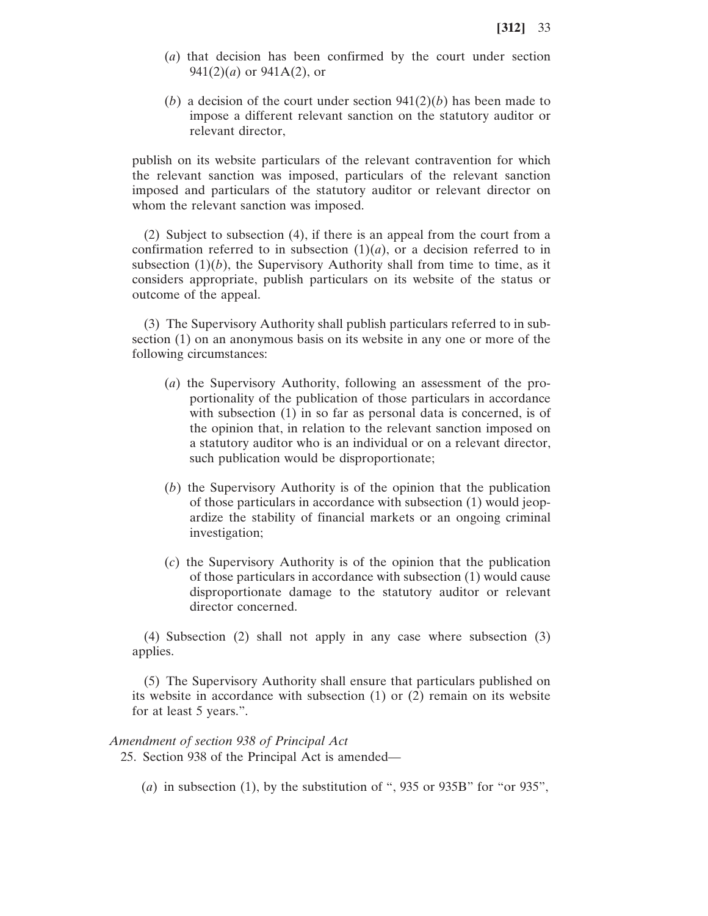(*a*) that decision has been confirmed by the court under section 941(2)(*a*) or 941A(2), or

(*b*) a decision of the court under section 941(2)(*b*) has been made to impose a different relevant sanction on the statutory auditor or relevant director,

publish on its website particulars of the relevant contravention for which the relevant sanction was imposed, particulars of the relevant sanction imposed and particulars of the statutory auditor or relevant director on whom the relevant sanction was imposed.

(2) Subject to subsection (4), if there is an appeal from the court from a confirmation referred to in subsection (1)(*a*), or a decision referred to in subsection (1)(*b*), the Supervisory Authority shall from time to time, as it considers appropriate, publish particulars on its website of the status or outcome of the appeal.

(3) The Supervisory Authority shall publish particulars referred to in subsection (1) on an anonymous basis on its website in any one or more of the following circumstances:

(*a*) the Supervisory Authority, following an assessment of the proportionality of the publication of those particulars in accordance with subsection (1) in so far as personal data is concerned, is of the opinion that, in relation to the relevant sanction imposed on a statutory auditor who is an individual or on a relevant director, such publication would be disproportionate;

(*b*) the Supervisory Authority is of the opinion that the publication of those particulars in accordance with subsection (1) would jeopardize the stability of financial markets or an ongoing criminal investigation;

(*c*) the Supervisory Authority is of the opinion that the publication of those particulars in accordance with subsection (1) would cause disproportionate damage to the statutory auditor or relevant director concerned.

(4) Subsection (2) shall not apply in any case where subsection (3) applies.

(5) The Supervisory Authority shall ensure that particulars published on its website in accordance with subsection (1) or (2) remain on its website for at least 5 years.".

*Amendment of section 938 of Principal Act*

25. Section 938 of the Principal Act is amended—

(*a*) in subsection (1), by the substitution of ", 935 or 935B" for "or 935",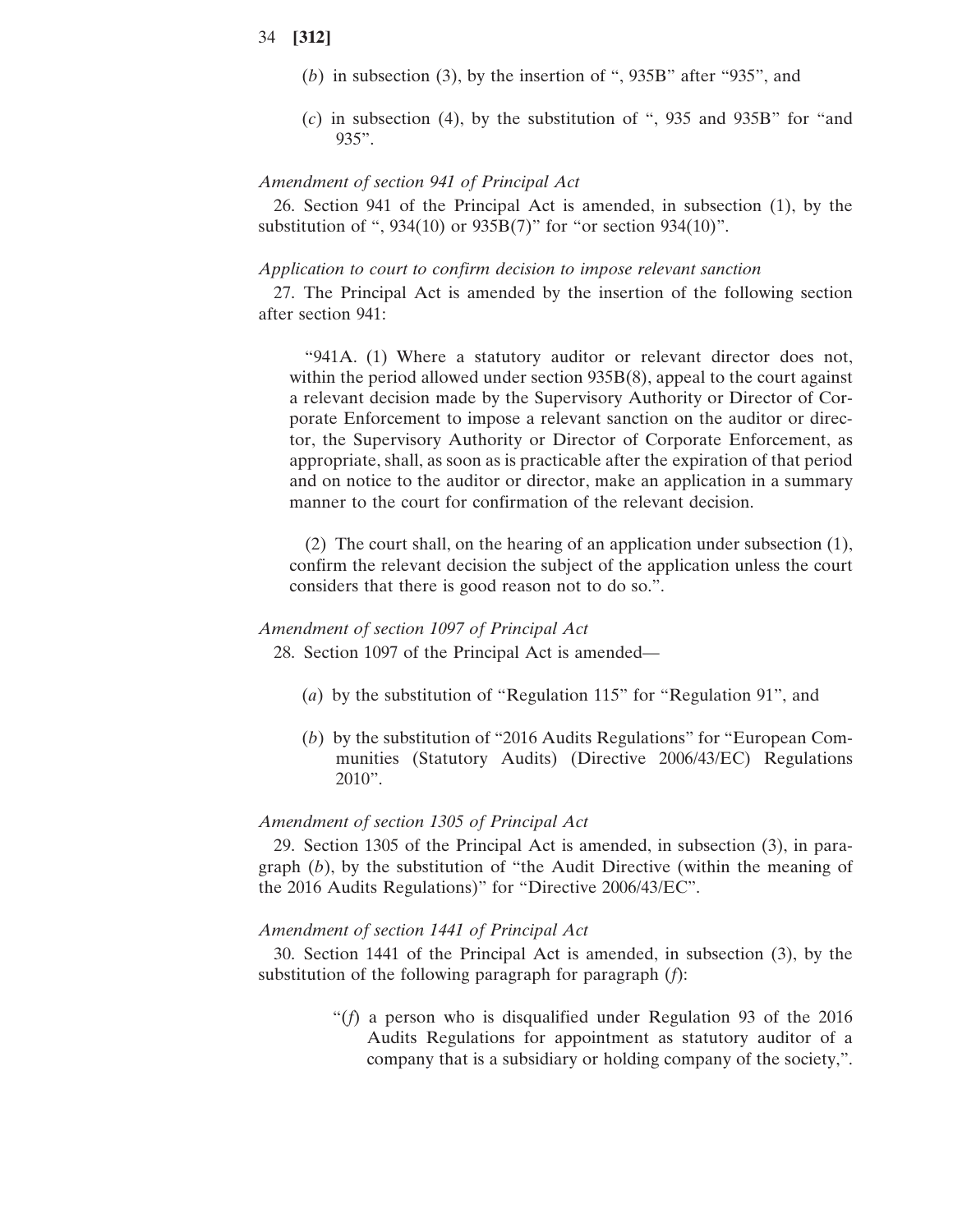(*b*) in subsection (3), by the insertion of ", 935B" after "935", and

(*c*) in subsection (4), by the substitution of ", 935 and 935B" for "and 935".

*Amendment of section 941 of Principal Act*

26. Section 941 of the Principal Act is amended, in subsection (1), by the substitution of ", 934(10) or 935B(7)" for "or section 934(10)".

*Application to court to confirm decision to impose relevant sanction*

27. The Principal Act is amended by the insertion of the following section after section 941:

"941A. (1) Where a statutory auditor or relevant director does not, within the period allowed under section 935B(8), appeal to the court against a relevant decision made by the Supervisory Authority or Director of Corporate Enforcement to impose a relevant sanction on the auditor or director, the Supervisory Authority or Director of Corporate Enforcement, as appropriate, shall, as soon as is practicable after the expiration of that period and on notice to the auditor or director, make an application in a summary manner to the court for confirmation of the relevant decision.

(2) The court shall, on the hearing of an application under subsection (1), confirm the relevant decision the subject of the application unless the court considers that there is good reason not to do so.".

*Amendment of section 1097 of Principal Act*

28. Section 1097 of the Principal Act is amended—

(*a*) by the substitution of "Regulation 115" for "Regulation 91", and

(*b*) by the substitution of "2016 Audits Regulations" for "European Communities (Statutory Audits) (Directive 2006/43/EC) Regulations 2010".

*Amendment of section 1305 of Principal Act*

29. Section 1305 of the Principal Act is amended, in subsection (3), in paragraph (*b*), by the substitution of "the Audit Directive (within the meaning of the 2016 Audits Regulations)" for "Directive 2006/43/EC".

*Amendment of section 1441 of Principal Act*

30. Section 1441 of the Principal Act is amended, in subsection (3), by the substitution of the following paragraph for paragraph (*f*):

"(*f*) a person who is disqualified under Regulation 93 of the 2016 Audits Regulations for appointment as statutory auditor of a company that is a subsidiary or holding company of the society,".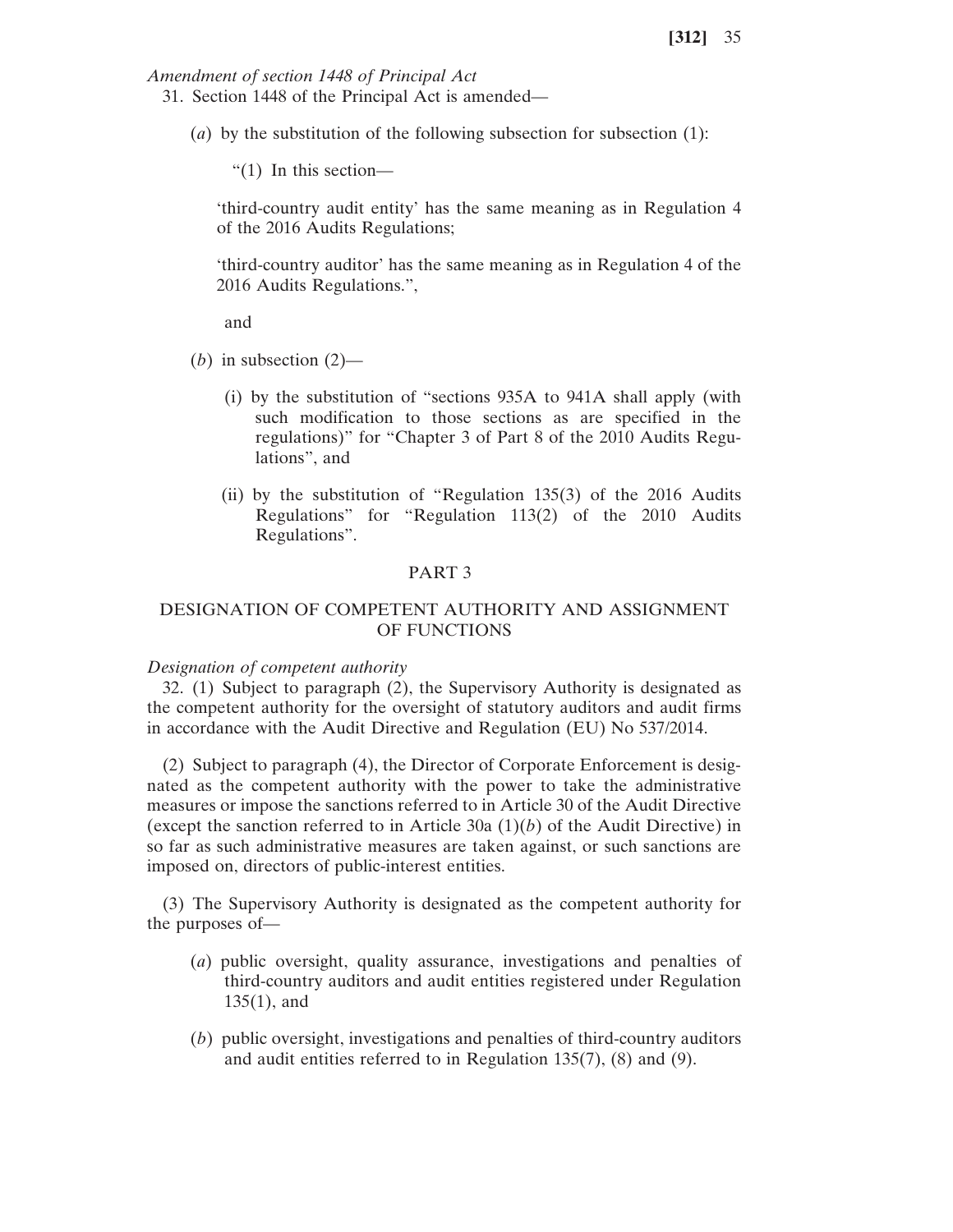*Amendment of section 1448 of Principal Act*

31. Section 1448 of the Principal Act is amended—

(*a*) by the substitution of the following subsection for subsection (1):

"(1) In this section—

'third-country audit entity' has the same meaning as in Regulation 4 of the 2016 Audits Regulations;

'third-country auditor' has the same meaning as in Regulation 4 of the 2016 Audits Regulations.",

and

(*b*) in subsection (2)—

(i) by the substitution of "sections 935A to 941A shall apply (with such modification to those sections as are specified in the regulations)" for "Chapter 3 of Part 8 of the 2010 Audits Regulations", and

(ii) by the substitution of "Regulation 135(3) of the 2016 Audits Regulations" for "Regulation 113(2) of the 2010 Audits Regulations".

## PART 3

## DESIGNATION OF COMPETENT AUTHORITY AND ASSIGNMENT OF FUNCTIONS

*Designation of competent authority*

32. (1) Subject to paragraph (2), the Supervisory Authority is designated as the competent authority for the oversight of statutory auditors and audit firms in accordance with the Audit Directive and Regulation (EU) No 537/2014.

(2) Subject to paragraph (4), the Director of Corporate Enforcement is designated as the competent authority with the power to take the administrative measures or impose the sanctions referred to in Article 30 of the Audit Directive (except the sanction referred to in Article 30a (1)(*b*) of the Audit Directive) in so far as such administrative measures are taken against, or such sanctions are imposed on, directors of public-interest entities.

(3) The Supervisory Authority is designated as the competent authority for the purposes of—

(*a*) public oversight, quality assurance, investigations and penalties of third-country auditors and audit entities registered under Regulation 135(1), and

(*b*) public oversight, investigations and penalties of third-country auditors and audit entities referred to in Regulation 135(7), (8) and (9).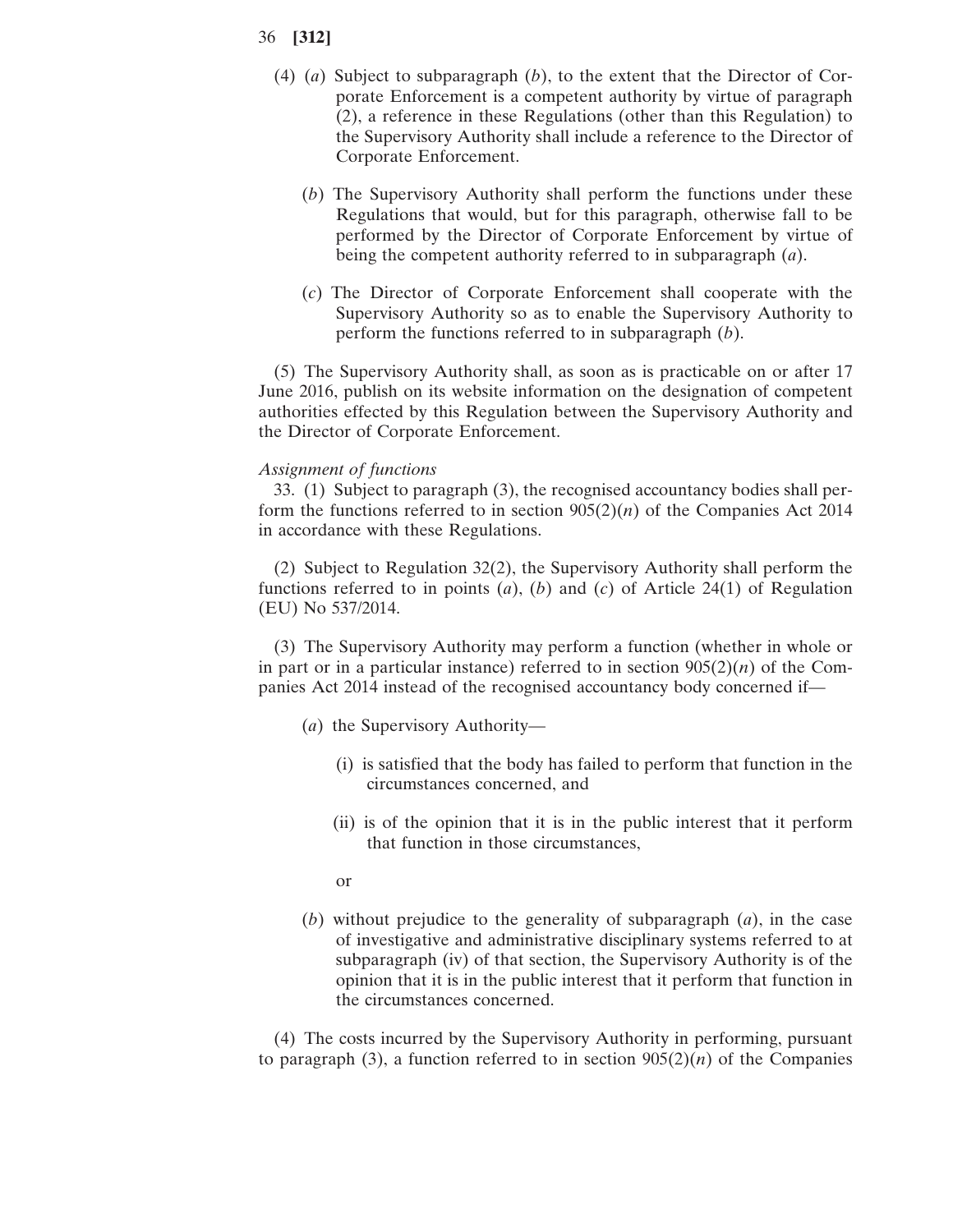(4) (*a*) Subject to subparagraph (*b*), to the extent that the Director of Corporate Enforcement is a competent authority by virtue of paragraph (2), a reference in these Regulations (other than this Regulation) to the Supervisory Authority shall include a reference to the Director of Corporate Enforcement.

(*b*) The Supervisory Authority shall perform the functions under these Regulations that would, but for this paragraph, otherwise fall to be performed by the Director of Corporate Enforcement by virtue of being the competent authority referred to in subparagraph (*a*).

(*c*) The Director of Corporate Enforcement shall cooperate with the Supervisory Authority so as to enable the Supervisory Authority to perform the functions referred to in subparagraph (*b*).

(5) The Supervisory Authority shall, as soon as is practicable on or after 17 June 2016, publish on its website information on the designation of competent authorities effected by this Regulation between the Supervisory Authority and the Director of Corporate Enforcement.

*Assignment of functions*

33. (1) Subject to paragraph (3), the recognised accountancy bodies shall perform the functions referred to in section 905(2)(*n*) of the Companies Act 2014 in accordance with these Regulations.

(2) Subject to Regulation 32(2), the Supervisory Authority shall perform the functions referred to in points (*a*), (*b*) and (*c*) of Article 24(1) of Regulation (EU) No 537/2014.

(3) The Supervisory Authority may perform a function (whether in whole or in part or in a particular instance) referred to in section 905(2)(*n*) of the Companies Act 2014 instead of the recognised accountancy body concerned if—

(*a*) the Supervisory Authority—

(i) is satisfied that the body has failed to perform that function in the circumstances concerned, and

(ii) is of the opinion that it is in the public interest that it perform that function in those circumstances,

or

(*b*) without prejudice to the generality of subparagraph (*a*), in the case of investigative and administrative disciplinary systems referred to at subparagraph (iv) of that section, the Supervisory Authority is of the opinion that it is in the public interest that it perform that function in the circumstances concerned.

(4) The costs incurred by the Supervisory Authority in performing, pursuant to paragraph (3), a function referred to in section 905(2)(*n*) of the Companies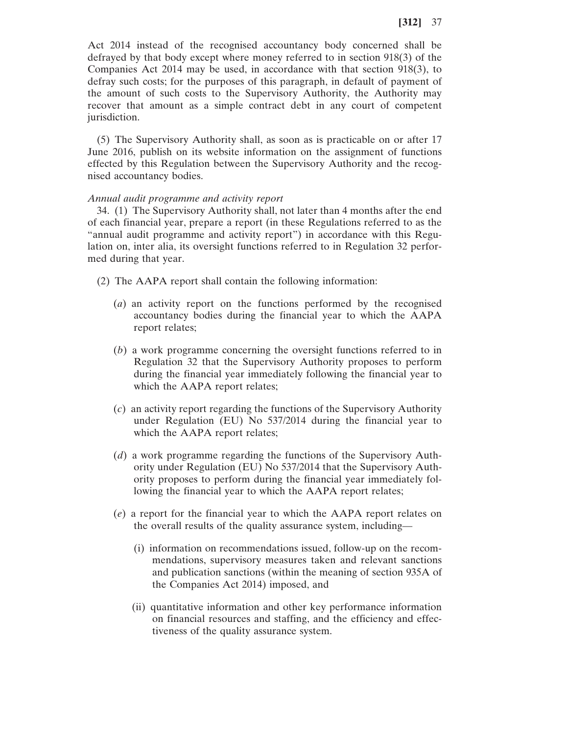Act 2014 instead of the recognised accountancy body concerned shall be defrayed by that body except where money referred to in section 918(3) of the Companies Act 2014 may be used, in accordance with that section 918(3), to defray such costs; for the purposes of this paragraph, in default of payment of the amount of such costs to the Supervisory Authority, the Authority may recover that amount as a simple contract debt in any court of competent jurisdiction.

(5) The Supervisory Authority shall, as soon as is practicable on or after 17 June 2016, publish on its website information on the assignment of functions effected by this Regulation between the Supervisory Authority and the recognised accountancy bodies.

*Annual audit programme and activity report*

34. (1) The Supervisory Authority shall, not later than 4 months after the end of each financial year, prepare a report (in these Regulations referred to as the "annual audit programme and activity report") in accordance with this Regulation on, inter alia, its oversight functions referred to in Regulation 32 performed during that year.

(2) The AAPA report shall contain the following information:

(*a*) an activity report on the functions performed by the recognised accountancy bodies during the financial year to which the AAPA report relates;

(*b*) a work programme concerning the oversight functions referred to in Regulation 32 that the Supervisory Authority proposes to perform during the financial year immediately following the financial year to which the AAPA report relates;

(*c*) an activity report regarding the functions of the Supervisory Authority under Regulation (EU) No 537/2014 during the financial year to which the AAPA report relates;

(*d*) a work programme regarding the functions of the Supervisory Authority under Regulation (EU) No 537/2014 that the Supervisory Authority proposes to perform during the financial year immediately following the financial year to which the AAPA report relates;

(*e*) a report for the financial year to which the AAPA report relates on the overall results of the quality assurance system, including—

(i) information on recommendations issued, follow-up on the recommendations, supervisory measures taken and relevant sanctions and publication sanctions (within the meaning of section 935A of the Companies Act 2014) imposed, and

(ii) quantitative information and other key performance information on financial resources and staffing, and the efficiency and effectiveness of the quality assurance system.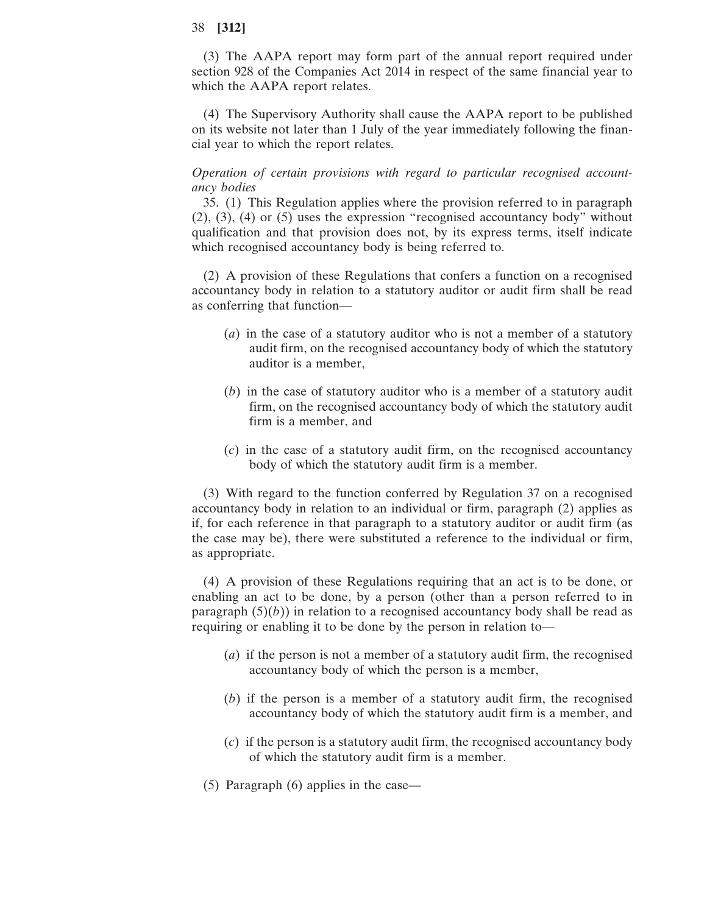(3) The AAPA report may form part of the annual report required under section 928 of the Companies Act 2014 in respect of the same financial year to which the AAPA report relates.

(4) The Supervisory Authority shall cause the AAPA report to be published on its website not later than 1 July of the year immediately following the financial year to which the report relates.

*Operation of certain provisions with regard to particular recognised accountancy bodies*

35. (1) This Regulation applies where the provision referred to in paragraph (2), (3), (4) or (5) uses the expression "recognised accountancy body" without qualification and that provision does not, by its express terms, itself indicate which recognised accountancy body is being referred to.

(2) A provision of these Regulations that confers a function on a recognised accountancy body in relation to a statutory auditor or audit firm shall be read as conferring that function—

(*a*) in the case of a statutory auditor who is not a member of a statutory audit firm, on the recognised accountancy body of which the statutory auditor is a member,

(*b*) in the case of statutory auditor who is a member of a statutory audit firm, on the recognised accountancy body of which the statutory audit firm is a member, and

(*c*) in the case of a statutory audit firm, on the recognised accountancy body of which the statutory audit firm is a member.

(3) With regard to the function conferred by Regulation 37 on a recognised accountancy body in relation to an individual or firm, paragraph (2) applies as if, for each reference in that paragraph to a statutory auditor or audit firm (as the case may be), there were substituted a reference to the individual or firm, as appropriate.

(4) A provision of these Regulations requiring that an act is to be done, or enabling an act to be done, by a person (other than a person referred to in paragraph (5)(*b*)) in relation to a recognised accountancy body shall be read as requiring or enabling it to be done by the person in relation to—

(*a*) if the person is not a member of a statutory audit firm, the recognised accountancy body of which the person is a member,

(*b*) if the person is a member of a statutory audit firm, the recognised accountancy body of which the statutory audit firm is a member, and

(*c*) if the person is a statutory audit firm, the recognised accountancy body of which the statutory audit firm is a member.

(5) Paragraph (6) applies in the case—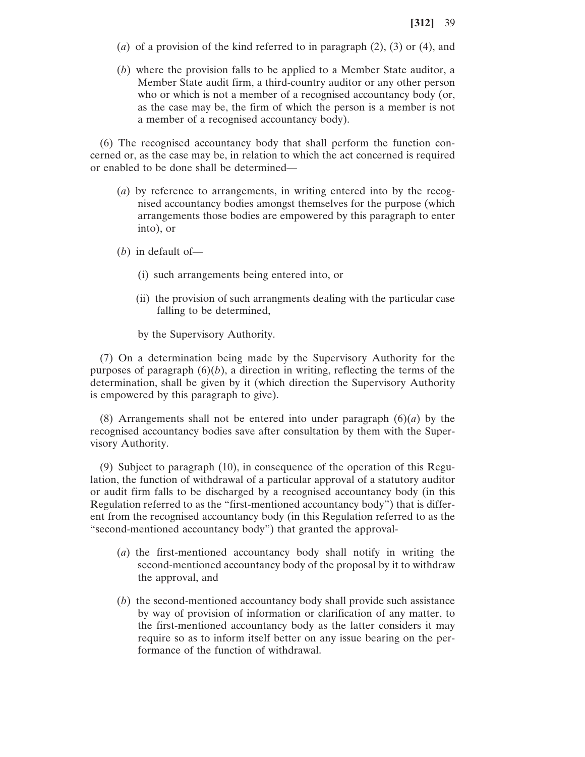(*a*) of a provision of the kind referred to in paragraph (2), (3) or (4), and

(*b*) where the provision falls to be applied to a Member State auditor, a Member State audit firm, a third-country auditor or any other person who or which is not a member of a recognised accountancy body (or, as the case may be, the firm of which the person is a member is not a member of a recognised accountancy body).

(6) The recognised accountancy body that shall perform the function concerned or, as the case may be, in relation to which the act concerned is required or enabled to be done shall be determined—

(*a*) by reference to arrangements, in writing entered into by the recognised accountancy bodies amongst themselves for the purpose (which arrangements those bodies are empowered by this paragraph to enter into), or

(*b*) in default of—

(i) such arrangements being entered into, or

(ii) the provision of such arrangments dealing with the particular case falling to be determined,

by the Supervisory Authority.

(7) On a determination being made by the Supervisory Authority for the purposes of paragraph (6)(*b*), a direction in writing, reflecting the terms of the determination, shall be given by it (which direction the Supervisory Authority is empowered by this paragraph to give).

(8) Arrangements shall not be entered into under paragraph (6)(*a*) by the recognised accountancy bodies save after consultation by them with the Supervisory Authority.

(9) Subject to paragraph (10), in consequence of the operation of this Regulation, the function of withdrawal of a particular approval of a statutory auditor or audit firm falls to be discharged by a recognised accountancy body (in this Regulation referred to as the "first-mentioned accountancy body") that is different from the recognised accountancy body (in this Regulation referred to as the "second-mentioned accountancy body") that granted the approval-

(*a*) the first-mentioned accountancy body shall notify in writing the second-mentioned accountancy body of the proposal by it to withdraw the approval, and

(*b*) the second-mentioned accountancy body shall provide such assistance by way of provision of information or clarification of any matter, to the first-mentioned accountancy body as the latter considers it may require so as to inform itself better on any issue bearing on the performance of the function of withdrawal.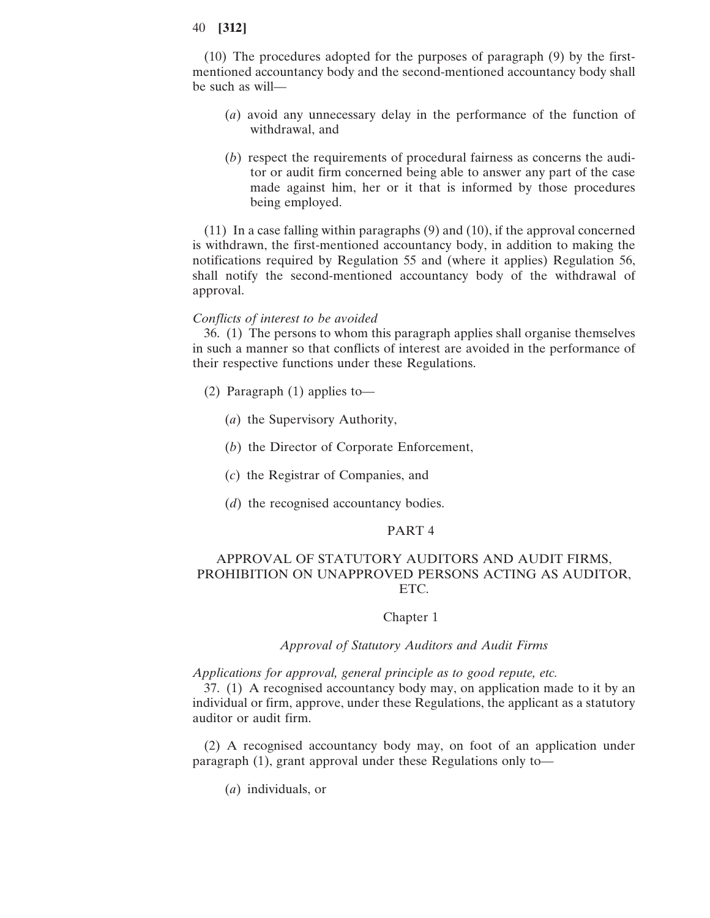(10) The procedures adopted for the purposes of paragraph (9) by the first-mentioned accountancy body and the second-mentioned accountancy body shall be such as will—

(*a*) avoid any unnecessary delay in the performance of the function of withdrawal, and

(*b*) respect the requirements of procedural fairness as concerns the auditor or audit firm concerned being able to answer any part of the case made against him, her or it that is informed by those procedures being employed.

(11) In a case falling within paragraphs (9) and (10), if the approval concerned is withdrawn, the first-mentioned accountancy body, in addition to making the notifications required by Regulation 55 and (where it applies) Regulation 56, shall notify the second-mentioned accountancy body of the withdrawal of approval.

*Conflicts of interest to be avoided*

36. (1) The persons to whom this paragraph applies shall organise themselves in such a manner so that conflicts of interest are avoided in the performance of their respective functions under these Regulations.

(2) Paragraph (1) applies to—

(*a*) the Supervisory Authority,

(*b*) the Director of Corporate Enforcement,

(*c*) the Registrar of Companies, and

(*d*) the recognised accountancy bodies.

## PART 4

## APPROVAL OF STATUTORY AUDITORS AND AUDIT FIRMS, PROHIBITION ON UNAPPROVED PERSONS ACTING AS AUDITOR, ETC.

### Chapter 1

### *Approval of Statutory Auditors and Audit Firms*

*Applications for approval, general principle as to good repute, etc.*

37. (1) A recognised accountancy body may, on application made to it by an individual or firm, approve, under these Regulations, the applicant as a statutory auditor or audit firm.

(2) A recognised accountancy body may, on foot of an application under paragraph (1), grant approval under these Regulations only to—

(*a*) individuals, or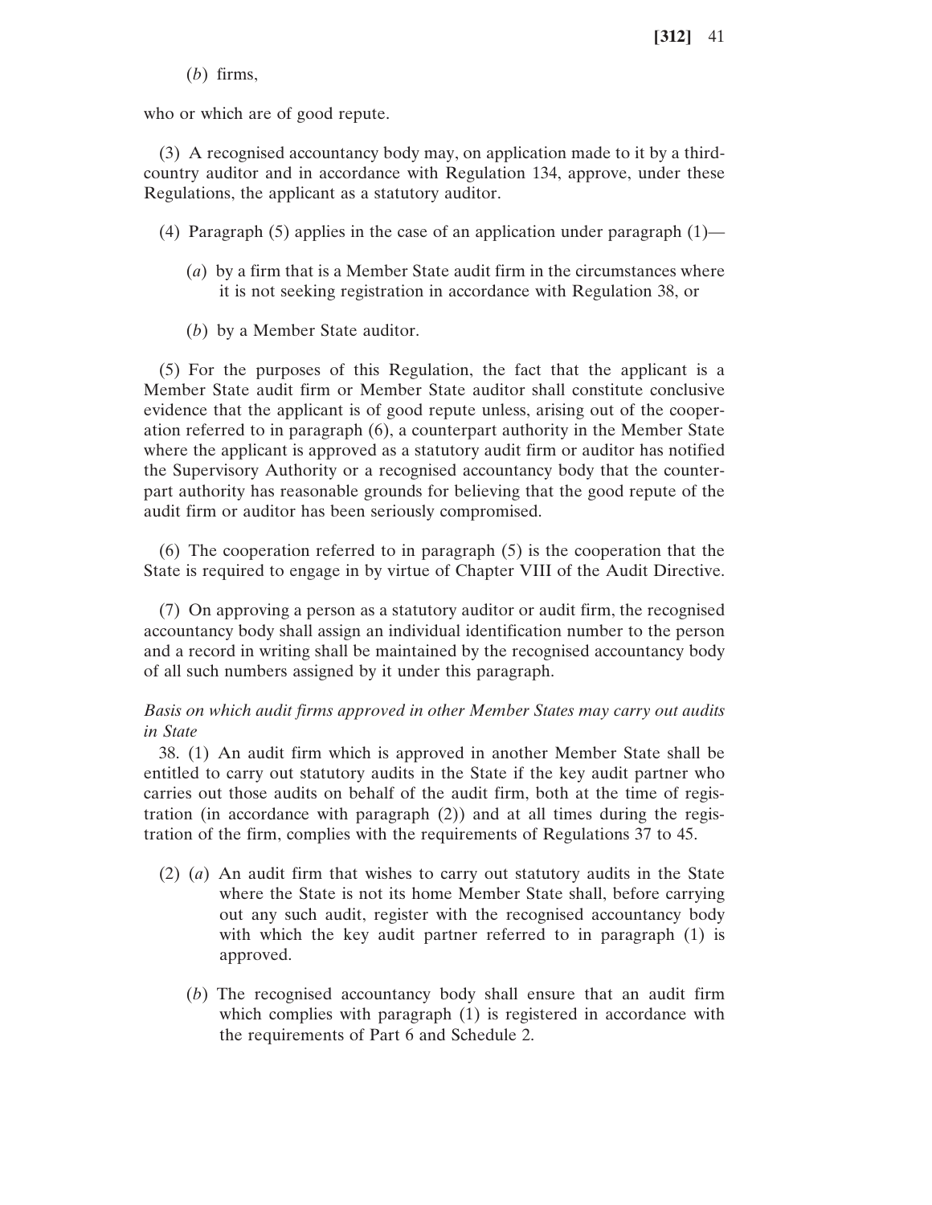(*b*) firms,

who or which are of good repute.

(3) A recognised accountancy body may, on application made to it by a third-country auditor and in accordance with Regulation 134, approve, under these Regulations, the applicant as a statutory auditor.

(4) Paragraph (5) applies in the case of an application under paragraph (1)—

(*a*) by a firm that is a Member State audit firm in the circumstances where it is not seeking registration in accordance with Regulation 38, or

(*b*) by a Member State auditor.

(5) For the purposes of this Regulation, the fact that the applicant is a Member State audit firm or Member State auditor shall constitute conclusive evidence that the applicant is of good repute unless, arising out of the cooperation referred to in paragraph (6), a counterpart authority in the Member State where the applicant is approved as a statutory audit firm or auditor has notified the Supervisory Authority or a recognised accountancy body that the counterpart authority has reasonable grounds for believing that the good repute of the audit firm or auditor has been seriously compromised.

(6) The cooperation referred to in paragraph (5) is the cooperation that the State is required to engage in by virtue of Chapter VIII of the Audit Directive.

(7) On approving a person as a statutory auditor or audit firm, the recognised accountancy body shall assign an individual identification number to the person and a record in writing shall be maintained by the recognised accountancy body of all such numbers assigned by it under this paragraph.

*Basis on which audit firms approved in other Member States may carry out audits in State*

38. (1) An audit firm which is approved in another Member State shall be entitled to carry out statutory audits in the State if the key audit partner who carries out those audits on behalf of the audit firm, both at the time of registration (in accordance with paragraph (2)) and at all times during the registration of the firm, complies with the requirements of Regulations 37 to 45.

(2) (*a*) An audit firm that wishes to carry out statutory audits in the State where the State is not its home Member State shall, before carrying out any such audit, register with the recognised accountancy body with which the key audit partner referred to in paragraph (1) is approved.

(*b*) The recognised accountancy body shall ensure that an audit firm which complies with paragraph (1) is registered in accordance with the requirements of Part 6 and Schedule 2.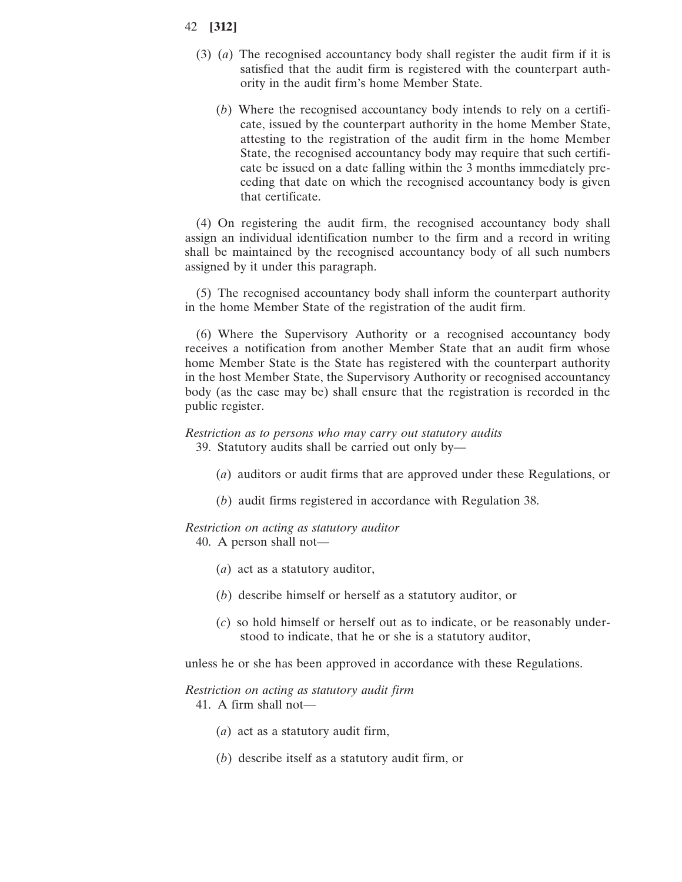(3) (*a*) The recognised accountancy body shall register the audit firm if it is satisfied that the audit firm is registered with the counterpart authority in the audit firm's home Member State.

(*b*) Where the recognised accountancy body intends to rely on a certificate, issued by the counterpart authority in the home Member State, attesting to the registration of the audit firm in the home Member State, the recognised accountancy body may require that such certificate be issued on a date falling within the 3 months immediately preceding that date on which the recognised accountancy body is given that certificate.

(4) On registering the audit firm, the recognised accountancy body shall assign an individual identification number to the firm and a record in writing shall be maintained by the recognised accountancy body of all such numbers assigned by it under this paragraph.

(5) The recognised accountancy body shall inform the counterpart authority in the home Member State of the registration of the audit firm.

(6) Where the Supervisory Authority or a recognised accountancy body receives a notification from another Member State that an audit firm whose home Member State is the State has registered with the counterpart authority in the host Member State, the Supervisory Authority or recognised accountancy body (as the case may be) shall ensure that the registration is recorded in the public register.

*Restriction as to persons who may carry out statutory audits*

39. Statutory audits shall be carried out only by—

(*a*) auditors or audit firms that are approved under these Regulations, or

(*b*) audit firms registered in accordance with Regulation 38.

*Restriction on acting as statutory auditor*

40. A person shall not—

(*a*) act as a statutory auditor,

(*b*) describe himself or herself as a statutory auditor, or

(*c*) so hold himself or herself out as to indicate, or be reasonably understood to indicate, that he or she is a statutory auditor,

unless he or she has been approved in accordance with these Regulations.

*Restriction on acting as statutory audit firm*

41. A firm shall not—

(*a*) act as a statutory audit firm,

(*b*) describe itself as a statutory audit firm, or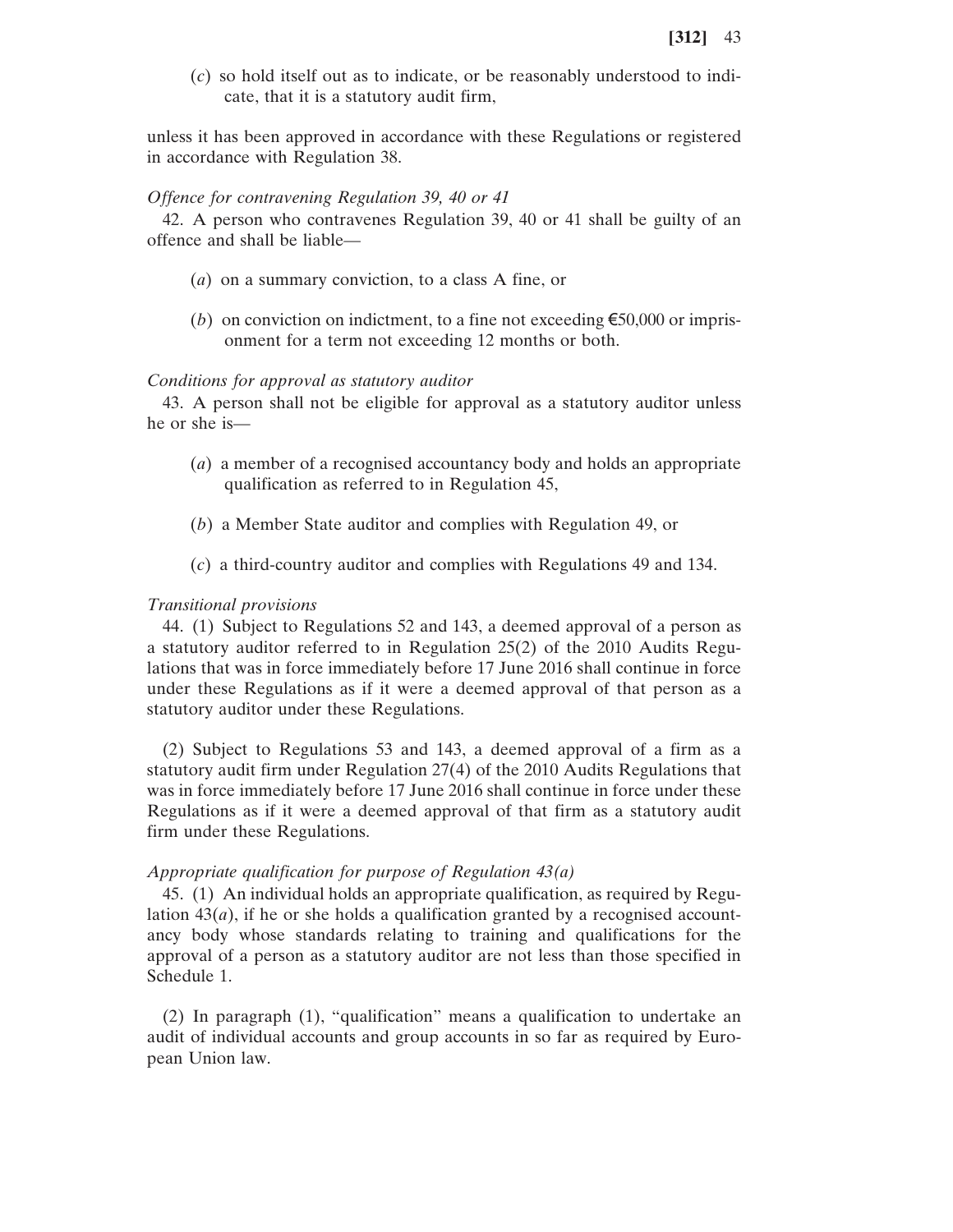(*c*) so hold itself out as to indicate, or be reasonably understood to indicate, that it is a statutory audit firm,

unless it has been approved in accordance with these Regulations or registered in accordance with Regulation 38.

*Offence for contravening Regulation 39, 40 or 41*

42. A person who contravenes Regulation 39, 40 or 41 shall be guilty of an offence and shall be liable—

(*a*) on a summary conviction, to a class A fine, or

(*b*) on conviction on indictment, to a fine not exceeding €50,000 or imprisonment for a term not exceeding 12 months or both.

*Conditions for approval as statutory auditor*

43. A person shall not be eligible for approval as a statutory auditor unless he or she is—

(*a*) a member of a recognised accountancy body and holds an appropriate qualification as referred to in Regulation 45,

(*b*) a Member State auditor and complies with Regulation 49, or

(*c*) a third-country auditor and complies with Regulations 49 and 134.

*Transitional provisions*

44. (1) Subject to Regulations 52 and 143, a deemed approval of a person as a statutory auditor referred to in Regulation 25(2) of the 2010 Audits Regulations that was in force immediately before 17 June 2016 shall continue in force under these Regulations as if it were a deemed approval of that person as a statutory auditor under these Regulations.

(2) Subject to Regulations 53 and 143, a deemed approval of a firm as a statutory audit firm under Regulation 27(4) of the 2010 Audits Regulations that was in force immediately before 17 June 2016 shall continue in force under these Regulations as if it were a deemed approval of that firm as a statutory audit firm under these Regulations.

*Appropriate qualification for purpose of Regulation 43(a)*

45. (1) An individual holds an appropriate qualification, as required by Regulation 43(*a*), if he or she holds a qualification granted by a recognised accountancy body whose standards relating to training and qualifications for the approval of a person as a statutory auditor are not less than those specified in Schedule 1.

(2) In paragraph (1), "qualification" means a qualification to undertake an audit of individual accounts and group accounts in so far as required by European Union law.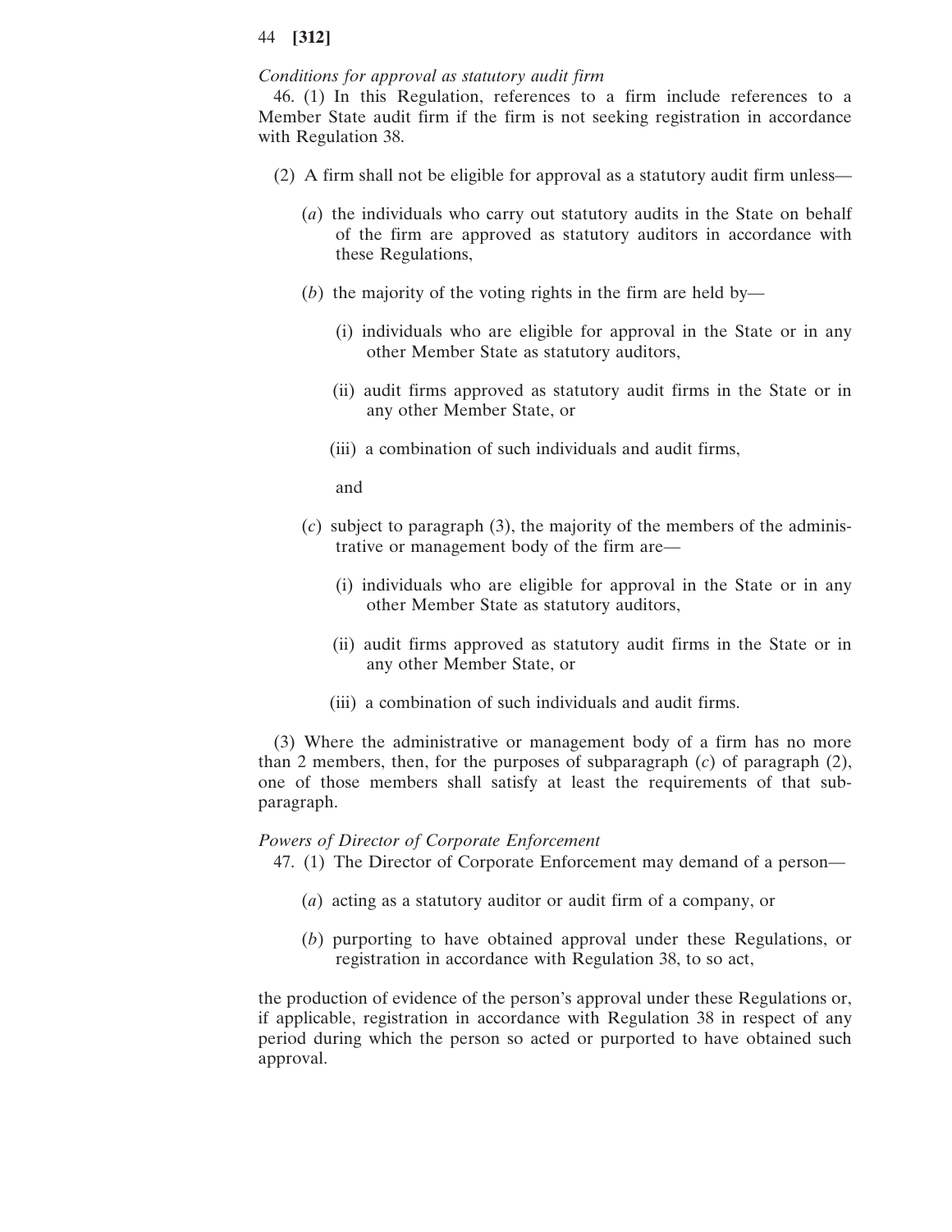*Conditions for approval as statutory audit firm*

46. (1) In this Regulation, references to a firm include references to a Member State audit firm if the firm is not seeking registration in accordance with Regulation 38.

(2) A firm shall not be eligible for approval as a statutory audit firm unless—

(*a*) the individuals who carry out statutory audits in the State on behalf of the firm are approved as statutory auditors in accordance with these Regulations,

(*b*) the majority of the voting rights in the firm are held by—

(i) individuals who are eligible for approval in the State or in any other Member State as statutory auditors,

(ii) audit firms approved as statutory audit firms in the State or in any other Member State, or

(iii) a combination of such individuals and audit firms,

and

(*c*) subject to paragraph (3), the majority of the members of the administrative or management body of the firm are—

(i) individuals who are eligible for approval in the State or in any other Member State as statutory auditors,

(ii) audit firms approved as statutory audit firms in the State or in any other Member State, or

(iii) a combination of such individuals and audit firms.

(3) Where the administrative or management body of a firm has no more than 2 members, then, for the purposes of subparagraph (*c*) of paragraph (2), one of those members shall satisfy at least the requirements of that subparagraph.

*Powers of Director of Corporate Enforcement*

47. (1) The Director of Corporate Enforcement may demand of a person—

(*a*) acting as a statutory auditor or audit firm of a company, or

(*b*) purporting to have obtained approval under these Regulations, or registration in accordance with Regulation 38, to so act,

the production of evidence of the person's approval under these Regulations or, if applicable, registration in accordance with Regulation 38 in respect of any period during which the person so acted or purported to have obtained such approval.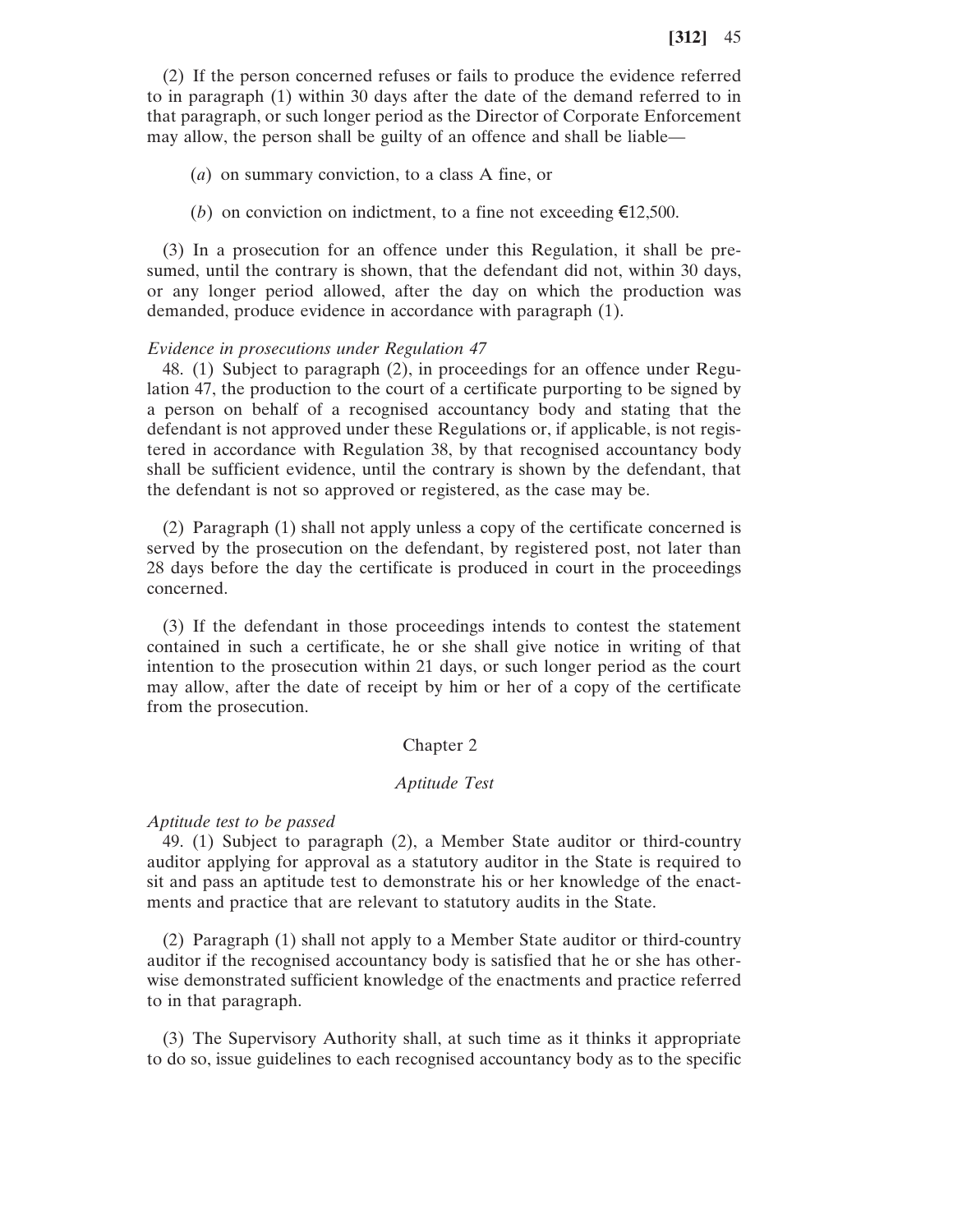(2) If the person concerned refuses or fails to produce the evidence referred to in paragraph (1) within 30 days after the date of the demand referred to in that paragraph, or such longer period as the Director of Corporate Enforcement may allow, the person shall be guilty of an offence and shall be liable—

(*a*) on summary conviction, to a class A fine, or

(*b*) on conviction on indictment, to a fine not exceeding €12,500.

(3) In a prosecution for an offence under this Regulation, it shall be presumed, until the contrary is shown, that the defendant did not, within 30 days, or any longer period allowed, after the day on which the production was demanded, produce evidence in accordance with paragraph (1).

*Evidence in prosecutions under Regulation 47*

48. (1) Subject to paragraph (2), in proceedings for an offence under Regulation 47, the production to the court of a certificate purporting to be signed by a person on behalf of a recognised accountancy body and stating that the defendant is not approved under these Regulations or, if applicable, is not registered in accordance with Regulation 38, by that recognised accountancy body shall be sufficient evidence, until the contrary is shown by the defendant, that the defendant is not so approved or registered, as the case may be.

(2) Paragraph (1) shall not apply unless a copy of the certificate concerned is served by the prosecution on the defendant, by registered post, not later than 28 days before the day the certificate is produced in court in the proceedings concerned.

(3) If the defendant in those proceedings intends to contest the statement contained in such a certificate, he or she shall give notice in writing of that intention to the prosecution within 21 days, or such longer period as the court may allow, after the date of receipt by him or her of a copy of the certificate from the prosecution.

## Chapter 2

### *Aptitude Test*

*Aptitude test to be passed*

49. (1) Subject to paragraph (2), a Member State auditor or third-country auditor applying for approval as a statutory auditor in the State is required to sit and pass an aptitude test to demonstrate his or her knowledge of the enactments and practice that are relevant to statutory audits in the State.

(2) Paragraph (1) shall not apply to a Member State auditor or third-country auditor if the recognised accountancy body is satisfied that he or she has otherwise demonstrated sufficient knowledge of the enactments and practice referred to in that paragraph.

(3) The Supervisory Authority shall, at such time as it thinks it appropriate to do so, issue guidelines to each recognised accountancy body as to the specific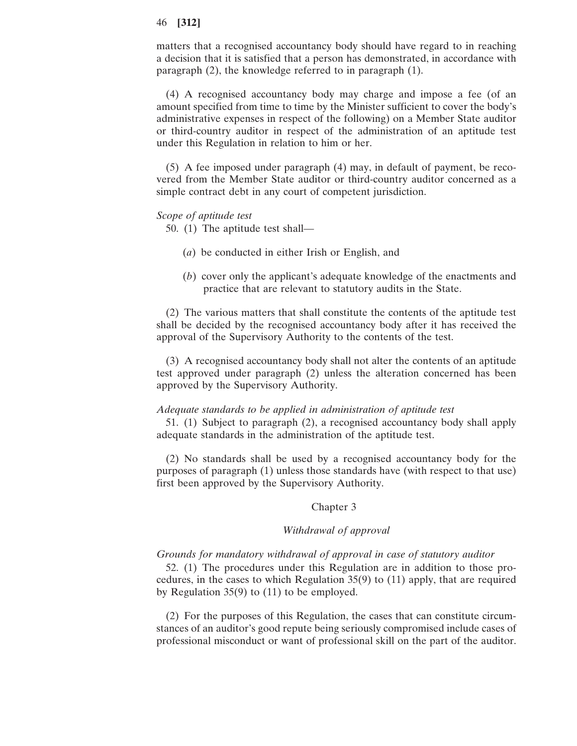matters that a recognised accountancy body should have regard to in reaching a decision that it is satisfied that a person has demonstrated, in accordance with paragraph (2), the knowledge referred to in paragraph (1).

(4) A recognised accountancy body may charge and impose a fee (of an amount specified from time to time by the Minister sufficient to cover the body's administrative expenses in respect of the following) on a Member State auditor or third-country auditor in respect of the administration of an aptitude test under this Regulation in relation to him or her.

(5) A fee imposed under paragraph (4) may, in default of payment, be recovered from the Member State auditor or third-country auditor concerned as a simple contract debt in any court of competent jurisdiction.

*Scope of aptitude test*

50. (1) The aptitude test shall—

(*a*) be conducted in either Irish or English, and

(*b*) cover only the applicant's adequate knowledge of the enactments and practice that are relevant to statutory audits in the State.

(2) The various matters that shall constitute the contents of the aptitude test shall be decided by the recognised accountancy body after it has received the approval of the Supervisory Authority to the contents of the test.

(3) A recognised accountancy body shall not alter the contents of an aptitude test approved under paragraph (2) unless the alteration concerned has been approved by the Supervisory Authority.

*Adequate standards to be applied in administration of aptitude test*

51. (1) Subject to paragraph (2), a recognised accountancy body shall apply adequate standards in the administration of the aptitude test.

(2) No standards shall be used by a recognised accountancy body for the purposes of paragraph (1) unless those standards have (with respect to that use) first been approved by the Supervisory Authority.

## Chapter 3

### *Withdrawal of approval*

*Grounds for mandatory withdrawal of approval in case of statutory auditor*

52. (1) The procedures under this Regulation are in addition to those procedures, in the cases to which Regulation 35(9) to (11) apply, that are required by Regulation 35(9) to (11) to be employed.

(2) For the purposes of this Regulation, the cases that can constitute circumstances of an auditor's good repute being seriously compromised include cases of professional misconduct or want of professional skill on the part of the auditor.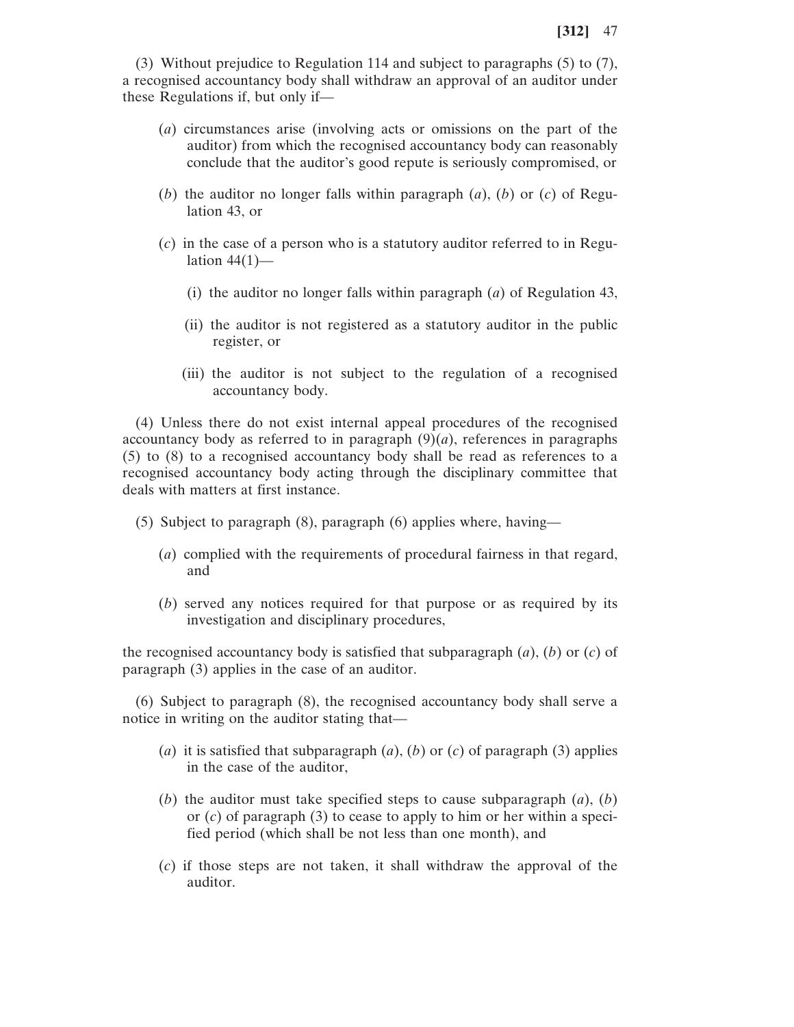(3) Without prejudice to Regulation 114 and subject to paragraphs (5) to (7), a recognised accountancy body shall withdraw an approval of an auditor under these Regulations if, but only if—

- (*a*) circumstances arise (involving acts or omissions on the part of the auditor) from which the recognised accountancy body can reasonably conclude that the auditor's good repute is seriously compromised, or
- (*b*) the auditor no longer falls within paragraph (*a*), (*b*) or (*c*) of Regulation 43, or
- (*c*) in the case of a person who is a statutory auditor referred to in Regulation 44(1)—
  - (i) the auditor no longer falls within paragraph (*a*) of Regulation 43,
  - (ii) the auditor is not registered as a statutory auditor in the public register, or
  - (iii) the auditor is not subject to the regulation of a recognised accountancy body.

(4) Unless there do not exist internal appeal procedures of the recognised accountancy body as referred to in paragraph (9)(*a*), references in paragraphs (5) to (8) to a recognised accountancy body shall be read as references to a recognised accountancy body acting through the disciplinary committee that deals with matters at first instance.

(5) Subject to paragraph (8), paragraph (6) applies where, having—

- (*a*) complied with the requirements of procedural fairness in that regard, and
- (*b*) served any notices required for that purpose or as required by its investigation and disciplinary procedures,

the recognised accountancy body is satisfied that subparagraph (*a*), (*b*) or (*c*) of paragraph (3) applies in the case of an auditor.

(6) Subject to paragraph (8), the recognised accountancy body shall serve a notice in writing on the auditor stating that—

- (*a*) it is satisfied that subparagraph (*a*), (*b*) or (*c*) of paragraph (3) applies in the case of the auditor,
- (*b*) the auditor must take specified steps to cause subparagraph (*a*), (*b*) or (*c*) of paragraph (3) to cease to apply to him or her within a specified period (which shall be not less than one month), and
- (*c*) if those steps are not taken, it shall withdraw the approval of the auditor.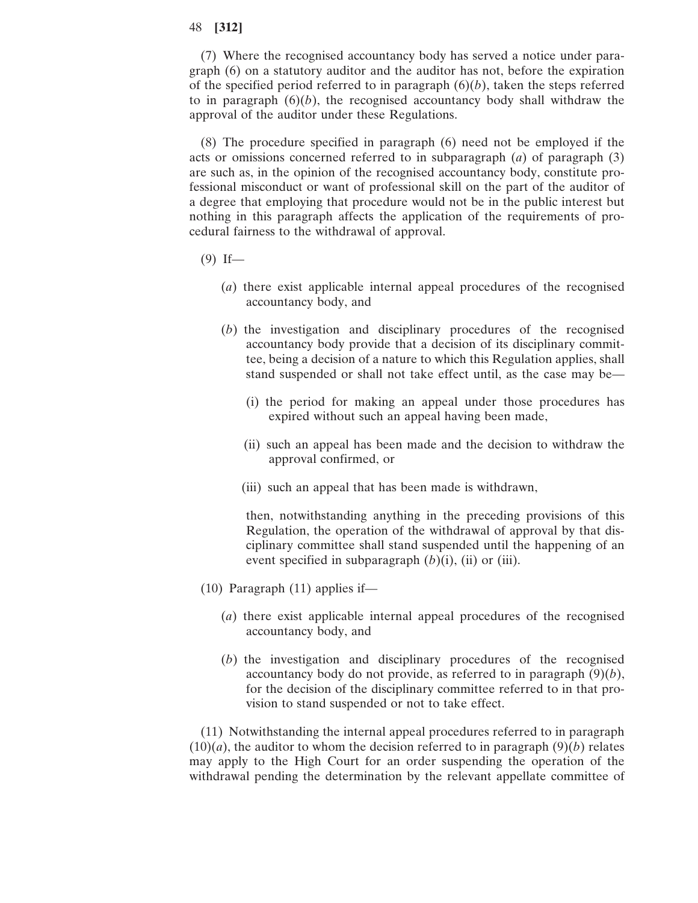(7) Where the recognised accountancy body has served a notice under paragraph (6) on a statutory auditor and the auditor has not, before the expiration of the specified period referred to in paragraph (6)(*b*), taken the steps referred to in paragraph (6)(*b*), the recognised accountancy body shall withdraw the approval of the auditor under these Regulations.

(8) The procedure specified in paragraph (6) need not be employed if the acts or omissions concerned referred to in subparagraph (*a*) of paragraph (3) are such as, in the opinion of the recognised accountancy body, constitute professional misconduct or want of professional skill on the part of the auditor of a degree that employing that procedure would not be in the public interest but nothing in this paragraph affects the application of the requirements of procedural fairness to the withdrawal of approval.

(9) If—

(*a*) there exist applicable internal appeal procedures of the recognised accountancy body, and

(*b*) the investigation and disciplinary procedures of the recognised accountancy body provide that a decision of its disciplinary committee, being a decision of a nature to which this Regulation applies, shall stand suspended or shall not take effect until, as the case may be—

(i) the period for making an appeal under those procedures has expired without such an appeal having been made,

(ii) such an appeal has been made and the decision to withdraw the approval confirmed, or

(iii) such an appeal that has been made is withdrawn,

then, notwithstanding anything in the preceding provisions of this Regulation, the operation of the withdrawal of approval by that disciplinary committee shall stand suspended until the happening of an event specified in subparagraph (*b*)(i), (ii) or (iii).

(10) Paragraph (11) applies if—

(*a*) there exist applicable internal appeal procedures of the recognised accountancy body, and

(*b*) the investigation and disciplinary procedures of the recognised accountancy body do not provide, as referred to in paragraph (9)(*b*), for the decision of the disciplinary committee referred to in that provision to stand suspended or not to take effect.

(11) Notwithstanding the internal appeal procedures referred to in paragraph (10)(*a*), the auditor to whom the decision referred to in paragraph (9)(*b*) relates may apply to the High Court for an order suspending the operation of the withdrawal pending the determination by the relevant appellate committee of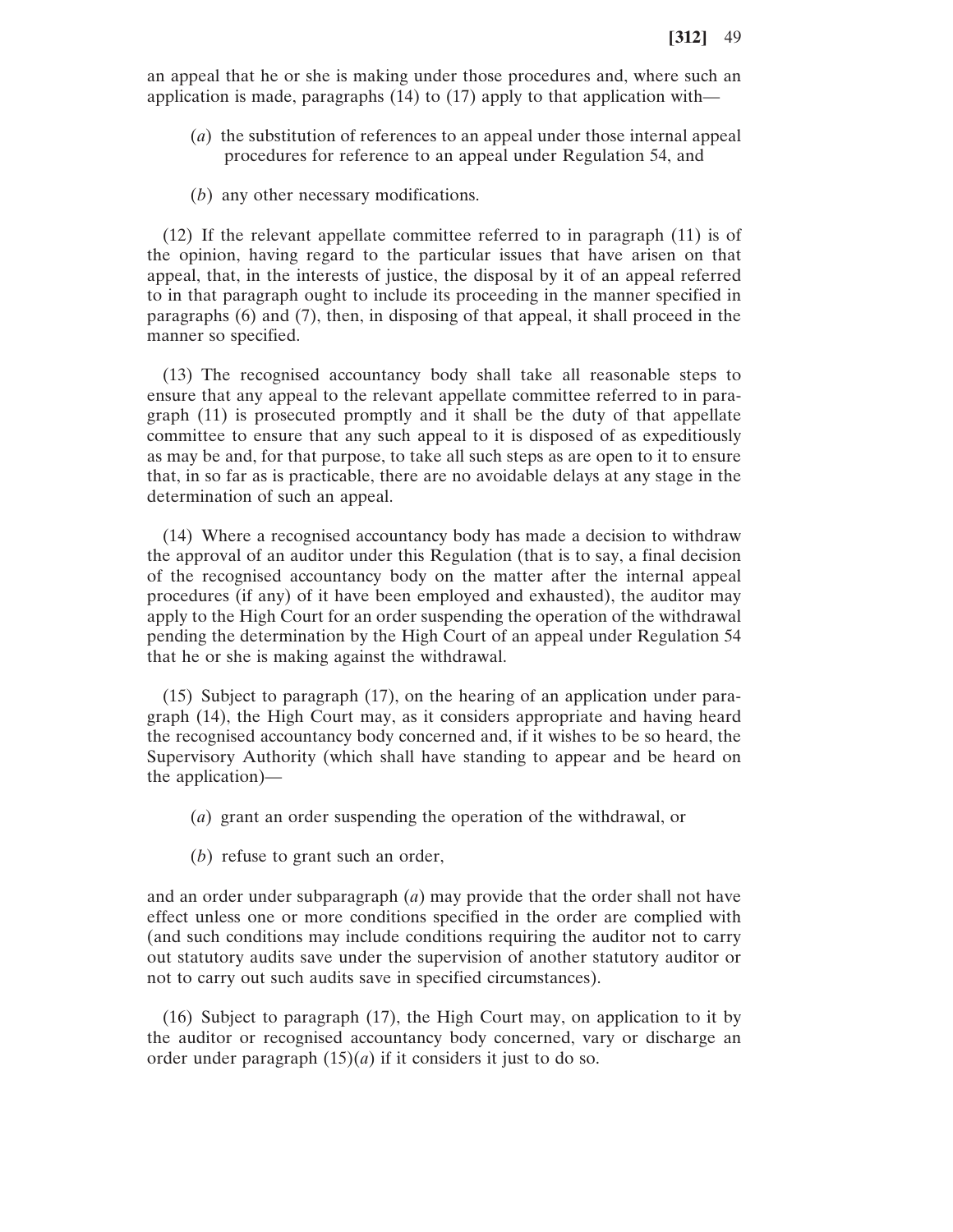an appeal that he or she is making under those procedures and, where such an application is made, paragraphs (14) to (17) apply to that application with—

(*a*) the substitution of references to an appeal under those internal appeal procedures for reference to an appeal under Regulation 54, and

(*b*) any other necessary modifications.

(12) If the relevant appellate committee referred to in paragraph (11) is of the opinion, having regard to the particular issues that have arisen on that appeal, that, in the interests of justice, the disposal by it of an appeal referred to in that paragraph ought to include its proceeding in the manner specified in paragraphs (6) and (7), then, in disposing of that appeal, it shall proceed in the manner so specified.

(13) The recognised accountancy body shall take all reasonable steps to ensure that any appeal to the relevant appellate committee referred to in paragraph (11) is prosecuted promptly and it shall be the duty of that appellate committee to ensure that any such appeal to it is disposed of as expeditiously as may be and, for that purpose, to take all such steps as are open to it to ensure that, in so far as is practicable, there are no avoidable delays at any stage in the determination of such an appeal.

(14) Where a recognised accountancy body has made a decision to withdraw the approval of an auditor under this Regulation (that is to say, a final decision of the recognised accountancy body on the matter after the internal appeal procedures (if any) of it have been employed and exhausted), the auditor may apply to the High Court for an order suspending the operation of the withdrawal pending the determination by the High Court of an appeal under Regulation 54 that he or she is making against the withdrawal.

(15) Subject to paragraph (17), on the hearing of an application under paragraph (14), the High Court may, as it considers appropriate and having heard the recognised accountancy body concerned and, if it wishes to be so heard, the Supervisory Authority (which shall have standing to appear and be heard on the application)—

(*a*) grant an order suspending the operation of the withdrawal, or

(*b*) refuse to grant such an order,

and an order under subparagraph (*a*) may provide that the order shall not have effect unless one or more conditions specified in the order are complied with (and such conditions may include conditions requiring the auditor not to carry out statutory audits save under the supervision of another statutory auditor or not to carry out such audits save in specified circumstances).

(16) Subject to paragraph (17), the High Court may, on application to it by the auditor or recognised accountancy body concerned, vary or discharge an order under paragraph (15)(*a*) if it considers it just to do so.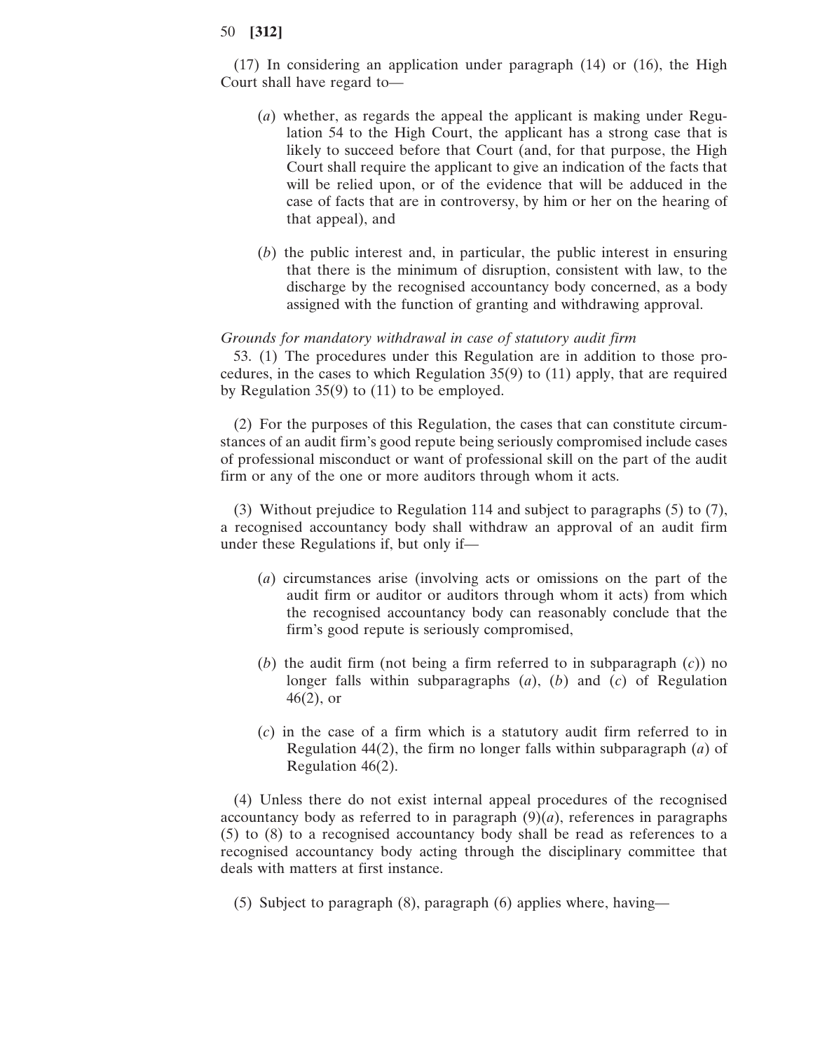(17) In considering an application under paragraph (14) or (16), the High Court shall have regard to—

(*a*) whether, as regards the appeal the applicant is making under Regulation 54 to the High Court, the applicant has a strong case that is likely to succeed before that Court (and, for that purpose, the High Court shall require the applicant to give an indication of the facts that will be relied upon, or of the evidence that will be adduced in the case of facts that are in controversy, by him or her on the hearing of that appeal), and

(*b*) the public interest and, in particular, the public interest in ensuring that there is the minimum of disruption, consistent with law, to the discharge by the recognised accountancy body concerned, as a body assigned with the function of granting and withdrawing approval.

*Grounds for mandatory withdrawal in case of statutory audit firm*

53. (1) The procedures under this Regulation are in addition to those procedures, in the cases to which Regulation 35(9) to (11) apply, that are required by Regulation 35(9) to (11) to be employed.

(2) For the purposes of this Regulation, the cases that can constitute circumstances of an audit firm's good repute being seriously compromised include cases of professional misconduct or want of professional skill on the part of the audit firm or any of the one or more auditors through whom it acts.

(3) Without prejudice to Regulation 114 and subject to paragraphs (5) to (7), a recognised accountancy body shall withdraw an approval of an audit firm under these Regulations if, but only if—

(*a*) circumstances arise (involving acts or omissions on the part of the audit firm or auditor or auditors through whom it acts) from which the recognised accountancy body can reasonably conclude that the firm's good repute is seriously compromised,

(*b*) the audit firm (not being a firm referred to in subparagraph (*c*)) no longer falls within subparagraphs (*a*), (*b*) and (*c*) of Regulation 46(2), or

(*c*) in the case of a firm which is a statutory audit firm referred to in Regulation 44(2), the firm no longer falls within subparagraph (*a*) of Regulation 46(2).

(4) Unless there do not exist internal appeal procedures of the recognised accountancy body as referred to in paragraph (9)(*a*), references in paragraphs (5) to (8) to a recognised accountancy body shall be read as references to a recognised accountancy body acting through the disciplinary committee that deals with matters at first instance.

(5) Subject to paragraph (8), paragraph (6) applies where, having—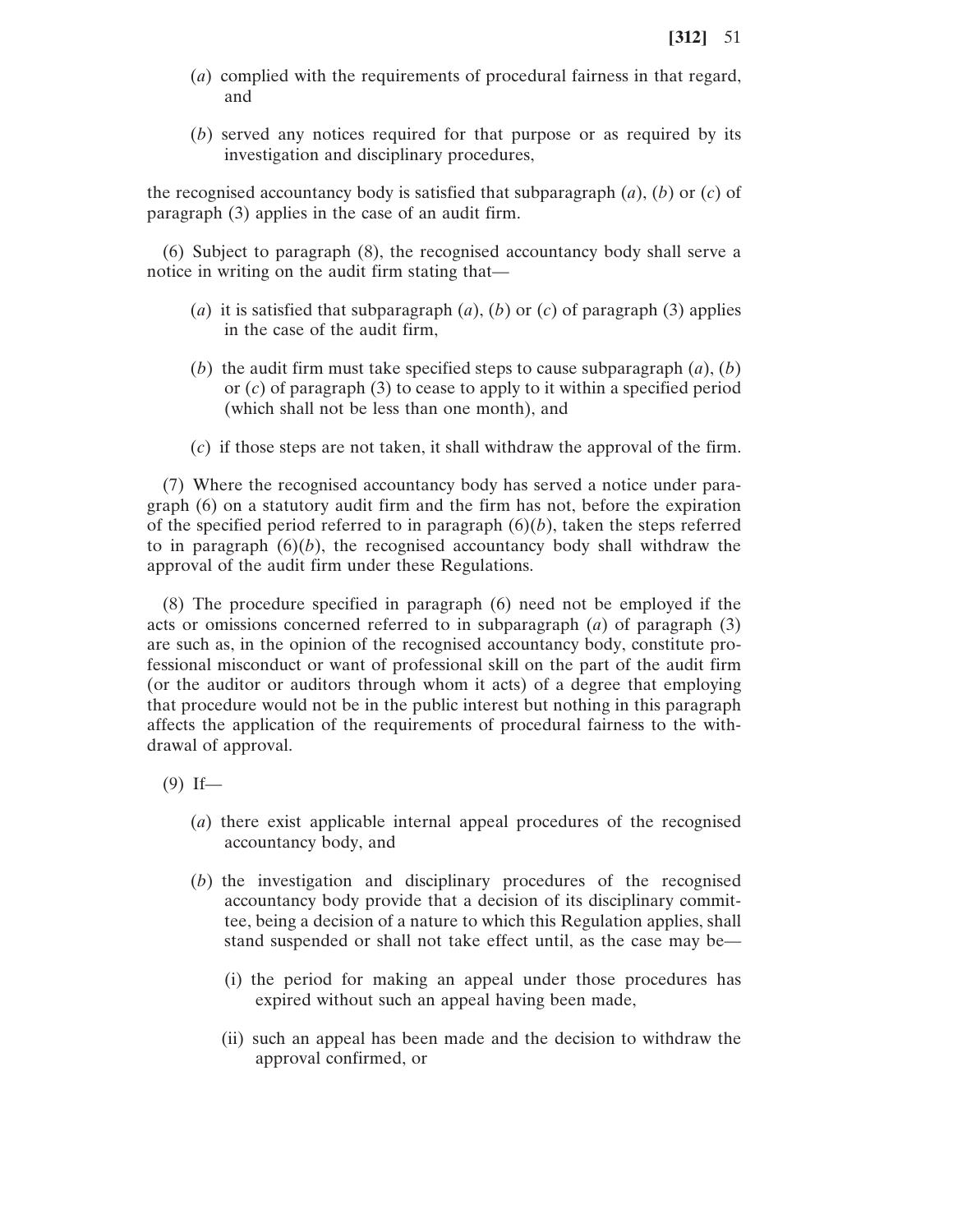(*a*) complied with the requirements of procedural fairness in that regard, and

(*b*) served any notices required for that purpose or as required by its investigation and disciplinary procedures,

the recognised accountancy body is satisfied that subparagraph (*a*), (*b*) or (*c*) of paragraph (3) applies in the case of an audit firm.

(6) Subject to paragraph (8), the recognised accountancy body shall serve a notice in writing on the audit firm stating that—

(*a*) it is satisfied that subparagraph (*a*), (*b*) or (*c*) of paragraph (3) applies in the case of the audit firm,

(*b*) the audit firm must take specified steps to cause subparagraph (*a*), (*b*) or (*c*) of paragraph (3) to cease to apply to it within a specified period (which shall not be less than one month), and

(*c*) if those steps are not taken, it shall withdraw the approval of the firm.

(7) Where the recognised accountancy body has served a notice under paragraph (6) on a statutory audit firm and the firm has not, before the expiration of the specified period referred to in paragraph (6)(*b*), taken the steps referred to in paragraph (6)(*b*), the recognised accountancy body shall withdraw the approval of the audit firm under these Regulations.

(8) The procedure specified in paragraph (6) need not be employed if the acts or omissions concerned referred to in subparagraph (*a*) of paragraph (3) are such as, in the opinion of the recognised accountancy body, constitute professional misconduct or want of professional skill on the part of the audit firm (or the auditor or auditors through whom it acts) of a degree that employing that procedure would not be in the public interest but nothing in this paragraph affects the application of the requirements of procedural fairness to the withdrawal of approval.

(9) If—

(*a*) there exist applicable internal appeal procedures of the recognised accountancy body, and

(*b*) the investigation and disciplinary procedures of the recognised accountancy body provide that a decision of its disciplinary committee, being a decision of a nature to which this Regulation applies, shall stand suspended or shall not take effect until, as the case may be—

(i) the period for making an appeal under those procedures has expired without such an appeal having been made,

(ii) such an appeal has been made and the decision to withdraw the approval confirmed, or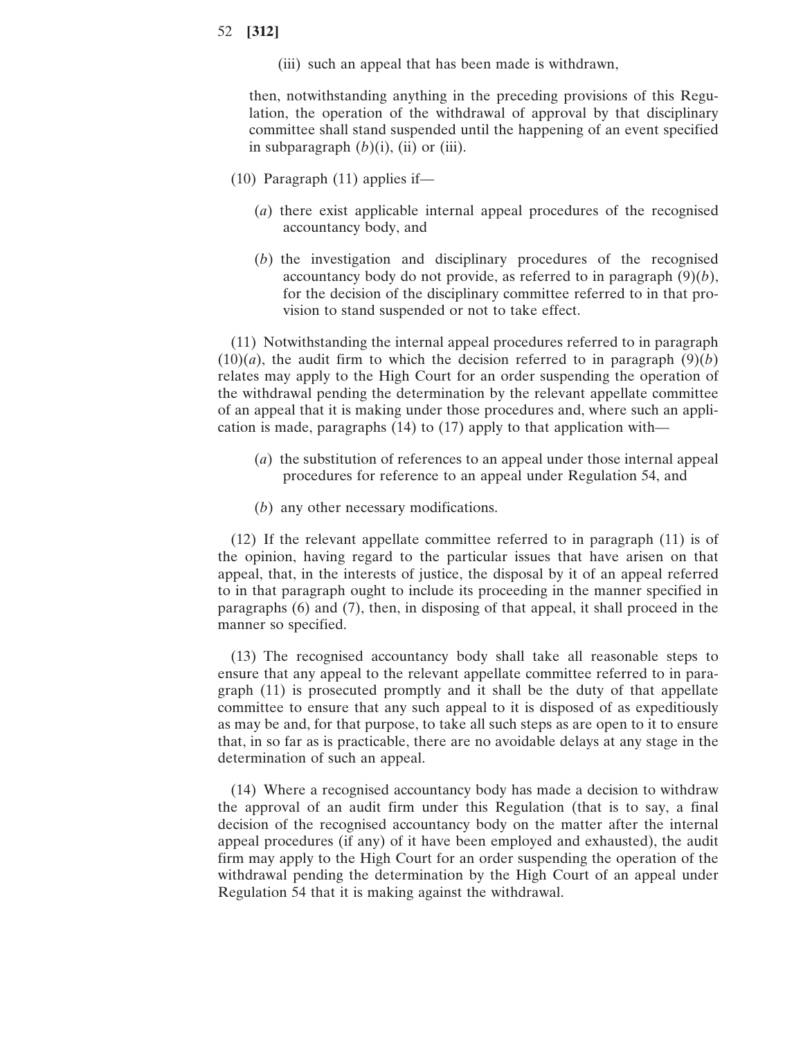(iii) such an appeal that has been made is withdrawn,

then, notwithstanding anything in the preceding provisions of this Regulation, the operation of the withdrawal of approval by that disciplinary committee shall stand suspended until the happening of an event specified in subparagraph (*b*)(i), (ii) or (iii).

(10) Paragraph (11) applies if—

(*a*) there exist applicable internal appeal procedures of the recognised accountancy body, and

(*b*) the investigation and disciplinary procedures of the recognised accountancy body do not provide, as referred to in paragraph (9)(*b*), for the decision of the disciplinary committee referred to in that provision to stand suspended or not to take effect.

(11) Notwithstanding the internal appeal procedures referred to in paragraph (10)(*a*), the audit firm to which the decision referred to in paragraph (9)(*b*) relates may apply to the High Court for an order suspending the operation of the withdrawal pending the determination by the relevant appellate committee of an appeal that it is making under those procedures and, where such an application is made, paragraphs (14) to (17) apply to that application with—

(*a*) the substitution of references to an appeal under those internal appeal procedures for reference to an appeal under Regulation 54, and

(*b*) any other necessary modifications.

(12) If the relevant appellate committee referred to in paragraph (11) is of the opinion, having regard to the particular issues that have arisen on that appeal, that, in the interests of justice, the disposal by it of an appeal referred to in that paragraph ought to include its proceeding in the manner specified in paragraphs (6) and (7), then, in disposing of that appeal, it shall proceed in the manner so specified.

(13) The recognised accountancy body shall take all reasonable steps to ensure that any appeal to the relevant appellate committee referred to in paragraph (11) is prosecuted promptly and it shall be the duty of that appellate committee to ensure that any such appeal to it is disposed of as expeditiously as may be and, for that purpose, to take all such steps as are open to it to ensure that, in so far as is practicable, there are no avoidable delays at any stage in the determination of such an appeal.

(14) Where a recognised accountancy body has made a decision to withdraw the approval of an audit firm under this Regulation (that is to say, a final decision of the recognised accountancy body on the matter after the internal appeal procedures (if any) of it have been employed and exhausted), the audit firm may apply to the High Court for an order suspending the operation of the withdrawal pending the determination by the High Court of an appeal under Regulation 54 that it is making against the withdrawal.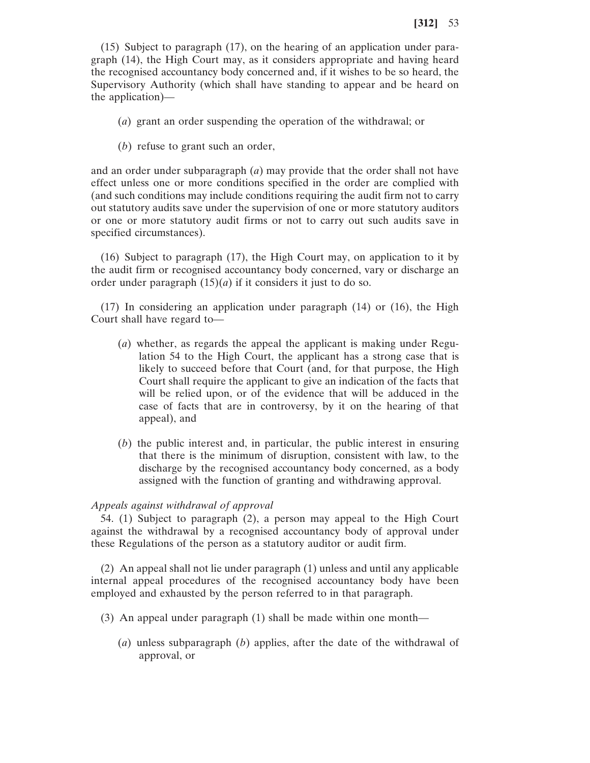(15) Subject to paragraph (17), on the hearing of an application under paragraph (14), the High Court may, as it considers appropriate and having heard the recognised accountancy body concerned and, if it wishes to be so heard, the Supervisory Authority (which shall have standing to appear and be heard on the application)—

(*a*) grant an order suspending the operation of the withdrawal; or

(*b*) refuse to grant such an order,

and an order under subparagraph (*a*) may provide that the order shall not have effect unless one or more conditions specified in the order are complied with (and such conditions may include conditions requiring the audit firm not to carry out statutory audits save under the supervision of one or more statutory auditors or one or more statutory audit firms or not to carry out such audits save in specified circumstances).

(16) Subject to paragraph (17), the High Court may, on application to it by the audit firm or recognised accountancy body concerned, vary or discharge an order under paragraph (15)(*a*) if it considers it just to do so.

(17) In considering an application under paragraph (14) or (16), the High Court shall have regard to—

(*a*) whether, as regards the appeal the applicant is making under Regulation 54 to the High Court, the applicant has a strong case that is likely to succeed before that Court (and, for that purpose, the High Court shall require the applicant to give an indication of the facts that will be relied upon, or of the evidence that will be adduced in the case of facts that are in controversy, by it on the hearing of that appeal), and

(*b*) the public interest and, in particular, the public interest in ensuring that there is the minimum of disruption, consistent with law, to the discharge by the recognised accountancy body concerned, as a body assigned with the function of granting and withdrawing approval.

*Appeals against withdrawal of approval*

54. (1) Subject to paragraph (2), a person may appeal to the High Court against the withdrawal by a recognised accountancy body of approval under these Regulations of the person as a statutory auditor or audit firm.

(2) An appeal shall not lie under paragraph (1) unless and until any applicable internal appeal procedures of the recognised accountancy body have been employed and exhausted by the person referred to in that paragraph.

(3) An appeal under paragraph (1) shall be made within one month—

(*a*) unless subparagraph (*b*) applies, after the date of the withdrawal of approval, or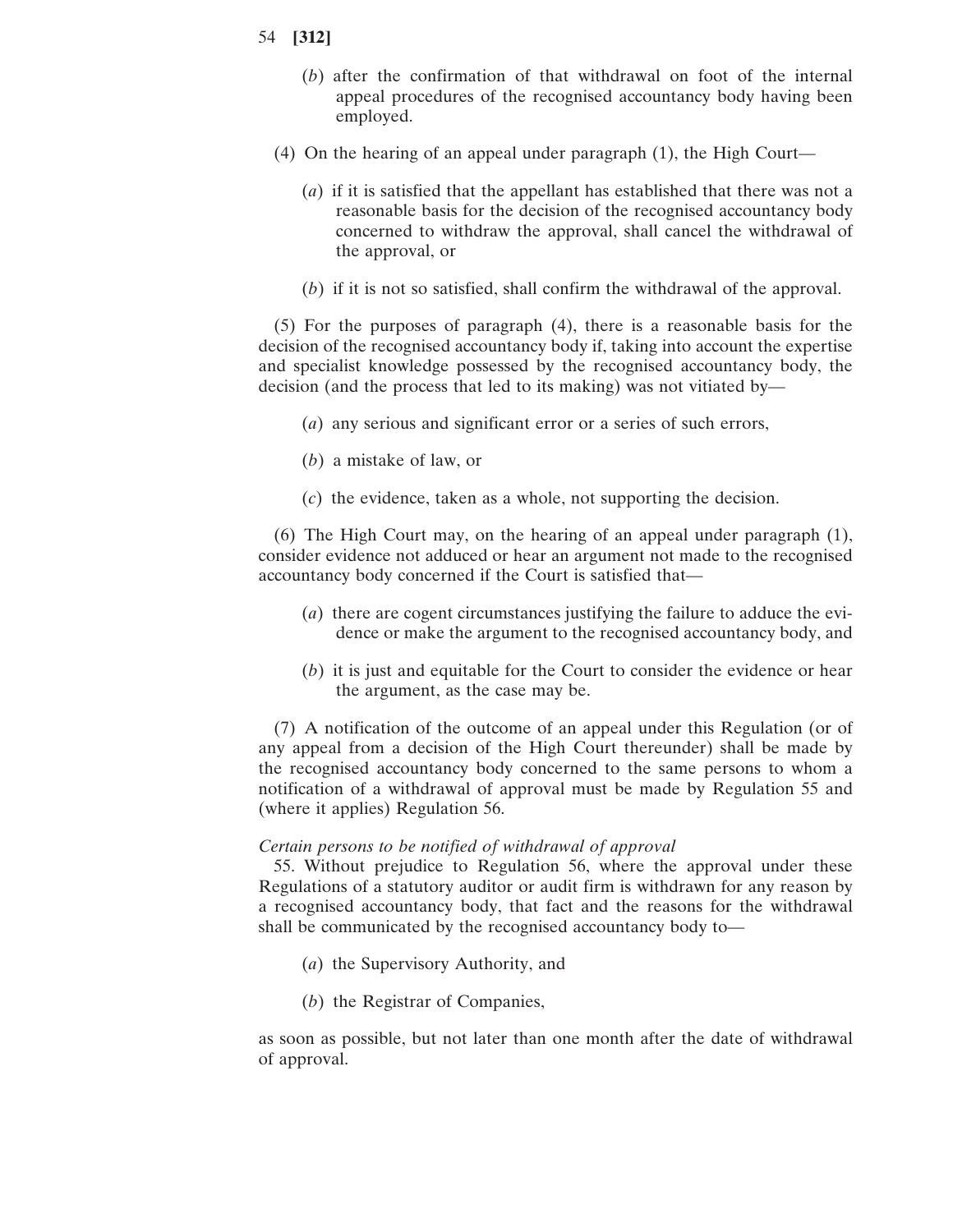(*b*) after the confirmation of that withdrawal on foot of the internal appeal procedures of the recognised accountancy body having been employed.

(4) On the hearing of an appeal under paragraph (1), the High Court—

(*a*) if it is satisfied that the appellant has established that there was not a reasonable basis for the decision of the recognised accountancy body concerned to withdraw the approval, shall cancel the withdrawal of the approval, or

(*b*) if it is not so satisfied, shall confirm the withdrawal of the approval.

(5) For the purposes of paragraph (4), there is a reasonable basis for the decision of the recognised accountancy body if, taking into account the expertise and specialist knowledge possessed by the recognised accountancy body, the decision (and the process that led to its making) was not vitiated by—

(*a*) any serious and significant error or a series of such errors,

(*b*) a mistake of law, or

(*c*) the evidence, taken as a whole, not supporting the decision.

(6) The High Court may, on the hearing of an appeal under paragraph (1), consider evidence not adduced or hear an argument not made to the recognised accountancy body concerned if the Court is satisfied that—

(*a*) there are cogent circumstances justifying the failure to adduce the evidence or make the argument to the recognised accountancy body, and

(*b*) it is just and equitable for the Court to consider the evidence or hear the argument, as the case may be.

(7) A notification of the outcome of an appeal under this Regulation (or of any appeal from a decision of the High Court thereunder) shall be made by the recognised accountancy body concerned to the same persons to whom a notification of a withdrawal of approval must be made by Regulation 55 and (where it applies) Regulation 56.

*Certain persons to be notified of withdrawal of approval*

55. Without prejudice to Regulation 56, where the approval under these Regulations of a statutory auditor or audit firm is withdrawn for any reason by a recognised accountancy body, that fact and the reasons for the withdrawal shall be communicated by the recognised accountancy body to—

(*a*) the Supervisory Authority, and

(*b*) the Registrar of Companies,

as soon as possible, but not later than one month after the date of withdrawal of approval.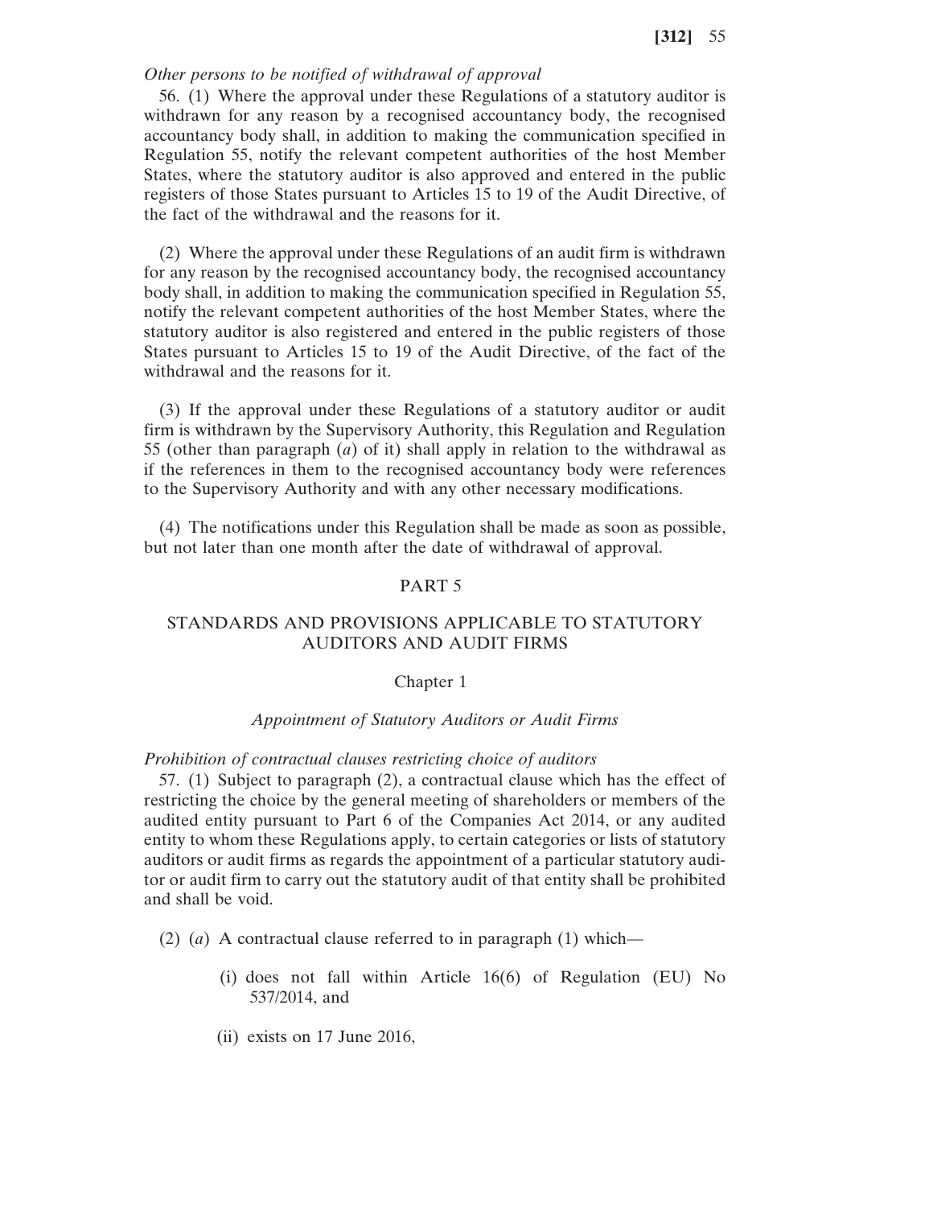*Other persons to be notified of withdrawal of approval*

56. (1) Where the approval under these Regulations of a statutory auditor is withdrawn for any reason by a recognised accountancy body, the recognised accountancy body shall, in addition to making the communication specified in Regulation 55, notify the relevant competent authorities of the host Member States, where the statutory auditor is also approved and entered in the public registers of those States pursuant to Articles 15 to 19 of the Audit Directive, of the fact of the withdrawal and the reasons for it.

(2) Where the approval under these Regulations of an audit firm is withdrawn for any reason by the recognised accountancy body, the recognised accountancy body shall, in addition to making the communication specified in Regulation 55, notify the relevant competent authorities of the host Member States, where the statutory auditor is also registered and entered in the public registers of those States pursuant to Articles 15 to 19 of the Audit Directive, of the fact of the withdrawal and the reasons for it.

(3) If the approval under these Regulations of a statutory auditor or audit firm is withdrawn by the Supervisory Authority, this Regulation and Regulation 55 (other than paragraph (*a*) of it) shall apply in relation to the withdrawal as if the references in them to the recognised accountancy body were references to the Supervisory Authority and with any other necessary modifications.

(4) The notifications under this Regulation shall be made as soon as possible, but not later than one month after the date of withdrawal of approval.

# PART 5

# STANDARDS AND PROVISIONS APPLICABLE TO STATUTORY AUDITORS AND AUDIT FIRMS

## Chapter 1

### *Appointment of Statutory Auditors or Audit Firms*

*Prohibition of contractual clauses restricting choice of auditors*

57. (1) Subject to paragraph (2), a contractual clause which has the effect of restricting the choice by the general meeting of shareholders or members of the audited entity pursuant to Part 6 of the Companies Act 2014, or any audited entity to whom these Regulations apply, to certain categories or lists of statutory auditors or audit firms as regards the appointment of a particular statutory auditor or audit firm to carry out the statutory audit of that entity shall be prohibited and shall be void.

(2) (*a*) A contractual clause referred to in paragraph (1) which—

(i) does not fall within Article 16(6) of Regulation (EU) No 537/2014, and

(ii) exists on 17 June 2016,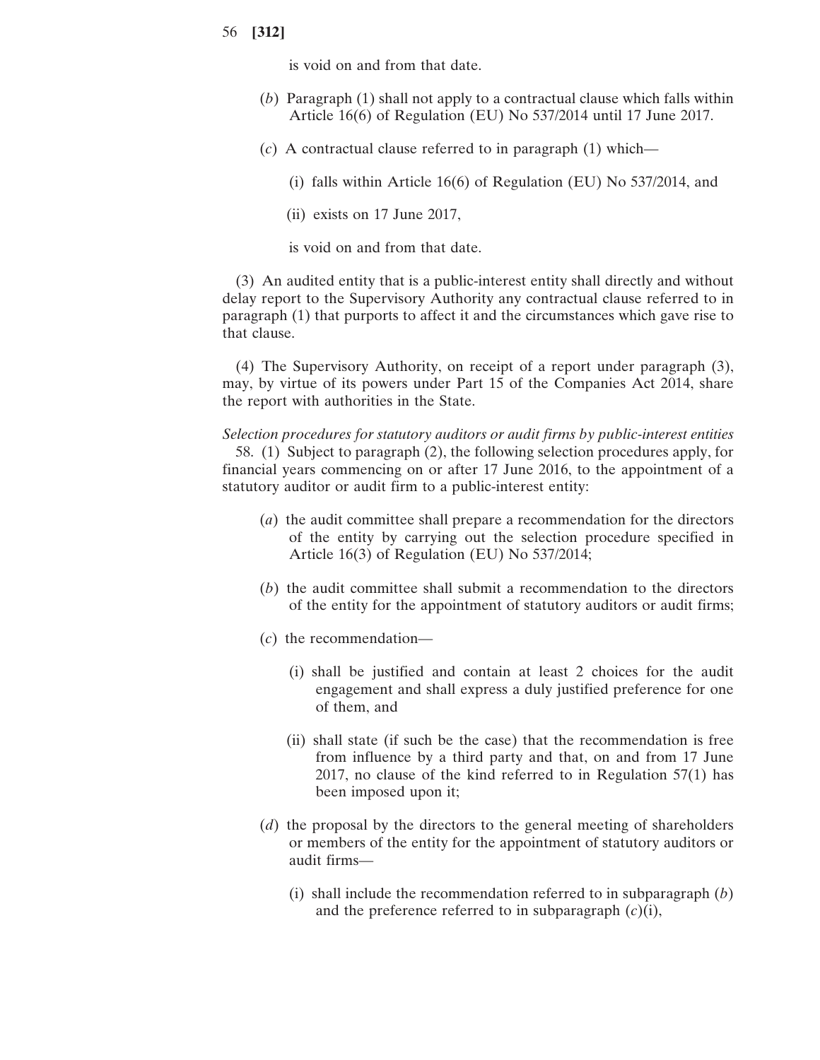is void on and from that date.

(*b*) Paragraph (1) shall not apply to a contractual clause which falls within Article 16(6) of Regulation (EU) No 537/2014 until 17 June 2017.

(*c*) A contractual clause referred to in paragraph (1) which—

(i) falls within Article 16(6) of Regulation (EU) No 537/2014, and

(ii) exists on 17 June 2017,

is void on and from that date.

(3) An audited entity that is a public-interest entity shall directly and without delay report to the Supervisory Authority any contractual clause referred to in paragraph (1) that purports to affect it and the circumstances which gave rise to that clause.

(4) The Supervisory Authority, on receipt of a report under paragraph (3), may, by virtue of its powers under Part 15 of the Companies Act 2014, share the report with authorities in the State.

*Selection procedures for statutory auditors or audit firms by public-interest entities*

58. (1) Subject to paragraph (2), the following selection procedures apply, for financial years commencing on or after 17 June 2016, to the appointment of a statutory auditor or audit firm to a public-interest entity:

(*a*) the audit committee shall prepare a recommendation for the directors of the entity by carrying out the selection procedure specified in Article 16(3) of Regulation (EU) No 537/2014;

(*b*) the audit committee shall submit a recommendation to the directors of the entity for the appointment of statutory auditors or audit firms;

(*c*) the recommendation—

(i) shall be justified and contain at least 2 choices for the audit engagement and shall express a duly justified preference for one of them, and

(ii) shall state (if such be the case) that the recommendation is free from influence by a third party and that, on and from 17 June 2017, no clause of the kind referred to in Regulation 57(1) has been imposed upon it;

(*d*) the proposal by the directors to the general meeting of shareholders or members of the entity for the appointment of statutory auditors or audit firms—

(i) shall include the recommendation referred to in subparagraph (*b*) and the preference referred to in subparagraph (*c*)(i),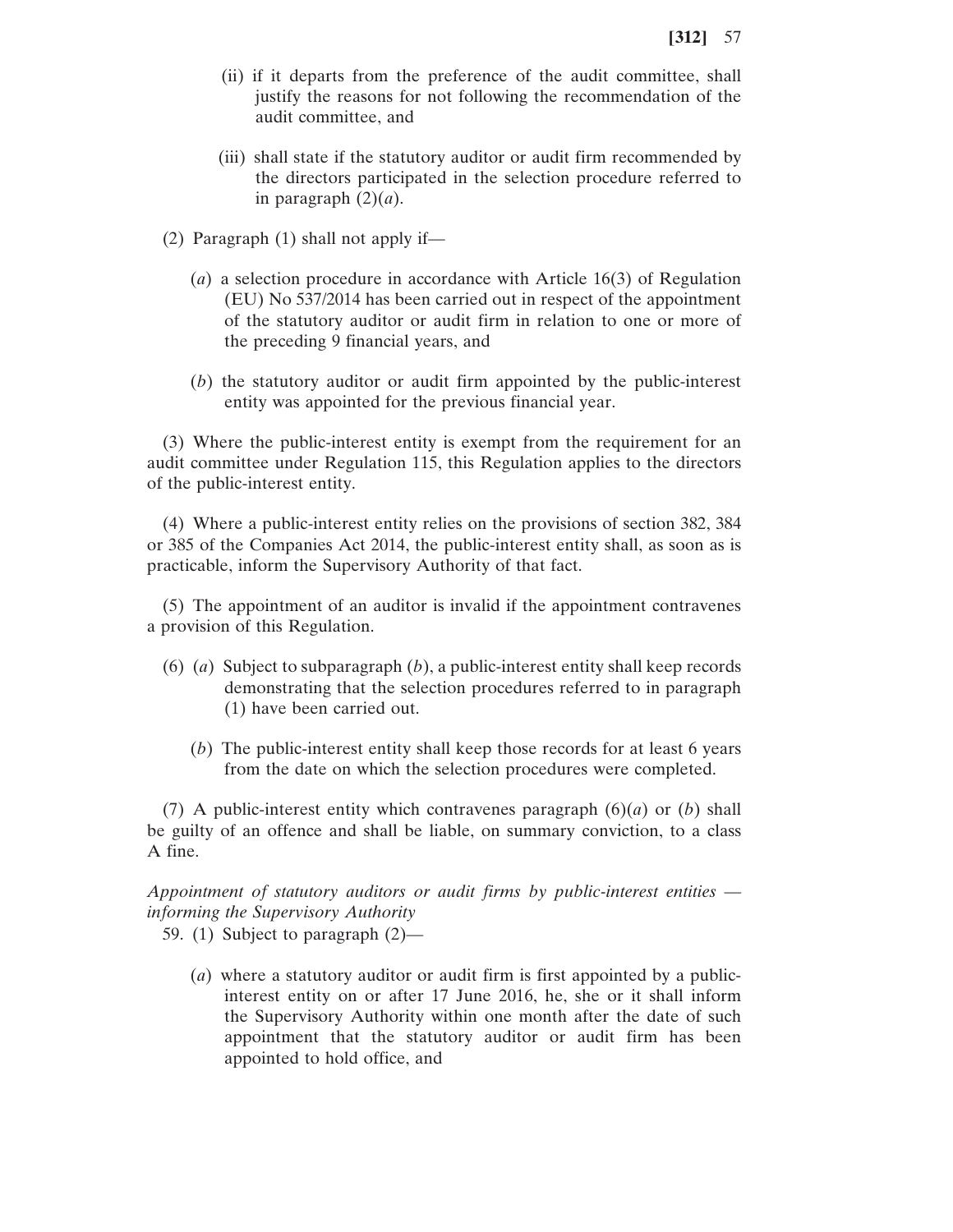(ii) if it departs from the preference of the audit committee, shall justify the reasons for not following the recommendation of the audit committee, and

(iii) shall state if the statutory auditor or audit firm recommended by the directors participated in the selection procedure referred to in paragraph (2)(*a*).

(2) Paragraph (1) shall not apply if—

(*a*) a selection procedure in accordance with Article 16(3) of Regulation (EU) No 537/2014 has been carried out in respect of the appointment of the statutory auditor or audit firm in relation to one or more of the preceding 9 financial years, and

(*b*) the statutory auditor or audit firm appointed by the public-interest entity was appointed for the previous financial year.

(3) Where the public-interest entity is exempt from the requirement for an audit committee under Regulation 115, this Regulation applies to the directors of the public-interest entity.

(4) Where a public-interest entity relies on the provisions of section 382, 384 or 385 of the Companies Act 2014, the public-interest entity shall, as soon as is practicable, inform the Supervisory Authority of that fact.

(5) The appointment of an auditor is invalid if the appointment contravenes a provision of this Regulation.

(6) (*a*) Subject to subparagraph (*b*), a public-interest entity shall keep records demonstrating that the selection procedures referred to in paragraph (1) have been carried out.

(*b*) The public-interest entity shall keep those records for at least 6 years from the date on which the selection procedures were completed.

(7) A public-interest entity which contravenes paragraph (6)(*a*) or (*b*) shall be guilty of an offence and shall be liable, on summary conviction, to a class A fine.

*Appointment of statutory auditors or audit firms by public-interest entities — informing the Supervisory Authority*

59. (1) Subject to paragraph (2)—

(*a*) where a statutory auditor or audit firm is first appointed by a public-interest entity on or after 17 June 2016, he, she or it shall inform the Supervisory Authority within one month after the date of such appointment that the statutory auditor or audit firm has been appointed to hold office, and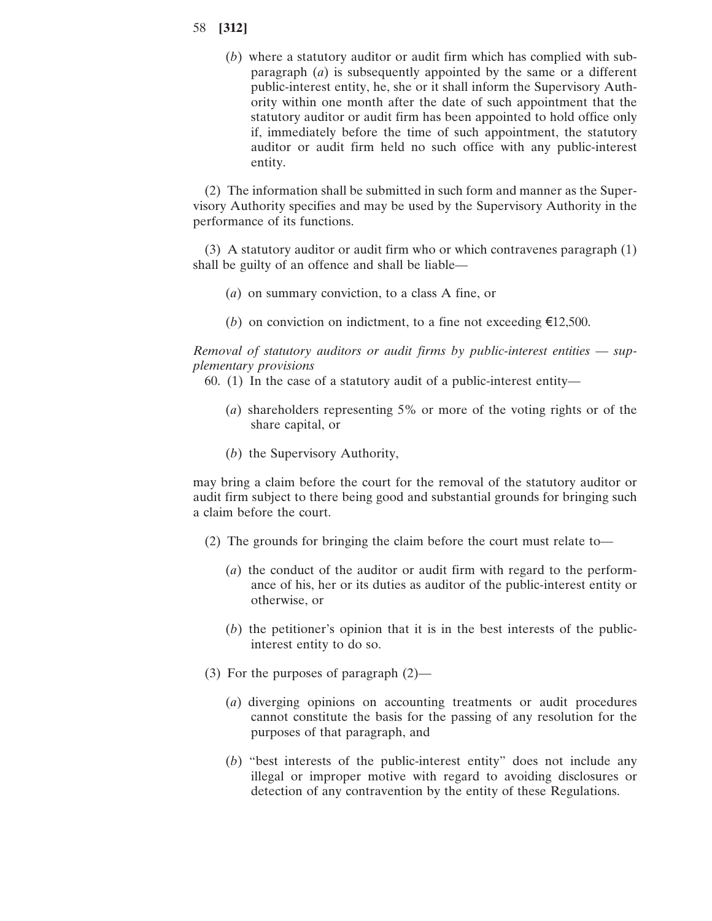(*b*) where a statutory auditor or audit firm which has complied with sub-paragraph (*a*) is subsequently appointed by the same or a different public-interest entity, he, she or it shall inform the Supervisory Authority within one month after the date of such appointment that the statutory auditor or audit firm has been appointed to hold office only if, immediately before the time of such appointment, the statutory auditor or audit firm held no such office with any public-interest entity.

(2) The information shall be submitted in such form and manner as the Supervisory Authority specifies and may be used by the Supervisory Authority in the performance of its functions.

(3) A statutory auditor or audit firm who or which contravenes paragraph (1) shall be guilty of an offence and shall be liable—

(*a*) on summary conviction, to a class A fine, or

(*b*) on conviction on indictment, to a fine not exceeding €12,500.

*Removal of statutory auditors or audit firms by public-interest entities — supplementary provisions*

60. (1) In the case of a statutory audit of a public-interest entity—

(*a*) shareholders representing 5% or more of the voting rights or of the share capital, or

(*b*) the Supervisory Authority,

may bring a claim before the court for the removal of the statutory auditor or audit firm subject to there being good and substantial grounds for bringing such a claim before the court.

(2) The grounds for bringing the claim before the court must relate to—

(*a*) the conduct of the auditor or audit firm with regard to the performance of his, her or its duties as auditor of the public-interest entity or otherwise, or

(*b*) the petitioner's opinion that it is in the best interests of the public-interest entity to do so.

(3) For the purposes of paragraph (2)—

(*a*) diverging opinions on accounting treatments or audit procedures cannot constitute the basis for the passing of any resolution for the purposes of that paragraph, and

(*b*) "best interests of the public-interest entity" does not include any illegal or improper motive with regard to avoiding disclosures or detection of any contravention by the entity of these Regulations.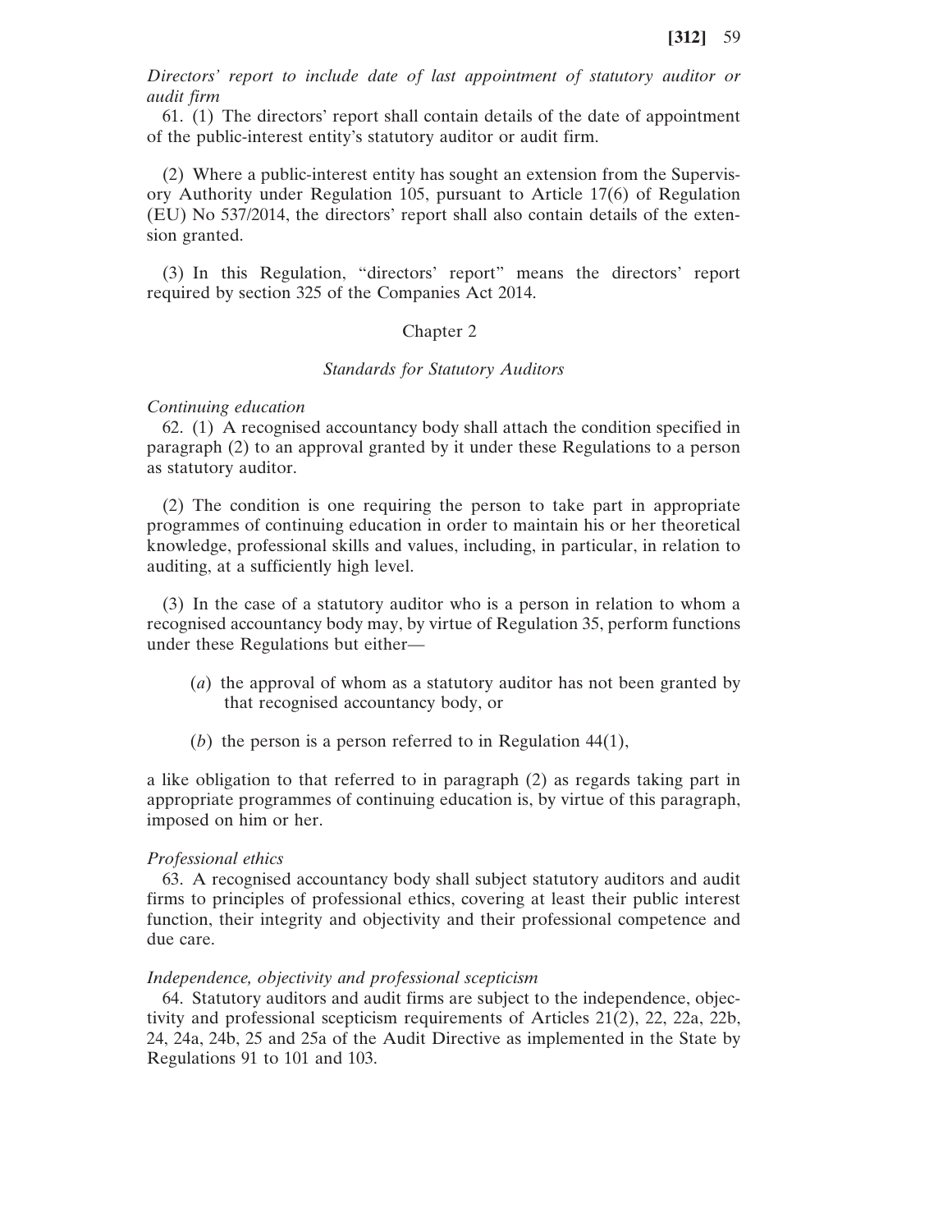*Directors' report to include date of last appointment of statutory auditor or audit firm*

61. (1) The directors' report shall contain details of the date of appointment of the public-interest entity's statutory auditor or audit firm.

(2) Where a public-interest entity has sought an extension from the Supervisory Authority under Regulation 105, pursuant to Article 17(6) of Regulation (EU) No 537/2014, the directors' report shall also contain details of the extension granted.

(3) In this Regulation, "directors' report" means the directors' report required by section 325 of the Companies Act 2014.

## Chapter 2

### *Standards for Statutory Auditors*

*Continuing education*

62. (1) A recognised accountancy body shall attach the condition specified in paragraph (2) to an approval granted by it under these Regulations to a person as statutory auditor.

(2) The condition is one requiring the person to take part in appropriate programmes of continuing education in order to maintain his or her theoretical knowledge, professional skills and values, including, in particular, in relation to auditing, at a sufficiently high level.

(3) In the case of a statutory auditor who is a person in relation to whom a recognised accountancy body may, by virtue of Regulation 35, perform functions under these Regulations but either—

(*a*) the approval of whom as a statutory auditor has not been granted by that recognised accountancy body, or

(*b*) the person is a person referred to in Regulation 44(1),

a like obligation to that referred to in paragraph (2) as regards taking part in appropriate programmes of continuing education is, by virtue of this paragraph, imposed on him or her.

*Professional ethics*

63. A recognised accountancy body shall subject statutory auditors and audit firms to principles of professional ethics, covering at least their public interest function, their integrity and objectivity and their professional competence and due care.

*Independence, objectivity and professional scepticism*

64. Statutory auditors and audit firms are subject to the independence, objectivity and professional scepticism requirements of Articles 21(2), 22, 22a, 22b, 24, 24a, 24b, 25 and 25a of the Audit Directive as implemented in the State by Regulations 91 to 101 and 103.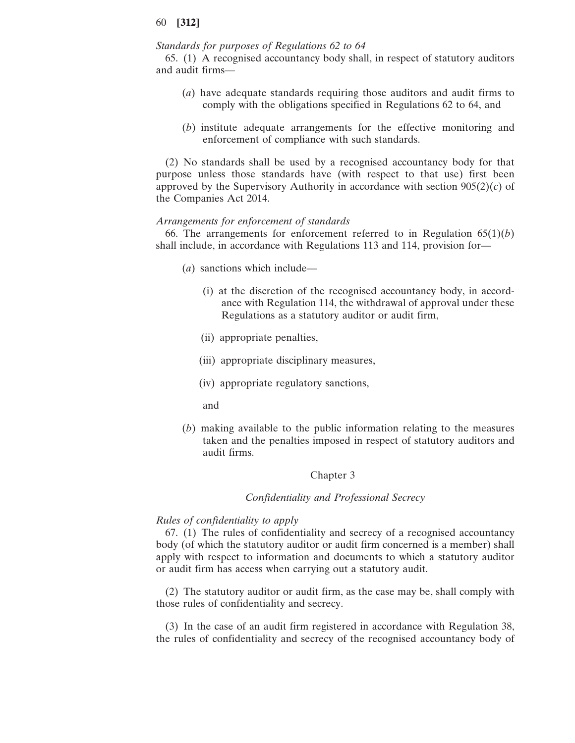*Standards for purposes of Regulations 62 to 64*

65. (1) A recognised accountancy body shall, in respect of statutory auditors and audit firms—

(*a*) have adequate standards requiring those auditors and audit firms to comply with the obligations specified in Regulations 62 to 64, and

(*b*) institute adequate arrangements for the effective monitoring and enforcement of compliance with such standards.

(2) No standards shall be used by a recognised accountancy body for that purpose unless those standards have (with respect to that use) first been approved by the Supervisory Authority in accordance with section 905(2)(*c*) of the Companies Act 2014.

*Arrangements for enforcement of standards*

66. The arrangements for enforcement referred to in Regulation 65(1)(*b*) shall include, in accordance with Regulations 113 and 114, provision for—

(*a*) sanctions which include—

(i) at the discretion of the recognised accountancy body, in accordance with Regulation 114, the withdrawal of approval under these Regulations as a statutory auditor or audit firm,

(ii) appropriate penalties,

(iii) appropriate disciplinary measures,

(iv) appropriate regulatory sanctions,

and

(*b*) making available to the public information relating to the measures taken and the penalties imposed in respect of statutory auditors and audit firms.

## Chapter 3

## *Confidentiality and Professional Secrecy*

*Rules of confidentiality to apply*

67. (1) The rules of confidentiality and secrecy of a recognised accountancy body (of which the statutory auditor or audit firm concerned is a member) shall apply with respect to information and documents to which a statutory auditor or audit firm has access when carrying out a statutory audit.

(2) The statutory auditor or audit firm, as the case may be, shall comply with those rules of confidentiality and secrecy.

(3) In the case of an audit firm registered in accordance with Regulation 38, the rules of confidentiality and secrecy of the recognised accountancy body of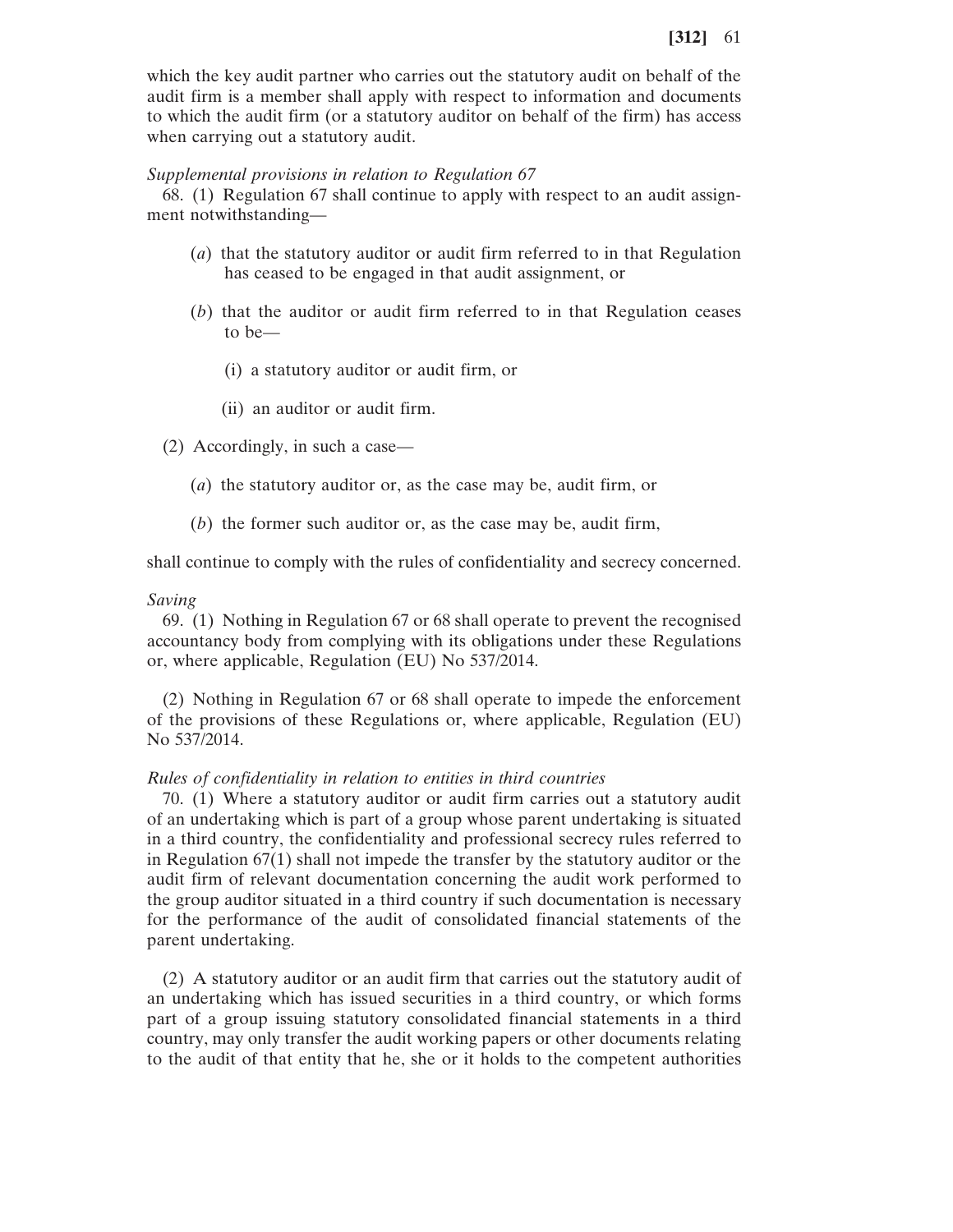which the key audit partner who carries out the statutory audit on behalf of the audit firm is a member shall apply with respect to information and documents to which the audit firm (or a statutory auditor on behalf of the firm) has access when carrying out a statutory audit.

*Supplemental provisions in relation to Regulation 67*

68. (1) Regulation 67 shall continue to apply with respect to an audit assignment notwithstanding—

(*a*) that the statutory auditor or audit firm referred to in that Regulation has ceased to be engaged in that audit assignment, or

(*b*) that the auditor or audit firm referred to in that Regulation ceases to be—

(i) a statutory auditor or audit firm, or

(ii) an auditor or audit firm.

(2) Accordingly, in such a case—

(*a*) the statutory auditor or, as the case may be, audit firm, or

(*b*) the former such auditor or, as the case may be, audit firm,

shall continue to comply with the rules of confidentiality and secrecy concerned.

*Saving*

69. (1) Nothing in Regulation 67 or 68 shall operate to prevent the recognised accountancy body from complying with its obligations under these Regulations or, where applicable, Regulation (EU) No 537/2014.

(2) Nothing in Regulation 67 or 68 shall operate to impede the enforcement of the provisions of these Regulations or, where applicable, Regulation (EU) No 537/2014.

*Rules of confidentiality in relation to entities in third countries*

70. (1) Where a statutory auditor or audit firm carries out a statutory audit of an undertaking which is part of a group whose parent undertaking is situated in a third country, the confidentiality and professional secrecy rules referred to in Regulation 67(1) shall not impede the transfer by the statutory auditor or the audit firm of relevant documentation concerning the audit work performed to the group auditor situated in a third country if such documentation is necessary for the performance of the audit of consolidated financial statements of the parent undertaking.

(2) A statutory auditor or an audit firm that carries out the statutory audit of an undertaking which has issued securities in a third country, or which forms part of a group issuing statutory consolidated financial statements in a third country, may only transfer the audit working papers or other documents relating to the audit of that entity that he, she or it holds to the competent authorities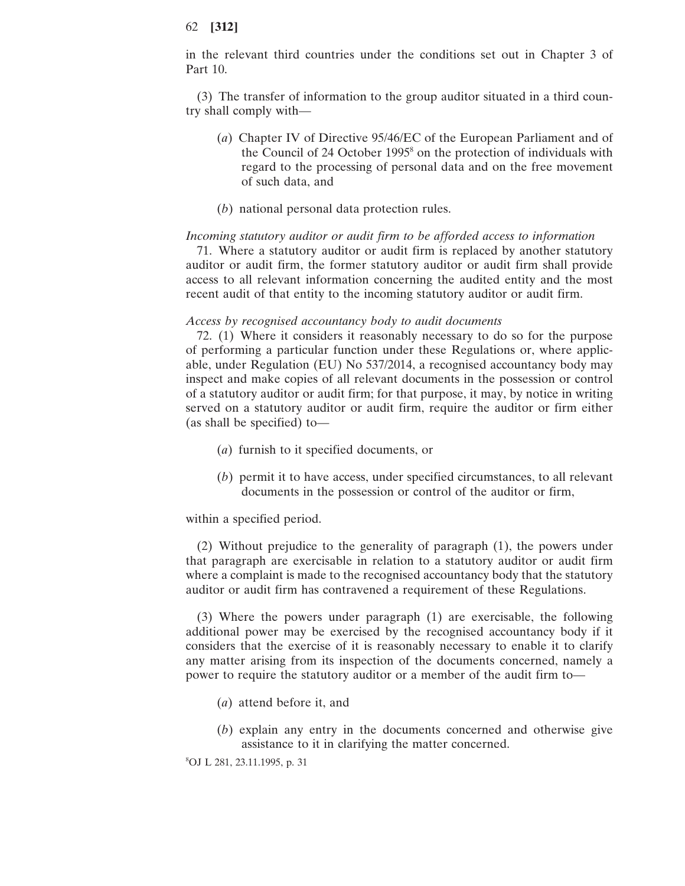in the relevant third countries under the conditions set out in Chapter 3 of Part 10.

(3) The transfer of information to the group auditor situated in a third country shall comply with—

(*a*) Chapter IV of Directive 95/46/EC of the European Parliament and of the Council of 24 October 1995[8] on the protection of individuals with regard to the processing of personal data and on the free movement of such data, and

(*b*) national personal data protection rules.

*Incoming statutory auditor or audit firm to be afforded access to information*

71. Where a statutory auditor or audit firm is replaced by another statutory auditor or audit firm, the former statutory auditor or audit firm shall provide access to all relevant information concerning the audited entity and the most recent audit of that entity to the incoming statutory auditor or audit firm.

*Access by recognised accountancy body to audit documents*

72. (1) Where it considers it reasonably necessary to do so for the purpose of performing a particular function under these Regulations or, where applicable, under Regulation (EU) No 537/2014, a recognised accountancy body may inspect and make copies of all relevant documents in the possession or control of a statutory auditor or audit firm; for that purpose, it may, by notice in writing served on a statutory auditor or audit firm, require the auditor or firm either (as shall be specified) to—

(*a*) furnish to it specified documents, or

(*b*) permit it to have access, under specified circumstances, to all relevant documents in the possession or control of the auditor or firm,

within a specified period.

(2) Without prejudice to the generality of paragraph (1), the powers under that paragraph are exercisable in relation to a statutory auditor or audit firm where a complaint is made to the recognised accountancy body that the statutory auditor or audit firm has contravened a requirement of these Regulations.

(3) Where the powers under paragraph (1) are exercisable, the following additional power may be exercised by the recognised accountancy body if it considers that the exercise of it is reasonably necessary to enable it to clarify any matter arising from its inspection of the documents concerned, namely a power to require the statutory auditor or a member of the audit firm to—

(*a*) attend before it, and

(*b*) explain any entry in the documents concerned and otherwise give assistance to it in clarifying the matter concerned.

[8]OJ L 281, 23.11.1995, p. 31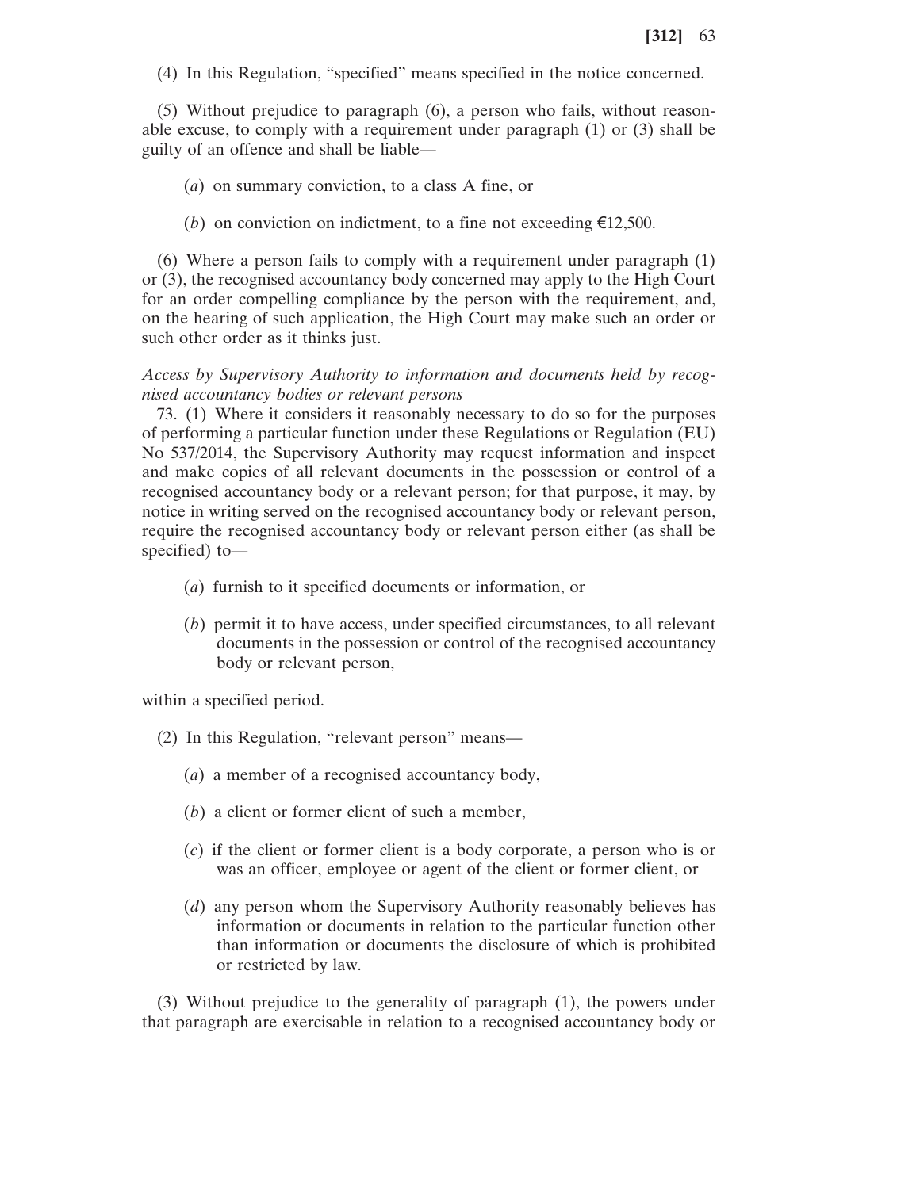(4) In this Regulation, "specified" means specified in the notice concerned.

(5) Without prejudice to paragraph (6), a person who fails, without reasonable excuse, to comply with a requirement under paragraph (1) or (3) shall be guilty of an offence and shall be liable—

(*a*) on summary conviction, to a class A fine, or

(*b*) on conviction on indictment, to a fine not exceeding €12,500.

(6) Where a person fails to comply with a requirement under paragraph (1) or (3), the recognised accountancy body concerned may apply to the High Court for an order compelling compliance by the person with the requirement, and, on the hearing of such application, the High Court may make such an order or such other order as it thinks just.

*Access by Supervisory Authority to information and documents held by recognised accountancy bodies or relevant persons*

73. (1) Where it considers it reasonably necessary to do so for the purposes of performing a particular function under these Regulations or Regulation (EU) No 537/2014, the Supervisory Authority may request information and inspect and make copies of all relevant documents in the possession or control of a recognised accountancy body or a relevant person; for that purpose, it may, by notice in writing served on the recognised accountancy body or relevant person, require the recognised accountancy body or relevant person either (as shall be specified) to—

(*a*) furnish to it specified documents or information, or

(*b*) permit it to have access, under specified circumstances, to all relevant documents in the possession or control of the recognised accountancy body or relevant person,

within a specified period.

(2) In this Regulation, "relevant person" means—

(*a*) a member of a recognised accountancy body,

(*b*) a client or former client of such a member,

(*c*) if the client or former client is a body corporate, a person who is or was an officer, employee or agent of the client or former client, or

(*d*) any person whom the Supervisory Authority reasonably believes has information or documents in relation to the particular function other than information or documents the disclosure of which is prohibited or restricted by law.

(3) Without prejudice to the generality of paragraph (1), the powers under that paragraph are exercisable in relation to a recognised accountancy body or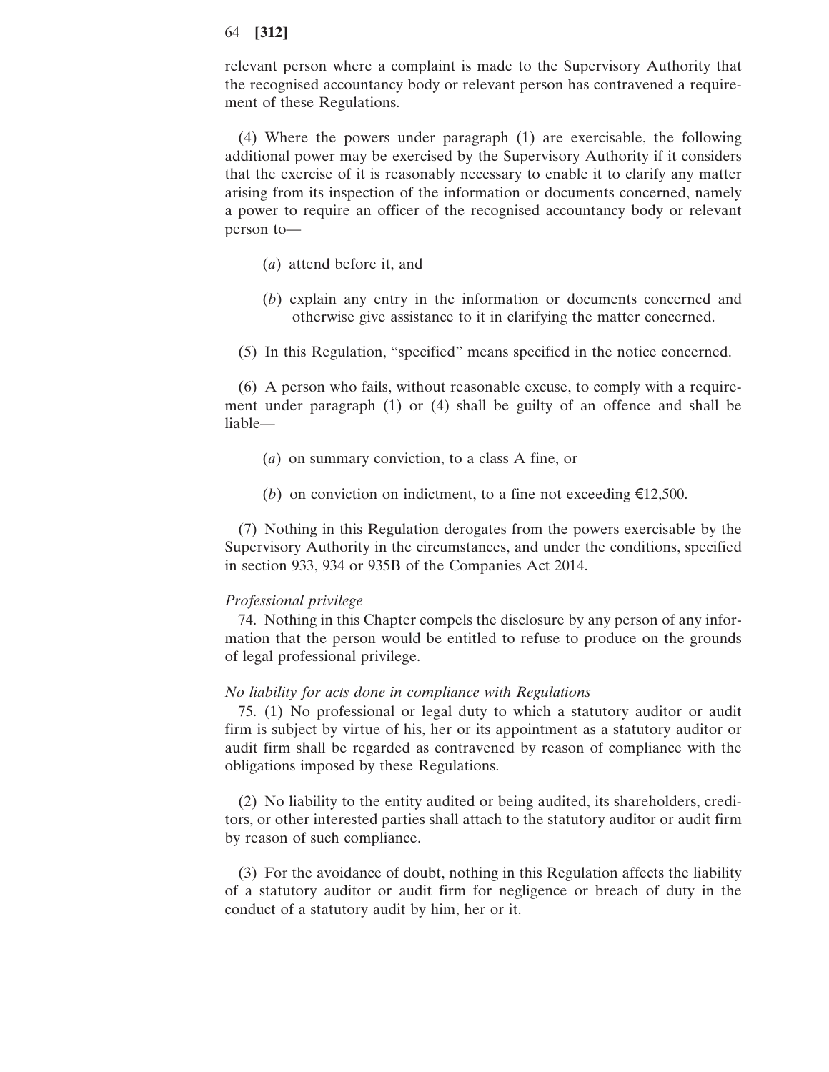relevant person where a complaint is made to the Supervisory Authority that the recognised accountancy body or relevant person has contravened a requirement of these Regulations.

(4) Where the powers under paragraph (1) are exercisable, the following additional power may be exercised by the Supervisory Authority if it considers that the exercise of it is reasonably necessary to enable it to clarify any matter arising from its inspection of the information or documents concerned, namely a power to require an officer of the recognised accountancy body or relevant person to—

(*a*) attend before it, and

(*b*) explain any entry in the information or documents concerned and otherwise give assistance to it in clarifying the matter concerned.

(5) In this Regulation, "specified" means specified in the notice concerned.

(6) A person who fails, without reasonable excuse, to comply with a requirement under paragraph (1) or (4) shall be guilty of an offence and shall be liable—

(*a*) on summary conviction, to a class A fine, or

(*b*) on conviction on indictment, to a fine not exceeding €12,500.

(7) Nothing in this Regulation derogates from the powers exercisable by the Supervisory Authority in the circumstances, and under the conditions, specified in section 933, 934 or 935B of the Companies Act 2014.

*Professional privilege*

74. Nothing in this Chapter compels the disclosure by any person of any information that the person would be entitled to refuse to produce on the grounds of legal professional privilege.

*No liability for acts done in compliance with Regulations*

75. (1) No professional or legal duty to which a statutory auditor or audit firm is subject by virtue of his, her or its appointment as a statutory auditor or audit firm shall be regarded as contravened by reason of compliance with the obligations imposed by these Regulations.

(2) No liability to the entity audited or being audited, its shareholders, creditors, or other interested parties shall attach to the statutory auditor or audit firm by reason of such compliance.

(3) For the avoidance of doubt, nothing in this Regulation affects the liability of a statutory auditor or audit firm for negligence or breach of duty in the conduct of a statutory audit by him, her or it.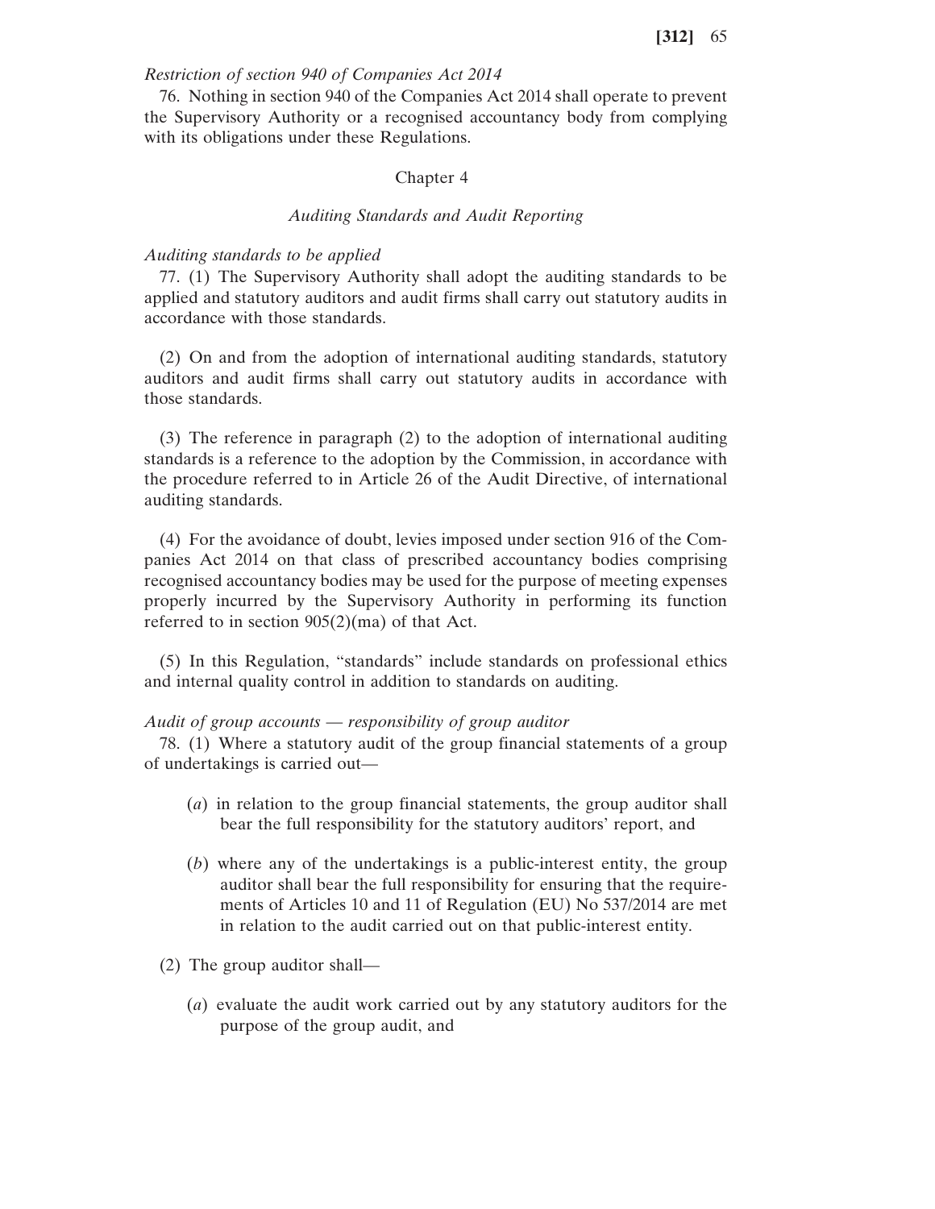*Restriction of section 940 of Companies Act 2014*

76. Nothing in section 940 of the Companies Act 2014 shall operate to prevent the Supervisory Authority or a recognised accountancy body from complying with its obligations under these Regulations.

## Chapter 4

### *Auditing Standards and Audit Reporting*

*Auditing standards to be applied*

77. (1) The Supervisory Authority shall adopt the auditing standards to be applied and statutory auditors and audit firms shall carry out statutory audits in accordance with those standards.

(2) On and from the adoption of international auditing standards, statutory auditors and audit firms shall carry out statutory audits in accordance with those standards.

(3) The reference in paragraph (2) to the adoption of international auditing standards is a reference to the adoption by the Commission, in accordance with the procedure referred to in Article 26 of the Audit Directive, of international auditing standards.

(4) For the avoidance of doubt, levies imposed under section 916 of the Companies Act 2014 on that class of prescribed accountancy bodies comprising recognised accountancy bodies may be used for the purpose of meeting expenses properly incurred by the Supervisory Authority in performing its function referred to in section 905(2)(ma) of that Act.

(5) In this Regulation, "standards" include standards on professional ethics and internal quality control in addition to standards on auditing.

*Audit of group accounts — responsibility of group auditor*

78. (1) Where a statutory audit of the group financial statements of a group of undertakings is carried out—

(*a*) in relation to the group financial statements, the group auditor shall bear the full responsibility for the statutory auditors' report, and

(*b*) where any of the undertakings is a public-interest entity, the group auditor shall bear the full responsibility for ensuring that the requirements of Articles 10 and 11 of Regulation (EU) No 537/2014 are met in relation to the audit carried out on that public-interest entity.

(2) The group auditor shall—

(*a*) evaluate the audit work carried out by any statutory auditors for the purpose of the group audit, and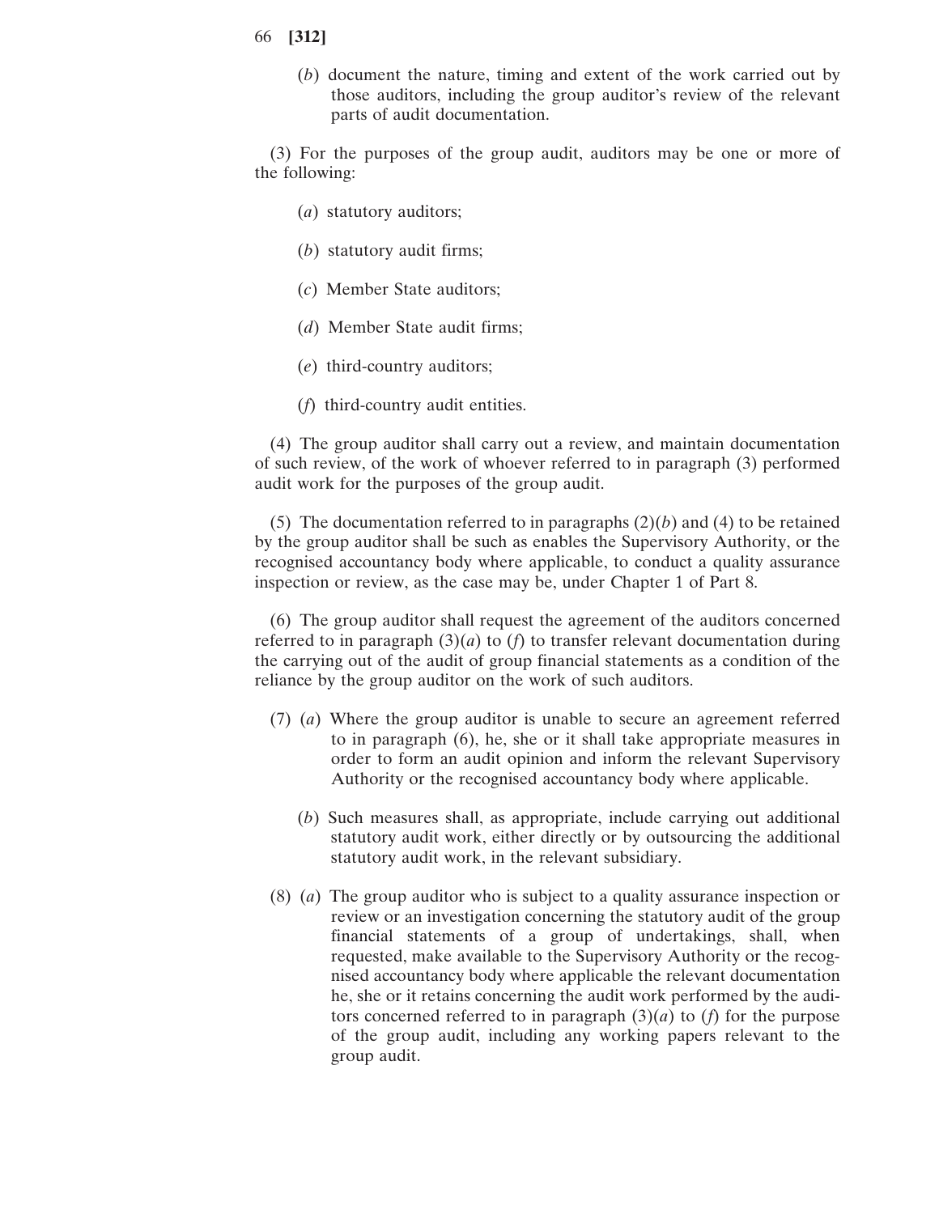(*b*) document the nature, timing and extent of the work carried out by those auditors, including the group auditor's review of the relevant parts of audit documentation.

(3) For the purposes of the group audit, auditors may be one or more of the following:

(*a*) statutory auditors;

(*b*) statutory audit firms;

(*c*) Member State auditors;

(*d*) Member State audit firms;

(*e*) third-country auditors;

(*f*) third-country audit entities.

(4) The group auditor shall carry out a review, and maintain documentation of such review, of the work of whoever referred to in paragraph (3) performed audit work for the purposes of the group audit.

(5) The documentation referred to in paragraphs (2)(*b*) and (4) to be retained by the group auditor shall be such as enables the Supervisory Authority, or the recognised accountancy body where applicable, to conduct a quality assurance inspection or review, as the case may be, under Chapter 1 of Part 8.

(6) The group auditor shall request the agreement of the auditors concerned referred to in paragraph (3)(*a*) to (*f*) to transfer relevant documentation during the carrying out of the audit of group financial statements as a condition of the reliance by the group auditor on the work of such auditors.

(7) (*a*) Where the group auditor is unable to secure an agreement referred to in paragraph (6), he, she or it shall take appropriate measures in order to form an audit opinion and inform the relevant Supervisory Authority or the recognised accountancy body where applicable.

(*b*) Such measures shall, as appropriate, include carrying out additional statutory audit work, either directly or by outsourcing the additional statutory audit work, in the relevant subsidiary.

(8) (*a*) The group auditor who is subject to a quality assurance inspection or review or an investigation concerning the statutory audit of the group financial statements of a group of undertakings, shall, when requested, make available to the Supervisory Authority or the recognised accountancy body where applicable the relevant documentation he, she or it retains concerning the audit work performed by the auditors concerned referred to in paragraph (3)(*a*) to (*f*) for the purpose of the group audit, including any working papers relevant to the group audit.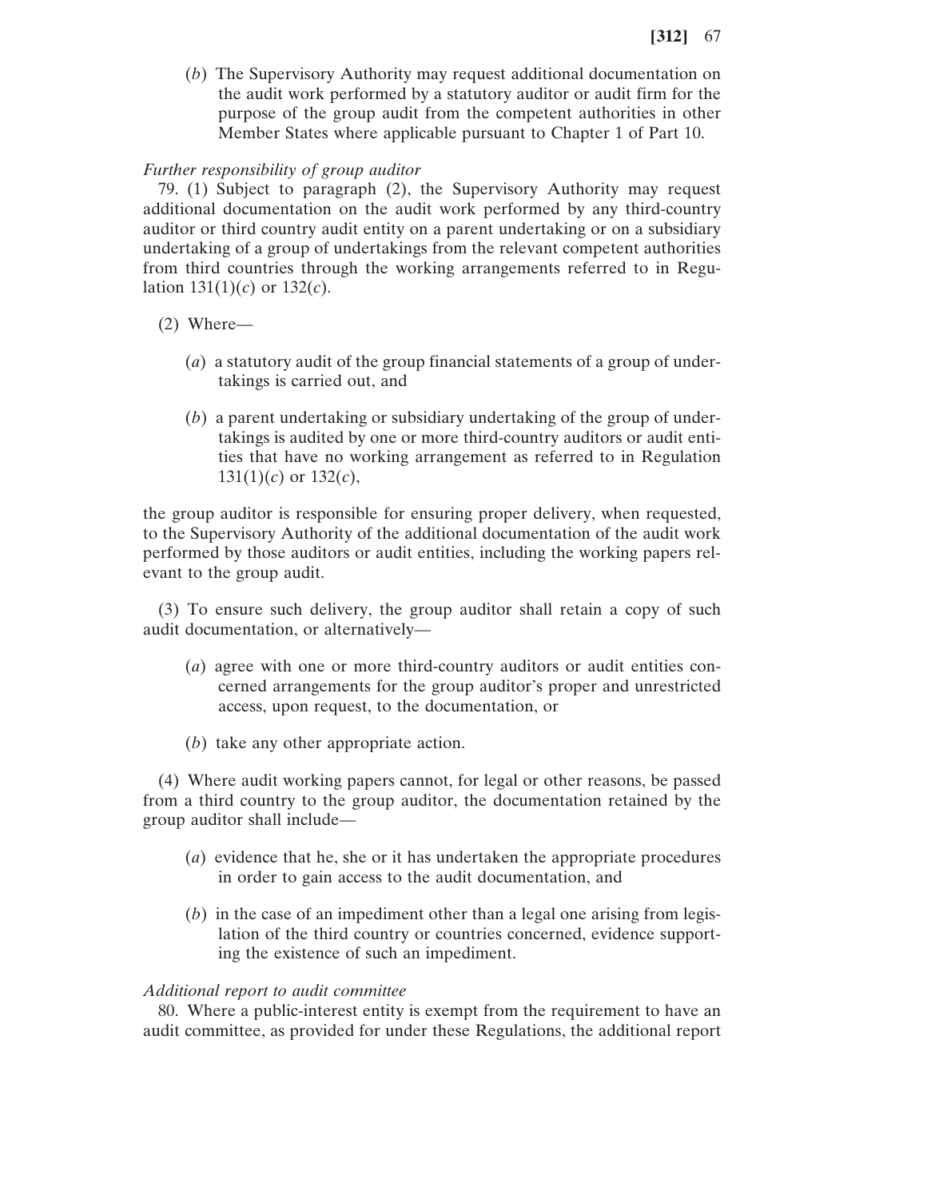(*b*) The Supervisory Authority may request additional documentation on the audit work performed by a statutory auditor or audit firm for the purpose of the group audit from the competent authorities in other Member States where applicable pursuant to Chapter 1 of Part 10.

*Further responsibility of group auditor*

79. (1) Subject to paragraph (2), the Supervisory Authority may request additional documentation on the audit work performed by any third-country auditor or third country audit entity on a parent undertaking or on a subsidiary undertaking of a group of undertakings from the relevant competent authorities from third countries through the working arrangements referred to in Regulation 131(1)(*c*) or 132(*c*).

(2) Where—

(*a*) a statutory audit of the group financial statements of a group of undertakings is carried out, and

(*b*) a parent undertaking or subsidiary undertaking of the group of undertakings is audited by one or more third-country auditors or audit entities that have no working arrangement as referred to in Regulation 131(1)(*c*) or 132(*c*),

the group auditor is responsible for ensuring proper delivery, when requested, to the Supervisory Authority of the additional documentation of the audit work performed by those auditors or audit entities, including the working papers relevant to the group audit.

(3) To ensure such delivery, the group auditor shall retain a copy of such audit documentation, or alternatively—

(*a*) agree with one or more third-country auditors or audit entities concerned arrangements for the group auditor's proper and unrestricted access, upon request, to the documentation, or

(*b*) take any other appropriate action.

(4) Where audit working papers cannot, for legal or other reasons, be passed from a third country to the group auditor, the documentation retained by the group auditor shall include—

(*a*) evidence that he, she or it has undertaken the appropriate procedures in order to gain access to the audit documentation, and

(*b*) in the case of an impediment other than a legal one arising from legislation of the third country or countries concerned, evidence supporting the existence of such an impediment.

*Additional report to audit committee*

80. Where a public-interest entity is exempt from the requirement to have an audit committee, as provided for under these Regulations, the additional report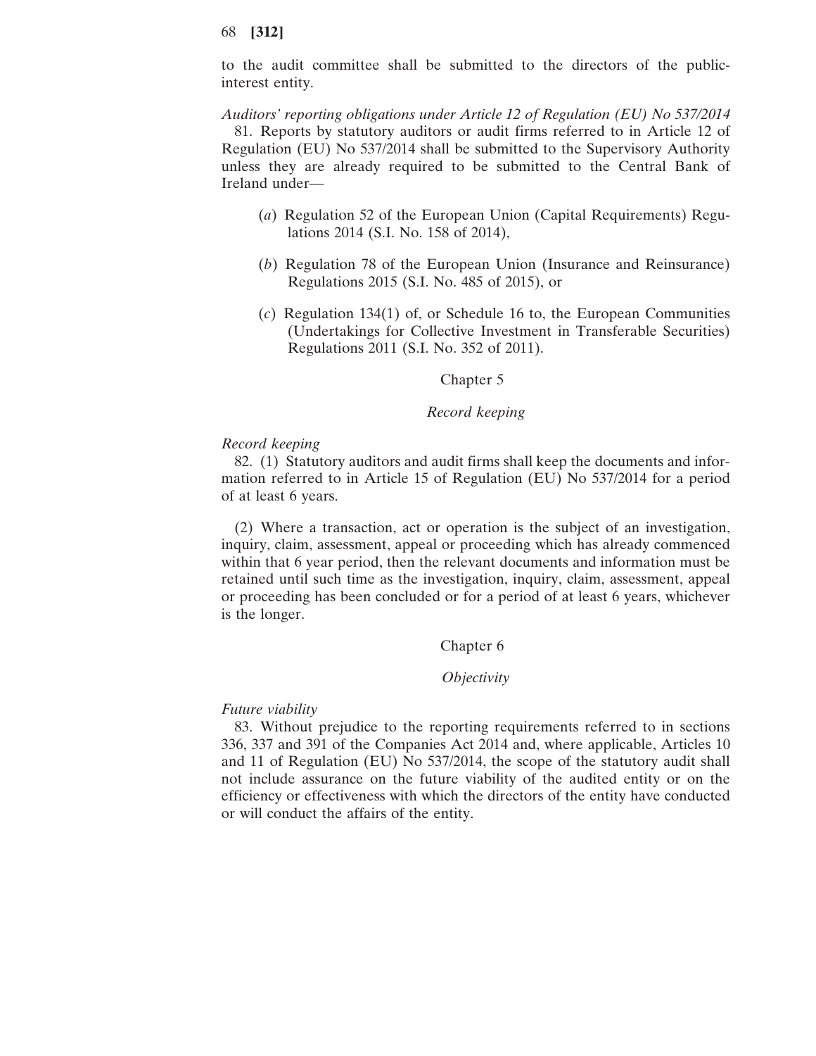to the audit committee shall be submitted to the directors of the public-interest entity.

*Auditors' reporting obligations under Article 12 of Regulation (EU) No 537/2014*

81. Reports by statutory auditors or audit firms referred to in Article 12 of Regulation (EU) No 537/2014 shall be submitted to the Supervisory Authority unless they are already required to be submitted to the Central Bank of Ireland under—

(*a*) Regulation 52 of the European Union (Capital Requirements) Regulations 2014 (S.I. No. 158 of 2014),

(*b*) Regulation 78 of the European Union (Insurance and Reinsurance) Regulations 2015 (S.I. No. 485 of 2015), or

(*c*) Regulation 134(1) of, or Schedule 16 to, the European Communities (Undertakings for Collective Investment in Transferable Securities) Regulations 2011 (S.I. No. 352 of 2011).

## Chapter 5

## *Record keeping*

*Record keeping*

82. (1) Statutory auditors and audit firms shall keep the documents and information referred to in Article 15 of Regulation (EU) No 537/2014 for a period of at least 6 years.

(2) Where a transaction, act or operation is the subject of an investigation, inquiry, claim, assessment, appeal or proceeding which has already commenced within that 6 year period, then the relevant documents and information must be retained until such time as the investigation, inquiry, claim, assessment, appeal or proceeding has been concluded or for a period of at least 6 years, whichever is the longer.

## Chapter 6

## *Objectivity*

*Future viability*

83. Without prejudice to the reporting requirements referred to in sections 336, 337 and 391 of the Companies Act 2014 and, where applicable, Articles 10 and 11 of Regulation (EU) No 537/2014, the scope of the statutory audit shall not include assurance on the future viability of the audited entity or on the efficiency or effectiveness with which the directors of the entity have conducted or will conduct the affairs of the entity.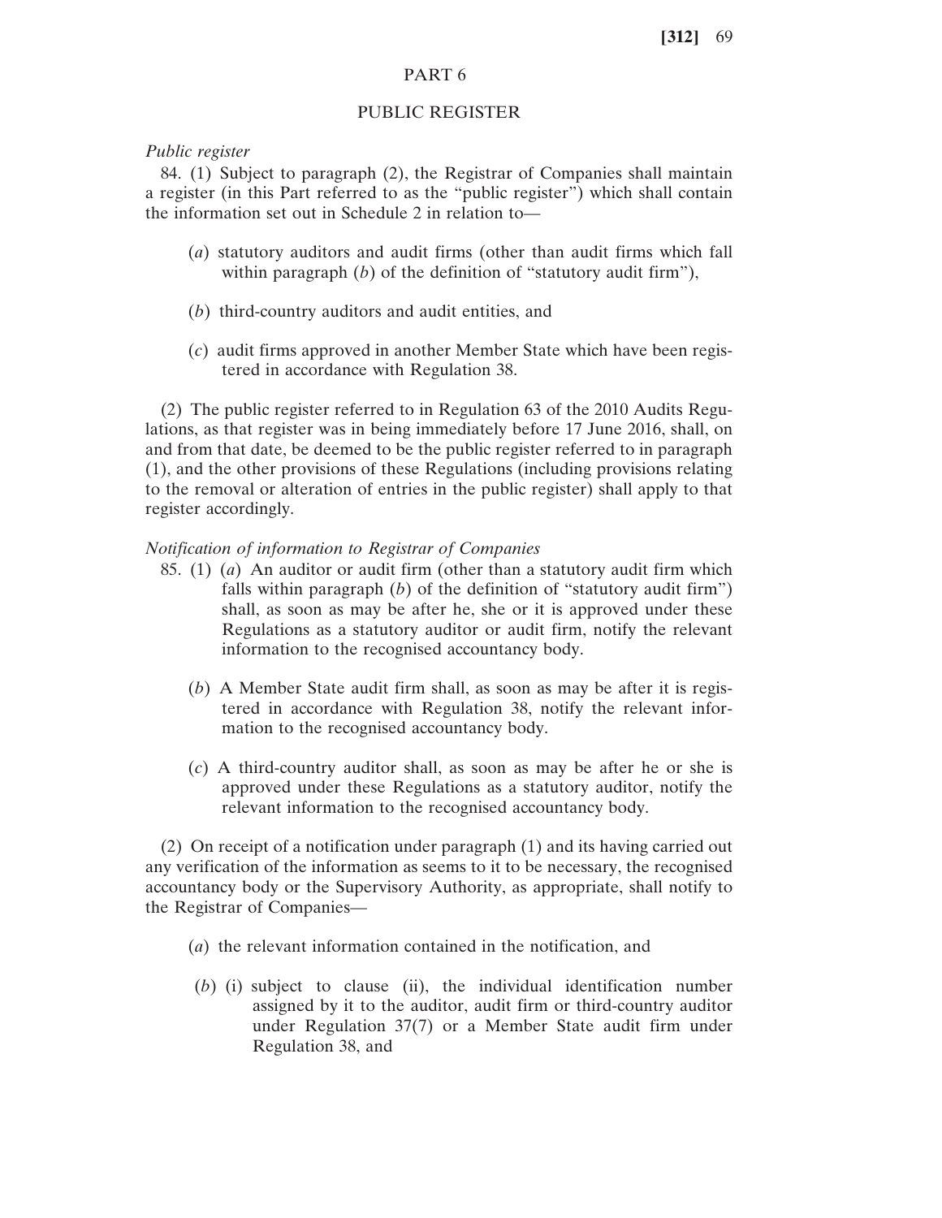## PART 6

## PUBLIC REGISTER

*Public register*

84. (1) Subject to paragraph (2), the Registrar of Companies shall maintain a register (in this Part referred to as the "public register") which shall contain the information set out in Schedule 2 in relation to—

(*a*) statutory auditors and audit firms (other than audit firms which fall within paragraph (*b*) of the definition of "statutory audit firm"),

(*b*) third-country auditors and audit entities, and

(*c*) audit firms approved in another Member State which have been registered in accordance with Regulation 38.

(2) The public register referred to in Regulation 63 of the 2010 Audits Regulations, as that register was in being immediately before 17 June 2016, shall, on and from that date, be deemed to be the public register referred to in paragraph (1), and the other provisions of these Regulations (including provisions relating to the removal or alteration of entries in the public register) shall apply to that register accordingly.

*Notification of information to Registrar of Companies*

85. (1) (*a*) An auditor or audit firm (other than a statutory audit firm which falls within paragraph (*b*) of the definition of "statutory audit firm") shall, as soon as may be after he, she or it is approved under these Regulations as a statutory auditor or audit firm, notify the relevant information to the recognised accountancy body.

(*b*) A Member State audit firm shall, as soon as may be after it is registered in accordance with Regulation 38, notify the relevant information to the recognised accountancy body.

(*c*) A third-country auditor shall, as soon as may be after he or she is approved under these Regulations as a statutory auditor, notify the relevant information to the recognised accountancy body.

(2) On receipt of a notification under paragraph (1) and its having carried out any verification of the information as seems to it to be necessary, the recognised accountancy body or the Supervisory Authority, as appropriate, shall notify to the Registrar of Companies—

(*a*) the relevant information contained in the notification, and

(*b*) (i) subject to clause (ii), the individual identification number assigned by it to the auditor, audit firm or third-country auditor under Regulation 37(7) or a Member State audit firm under Regulation 38, and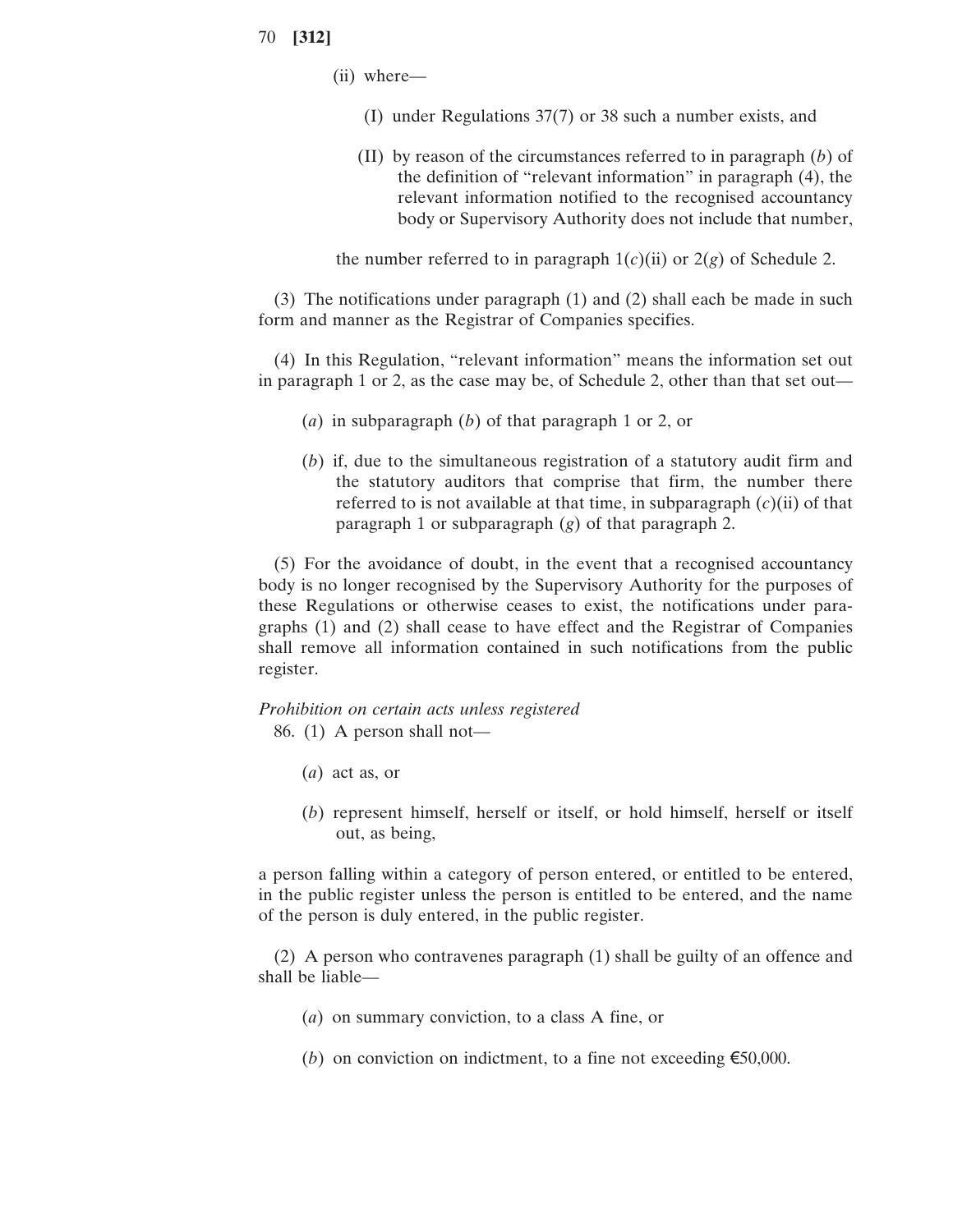(ii) where—

(I) under Regulations 37(7) or 38 such a number exists, and

(II) by reason of the circumstances referred to in paragraph (*b*) of the definition of "relevant information" in paragraph (4), the relevant information notified to the recognised accountancy body or Supervisory Authority does not include that number,

the number referred to in paragraph 1(*c*)(ii) or 2(*g*) of Schedule 2.

(3) The notifications under paragraph (1) and (2) shall each be made in such form and manner as the Registrar of Companies specifies.

(4) In this Regulation, "relevant information" means the information set out in paragraph 1 or 2, as the case may be, of Schedule 2, other than that set out—

(*a*) in subparagraph (*b*) of that paragraph 1 or 2, or

(*b*) if, due to the simultaneous registration of a statutory audit firm and the statutory auditors that comprise that firm, the number there referred to is not available at that time, in subparagraph (*c*)(ii) of that paragraph 1 or subparagraph (*g*) of that paragraph 2.

(5) For the avoidance of doubt, in the event that a recognised accountancy body is no longer recognised by the Supervisory Authority for the purposes of these Regulations or otherwise ceases to exist, the notifications under paragraphs (1) and (2) shall cease to have effect and the Registrar of Companies shall remove all information contained in such notifications from the public register.

*Prohibition on certain acts unless registered*

86. (1) A person shall not—

(*a*) act as, or

(*b*) represent himself, herself or itself, or hold himself, herself or itself out, as being,

a person falling within a category of person entered, or entitled to be entered, in the public register unless the person is entitled to be entered, and the name of the person is duly entered, in the public register.

(2) A person who contravenes paragraph (1) shall be guilty of an offence and shall be liable—

(*a*) on summary conviction, to a class A fine, or

(*b*) on conviction on indictment, to a fine not exceeding €50,000.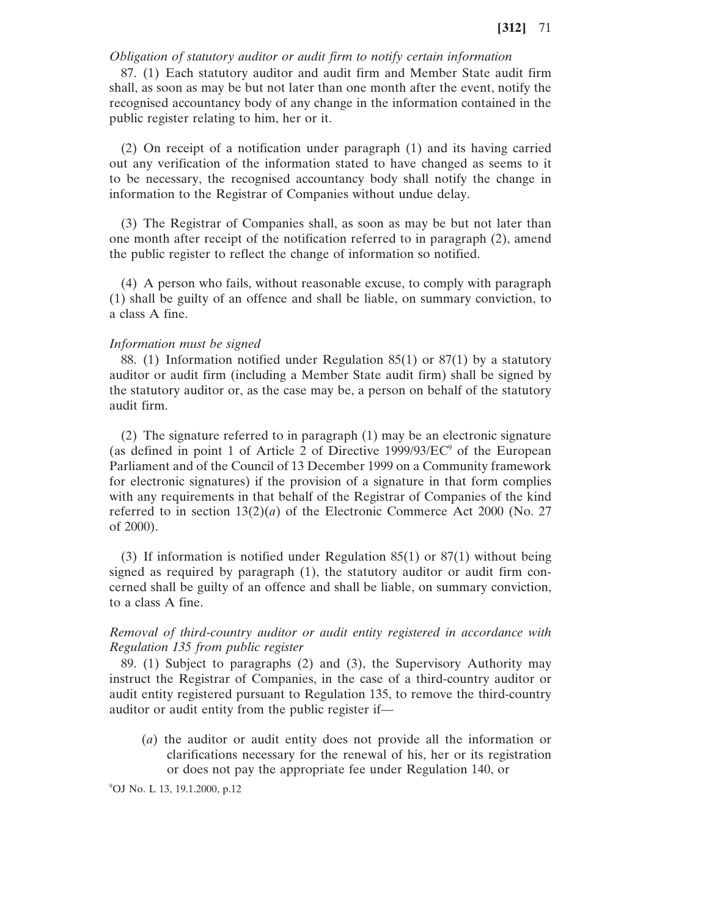*Obligation of statutory auditor or audit firm to notify certain information*

87. (1) Each statutory auditor and audit firm and Member State audit firm shall, as soon as may be but not later than one month after the event, notify the recognised accountancy body of any change in the information contained in the public register relating to him, her or it.

(2) On receipt of a notification under paragraph (1) and its having carried out any verification of the information stated to have changed as seems to it to be necessary, the recognised accountancy body shall notify the change in information to the Registrar of Companies without undue delay.

(3) The Registrar of Companies shall, as soon as may be but not later than one month after receipt of the notification referred to in paragraph (2), amend the public register to reflect the change of information so notified.

(4) A person who fails, without reasonable excuse, to comply with paragraph (1) shall be guilty of an offence and shall be liable, on summary conviction, to a class A fine.

*Information must be signed*

88. (1) Information notified under Regulation 85(1) or 87(1) by a statutory auditor or audit firm (including a Member State audit firm) shall be signed by the statutory auditor or, as the case may be, a person on behalf of the statutory audit firm.

(2) The signature referred to in paragraph (1) may be an electronic signature (as defined in point 1 of Article 2 of Directive 1999/93/EC[9] of the European Parliament and of the Council of 13 December 1999 on a Community framework for electronic signatures) if the provision of a signature in that form complies with any requirements in that behalf of the Registrar of Companies of the kind referred to in section 13(2)(*a*) of the Electronic Commerce Act 2000 (No. 27 of 2000).

(3) If information is notified under Regulation 85(1) or 87(1) without being signed as required by paragraph (1), the statutory auditor or audit firm concerned shall be guilty of an offence and shall be liable, on summary conviction, to a class A fine.

*Removal of third-country auditor or audit entity registered in accordance with Regulation 135 from public register*

89. (1) Subject to paragraphs (2) and (3), the Supervisory Authority may instruct the Registrar of Companies, in the case of a third-country auditor or audit entity registered pursuant to Regulation 135, to remove the third-country auditor or audit entity from the public register if—

(*a*) the auditor or audit entity does not provide all the information or clarifications necessary for the renewal of his, her or its registration or does not pay the appropriate fee under Regulation 140, or

[9] OJ No. L 13, 19.1.2000, p.12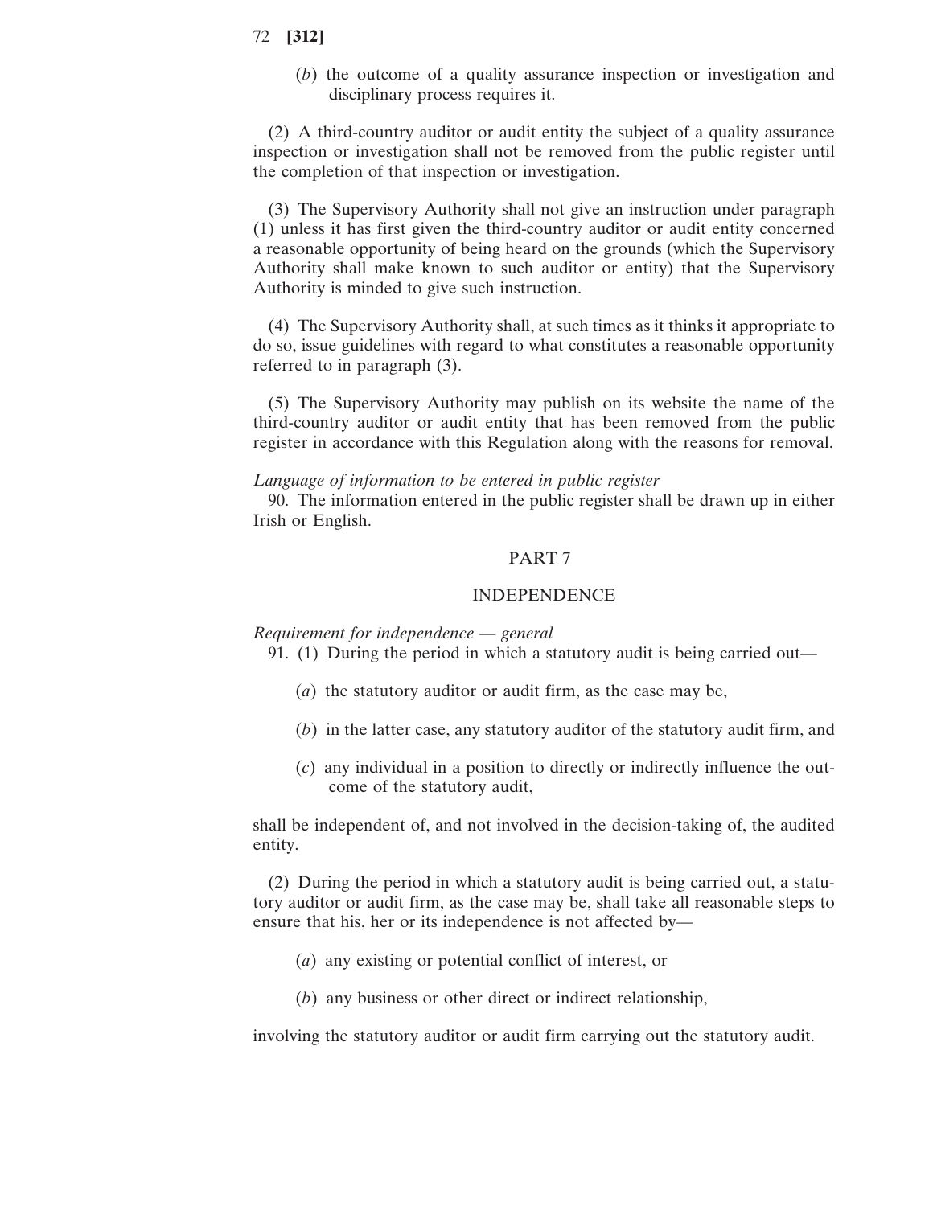(*b*) the outcome of a quality assurance inspection or investigation and disciplinary process requires it.

(2) A third-country auditor or audit entity the subject of a quality assurance inspection or investigation shall not be removed from the public register until the completion of that inspection or investigation.

(3) The Supervisory Authority shall not give an instruction under paragraph (1) unless it has first given the third-country auditor or audit entity concerned a reasonable opportunity of being heard on the grounds (which the Supervisory Authority shall make known to such auditor or entity) that the Supervisory Authority is minded to give such instruction.

(4) The Supervisory Authority shall, at such times as it thinks it appropriate to do so, issue guidelines with regard to what constitutes a reasonable opportunity referred to in paragraph (3).

(5) The Supervisory Authority may publish on its website the name of the third-country auditor or audit entity that has been removed from the public register in accordance with this Regulation along with the reasons for removal.

*Language of information to be entered in public register*

90. The information entered in the public register shall be drawn up in either Irish or English.

## PART 7

## INDEPENDENCE

*Requirement for independence — general*

91. (1) During the period in which a statutory audit is being carried out—

(*a*) the statutory auditor or audit firm, as the case may be,

(*b*) in the latter case, any statutory auditor of the statutory audit firm, and

(*c*) any individual in a position to directly or indirectly influence the outcome of the statutory audit,

shall be independent of, and not involved in the decision-taking of, the audited entity.

(2) During the period in which a statutory audit is being carried out, a statutory auditor or audit firm, as the case may be, shall take all reasonable steps to ensure that his, her or its independence is not affected by—

(*a*) any existing or potential conflict of interest, or

(*b*) any business or other direct or indirect relationship,

involving the statutory auditor or audit firm carrying out the statutory audit.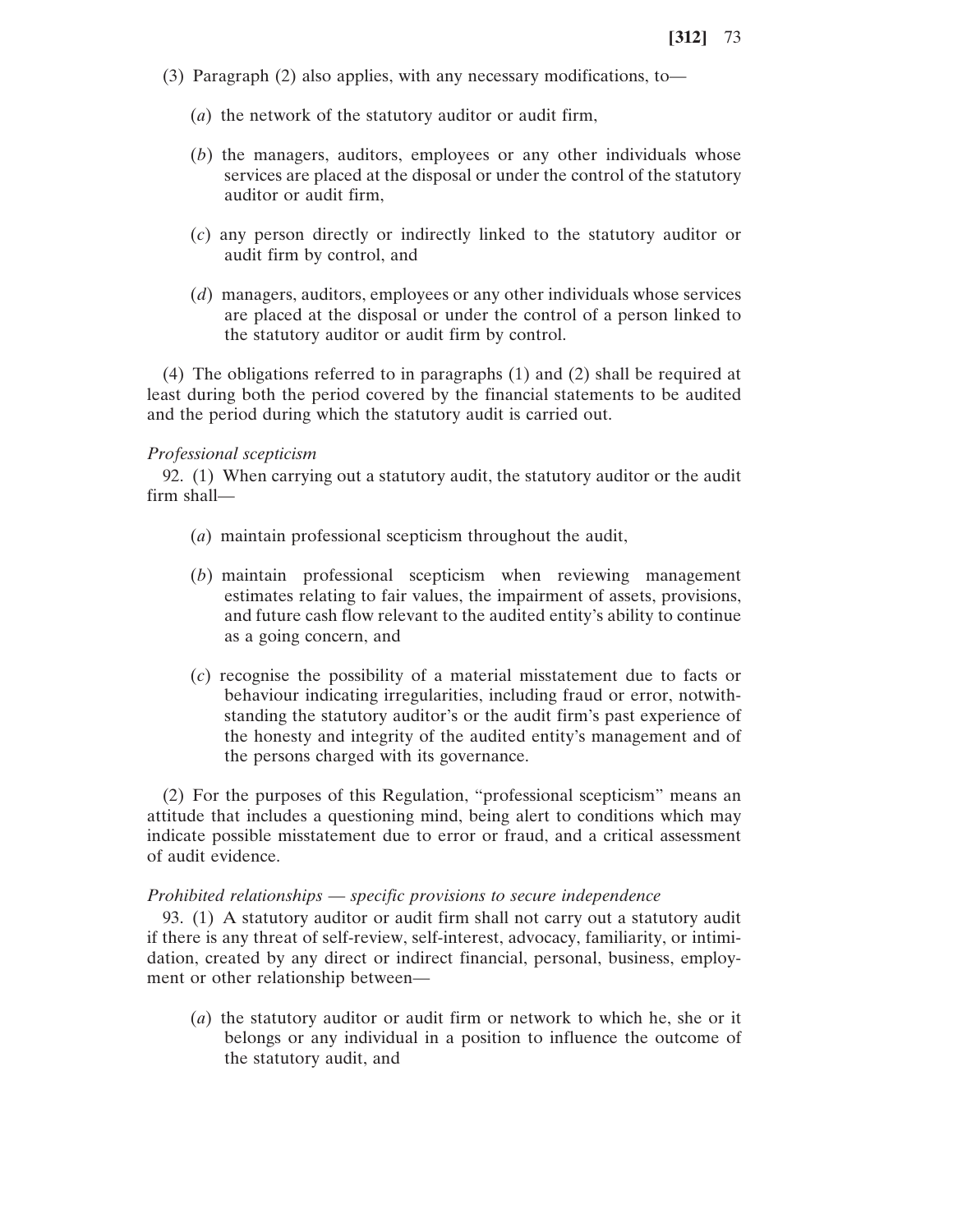(3) Paragraph (2) also applies, with any necessary modifications, to—

(*a*) the network of the statutory auditor or audit firm,

(*b*) the managers, auditors, employees or any other individuals whose services are placed at the disposal or under the control of the statutory auditor or audit firm,

(*c*) any person directly or indirectly linked to the statutory auditor or audit firm by control, and

(*d*) managers, auditors, employees or any other individuals whose services are placed at the disposal or under the control of a person linked to the statutory auditor or audit firm by control.

(4) The obligations referred to in paragraphs (1) and (2) shall be required at least during both the period covered by the financial statements to be audited and the period during which the statutory audit is carried out.

*Professional scepticism*

92. (1) When carrying out a statutory audit, the statutory auditor or the audit firm shall—

(*a*) maintain professional scepticism throughout the audit,

(*b*) maintain professional scepticism when reviewing management estimates relating to fair values, the impairment of assets, provisions, and future cash flow relevant to the audited entity's ability to continue as a going concern, and

(*c*) recognise the possibility of a material misstatement due to facts or behaviour indicating irregularities, including fraud or error, notwithstanding the statutory auditor's or the audit firm's past experience of the honesty and integrity of the audited entity's management and of the persons charged with its governance.

(2) For the purposes of this Regulation, "professional scepticism" means an attitude that includes a questioning mind, being alert to conditions which may indicate possible misstatement due to error or fraud, and a critical assessment of audit evidence.

*Prohibited relationships — specific provisions to secure independence*

93. (1) A statutory auditor or audit firm shall not carry out a statutory audit if there is any threat of self-review, self-interest, advocacy, familiarity, or intimidation, created by any direct or indirect financial, personal, business, employment or other relationship between—

(*a*) the statutory auditor or audit firm or network to which he, she or it belongs or any individual in a position to influence the outcome of the statutory audit, and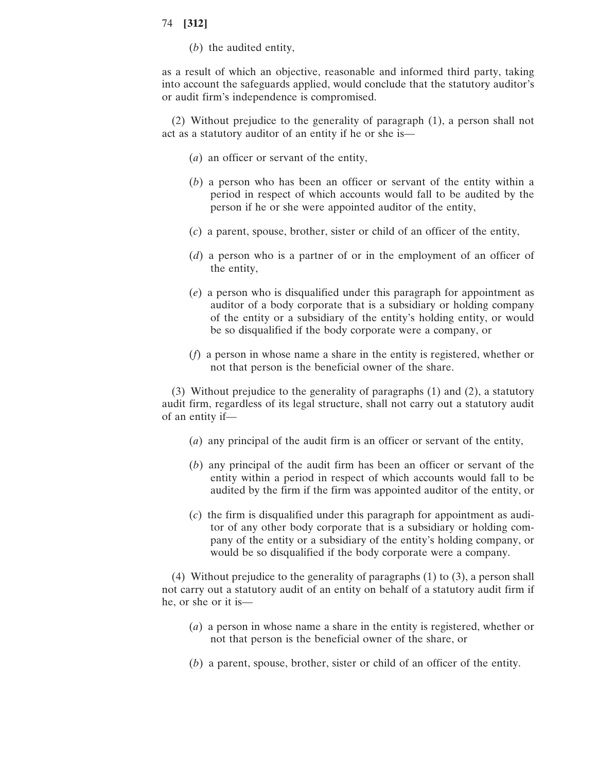(*b*) the audited entity,

as a result of which an objective, reasonable and informed third party, taking into account the safeguards applied, would conclude that the statutory auditor's or audit firm's independence is compromised.

(2) Without prejudice to the generality of paragraph (1), a person shall not act as a statutory auditor of an entity if he or she is—

(*a*) an officer or servant of the entity,

(*b*) a person who has been an officer or servant of the entity within a period in respect of which accounts would fall to be audited by the person if he or she were appointed auditor of the entity,

(*c*) a parent, spouse, brother, sister or child of an officer of the entity,

(*d*) a person who is a partner of or in the employment of an officer of the entity,

(*e*) a person who is disqualified under this paragraph for appointment as auditor of a body corporate that is a subsidiary or holding company of the entity or a subsidiary of the entity's holding entity, or would be so disqualified if the body corporate were a company, or

(*f*) a person in whose name a share in the entity is registered, whether or not that person is the beneficial owner of the share.

(3) Without prejudice to the generality of paragraphs (1) and (2), a statutory audit firm, regardless of its legal structure, shall not carry out a statutory audit of an entity if—

(*a*) any principal of the audit firm is an officer or servant of the entity,

(*b*) any principal of the audit firm has been an officer or servant of the entity within a period in respect of which accounts would fall to be audited by the firm if the firm was appointed auditor of the entity, or

(*c*) the firm is disqualified under this paragraph for appointment as auditor of any other body corporate that is a subsidiary or holding company of the entity or a subsidiary of the entity's holding company, or would be so disqualified if the body corporate were a company.

(4) Without prejudice to the generality of paragraphs (1) to (3), a person shall not carry out a statutory audit of an entity on behalf of a statutory audit firm if he, or she or it is—

(*a*) a person in whose name a share in the entity is registered, whether or not that person is the beneficial owner of the share, or

(*b*) a parent, spouse, brother, sister or child of an officer of the entity.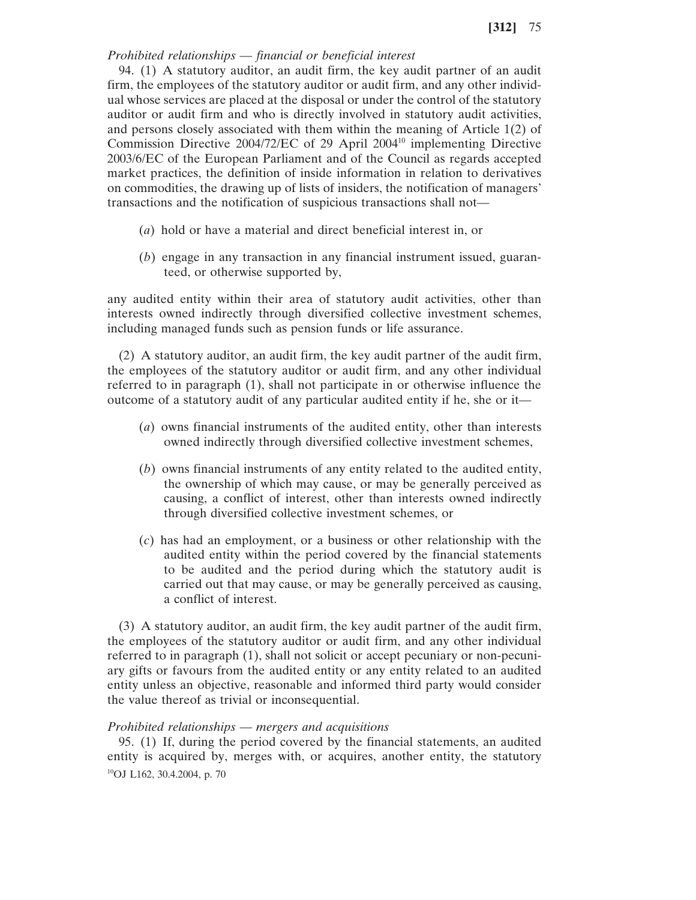*Prohibited relationships — financial or beneficial interest*

94. (1) A statutory auditor, an audit firm, the key audit partner of an audit firm, the employees of the statutory auditor or audit firm, and any other individual whose services are placed at the disposal or under the control of the statutory auditor or audit firm and who is directly involved in statutory audit activities, and persons closely associated with them within the meaning of Article 1(2) of Commission Directive 2004/72/EC of 29 April 2004[10] implementing Directive 2003/6/EC of the European Parliament and of the Council as regards accepted market practices, the definition of inside information in relation to derivatives on commodities, the drawing up of lists of insiders, the notification of managers' transactions and the notification of suspicious transactions shall not—

(*a*) hold or have a material and direct beneficial interest in, or

(*b*) engage in any transaction in any financial instrument issued, guaranteed, or otherwise supported by,

any audited entity within their area of statutory audit activities, other than interests owned indirectly through diversified collective investment schemes, including managed funds such as pension funds or life assurance.

(2) A statutory auditor, an audit firm, the key audit partner of the audit firm, the employees of the statutory auditor or audit firm, and any other individual referred to in paragraph (1), shall not participate in or otherwise influence the outcome of a statutory audit of any particular audited entity if he, she or it—

(*a*) owns financial instruments of the audited entity, other than interests owned indirectly through diversified collective investment schemes,

(*b*) owns financial instruments of any entity related to the audited entity, the ownership of which may cause, or may be generally perceived as causing, a conflict of interest, other than interests owned indirectly through diversified collective investment schemes, or

(*c*) has had an employment, or a business or other relationship with the audited entity within the period covered by the financial statements to be audited and the period during which the statutory audit is carried out that may cause, or may be generally perceived as causing, a conflict of interest.

(3) A statutory auditor, an audit firm, the key audit partner of the audit firm, the employees of the statutory auditor or audit firm, and any other individual referred to in paragraph (1), shall not solicit or accept pecuniary or non-pecuniary gifts or favours from the audited entity or any entity related to an audited entity unless an objective, reasonable and informed third party would consider the value thereof as trivial or inconsequential.

*Prohibited relationships — mergers and acquisitions*

95. (1) If, during the period covered by the financial statements, an audited entity is acquired by, merges with, or acquires, another entity, the statutory

[10]OJ L162, 30.4.2004, p. 70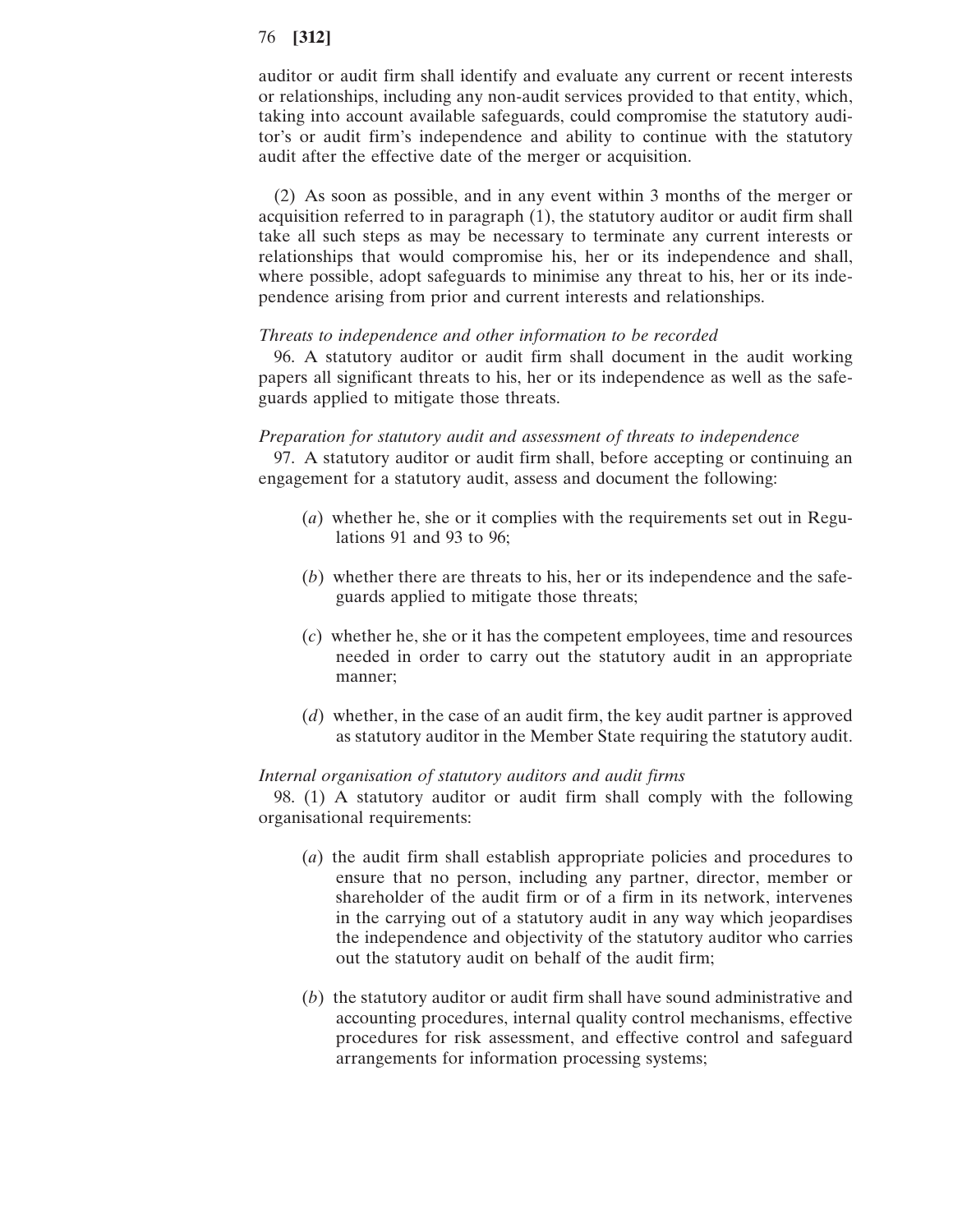auditor or audit firm shall identify and evaluate any current or recent interests or relationships, including any non-audit services provided to that entity, which, taking into account available safeguards, could compromise the statutory auditor's or audit firm's independence and ability to continue with the statutory audit after the effective date of the merger or acquisition.

(2) As soon as possible, and in any event within 3 months of the merger or acquisition referred to in paragraph (1), the statutory auditor or audit firm shall take all such steps as may be necessary to terminate any current interests or relationships that would compromise his, her or its independence and shall, where possible, adopt safeguards to minimise any threat to his, her or its independence arising from prior and current interests and relationships.

*Threats to independence and other information to be recorded*

96. A statutory auditor or audit firm shall document in the audit working papers all significant threats to his, her or its independence as well as the safeguards applied to mitigate those threats.

*Preparation for statutory audit and assessment of threats to independence*

97. A statutory auditor or audit firm shall, before accepting or continuing an engagement for a statutory audit, assess and document the following:

(*a*) whether he, she or it complies with the requirements set out in Regulations 91 and 93 to 96;

(*b*) whether there are threats to his, her or its independence and the safeguards applied to mitigate those threats;

(*c*) whether he, she or it has the competent employees, time and resources needed in order to carry out the statutory audit in an appropriate manner;

(*d*) whether, in the case of an audit firm, the key audit partner is approved as statutory auditor in the Member State requiring the statutory audit.

*Internal organisation of statutory auditors and audit firms*

98. (1) A statutory auditor or audit firm shall comply with the following organisational requirements:

(*a*) the audit firm shall establish appropriate policies and procedures to ensure that no person, including any partner, director, member or shareholder of the audit firm or of a firm in its network, intervenes in the carrying out of a statutory audit in any way which jeopardises the independence and objectivity of the statutory auditor who carries out the statutory audit on behalf of the audit firm;

(*b*) the statutory auditor or audit firm shall have sound administrative and accounting procedures, internal quality control mechanisms, effective procedures for risk assessment, and effective control and safeguard arrangements for information processing systems;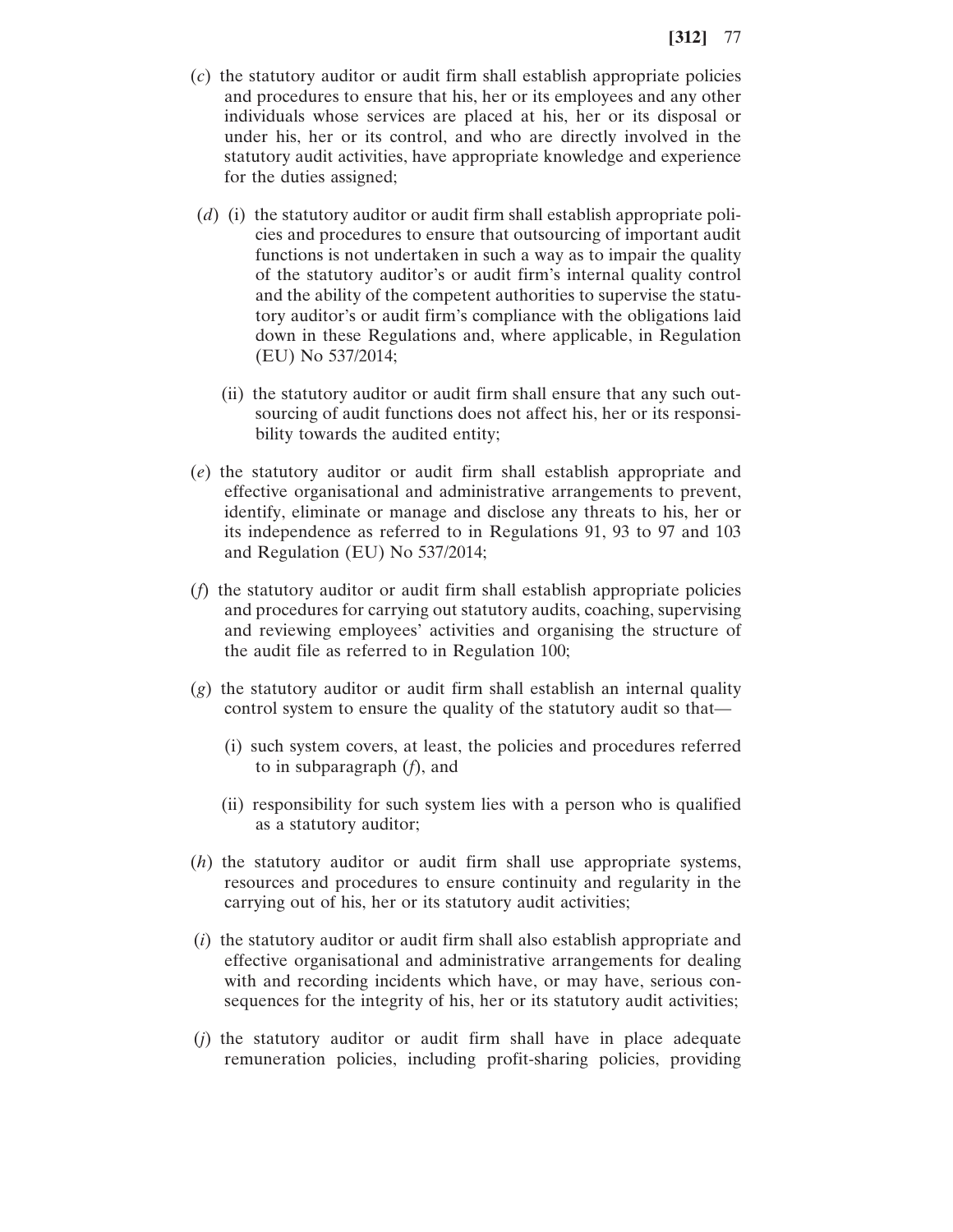(*c*) the statutory auditor or audit firm shall establish appropriate policies and procedures to ensure that his, her or its employees and any other individuals whose services are placed at his, her or its disposal or under his, her or its control, and who are directly involved in the statutory audit activities, have appropriate knowledge and experience for the duties assigned;

(*d*) (i) the statutory auditor or audit firm shall establish appropriate policies and procedures to ensure that outsourcing of important audit functions is not undertaken in such a way as to impair the quality of the statutory auditor's or audit firm's internal quality control and the ability of the competent authorities to supervise the statutory auditor's or audit firm's compliance with the obligations laid down in these Regulations and, where applicable, in Regulation (EU) No 537/2014;

(ii) the statutory auditor or audit firm shall ensure that any such outsourcing of audit functions does not affect his, her or its responsibility towards the audited entity;

(*e*) the statutory auditor or audit firm shall establish appropriate and effective organisational and administrative arrangements to prevent, identify, eliminate or manage and disclose any threats to his, her or its independence as referred to in Regulations 91, 93 to 97 and 103 and Regulation (EU) No 537/2014;

(*f*) the statutory auditor or audit firm shall establish appropriate policies and procedures for carrying out statutory audits, coaching, supervising and reviewing employees' activities and organising the structure of the audit file as referred to in Regulation 100;

(*g*) the statutory auditor or audit firm shall establish an internal quality control system to ensure the quality of the statutory audit so that—

(i) such system covers, at least, the policies and procedures referred to in subparagraph (*f*), and

(ii) responsibility for such system lies with a person who is qualified as a statutory auditor;

(*h*) the statutory auditor or audit firm shall use appropriate systems, resources and procedures to ensure continuity and regularity in the carrying out of his, her or its statutory audit activities;

(*i*) the statutory auditor or audit firm shall also establish appropriate and effective organisational and administrative arrangements for dealing with and recording incidents which have, or may have, serious consequences for the integrity of his, her or its statutory audit activities;

(*j*) the statutory auditor or audit firm shall have in place adequate remuneration policies, including profit-sharing policies, providing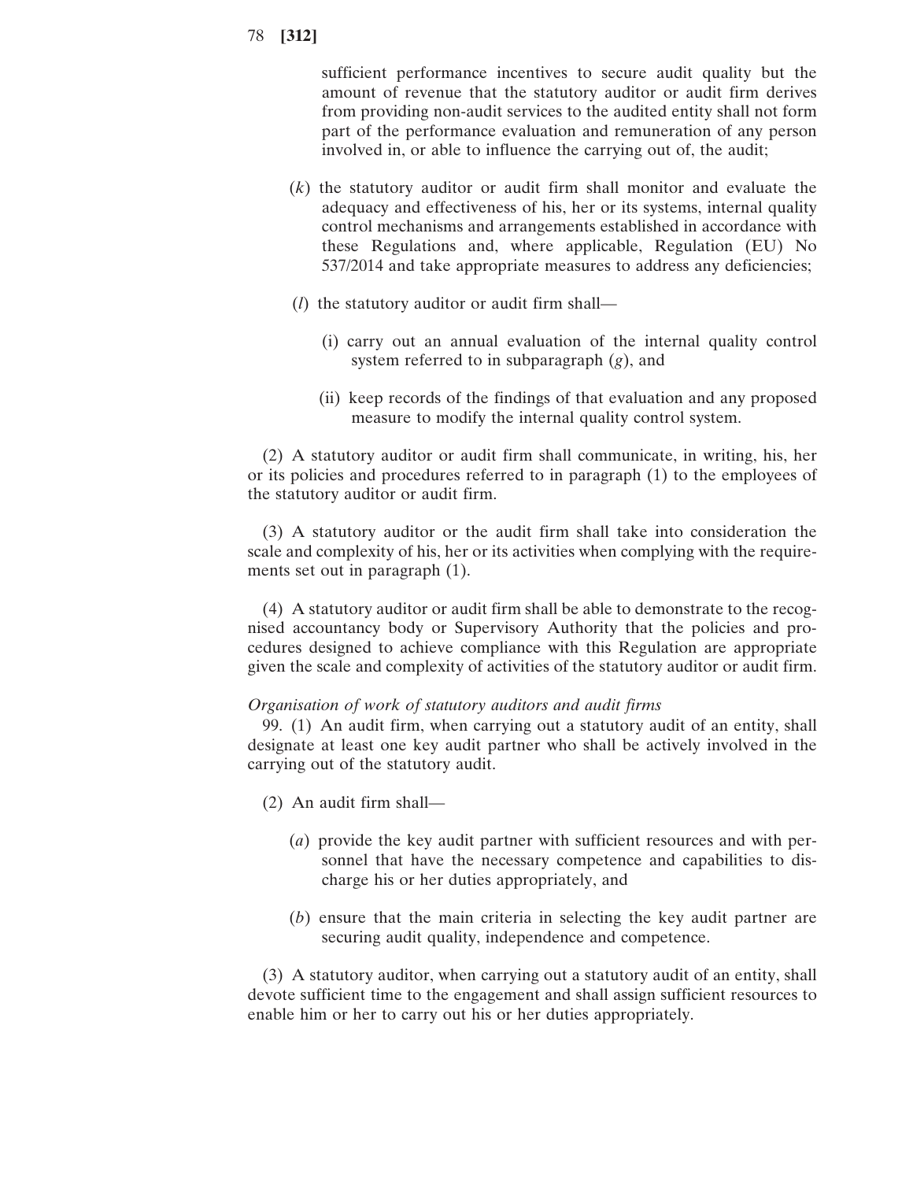sufficient performance incentives to secure audit quality but the amount of revenue that the statutory auditor or audit firm derives from providing non-audit services to the audited entity shall not form part of the performance evaluation and remuneration of any person involved in, or able to influence the carrying out of, the audit;

(*k*) the statutory auditor or audit firm shall monitor and evaluate the adequacy and effectiveness of his, her or its systems, internal quality control mechanisms and arrangements established in accordance with these Regulations and, where applicable, Regulation (EU) No 537/2014 and take appropriate measures to address any deficiencies;

(*l*) the statutory auditor or audit firm shall—

(i) carry out an annual evaluation of the internal quality control system referred to in subparagraph (*g*), and

(ii) keep records of the findings of that evaluation and any proposed measure to modify the internal quality control system.

(2) A statutory auditor or audit firm shall communicate, in writing, his, her or its policies and procedures referred to in paragraph (1) to the employees of the statutory auditor or audit firm.

(3) A statutory auditor or the audit firm shall take into consideration the scale and complexity of his, her or its activities when complying with the requirements set out in paragraph (1).

(4) A statutory auditor or audit firm shall be able to demonstrate to the recognised accountancy body or Supervisory Authority that the policies and procedures designed to achieve compliance with this Regulation are appropriate given the scale and complexity of activities of the statutory auditor or audit firm.

*Organisation of work of statutory auditors and audit firms*

99. (1) An audit firm, when carrying out a statutory audit of an entity, shall designate at least one key audit partner who shall be actively involved in the carrying out of the statutory audit.

(2) An audit firm shall—

(*a*) provide the key audit partner with sufficient resources and with personnel that have the necessary competence and capabilities to discharge his or her duties appropriately, and

(*b*) ensure that the main criteria in selecting the key audit partner are securing audit quality, independence and competence.

(3) A statutory auditor, when carrying out a statutory audit of an entity, shall devote sufficient time to the engagement and shall assign sufficient resources to enable him or her to carry out his or her duties appropriately.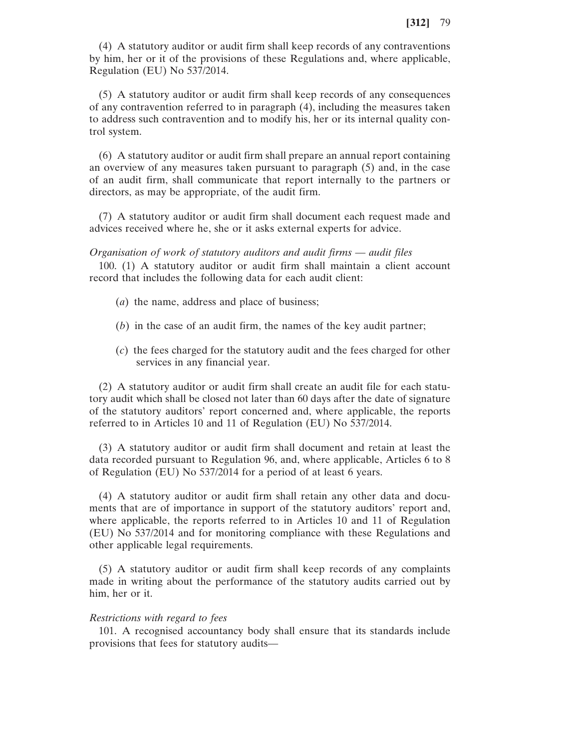(4) A statutory auditor or audit firm shall keep records of any contraventions by him, her or it of the provisions of these Regulations and, where applicable, Regulation (EU) No 537/2014.

(5) A statutory auditor or audit firm shall keep records of any consequences of any contravention referred to in paragraph (4), including the measures taken to address such contravention and to modify his, her or its internal quality control system.

(6) A statutory auditor or audit firm shall prepare an annual report containing an overview of any measures taken pursuant to paragraph (5) and, in the case of an audit firm, shall communicate that report internally to the partners or directors, as may be appropriate, of the audit firm.

(7) A statutory auditor or audit firm shall document each request made and advices received where he, she or it asks external experts for advice.

*Organisation of work of statutory auditors and audit firms — audit files*

100. (1) A statutory auditor or audit firm shall maintain a client account record that includes the following data for each audit client:

(*a*) the name, address and place of business;

(*b*) in the case of an audit firm, the names of the key audit partner;

(*c*) the fees charged for the statutory audit and the fees charged for other services in any financial year.

(2) A statutory auditor or audit firm shall create an audit file for each statutory audit which shall be closed not later than 60 days after the date of signature of the statutory auditors' report concerned and, where applicable, the reports referred to in Articles 10 and 11 of Regulation (EU) No 537/2014.

(3) A statutory auditor or audit firm shall document and retain at least the data recorded pursuant to Regulation 96, and, where applicable, Articles 6 to 8 of Regulation (EU) No 537/2014 for a period of at least 6 years.

(4) A statutory auditor or audit firm shall retain any other data and documents that are of importance in support of the statutory auditors' report and, where applicable, the reports referred to in Articles 10 and 11 of Regulation (EU) No 537/2014 and for monitoring compliance with these Regulations and other applicable legal requirements.

(5) A statutory auditor or audit firm shall keep records of any complaints made in writing about the performance of the statutory audits carried out by him, her or it.

*Restrictions with regard to fees*

101. A recognised accountancy body shall ensure that its standards include provisions that fees for statutory audits—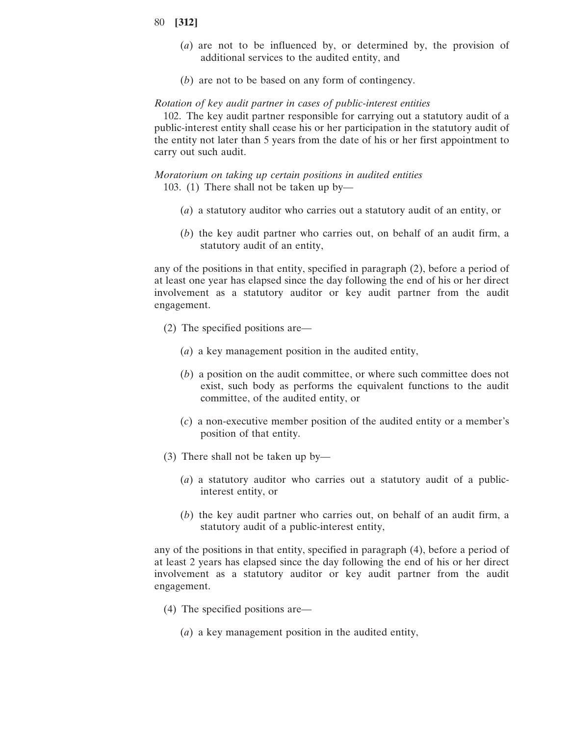(*a*) are not to be influenced by, or determined by, the provision of additional services to the audited entity, and

(*b*) are not to be based on any form of contingency.

*Rotation of key audit partner in cases of public-interest entities*

102. The key audit partner responsible for carrying out a statutory audit of a public-interest entity shall cease his or her participation in the statutory audit of the entity not later than 5 years from the date of his or her first appointment to carry out such audit.

*Moratorium on taking up certain positions in audited entities*

103. (1) There shall not be taken up by—

(*a*) a statutory auditor who carries out a statutory audit of an entity, or

(*b*) the key audit partner who carries out, on behalf of an audit firm, a statutory audit of an entity,

any of the positions in that entity, specified in paragraph (2), before a period of at least one year has elapsed since the day following the end of his or her direct involvement as a statutory auditor or key audit partner from the audit engagement.

(2) The specified positions are—

(*a*) a key management position in the audited entity,

(*b*) a position on the audit committee, or where such committee does not exist, such body as performs the equivalent functions to the audit committee, of the audited entity, or

(*c*) a non-executive member position of the audited entity or a member's position of that entity.

(3) There shall not be taken up by—

(*a*) a statutory auditor who carries out a statutory audit of a public-interest entity, or

(*b*) the key audit partner who carries out, on behalf of an audit firm, a statutory audit of a public-interest entity,

any of the positions in that entity, specified in paragraph (4), before a period of at least 2 years has elapsed since the day following the end of his or her direct involvement as a statutory auditor or key audit partner from the audit engagement.

(4) The specified positions are—

(*a*) a key management position in the audited entity,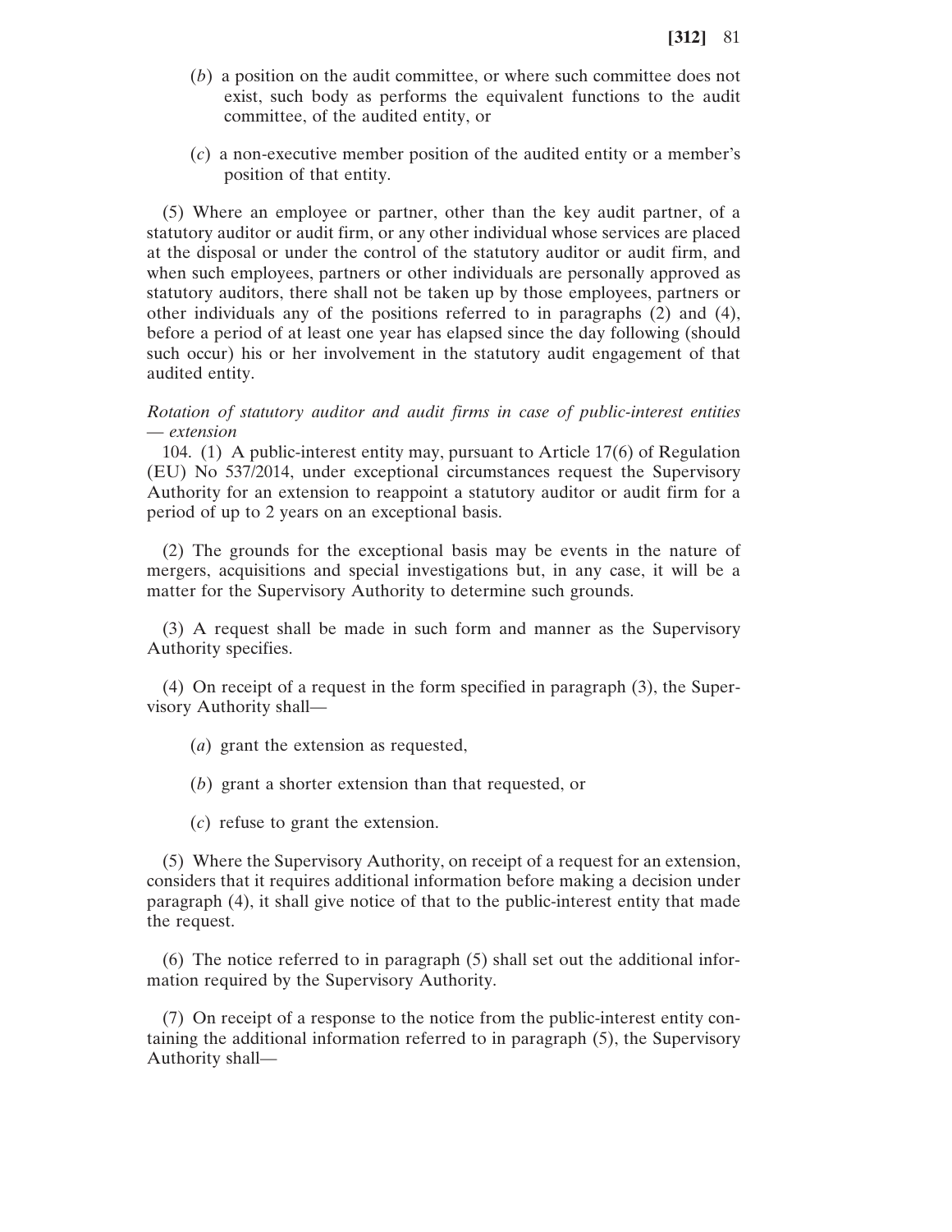(*b*) a position on the audit committee, or where such committee does not exist, such body as performs the equivalent functions to the audit committee, of the audited entity, or

(*c*) a non-executive member position of the audited entity or a member's position of that entity.

(5) Where an employee or partner, other than the key audit partner, of a statutory auditor or audit firm, or any other individual whose services are placed at the disposal or under the control of the statutory auditor or audit firm, and when such employees, partners or other individuals are personally approved as statutory auditors, there shall not be taken up by those employees, partners or other individuals any of the positions referred to in paragraphs (2) and (4), before a period of at least one year has elapsed since the day following (should such occur) his or her involvement in the statutory audit engagement of that audited entity.

*Rotation of statutory auditor and audit firms in case of public-interest entities — extension*

104. (1) A public-interest entity may, pursuant to Article 17(6) of Regulation (EU) No 537/2014, under exceptional circumstances request the Supervisory Authority for an extension to reappoint a statutory auditor or audit firm for a period of up to 2 years on an exceptional basis.

(2) The grounds for the exceptional basis may be events in the nature of mergers, acquisitions and special investigations but, in any case, it will be a matter for the Supervisory Authority to determine such grounds.

(3) A request shall be made in such form and manner as the Supervisory Authority specifies.

(4) On receipt of a request in the form specified in paragraph (3), the Supervisory Authority shall—

(*a*) grant the extension as requested,

(*b*) grant a shorter extension than that requested, or

(*c*) refuse to grant the extension.

(5) Where the Supervisory Authority, on receipt of a request for an extension, considers that it requires additional information before making a decision under paragraph (4), it shall give notice of that to the public-interest entity that made the request.

(6) The notice referred to in paragraph (5) shall set out the additional information required by the Supervisory Authority.

(7) On receipt of a response to the notice from the public-interest entity containing the additional information referred to in paragraph (5), the Supervisory Authority shall—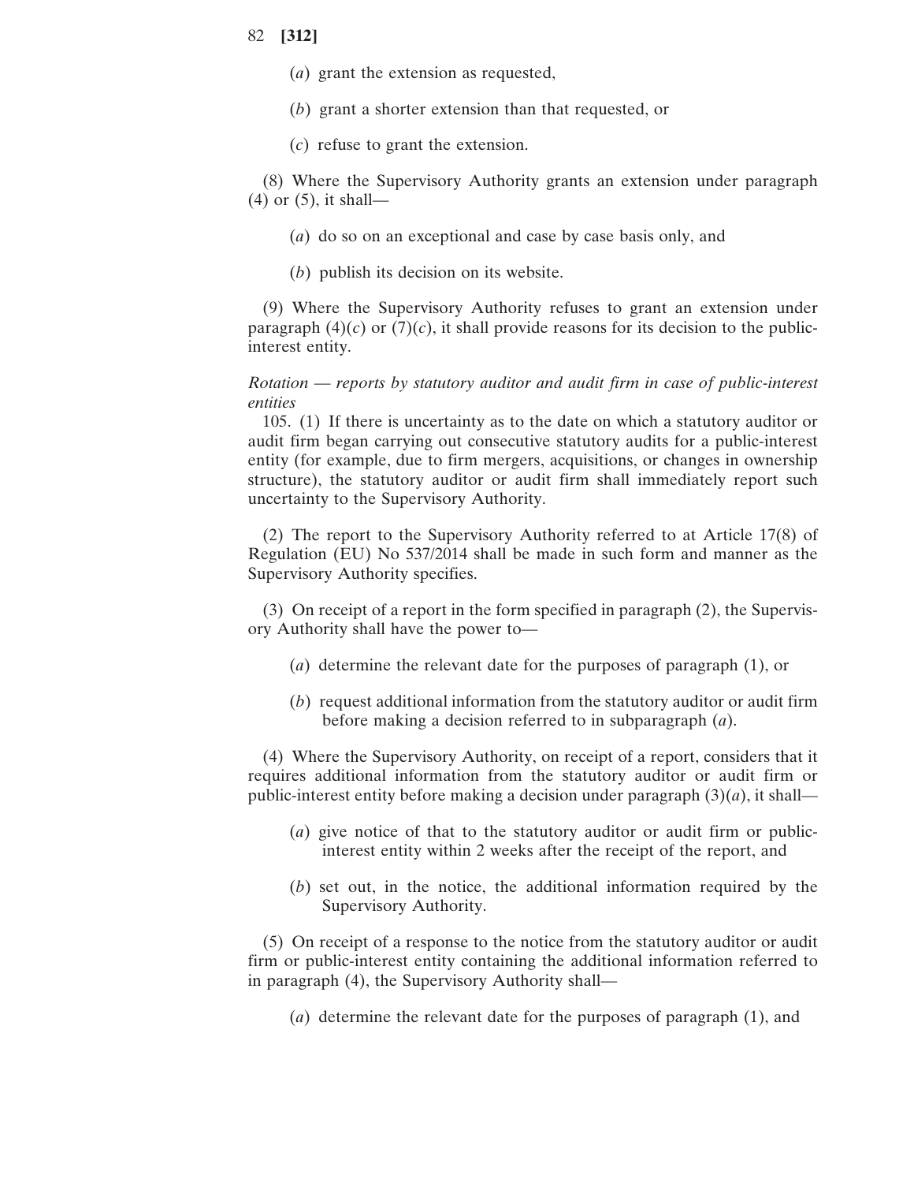(*a*) grant the extension as requested,

(*b*) grant a shorter extension than that requested, or

(*c*) refuse to grant the extension.

(8) Where the Supervisory Authority grants an extension under paragraph (4) or (5), it shall—

(*a*) do so on an exceptional and case by case basis only, and

(*b*) publish its decision on its website.

(9) Where the Supervisory Authority refuses to grant an extension under paragraph (4)(*c*) or (7)(*c*), it shall provide reasons for its decision to the public-interest entity.

*Rotation — reports by statutory auditor and audit firm in case of public-interest entities*

105. (1) If there is uncertainty as to the date on which a statutory auditor or audit firm began carrying out consecutive statutory audits for a public-interest entity (for example, due to firm mergers, acquisitions, or changes in ownership structure), the statutory auditor or audit firm shall immediately report such uncertainty to the Supervisory Authority.

(2) The report to the Supervisory Authority referred to at Article 17(8) of Regulation (EU) No 537/2014 shall be made in such form and manner as the Supervisory Authority specifies.

(3) On receipt of a report in the form specified in paragraph (2), the Supervisory Authority shall have the power to—

(*a*) determine the relevant date for the purposes of paragraph (1), or

(*b*) request additional information from the statutory auditor or audit firm before making a decision referred to in subparagraph (*a*).

(4) Where the Supervisory Authority, on receipt of a report, considers that it requires additional information from the statutory auditor or audit firm or public-interest entity before making a decision under paragraph (3)(*a*), it shall—

(*a*) give notice of that to the statutory auditor or audit firm or public-interest entity within 2 weeks after the receipt of the report, and

(*b*) set out, in the notice, the additional information required by the Supervisory Authority.

(5) On receipt of a response to the notice from the statutory auditor or audit firm or public-interest entity containing the additional information referred to in paragraph (4), the Supervisory Authority shall—

(*a*) determine the relevant date for the purposes of paragraph (1), and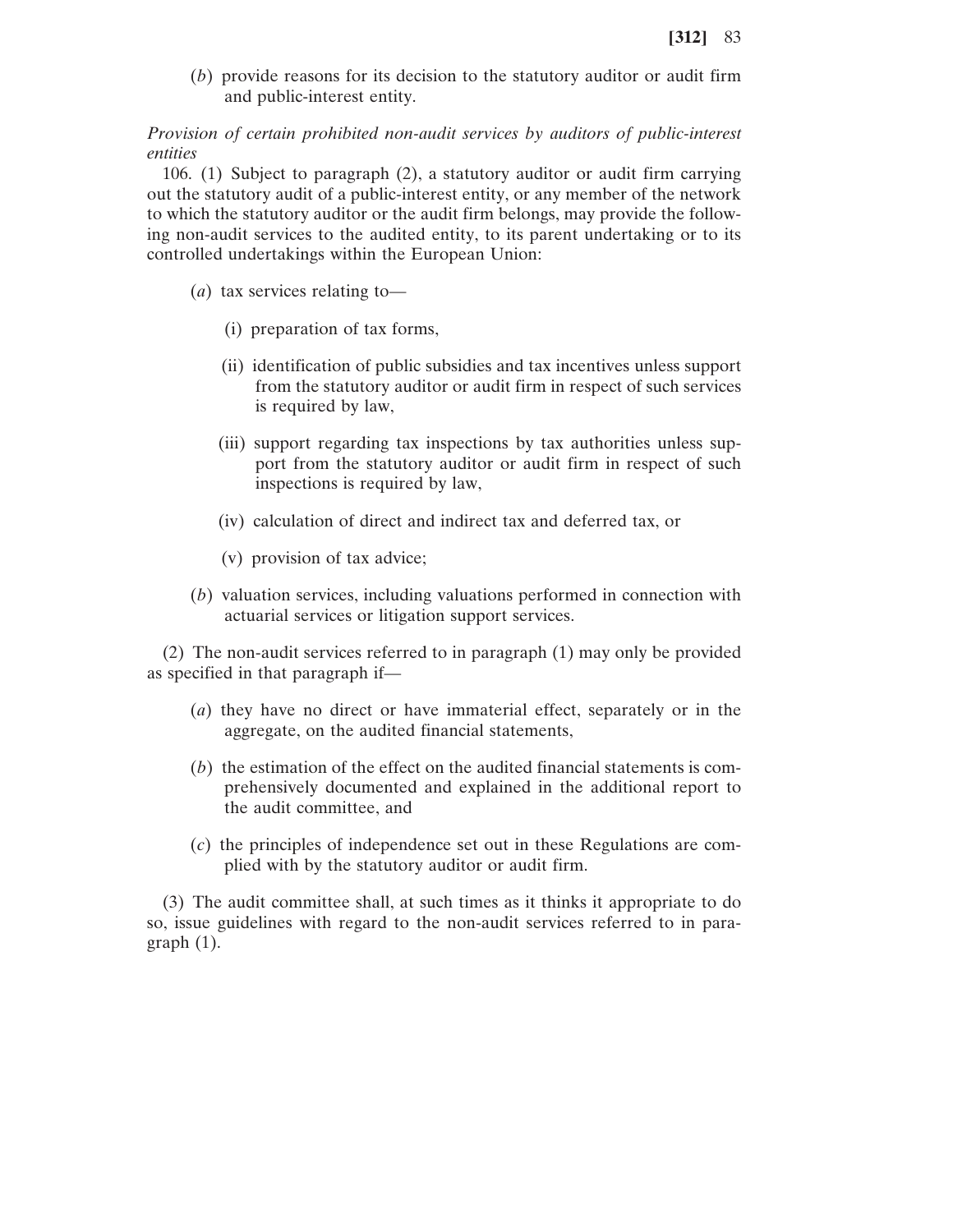(*b*) provide reasons for its decision to the statutory auditor or audit firm and public-interest entity.

*Provision of certain prohibited non-audit services by auditors of public-interest entities*

106. (1) Subject to paragraph (2), a statutory auditor or audit firm carrying out the statutory audit of a public-interest entity, or any member of the network to which the statutory auditor or the audit firm belongs, may provide the following non-audit services to the audited entity, to its parent undertaking or to its controlled undertakings within the European Union:

(*a*) tax services relating to—

(i) preparation of tax forms,

(ii) identification of public subsidies and tax incentives unless support from the statutory auditor or audit firm in respect of such services is required by law,

(iii) support regarding tax inspections by tax authorities unless support from the statutory auditor or audit firm in respect of such inspections is required by law,

(iv) calculation of direct and indirect tax and deferred tax, or

(v) provision of tax advice;

(*b*) valuation services, including valuations performed in connection with actuarial services or litigation support services.

(2) The non-audit services referred to in paragraph (1) may only be provided as specified in that paragraph if—

(*a*) they have no direct or have immaterial effect, separately or in the aggregate, on the audited financial statements,

(*b*) the estimation of the effect on the audited financial statements is comprehensively documented and explained in the additional report to the audit committee, and

(*c*) the principles of independence set out in these Regulations are complied with by the statutory auditor or audit firm.

(3) The audit committee shall, at such times as it thinks it appropriate to do so, issue guidelines with regard to the non-audit services referred to in paragraph (1).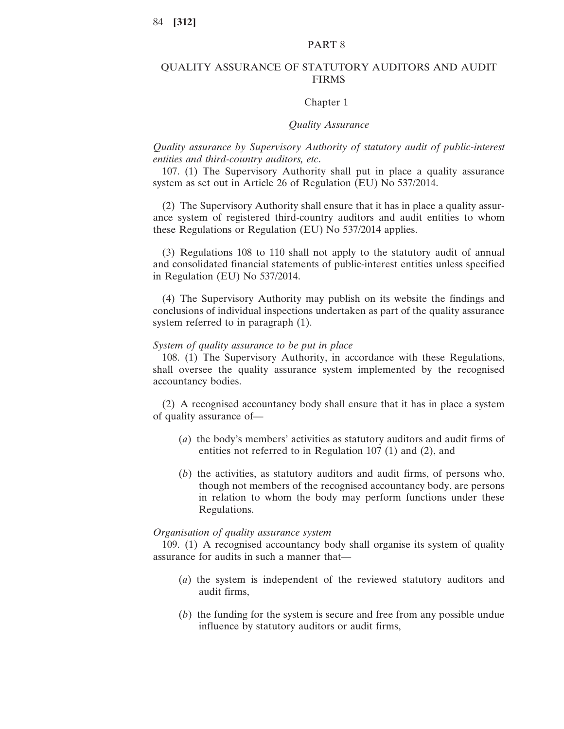## PART 8

## QUALITY ASSURANCE OF STATUTORY AUDITORS AND AUDIT FIRMS

### Chapter 1

### *Quality Assurance*

*Quality assurance by Supervisory Authority of statutory audit of public-interest entities and third-country auditors, etc*.

107. (1) The Supervisory Authority shall put in place a quality assurance system as set out in Article 26 of Regulation (EU) No 537/2014.

(2) The Supervisory Authority shall ensure that it has in place a quality assurance system of registered third-country auditors and audit entities to whom these Regulations or Regulation (EU) No 537/2014 applies.

(3) Regulations 108 to 110 shall not apply to the statutory audit of annual and consolidated financial statements of public-interest entities unless specified in Regulation (EU) No 537/2014.

(4) The Supervisory Authority may publish on its website the findings and conclusions of individual inspections undertaken as part of the quality assurance system referred to in paragraph (1).

*System of quality assurance to be put in place*

108. (1) The Supervisory Authority, in accordance with these Regulations, shall oversee the quality assurance system implemented by the recognised accountancy bodies.

(2) A recognised accountancy body shall ensure that it has in place a system of quality assurance of—

- (*a*) the body's members' activities as statutory auditors and audit firms of entities not referred to in Regulation 107 (1) and (2), and
- (*b*) the activities, as statutory auditors and audit firms, of persons who, though not members of the recognised accountancy body, are persons in relation to whom the body may perform functions under these Regulations.

*Organisation of quality assurance system*

109. (1) A recognised accountancy body shall organise its system of quality assurance for audits in such a manner that—

- (*a*) the system is independent of the reviewed statutory auditors and audit firms,
- (*b*) the funding for the system is secure and free from any possible undue influence by statutory auditors or audit firms,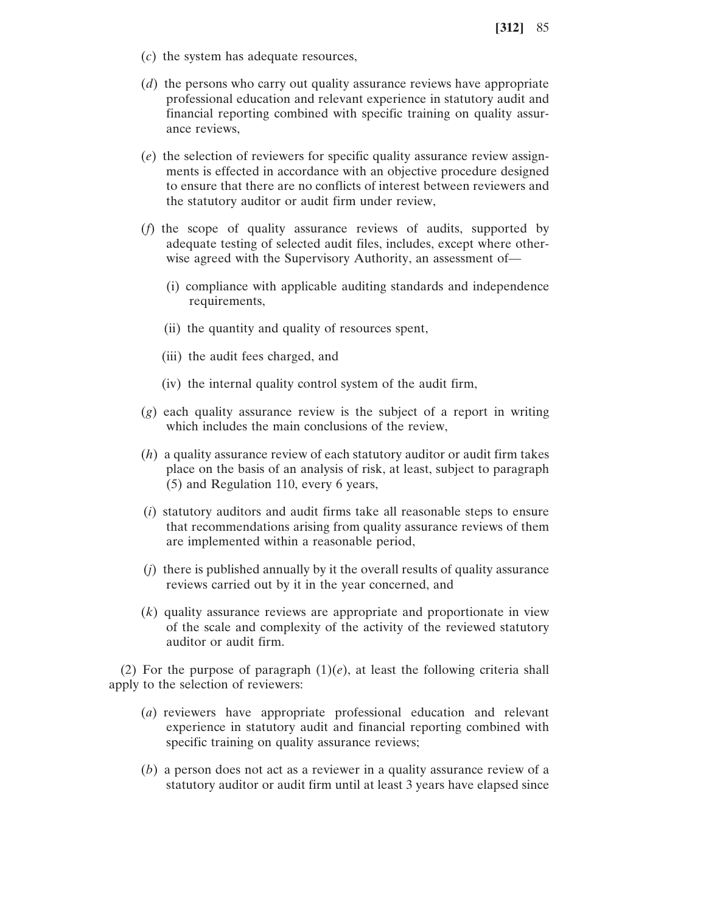(*c*) the system has adequate resources,

(*d*) the persons who carry out quality assurance reviews have appropriate professional education and relevant experience in statutory audit and financial reporting combined with specific training on quality assurance reviews,

(*e*) the selection of reviewers for specific quality assurance review assignments is effected in accordance with an objective procedure designed to ensure that there are no conflicts of interest between reviewers and the statutory auditor or audit firm under review,

(*f*) the scope of quality assurance reviews of audits, supported by adequate testing of selected audit files, includes, except where otherwise agreed with the Supervisory Authority, an assessment of—

(i) compliance with applicable auditing standards and independence requirements,

(ii) the quantity and quality of resources spent,

(iii) the audit fees charged, and

(iv) the internal quality control system of the audit firm,

(*g*) each quality assurance review is the subject of a report in writing which includes the main conclusions of the review,

(*h*) a quality assurance review of each statutory auditor or audit firm takes place on the basis of an analysis of risk, at least, subject to paragraph (5) and Regulation 110, every 6 years,

(*i*) statutory auditors and audit firms take all reasonable steps to ensure that recommendations arising from quality assurance reviews of them are implemented within a reasonable period,

(*j*) there is published annually by it the overall results of quality assurance reviews carried out by it in the year concerned, and

(*k*) quality assurance reviews are appropriate and proportionate in view of the scale and complexity of the activity of the reviewed statutory auditor or audit firm.

(2) For the purpose of paragraph (1)(*e*), at least the following criteria shall apply to the selection of reviewers:

(*a*) reviewers have appropriate professional education and relevant experience in statutory audit and financial reporting combined with specific training on quality assurance reviews;

(*b*) a person does not act as a reviewer in a quality assurance review of a statutory auditor or audit firm until at least 3 years have elapsed since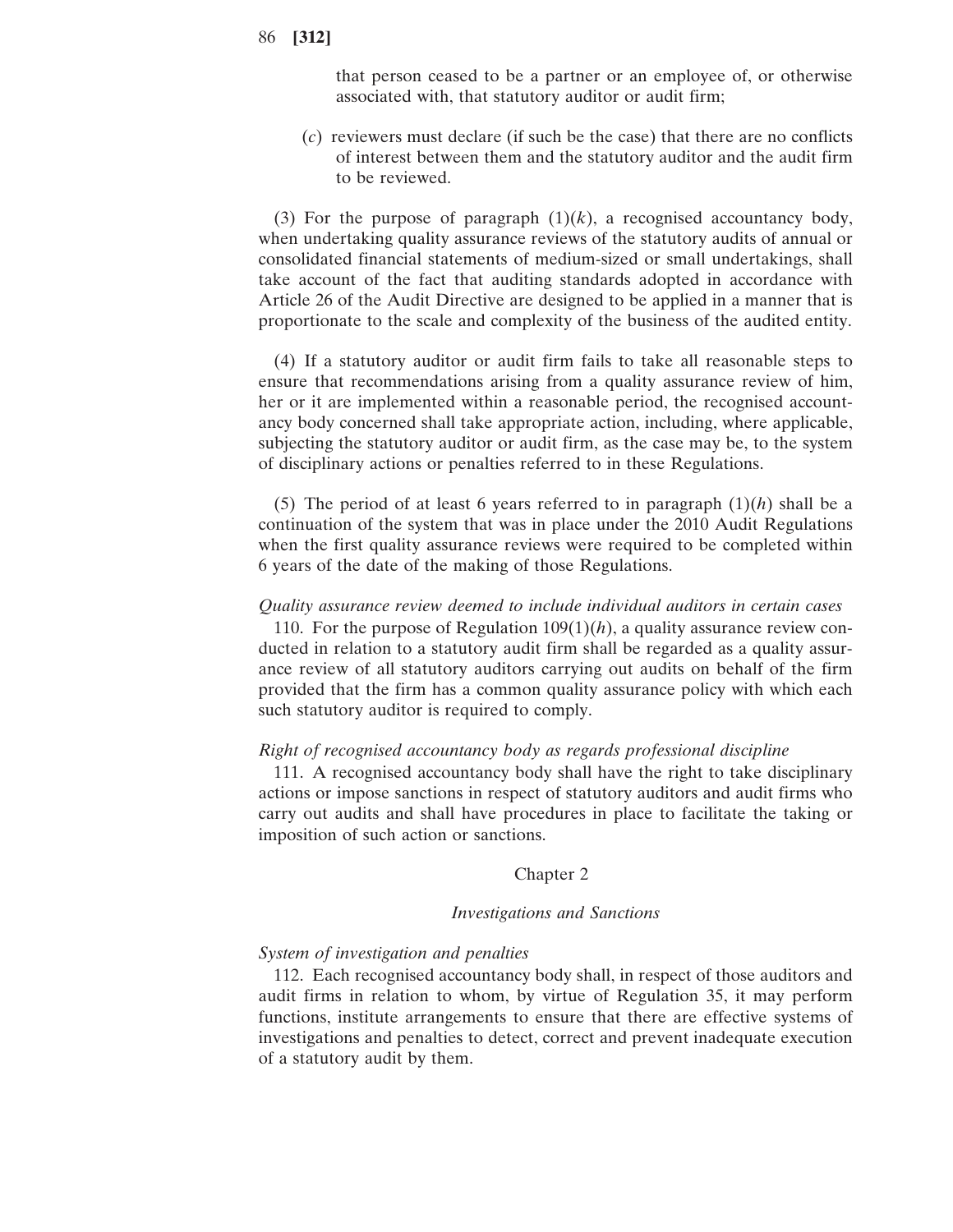that person ceased to be a partner or an employee of, or otherwise associated with, that statutory auditor or audit firm;

(*c*) reviewers must declare (if such be the case) that there are no conflicts of interest between them and the statutory auditor and the audit firm to be reviewed.

(3) For the purpose of paragraph (1)(*k*), a recognised accountancy body, when undertaking quality assurance reviews of the statutory audits of annual or consolidated financial statements of medium-sized or small undertakings, shall take account of the fact that auditing standards adopted in accordance with Article 26 of the Audit Directive are designed to be applied in a manner that is proportionate to the scale and complexity of the business of the audited entity.

(4) If a statutory auditor or audit firm fails to take all reasonable steps to ensure that recommendations arising from a quality assurance review of him, her or it are implemented within a reasonable period, the recognised accountancy body concerned shall take appropriate action, including, where applicable, subjecting the statutory auditor or audit firm, as the case may be, to the system of disciplinary actions or penalties referred to in these Regulations.

(5) The period of at least 6 years referred to in paragraph (1)(*h*) shall be a continuation of the system that was in place under the 2010 Audit Regulations when the first quality assurance reviews were required to be completed within 6 years of the date of the making of those Regulations.

*Quality assurance review deemed to include individual auditors in certain cases*

110. For the purpose of Regulation 109(1)(*h*), a quality assurance review conducted in relation to a statutory audit firm shall be regarded as a quality assurance review of all statutory auditors carrying out audits on behalf of the firm provided that the firm has a common quality assurance policy with which each such statutory auditor is required to comply.

*Right of recognised accountancy body as regards professional discipline*

111. A recognised accountancy body shall have the right to take disciplinary actions or impose sanctions in respect of statutory auditors and audit firms who carry out audits and shall have procedures in place to facilitate the taking or imposition of such action or sanctions.

## Chapter 2

### *Investigations and Sanctions*

*System of investigation and penalties*

112. Each recognised accountancy body shall, in respect of those auditors and audit firms in relation to whom, by virtue of Regulation 35, it may perform functions, institute arrangements to ensure that there are effective systems of investigations and penalties to detect, correct and prevent inadequate execution of a statutory audit by them.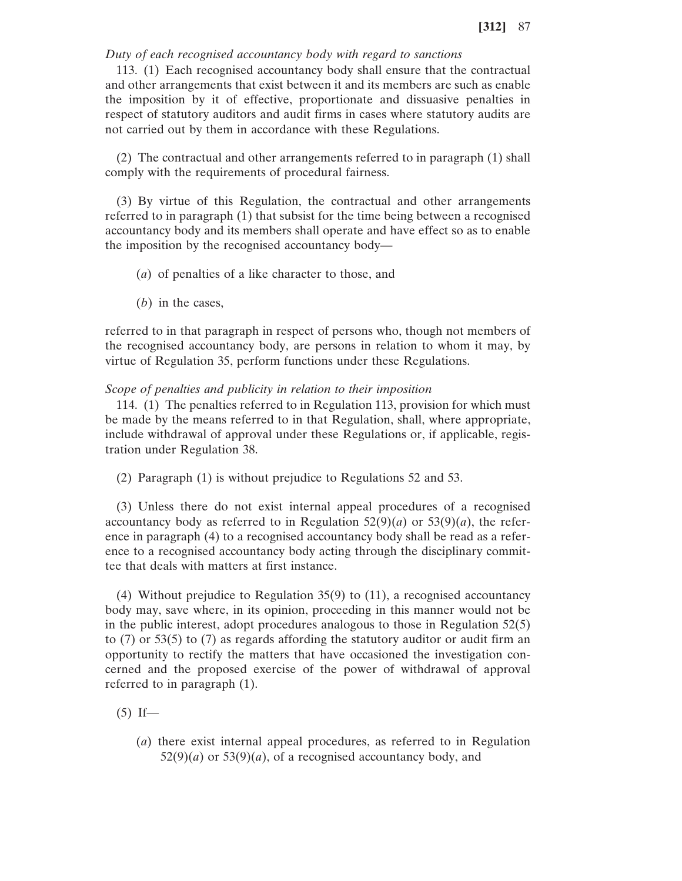*Duty of each recognised accountancy body with regard to sanctions*

113. (1) Each recognised accountancy body shall ensure that the contractual and other arrangements that exist between it and its members are such as enable the imposition by it of effective, proportionate and dissuasive penalties in respect of statutory auditors and audit firms in cases where statutory audits are not carried out by them in accordance with these Regulations.

(2) The contractual and other arrangements referred to in paragraph (1) shall comply with the requirements of procedural fairness.

(3) By virtue of this Regulation, the contractual and other arrangements referred to in paragraph (1) that subsist for the time being between a recognised accountancy body and its members shall operate and have effect so as to enable the imposition by the recognised accountancy body—

(*a*) of penalties of a like character to those, and

(*b*) in the cases,

referred to in that paragraph in respect of persons who, though not members of the recognised accountancy body, are persons in relation to whom it may, by virtue of Regulation 35, perform functions under these Regulations.

*Scope of penalties and publicity in relation to their imposition*

114. (1) The penalties referred to in Regulation 113, provision for which must be made by the means referred to in that Regulation, shall, where appropriate, include withdrawal of approval under these Regulations or, if applicable, registration under Regulation 38.

(2) Paragraph (1) is without prejudice to Regulations 52 and 53.

(3) Unless there do not exist internal appeal procedures of a recognised accountancy body as referred to in Regulation 52(9)(*a*) or 53(9)(*a*), the reference in paragraph (4) to a recognised accountancy body shall be read as a reference to a recognised accountancy body acting through the disciplinary committee that deals with matters at first instance.

(4) Without prejudice to Regulation 35(9) to (11), a recognised accountancy body may, save where, in its opinion, proceeding in this manner would not be in the public interest, adopt procedures analogous to those in Regulation 52(5) to (7) or 53(5) to (7) as regards affording the statutory auditor or audit firm an opportunity to rectify the matters that have occasioned the investigation concerned and the proposed exercise of the power of withdrawal of approval referred to in paragraph (1).

(5) If—

(*a*) there exist internal appeal procedures, as referred to in Regulation 52(9)(*a*) or 53(9)(*a*), of a recognised accountancy body, and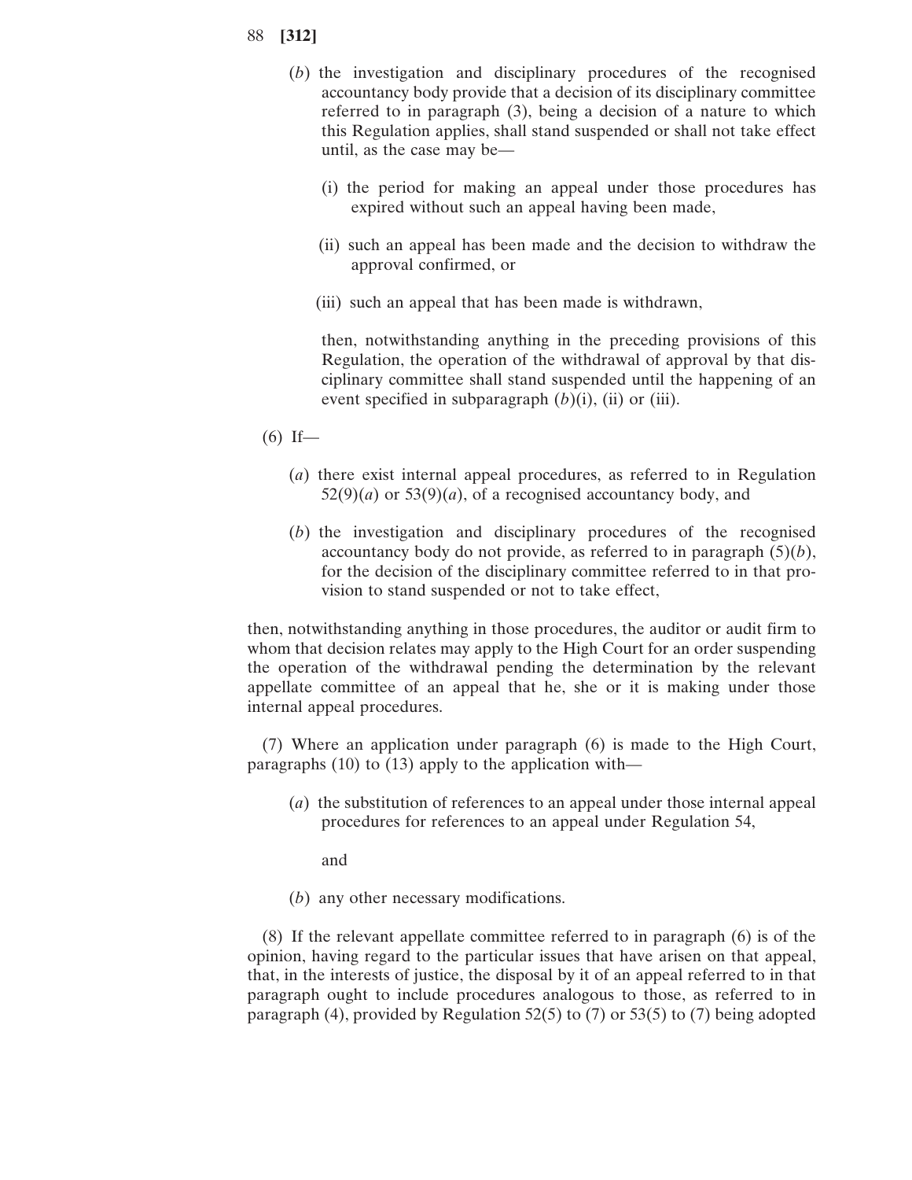(*b*) the investigation and disciplinary procedures of the recognised accountancy body provide that a decision of its disciplinary committee referred to in paragraph (3), being a decision of a nature to which this Regulation applies, shall stand suspended or shall not take effect until, as the case may be—

(i) the period for making an appeal under those procedures has expired without such an appeal having been made,

(ii) such an appeal has been made and the decision to withdraw the approval confirmed, or

(iii) such an appeal that has been made is withdrawn,

then, notwithstanding anything in the preceding provisions of this Regulation, the operation of the withdrawal of approval by that disciplinary committee shall stand suspended until the happening of an event specified in subparagraph (*b*)(i), (ii) or (iii).

(6) If—

(*a*) there exist internal appeal procedures, as referred to in Regulation 52(9)(*a*) or 53(9)(*a*), of a recognised accountancy body, and

(*b*) the investigation and disciplinary procedures of the recognised accountancy body do not provide, as referred to in paragraph (5)(*b*), for the decision of the disciplinary committee referred to in that provision to stand suspended or not to take effect,

then, notwithstanding anything in those procedures, the auditor or audit firm to whom that decision relates may apply to the High Court for an order suspending the operation of the withdrawal pending the determination by the relevant appellate committee of an appeal that he, she or it is making under those internal appeal procedures.

(7) Where an application under paragraph (6) is made to the High Court, paragraphs (10) to (13) apply to the application with—

(*a*) the substitution of references to an appeal under those internal appeal procedures for references to an appeal under Regulation 54,

and

(*b*) any other necessary modifications.

(8) If the relevant appellate committee referred to in paragraph (6) is of the opinion, having regard to the particular issues that have arisen on that appeal, that, in the interests of justice, the disposal by it of an appeal referred to in that paragraph ought to include procedures analogous to those, as referred to in paragraph (4), provided by Regulation 52(5) to (7) or 53(5) to (7) being adopted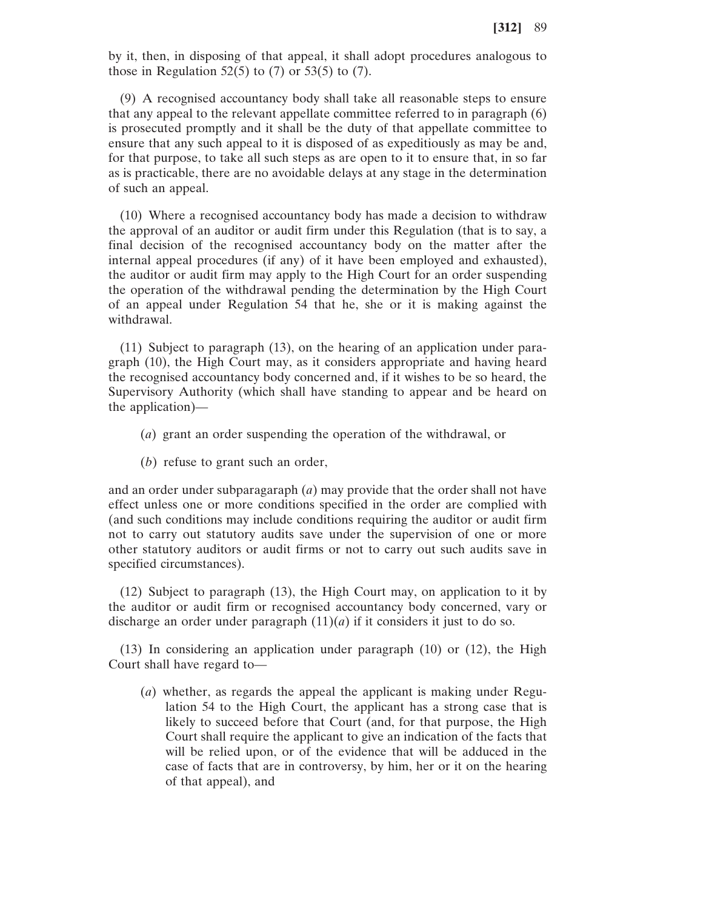by it, then, in disposing of that appeal, it shall adopt procedures analogous to those in Regulation 52(5) to (7) or 53(5) to (7).

(9) A recognised accountancy body shall take all reasonable steps to ensure that any appeal to the relevant appellate committee referred to in paragraph (6) is prosecuted promptly and it shall be the duty of that appellate committee to ensure that any such appeal to it is disposed of as expeditiously as may be and, for that purpose, to take all such steps as are open to it to ensure that, in so far as is practicable, there are no avoidable delays at any stage in the determination of such an appeal.

(10) Where a recognised accountancy body has made a decision to withdraw the approval of an auditor or audit firm under this Regulation (that is to say, a final decision of the recognised accountancy body on the matter after the internal appeal procedures (if any) of it have been employed and exhausted), the auditor or audit firm may apply to the High Court for an order suspending the operation of the withdrawal pending the determination by the High Court of an appeal under Regulation 54 that he, she or it is making against the withdrawal.

(11) Subject to paragraph (13), on the hearing of an application under paragraph (10), the High Court may, as it considers appropriate and having heard the recognised accountancy body concerned and, if it wishes to be so heard, the Supervisory Authority (which shall have standing to appear and be heard on the application)—

(*a*) grant an order suspending the operation of the withdrawal, or

(*b*) refuse to grant such an order,

and an order under subparagaraph (*a*) may provide that the order shall not have effect unless one or more conditions specified in the order are complied with (and such conditions may include conditions requiring the auditor or audit firm not to carry out statutory audits save under the supervision of one or more other statutory auditors or audit firms or not to carry out such audits save in specified circumstances).

(12) Subject to paragraph (13), the High Court may, on application to it by the auditor or audit firm or recognised accountancy body concerned, vary or discharge an order under paragraph (11)(*a*) if it considers it just to do so.

(13) In considering an application under paragraph (10) or (12), the High Court shall have regard to—

(*a*) whether, as regards the appeal the applicant is making under Regulation 54 to the High Court, the applicant has a strong case that is likely to succeed before that Court (and, for that purpose, the High Court shall require the applicant to give an indication of the facts that will be relied upon, or of the evidence that will be adduced in the case of facts that are in controversy, by him, her or it on the hearing of that appeal), and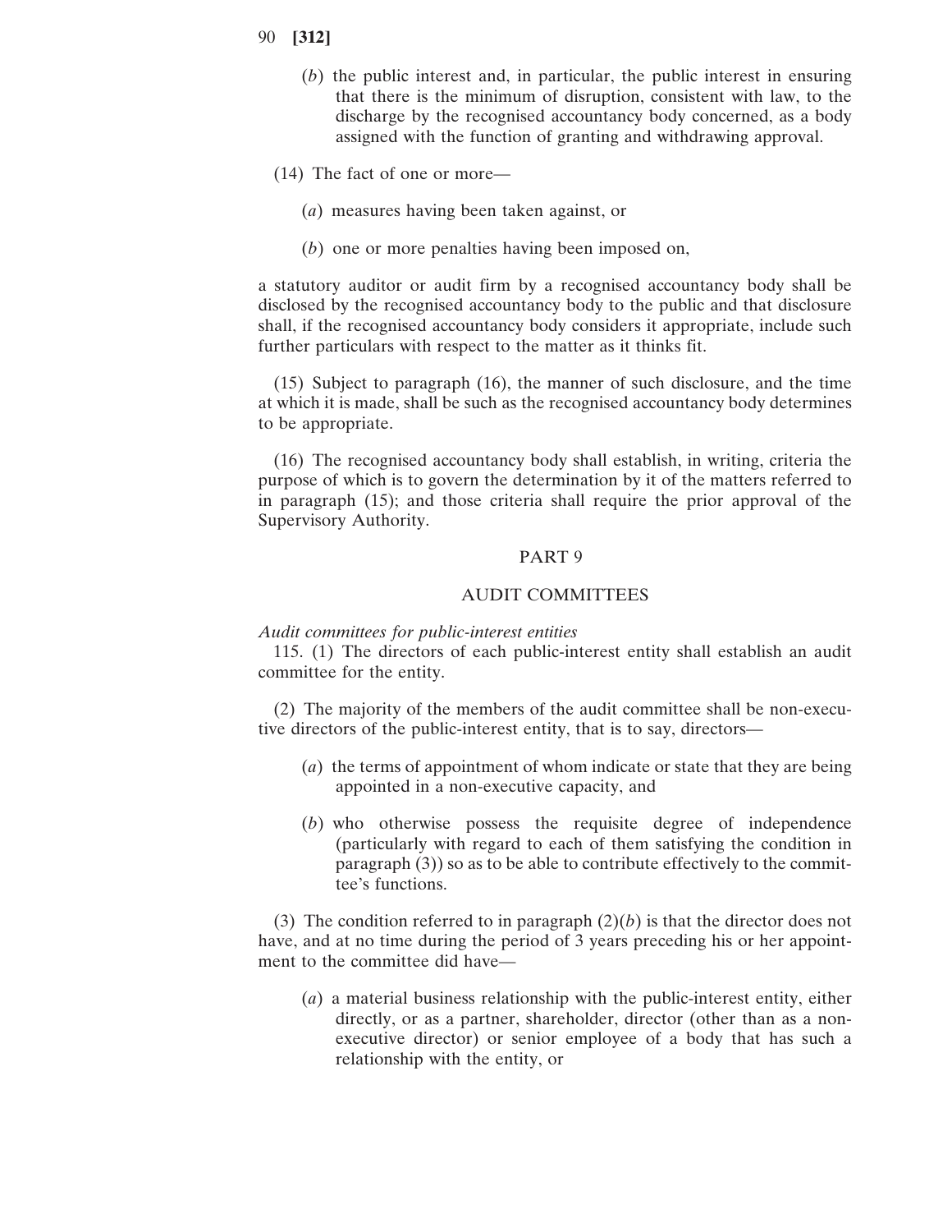(*b*) the public interest and, in particular, the public interest in ensuring that there is the minimum of disruption, consistent with law, to the discharge by the recognised accountancy body concerned, as a body assigned with the function of granting and withdrawing approval.

(14) The fact of one or more—

(*a*) measures having been taken against, or

(*b*) one or more penalties having been imposed on,

a statutory auditor or audit firm by a recognised accountancy body shall be disclosed by the recognised accountancy body to the public and that disclosure shall, if the recognised accountancy body considers it appropriate, include such further particulars with respect to the matter as it thinks fit.

(15) Subject to paragraph (16), the manner of such disclosure, and the time at which it is made, shall be such as the recognised accountancy body determines to be appropriate.

(16) The recognised accountancy body shall establish, in writing, criteria the purpose of which is to govern the determination by it of the matters referred to in paragraph (15); and those criteria shall require the prior approval of the Supervisory Authority.

## PART 9

## AUDIT COMMITTEES

*Audit committees for public-interest entities*

115. (1) The directors of each public-interest entity shall establish an audit committee for the entity.

(2) The majority of the members of the audit committee shall be non-executive directors of the public-interest entity, that is to say, directors—

(*a*) the terms of appointment of whom indicate or state that they are being appointed in a non-executive capacity, and

(*b*) who otherwise possess the requisite degree of independence (particularly with regard to each of them satisfying the condition in paragraph (3)) so as to be able to contribute effectively to the committee's functions.

(3) The condition referred to in paragraph (2)(*b*) is that the director does not have, and at no time during the period of 3 years preceding his or her appointment to the committee did have—

(*a*) a material business relationship with the public-interest entity, either directly, or as a partner, shareholder, director (other than as a non-executive director) or senior employee of a body that has such a relationship with the entity, or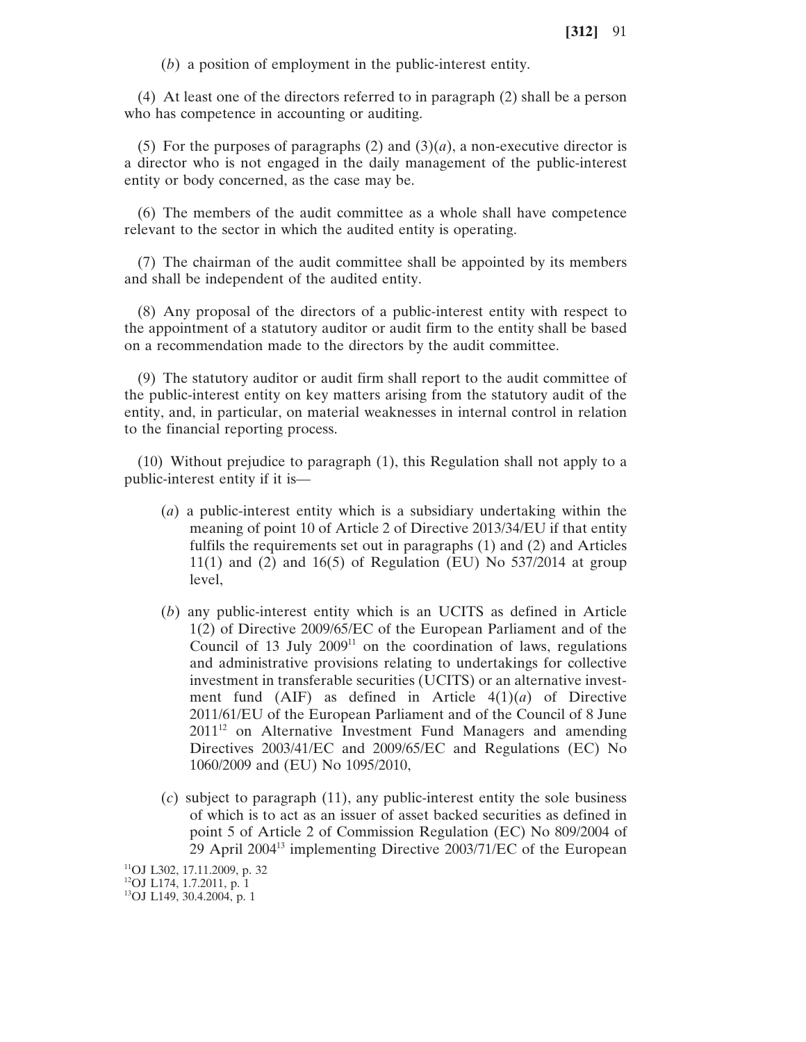(*b*) a position of employment in the public-interest entity.

(4) At least one of the directors referred to in paragraph (2) shall be a person who has competence in accounting or auditing.

(5) For the purposes of paragraphs (2) and (3)(*a*), a non-executive director is a director who is not engaged in the daily management of the public-interest entity or body concerned, as the case may be.

(6) The members of the audit committee as a whole shall have competence relevant to the sector in which the audited entity is operating.

(7) The chairman of the audit committee shall be appointed by its members and shall be independent of the audited entity.

(8) Any proposal of the directors of a public-interest entity with respect to the appointment of a statutory auditor or audit firm to the entity shall be based on a recommendation made to the directors by the audit committee.

(9) The statutory auditor or audit firm shall report to the audit committee of the public-interest entity on key matters arising from the statutory audit of the entity, and, in particular, on material weaknesses in internal control in relation to the financial reporting process.

(10) Without prejudice to paragraph (1), this Regulation shall not apply to a public-interest entity if it is—

(*a*) a public-interest entity which is a subsidiary undertaking within the meaning of point 10 of Article 2 of Directive 2013/34/EU if that entity fulfils the requirements set out in paragraphs (1) and (2) and Articles 11(1) and (2) and 16(5) of Regulation (EU) No 537/2014 at group level,

(*b*) any public-interest entity which is an UCITS as defined in Article 1(2) of Directive 2009/65/EC of the European Parliament and of the Council of 13 July 2009[11] on the coordination of laws, regulations and administrative provisions relating to undertakings for collective investment in transferable securities (UCITS) or an alternative investment fund (AIF) as defined in Article 4(1)(*a*) of Directive 2011/61/EU of the European Parliament and of the Council of 8 June 2011[12] on Alternative Investment Fund Managers and amending Directives 2003/41/EC and 2009/65/EC and Regulations (EC) No 1060/2009 and (EU) No 1095/2010,

(*c*) subject to paragraph (11), any public-interest entity the sole business of which is to act as an issuer of asset backed securities as defined in point 5 of Article 2 of Commission Regulation (EC) No 809/2004 of 29 April 2004[13] implementing Directive 2003/71/EC of the European

[11]OJ L302, 17.11.2009, p. 32
[12]OJ L174, 1.7.2011, p. 1
[13]OJ L149, 30.4.2004, p. 1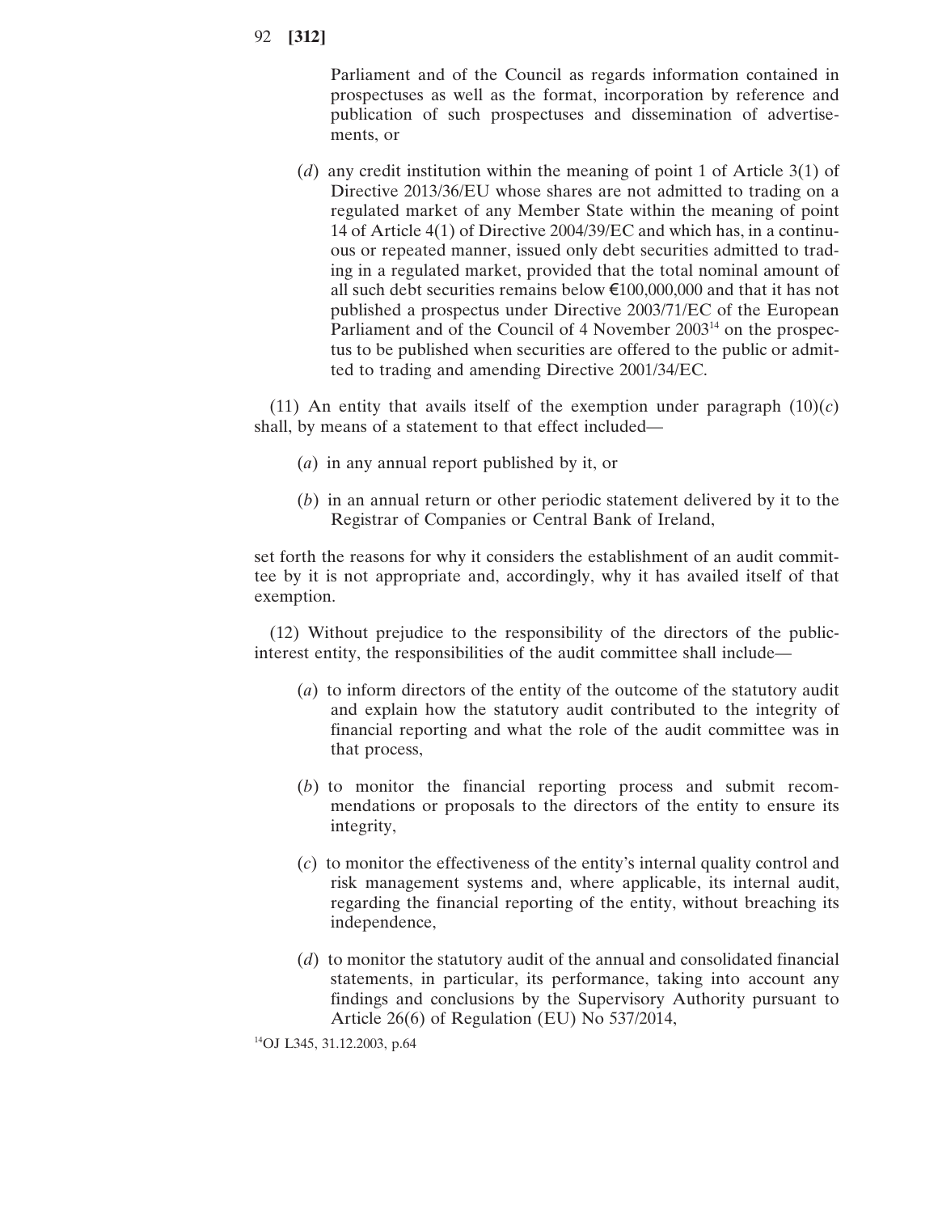Parliament and of the Council as regards information contained in prospectuses as well as the format, incorporation by reference and publication of such prospectuses and dissemination of advertisements, or

(*d*) any credit institution within the meaning of point 1 of Article 3(1) of Directive 2013/36/EU whose shares are not admitted to trading on a regulated market of any Member State within the meaning of point 14 of Article 4(1) of Directive 2004/39/EC and which has, in a continuous or repeated manner, issued only debt securities admitted to trading in a regulated market, provided that the total nominal amount of all such debt securities remains below €100,000,000 and that it has not published a prospectus under Directive 2003/71/EC of the European Parliament and of the Council of 4 November 2003[14] on the prospectus to be published when securities are offered to the public or admitted to trading and amending Directive 2001/34/EC.

(11) An entity that avails itself of the exemption under paragraph (10)(*c*) shall, by means of a statement to that effect included—

(*a*) in any annual report published by it, or

(*b*) in an annual return or other periodic statement delivered by it to the Registrar of Companies or Central Bank of Ireland,

set forth the reasons for why it considers the establishment of an audit committee by it is not appropriate and, accordingly, why it has availed itself of that exemption.

(12) Without prejudice to the responsibility of the directors of the public-interest entity, the responsibilities of the audit committee shall include—

(*a*) to inform directors of the entity of the outcome of the statutory audit and explain how the statutory audit contributed to the integrity of financial reporting and what the role of the audit committee was in that process,

(*b*) to monitor the financial reporting process and submit recommendations or proposals to the directors of the entity to ensure its integrity,

(*c*) to monitor the effectiveness of the entity's internal quality control and risk management systems and, where applicable, its internal audit, regarding the financial reporting of the entity, without breaching its independence,

(*d*) to monitor the statutory audit of the annual and consolidated financial statements, in particular, its performance, taking into account any findings and conclusions by the Supervisory Authority pursuant to Article 26(6) of Regulation (EU) No 537/2014,

[14]OJ L345, 31.12.2003, p.64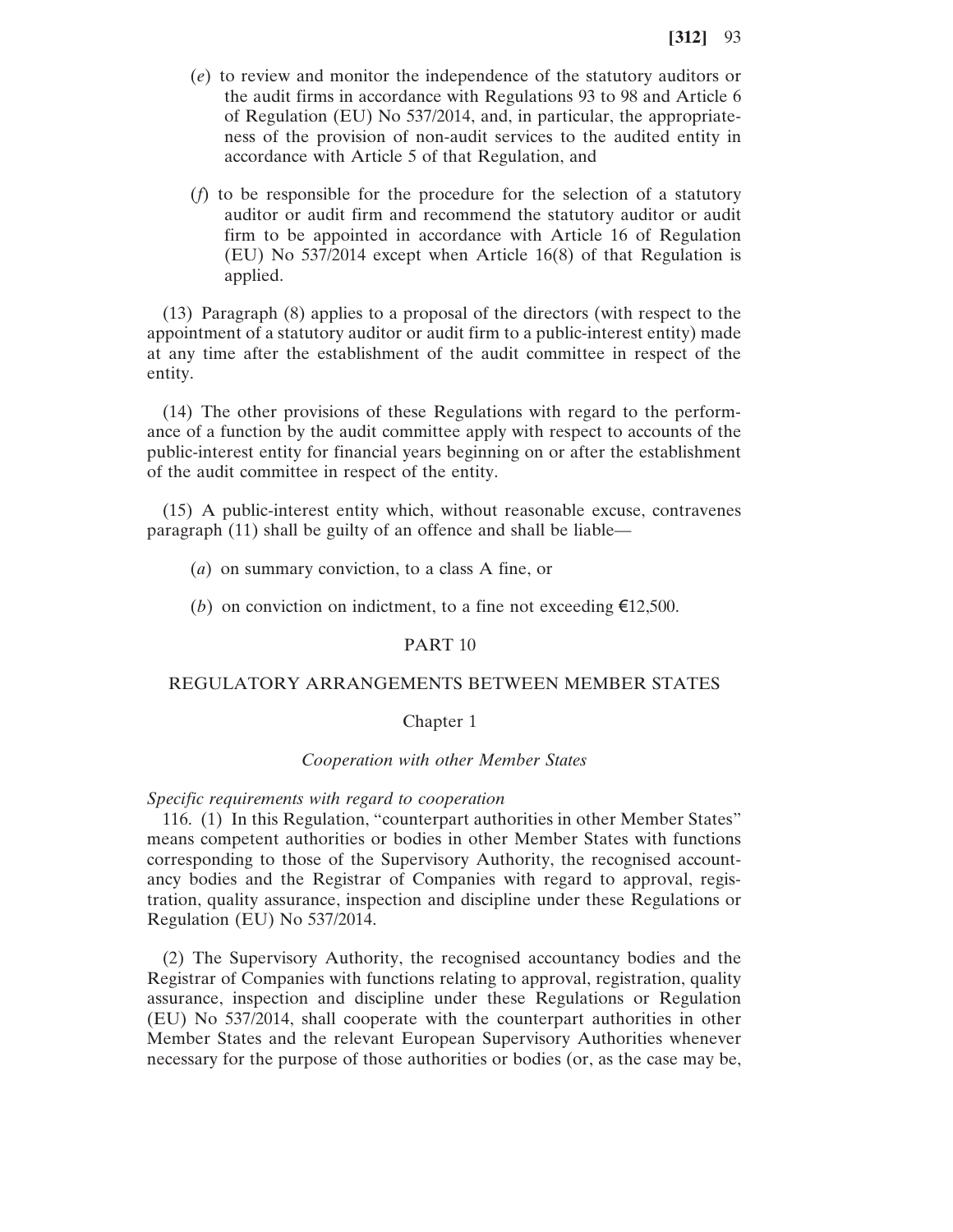(*e*) to review and monitor the independence of the statutory auditors or the audit firms in accordance with Regulations 93 to 98 and Article 6 of Regulation (EU) No 537/2014, and, in particular, the appropriateness of the provision of non-audit services to the audited entity in accordance with Article 5 of that Regulation, and

(*f*) to be responsible for the procedure for the selection of a statutory auditor or audit firm and recommend the statutory auditor or audit firm to be appointed in accordance with Article 16 of Regulation (EU) No 537/2014 except when Article 16(8) of that Regulation is applied.

(13) Paragraph (8) applies to a proposal of the directors (with respect to the appointment of a statutory auditor or audit firm to a public-interest entity) made at any time after the establishment of the audit committee in respect of the entity.

(14) The other provisions of these Regulations with regard to the performance of a function by the audit committee apply with respect to accounts of the public-interest entity for financial years beginning on or after the establishment of the audit committee in respect of the entity.

(15) A public-interest entity which, without reasonable excuse, contravenes paragraph (11) shall be guilty of an offence and shall be liable—

(*a*) on summary conviction, to a class A fine, or

(*b*) on conviction on indictment, to a fine not exceeding €12,500.

## PART 10

## REGULATORY ARRANGEMENTS BETWEEN MEMBER STATES

### Chapter 1

### *Cooperation with other Member States*

*Specific requirements with regard to cooperation*

116. (1) In this Regulation, “counterpart authorities in other Member States” means competent authorities or bodies in other Member States with functions corresponding to those of the Supervisory Authority, the recognised accountancy bodies and the Registrar of Companies with regard to approval, registration, quality assurance, inspection and discipline under these Regulations or Regulation (EU) No 537/2014.

(2) The Supervisory Authority, the recognised accountancy bodies and the Registrar of Companies with functions relating to approval, registration, quality assurance, inspection and discipline under these Regulations or Regulation (EU) No 537/2014, shall cooperate with the counterpart authorities in other Member States and the relevant European Supervisory Authorities whenever necessary for the purpose of those authorities or bodies (or, as the case may be,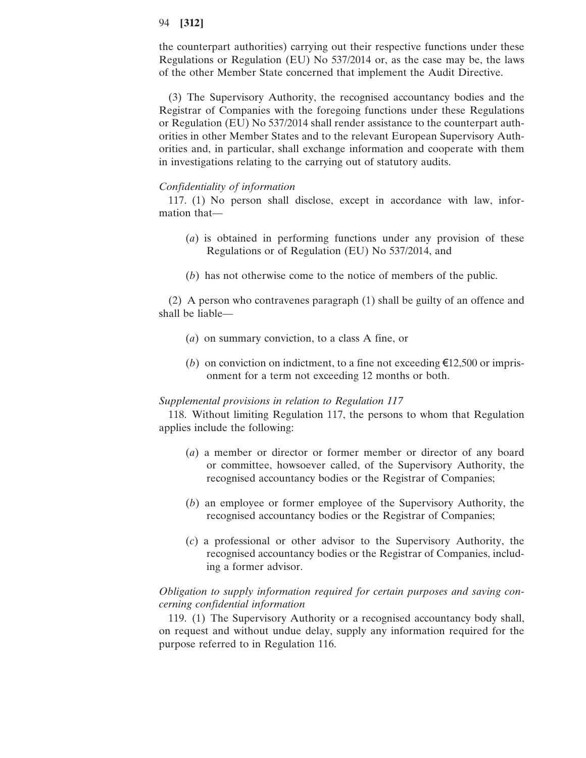the counterpart authorities) carrying out their respective functions under these Regulations or Regulation (EU) No 537/2014 or, as the case may be, the laws of the other Member State concerned that implement the Audit Directive.

(3) The Supervisory Authority, the recognised accountancy bodies and the Registrar of Companies with the foregoing functions under these Regulations or Regulation (EU) No 537/2014 shall render assistance to the counterpart authorities in other Member States and to the relevant European Supervisory Authorities and, in particular, shall exchange information and cooperate with them in investigations relating to the carrying out of statutory audits.

*Confidentiality of information*

117. (1) No person shall disclose, except in accordance with law, information that—

(*a*) is obtained in performing functions under any provision of these Regulations or of Regulation (EU) No 537/2014, and

(*b*) has not otherwise come to the notice of members of the public.

(2) A person who contravenes paragraph (1) shall be guilty of an offence and shall be liable—

(*a*) on summary conviction, to a class A fine, or

(*b*) on conviction on indictment, to a fine not exceeding €12,500 or imprisonment for a term not exceeding 12 months or both.

*Supplemental provisions in relation to Regulation 117*

118. Without limiting Regulation 117, the persons to whom that Regulation applies include the following:

(*a*) a member or director or former member or director of any board or committee, howsoever called, of the Supervisory Authority, the recognised accountancy bodies or the Registrar of Companies;

(*b*) an employee or former employee of the Supervisory Authority, the recognised accountancy bodies or the Registrar of Companies;

(*c*) a professional or other advisor to the Supervisory Authority, the recognised accountancy bodies or the Registrar of Companies, including a former advisor.

*Obligation to supply information required for certain purposes and saving concerning confidential information*

119. (1) The Supervisory Authority or a recognised accountancy body shall, on request and without undue delay, supply any information required for the purpose referred to in Regulation 116.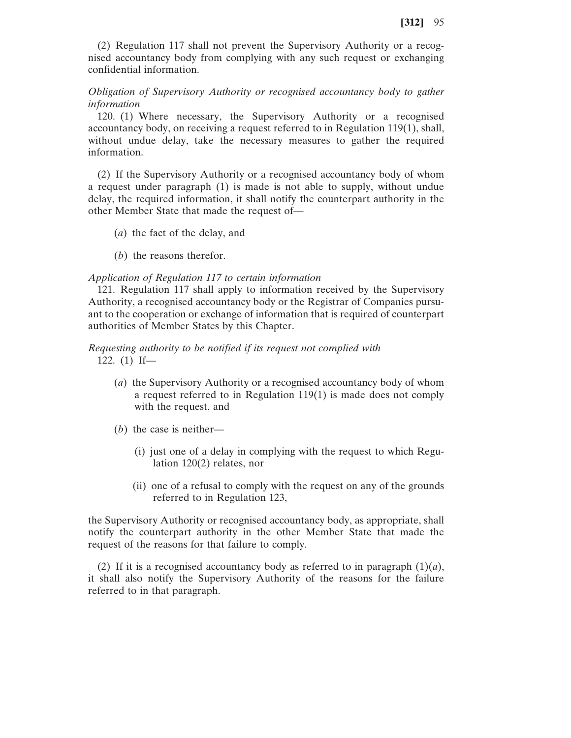(2) Regulation 117 shall not prevent the Supervisory Authority or a recognised accountancy body from complying with any such request or exchanging confidential information.

*Obligation of Supervisory Authority or recognised accountancy body to gather information*

120. (1) Where necessary, the Supervisory Authority or a recognised accountancy body, on receiving a request referred to in Regulation 119(1), shall, without undue delay, take the necessary measures to gather the required information.

(2) If the Supervisory Authority or a recognised accountancy body of whom a request under paragraph (1) is made is not able to supply, without undue delay, the required information, it shall notify the counterpart authority in the other Member State that made the request of—

(*a*) the fact of the delay, and

(*b*) the reasons therefor.

*Application of Regulation 117 to certain information*

121. Regulation 117 shall apply to information received by the Supervisory Authority, a recognised accountancy body or the Registrar of Companies pursuant to the cooperation or exchange of information that is required of counterpart authorities of Member States by this Chapter.

*Requesting authority to be notified if its request not complied with*

122. (1) If—

(*a*) the Supervisory Authority or a recognised accountancy body of whom a request referred to in Regulation 119(1) is made does not comply with the request, and

(*b*) the case is neither—

(i) just one of a delay in complying with the request to which Regulation 120(2) relates, nor

(ii) one of a refusal to comply with the request on any of the grounds referred to in Regulation 123,

the Supervisory Authority or recognised accountancy body, as appropriate, shall notify the counterpart authority in the other Member State that made the request of the reasons for that failure to comply.

(2) If it is a recognised accountancy body as referred to in paragraph (1)(*a*), it shall also notify the Supervisory Authority of the reasons for the failure referred to in that paragraph.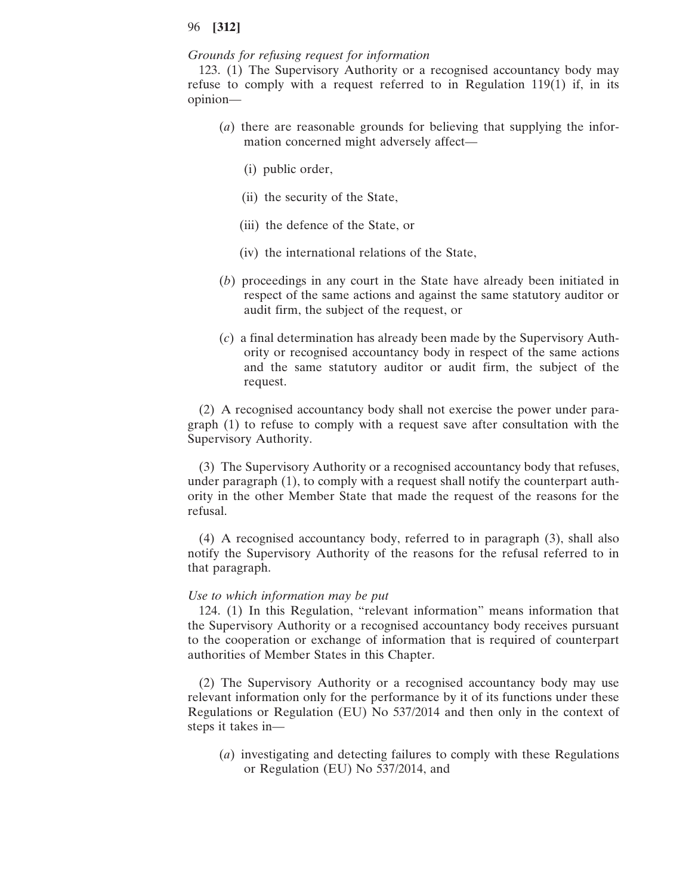*Grounds for refusing request for information*

123. (1) The Supervisory Authority or a recognised accountancy body may refuse to comply with a request referred to in Regulation 119(1) if, in its opinion—

(*a*) there are reasonable grounds for believing that supplying the information concerned might adversely affect—

(i) public order,

(ii) the security of the State,

(iii) the defence of the State, or

(iv) the international relations of the State,

(*b*) proceedings in any court in the State have already been initiated in respect of the same actions and against the same statutory auditor or audit firm, the subject of the request, or

(*c*) a final determination has already been made by the Supervisory Authority or recognised accountancy body in respect of the same actions and the same statutory auditor or audit firm, the subject of the request.

(2) A recognised accountancy body shall not exercise the power under paragraph (1) to refuse to comply with a request save after consultation with the Supervisory Authority.

(3) The Supervisory Authority or a recognised accountancy body that refuses, under paragraph (1), to comply with a request shall notify the counterpart authority in the other Member State that made the request of the reasons for the refusal.

(4) A recognised accountancy body, referred to in paragraph (3), shall also notify the Supervisory Authority of the reasons for the refusal referred to in that paragraph.

*Use to which information may be put*

124. (1) In this Regulation, "relevant information" means information that the Supervisory Authority or a recognised accountancy body receives pursuant to the cooperation or exchange of information that is required of counterpart authorities of Member States in this Chapter.

(2) The Supervisory Authority or a recognised accountancy body may use relevant information only for the performance by it of its functions under these Regulations or Regulation (EU) No 537/2014 and then only in the context of steps it takes in—

(*a*) investigating and detecting failures to comply with these Regulations or Regulation (EU) No 537/2014, and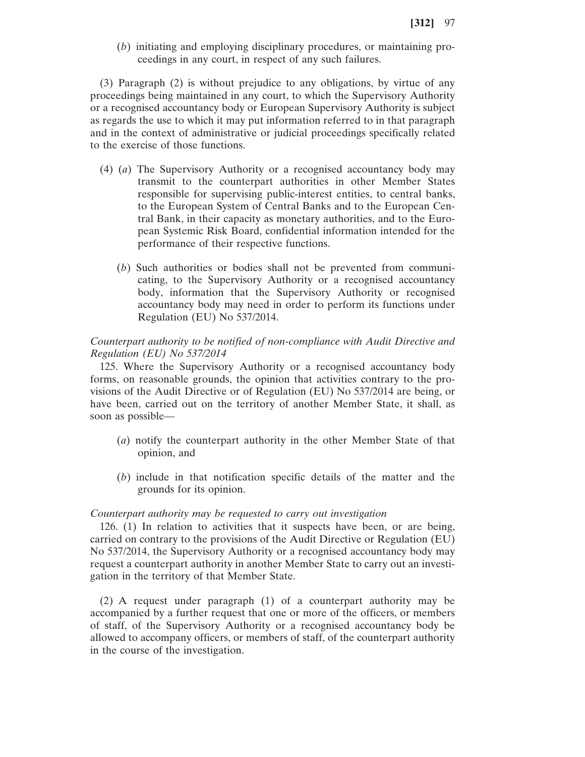(*b*) initiating and employing disciplinary procedures, or maintaining proceedings in any court, in respect of any such failures.

(3) Paragraph (2) is without prejudice to any obligations, by virtue of any proceedings being maintained in any court, to which the Supervisory Authority or a recognised accountancy body or European Supervisory Authority is subject as regards the use to which it may put information referred to in that paragraph and in the context of administrative or judicial proceedings specifically related to the exercise of those functions.

(4) (*a*) The Supervisory Authority or a recognised accountancy body may transmit to the counterpart authorities in other Member States responsible for supervising public-interest entities, to central banks, to the European System of Central Banks and to the European Central Bank, in their capacity as monetary authorities, and to the European Systemic Risk Board, confidential information intended for the performance of their respective functions.

(*b*) Such authorities or bodies shall not be prevented from communicating, to the Supervisory Authority or a recognised accountancy body, information that the Supervisory Authority or recognised accountancy body may need in order to perform its functions under Regulation (EU) No 537/2014.

*Counterpart authority to be notified of non-compliance with Audit Directive and Regulation (EU) No 537/2014*

125. Where the Supervisory Authority or a recognised accountancy body forms, on reasonable grounds, the opinion that activities contrary to the provisions of the Audit Directive or of Regulation (EU) No 537/2014 are being, or have been, carried out on the territory of another Member State, it shall, as soon as possible—

(*a*) notify the counterpart authority in the other Member State of that opinion, and

(*b*) include in that notification specific details of the matter and the grounds for its opinion.

*Counterpart authority may be requested to carry out investigation*

126. (1) In relation to activities that it suspects have been, or are being, carried on contrary to the provisions of the Audit Directive or Regulation (EU) No 537/2014, the Supervisory Authority or a recognised accountancy body may request a counterpart authority in another Member State to carry out an investigation in the territory of that Member State.

(2) A request under paragraph (1) of a counterpart authority may be accompanied by a further request that one or more of the officers, or members of staff, of the Supervisory Authority or a recognised accountancy body be allowed to accompany officers, or members of staff, of the counterpart authority in the course of the investigation.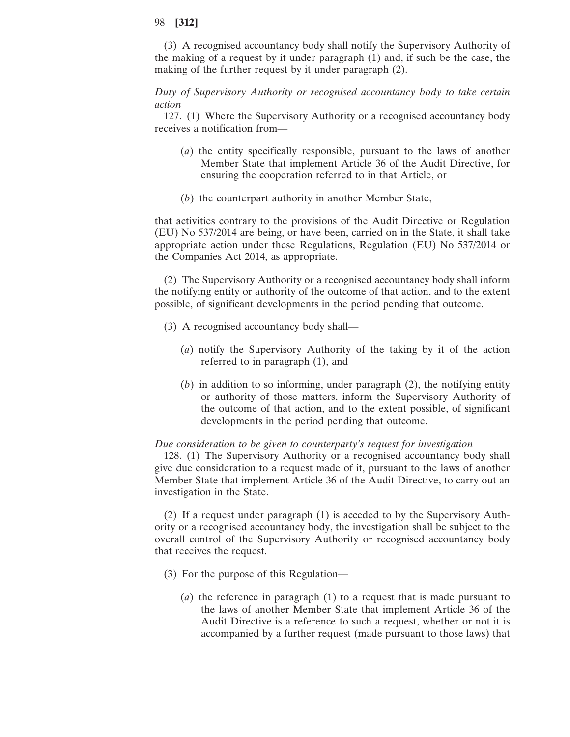(3) A recognised accountancy body shall notify the Supervisory Authority of the making of a request by it under paragraph (1) and, if such be the case, the making of the further request by it under paragraph (2).

*Duty of Supervisory Authority or recognised accountancy body to take certain action*

127. (1) Where the Supervisory Authority or a recognised accountancy body receives a notification from—

(*a*) the entity specifically responsible, pursuant to the laws of another Member State that implement Article 36 of the Audit Directive, for ensuring the cooperation referred to in that Article, or

(*b*) the counterpart authority in another Member State,

that activities contrary to the provisions of the Audit Directive or Regulation (EU) No 537/2014 are being, or have been, carried on in the State, it shall take appropriate action under these Regulations, Regulation (EU) No 537/2014 or the Companies Act 2014, as appropriate.

(2) The Supervisory Authority or a recognised accountancy body shall inform the notifying entity or authority of the outcome of that action, and to the extent possible, of significant developments in the period pending that outcome.

(3) A recognised accountancy body shall—

(*a*) notify the Supervisory Authority of the taking by it of the action referred to in paragraph (1), and

(*b*) in addition to so informing, under paragraph (2), the notifying entity or authority of those matters, inform the Supervisory Authority of the outcome of that action, and to the extent possible, of significant developments in the period pending that outcome.

*Due consideration to be given to counterparty's request for investigation*

128. (1) The Supervisory Authority or a recognised accountancy body shall give due consideration to a request made of it, pursuant to the laws of another Member State that implement Article 36 of the Audit Directive, to carry out an investigation in the State.

(2) If a request under paragraph (1) is acceded to by the Supervisory Authority or a recognised accountancy body, the investigation shall be subject to the overall control of the Supervisory Authority or recognised accountancy body that receives the request.

(3) For the purpose of this Regulation—

(*a*) the reference in paragraph (1) to a request that is made pursuant to the laws of another Member State that implement Article 36 of the Audit Directive is a reference to such a request, whether or not it is accompanied by a further request (made pursuant to those laws) that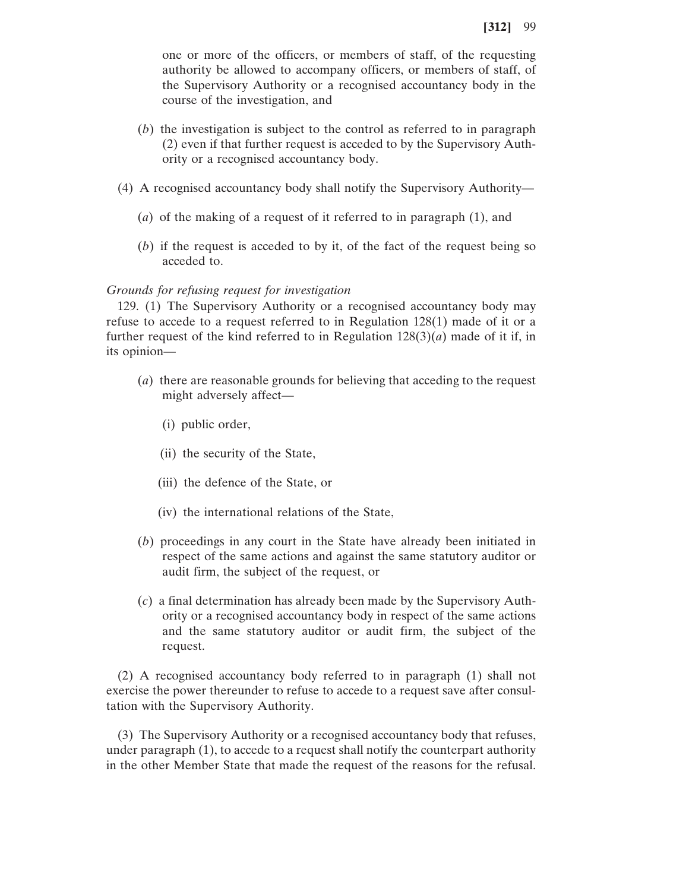one or more of the officers, or members of staff, of the requesting authority be allowed to accompany officers, or members of staff, of the Supervisory Authority or a recognised accountancy body in the course of the investigation, and

(*b*) the investigation is subject to the control as referred to in paragraph (2) even if that further request is acceded to by the Supervisory Authority or a recognised accountancy body.

(4) A recognised accountancy body shall notify the Supervisory Authority—

(*a*) of the making of a request of it referred to in paragraph (1), and

(*b*) if the request is acceded to by it, of the fact of the request being so acceded to.

*Grounds for refusing request for investigation*

129. (1) The Supervisory Authority or a recognised accountancy body may refuse to accede to a request referred to in Regulation 128(1) made of it or a further request of the kind referred to in Regulation 128(3)(*a*) made of it if, in its opinion—

(*a*) there are reasonable grounds for believing that acceding to the request might adversely affect—

(i) public order,

(ii) the security of the State,

(iii) the defence of the State, or

(iv) the international relations of the State,

(*b*) proceedings in any court in the State have already been initiated in respect of the same actions and against the same statutory auditor or audit firm, the subject of the request, or

(*c*) a final determination has already been made by the Supervisory Authority or a recognised accountancy body in respect of the same actions and the same statutory auditor or audit firm, the subject of the request.

(2) A recognised accountancy body referred to in paragraph (1) shall not exercise the power thereunder to refuse to accede to a request save after consultation with the Supervisory Authority.

(3) The Supervisory Authority or a recognised accountancy body that refuses, under paragraph (1), to accede to a request shall notify the counterpart authority in the other Member State that made the request of the reasons for the refusal.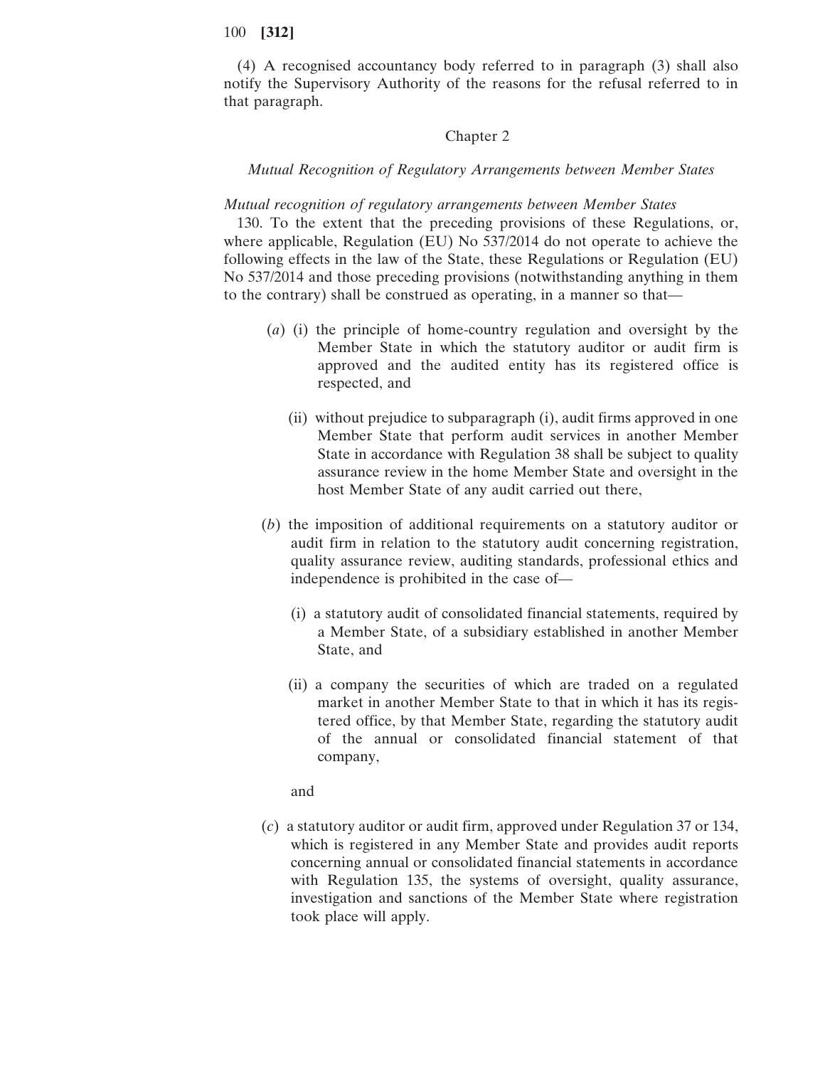(4) A recognised accountancy body referred to in paragraph (3) shall also notify the Supervisory Authority of the reasons for the refusal referred to in that paragraph.

## Chapter 2

### *Mutual Recognition of Regulatory Arrangements between Member States*

*Mutual recognition of regulatory arrangements between Member States*

130. To the extent that the preceding provisions of these Regulations, or, where applicable, Regulation (EU) No 537/2014 do not operate to achieve the following effects in the law of the State, these Regulations or Regulation (EU) No 537/2014 and those preceding provisions (notwithstanding anything in them to the contrary) shall be construed as operating, in a manner so that—

(*a*) (i) the principle of home-country regulation and oversight by the Member State in which the statutory auditor or audit firm is approved and the audited entity has its registered office is respected, and

(ii) without prejudice to subparagraph (i), audit firms approved in one Member State that perform audit services in another Member State in accordance with Regulation 38 shall be subject to quality assurance review in the home Member State and oversight in the host Member State of any audit carried out there,

(*b*) the imposition of additional requirements on a statutory auditor or audit firm in relation to the statutory audit concerning registration, quality assurance review, auditing standards, professional ethics and independence is prohibited in the case of—

(i) a statutory audit of consolidated financial statements, required by a Member State, of a subsidiary established in another Member State, and

(ii) a company the securities of which are traded on a regulated market in another Member State to that in which it has its registered office, by that Member State, regarding the statutory audit of the annual or consolidated financial statement of that company,

and

(*c*) a statutory auditor or audit firm, approved under Regulation 37 or 134, which is registered in any Member State and provides audit reports concerning annual or consolidated financial statements in accordance with Regulation 135, the systems of oversight, quality assurance, investigation and sanctions of the Member State where registration took place will apply.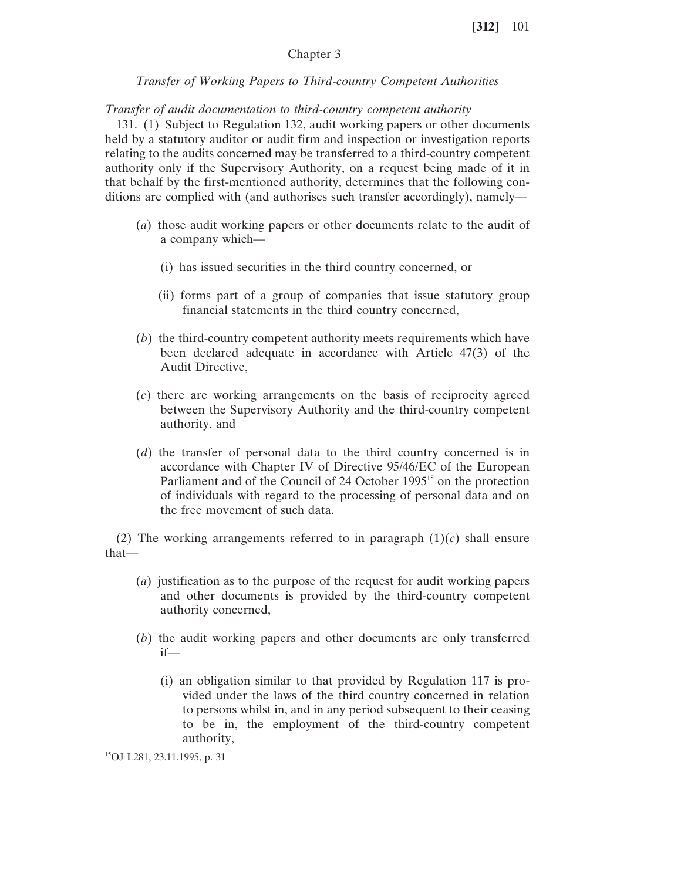## Chapter 3

### *Transfer of Working Papers to Third-country Competent Authorities*

*Transfer of audit documentation to third-country competent authority*

131. (1) Subject to Regulation 132, audit working papers or other documents held by a statutory auditor or audit firm and inspection or investigation reports relating to the audits concerned may be transferred to a third-country competent authority only if the Supervisory Authority, on a request being made of it in that behalf by the first-mentioned authority, determines that the following conditions are complied with (and authorises such transfer accordingly), namely—

(*a*) those audit working papers or other documents relate to the audit of a company which—

(i) has issued securities in the third country concerned, or

(ii) forms part of a group of companies that issue statutory group financial statements in the third country concerned,

(*b*) the third-country competent authority meets requirements which have been declared adequate in accordance with Article 47(3) of the Audit Directive,

(*c*) there are working arrangements on the basis of reciprocity agreed between the Supervisory Authority and the third-country competent authority, and

(*d*) the transfer of personal data to the third country concerned is in accordance with Chapter IV of Directive 95/46/EC of the European Parliament and of the Council of 24 October 1995[15] on the protection of individuals with regard to the processing of personal data and on the free movement of such data.

(2) The working arrangements referred to in paragraph (1)(*c*) shall ensure that—

(*a*) justification as to the purpose of the request for audit working papers and other documents is provided by the third-country competent authority concerned,

(*b*) the audit working papers and other documents are only transferred if—

(i) an obligation similar to that provided by Regulation 117 is provided under the laws of the third country concerned in relation to persons whilst in, and in any period subsequent to their ceasing to be in, the employment of the third-country competent authority,

[15]OJ L281, 23.11.1995, p. 31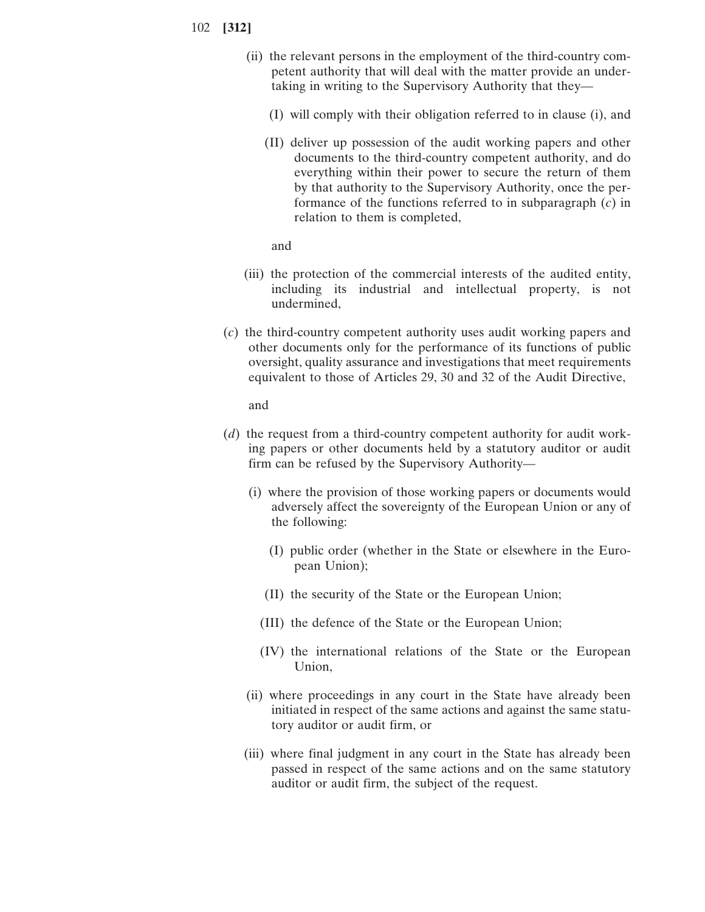(ii) the relevant persons in the employment of the third-country competent authority that will deal with the matter provide an undertaking in writing to the Supervisory Authority that they—

(I) will comply with their obligation referred to in clause (i), and

(II) deliver up possession of the audit working papers and other documents to the third-country competent authority, and do everything within their power to secure the return of them by that authority to the Supervisory Authority, once the performance of the functions referred to in subparagraph (*c*) in relation to them is completed,

and

(iii) the protection of the commercial interests of the audited entity, including its industrial and intellectual property, is not undermined,

(*c*) the third-country competent authority uses audit working papers and other documents only for the performance of its functions of public oversight, quality assurance and investigations that meet requirements equivalent to those of Articles 29, 30 and 32 of the Audit Directive,

and

(*d*) the request from a third-country competent authority for audit working papers or other documents held by a statutory auditor or audit firm can be refused by the Supervisory Authority—

(i) where the provision of those working papers or documents would adversely affect the sovereignty of the European Union or any of the following:

(I) public order (whether in the State or elsewhere in the European Union);

(II) the security of the State or the European Union;

(III) the defence of the State or the European Union;

(IV) the international relations of the State or the European Union,

(ii) where proceedings in any court in the State have already been initiated in respect of the same actions and against the same statutory auditor or audit firm, or

(iii) where final judgment in any court in the State has already been passed in respect of the same actions and on the same statutory auditor or audit firm, the subject of the request.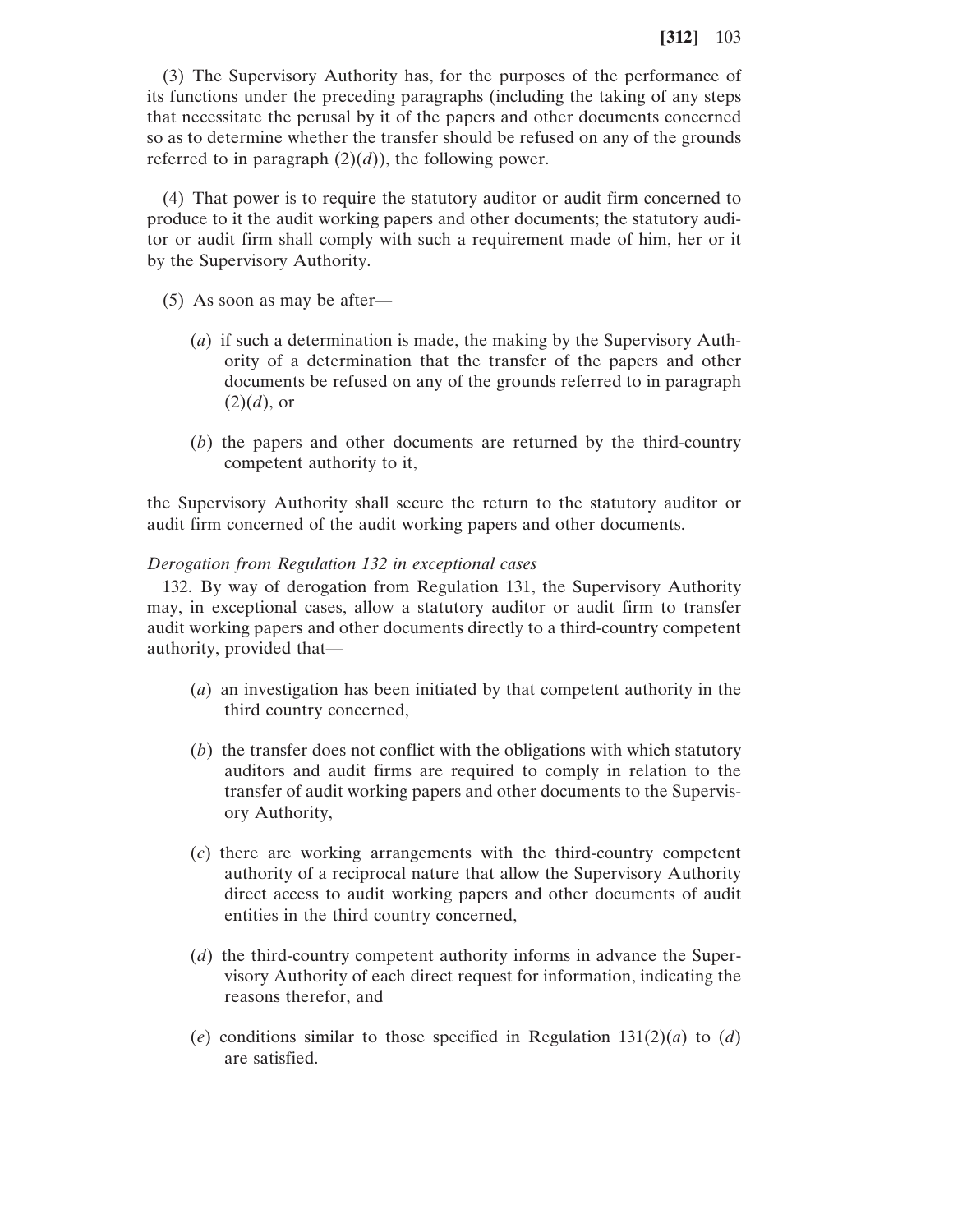(3) The Supervisory Authority has, for the purposes of the performance of its functions under the preceding paragraphs (including the taking of any steps that necessitate the perusal by it of the papers and other documents concerned so as to determine whether the transfer should be refused on any of the grounds referred to in paragraph (2)(*d*)), the following power.

(4) That power is to require the statutory auditor or audit firm concerned to produce to it the audit working papers and other documents; the statutory auditor or audit firm shall comply with such a requirement made of him, her or it by the Supervisory Authority.

(5) As soon as may be after—

(*a*) if such a determination is made, the making by the Supervisory Authority of a determination that the transfer of the papers and other documents be refused on any of the grounds referred to in paragraph (2)(*d*), or

(*b*) the papers and other documents are returned by the third-country competent authority to it,

the Supervisory Authority shall secure the return to the statutory auditor or audit firm concerned of the audit working papers and other documents.

*Derogation from Regulation 132 in exceptional cases*

132. By way of derogation from Regulation 131, the Supervisory Authority may, in exceptional cases, allow a statutory auditor or audit firm to transfer audit working papers and other documents directly to a third-country competent authority, provided that—

(*a*) an investigation has been initiated by that competent authority in the third country concerned,

(*b*) the transfer does not conflict with the obligations with which statutory auditors and audit firms are required to comply in relation to the transfer of audit working papers and other documents to the Supervisory Authority,

(*c*) there are working arrangements with the third-country competent authority of a reciprocal nature that allow the Supervisory Authority direct access to audit working papers and other documents of audit entities in the third country concerned,

(*d*) the third-country competent authority informs in advance the Supervisory Authority of each direct request for information, indicating the reasons therefor, and

(*e*) conditions similar to those specified in Regulation 131(2)(*a*) to (*d*) are satisfied.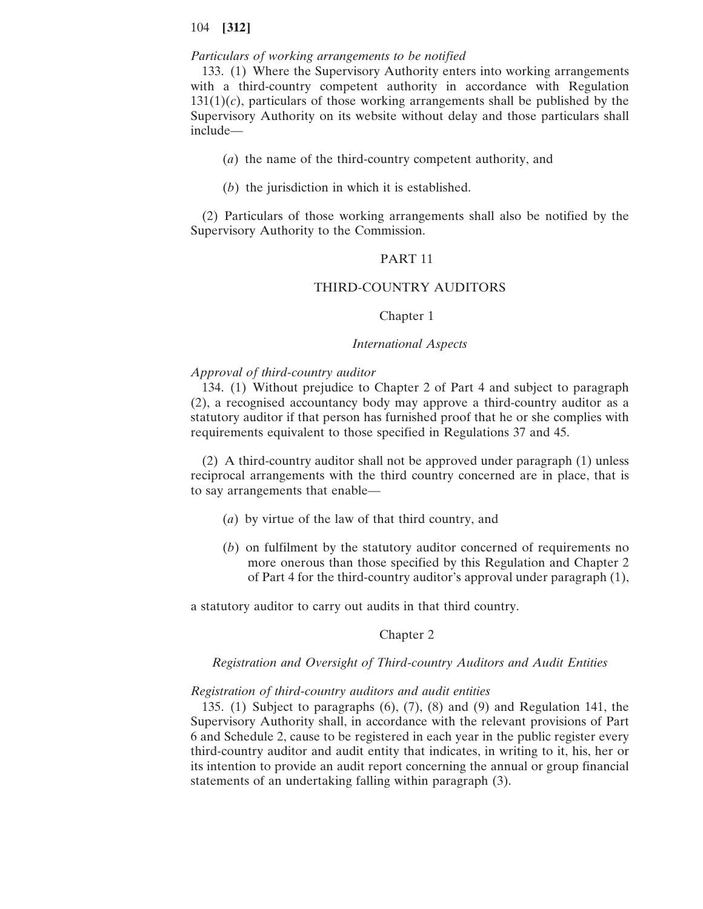*Particulars of working arrangements to be notified*

133. (1) Where the Supervisory Authority enters into working arrangements with a third-country competent authority in accordance with Regulation 131(1)(*c*), particulars of those working arrangements shall be published by the Supervisory Authority on its website without delay and those particulars shall include—

(*a*) the name of the third-country competent authority, and

(*b*) the jurisdiction in which it is established.

(2) Particulars of those working arrangements shall also be notified by the Supervisory Authority to the Commission.

## PART 11

## THIRD-COUNTRY AUDITORS

### Chapter 1

### *International Aspects*

*Approval of third-country auditor*

134. (1) Without prejudice to Chapter 2 of Part 4 and subject to paragraph (2), a recognised accountancy body may approve a third-country auditor as a statutory auditor if that person has furnished proof that he or she complies with requirements equivalent to those specified in Regulations 37 and 45.

(2) A third-country auditor shall not be approved under paragraph (1) unless reciprocal arrangements with the third country concerned are in place, that is to say arrangements that enable—

(*a*) by virtue of the law of that third country, and

(*b*) on fulfilment by the statutory auditor concerned of requirements no more onerous than those specified by this Regulation and Chapter 2 of Part 4 for the third-country auditor's approval under paragraph (1),

a statutory auditor to carry out audits in that third country.

### Chapter 2

### *Registration and Oversight of Third-country Auditors and Audit Entities*

*Registration of third-country auditors and audit entities*

135. (1) Subject to paragraphs (6), (7), (8) and (9) and Regulation 141, the Supervisory Authority shall, in accordance with the relevant provisions of Part 6 and Schedule 2, cause to be registered in each year in the public register every third-country auditor and audit entity that indicates, in writing to it, his, her or its intention to provide an audit report concerning the annual or group financial statements of an undertaking falling within paragraph (3).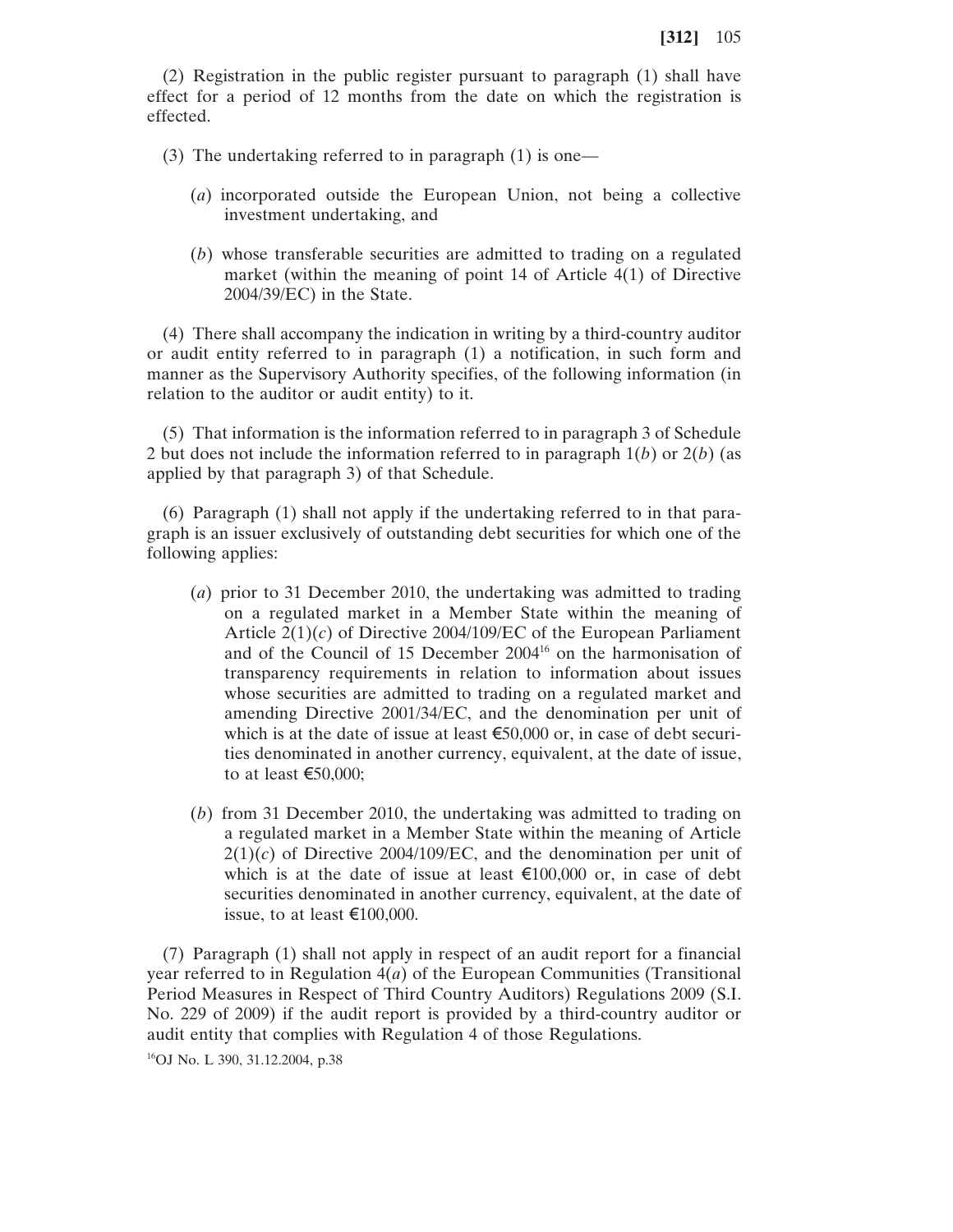(2) Registration in the public register pursuant to paragraph (1) shall have effect for a period of 12 months from the date on which the registration is effected.

(3) The undertaking referred to in paragraph (1) is one—

(*a*) incorporated outside the European Union, not being a collective investment undertaking, and

(*b*) whose transferable securities are admitted to trading on a regulated market (within the meaning of point 14 of Article 4(1) of Directive 2004/39/EC) in the State.

(4) There shall accompany the indication in writing by a third-country auditor or audit entity referred to in paragraph (1) a notification, in such form and manner as the Supervisory Authority specifies, of the following information (in relation to the auditor or audit entity) to it.

(5) That information is the information referred to in paragraph 3 of Schedule 2 but does not include the information referred to in paragraph 1(*b*) or 2(*b*) (as applied by that paragraph 3) of that Schedule.

(6) Paragraph (1) shall not apply if the undertaking referred to in that paragraph is an issuer exclusively of outstanding debt securities for which one of the following applies:

(*a*) prior to 31 December 2010, the undertaking was admitted to trading on a regulated market in a Member State within the meaning of Article 2(1)(*c*) of Directive 2004/109/EC of the European Parliament and of the Council of 15 December 2004[16] on the harmonisation of transparency requirements in relation to information about issues whose securities are admitted to trading on a regulated market and amending Directive 2001/34/EC, and the denomination per unit of which is at the date of issue at least €50,000 or, in case of debt securities denominated in another currency, equivalent, at the date of issue, to at least €50,000;

(*b*) from 31 December 2010, the undertaking was admitted to trading on a regulated market in a Member State within the meaning of Article 2(1)(*c*) of Directive 2004/109/EC, and the denomination per unit of which is at the date of issue at least €100,000 or, in case of debt securities denominated in another currency, equivalent, at the date of issue, to at least €100,000.

(7) Paragraph (1) shall not apply in respect of an audit report for a financial year referred to in Regulation 4(*a*) of the European Communities (Transitional Period Measures in Respect of Third Country Auditors) Regulations 2009 (S.I. No. 229 of 2009) if the audit report is provided by a third-country auditor or audit entity that complies with Regulation 4 of those Regulations.

[16]OJ No. L 390, 31.12.2004, p.38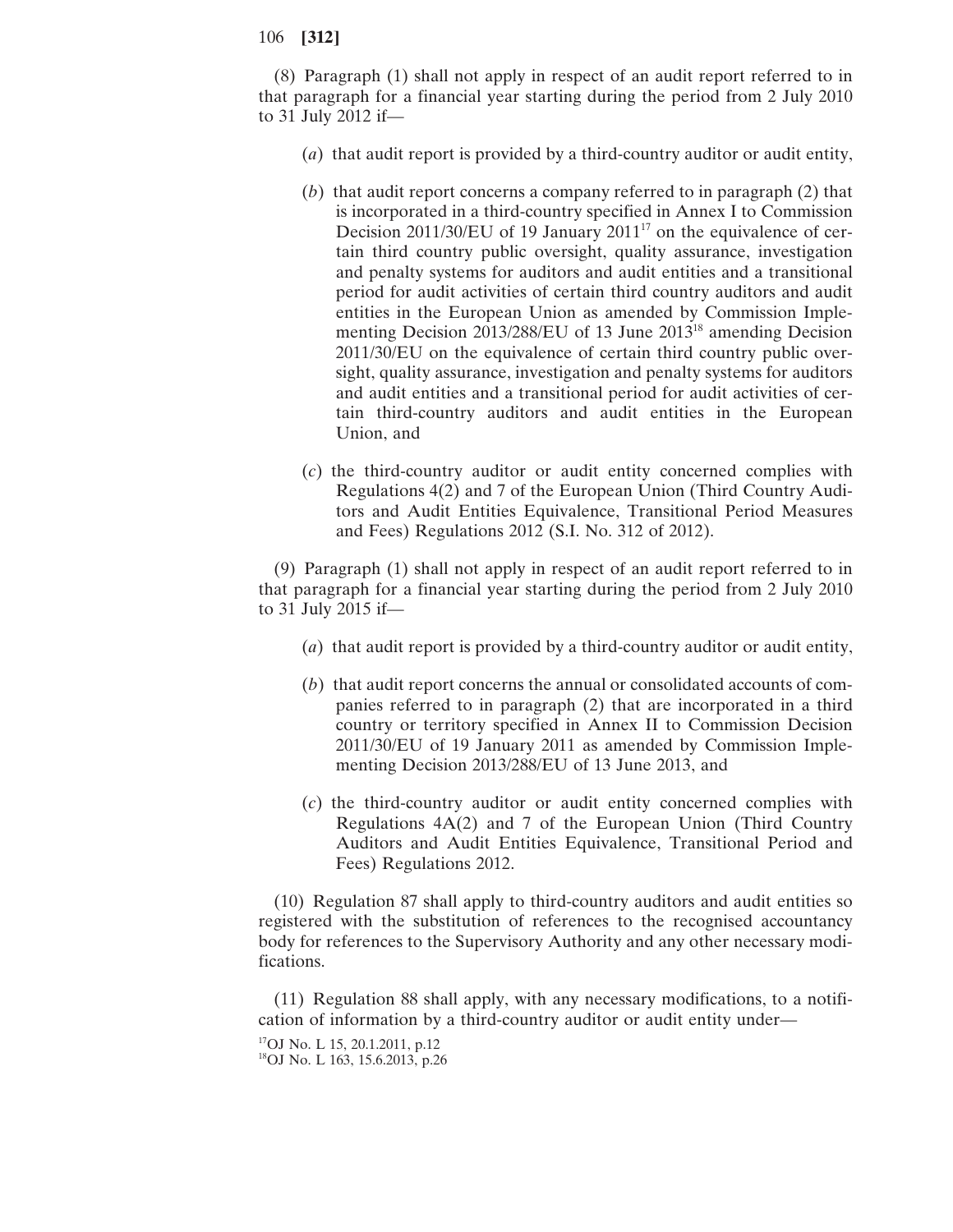(8) Paragraph (1) shall not apply in respect of an audit report referred to in that paragraph for a financial year starting during the period from 2 July 2010 to 31 July 2012 if—

(*a*) that audit report is provided by a third-country auditor or audit entity,

(*b*) that audit report concerns a company referred to in paragraph (2) that is incorporated in a third-country specified in Annex I to Commission Decision 2011/30/EU of 19 January 2011[17] on the equivalence of certain third country public oversight, quality assurance, investigation and penalty systems for auditors and audit entities and a transitional period for audit activities of certain third country auditors and audit entities in the European Union as amended by Commission Implementing Decision 2013/288/EU of 13 June 2013[18] amending Decision 2011/30/EU on the equivalence of certain third country public oversight, quality assurance, investigation and penalty systems for auditors and audit entities and a transitional period for audit activities of certain third-country auditors and audit entities in the European Union, and

(*c*) the third-country auditor or audit entity concerned complies with Regulations 4(2) and 7 of the European Union (Third Country Auditors and Audit Entities Equivalence, Transitional Period Measures and Fees) Regulations 2012 (S.I. No. 312 of 2012).

(9) Paragraph (1) shall not apply in respect of an audit report referred to in that paragraph for a financial year starting during the period from 2 July 2010 to 31 July 2015 if—

(*a*) that audit report is provided by a third-country auditor or audit entity,

(*b*) that audit report concerns the annual or consolidated accounts of companies referred to in paragraph (2) that are incorporated in a third country or territory specified in Annex II to Commission Decision 2011/30/EU of 19 January 2011 as amended by Commission Implementing Decision 2013/288/EU of 13 June 2013, and

(*c*) the third-country auditor or audit entity concerned complies with Regulations 4A(2) and 7 of the European Union (Third Country Auditors and Audit Entities Equivalence, Transitional Period and Fees) Regulations 2012.

(10) Regulation 87 shall apply to third-country auditors and audit entities so registered with the substitution of references to the recognised accountancy body for references to the Supervisory Authority and any other necessary modifications.

(11) Regulation 88 shall apply, with any necessary modifications, to a notification of information by a third-country auditor or audit entity under—

[17]OJ No. L 15, 20.1.2011, p.12

[18]OJ No. L 163, 15.6.2013, p.26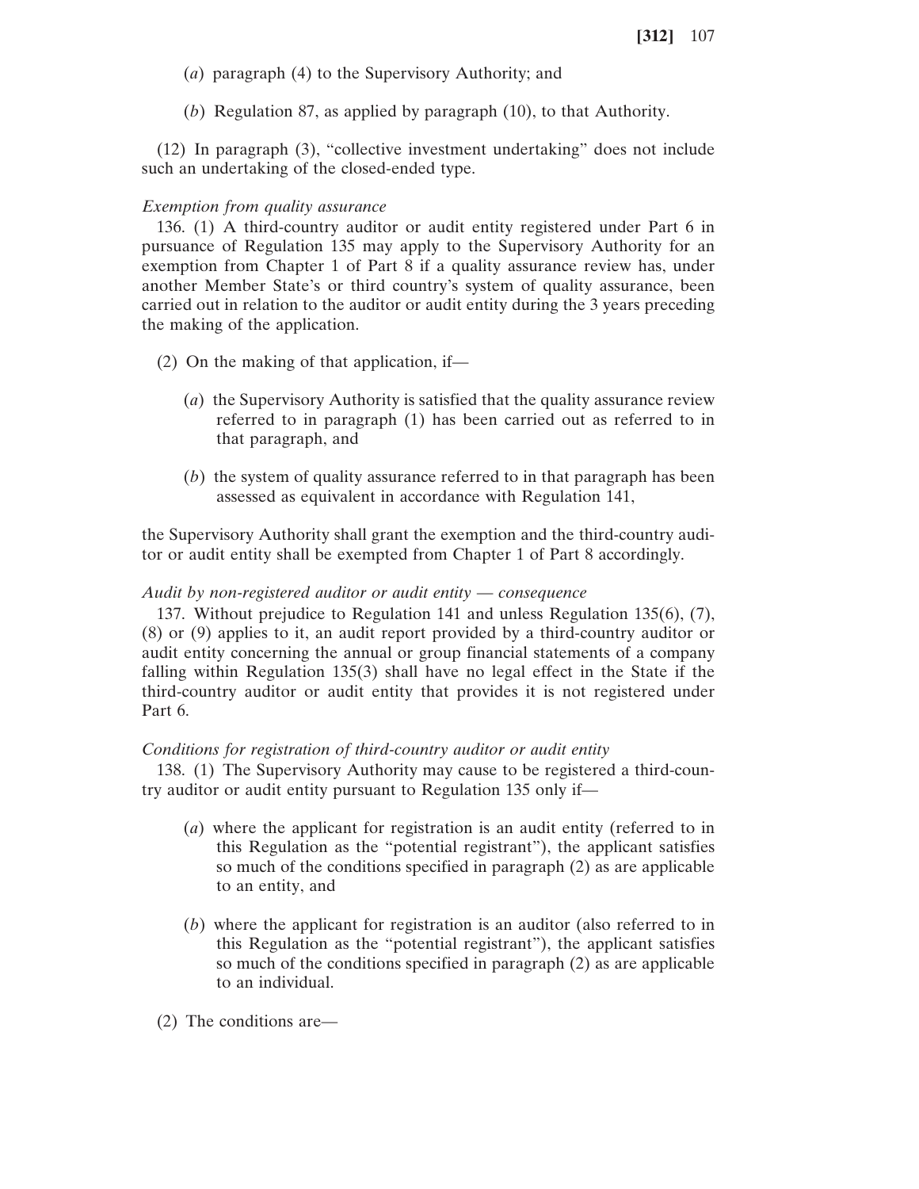(*a*) paragraph (4) to the Supervisory Authority; and

(*b*) Regulation 87, as applied by paragraph (10), to that Authority.

(12) In paragraph (3), "collective investment undertaking" does not include such an undertaking of the closed-ended type.

*Exemption from quality assurance*

136. (1) A third-country auditor or audit entity registered under Part 6 in pursuance of Regulation 135 may apply to the Supervisory Authority for an exemption from Chapter 1 of Part 8 if a quality assurance review has, under another Member State's or third country's system of quality assurance, been carried out in relation to the auditor or audit entity during the 3 years preceding the making of the application.

(2) On the making of that application, if—

(*a*) the Supervisory Authority is satisfied that the quality assurance review referred to in paragraph (1) has been carried out as referred to in that paragraph, and

(*b*) the system of quality assurance referred to in that paragraph has been assessed as equivalent in accordance with Regulation 141,

the Supervisory Authority shall grant the exemption and the third-country auditor or audit entity shall be exempted from Chapter 1 of Part 8 accordingly.

*Audit by non-registered auditor or audit entity — consequence*

137. Without prejudice to Regulation 141 and unless Regulation 135(6), (7), (8) or (9) applies to it, an audit report provided by a third-country auditor or audit entity concerning the annual or group financial statements of a company falling within Regulation 135(3) shall have no legal effect in the State if the third-country auditor or audit entity that provides it is not registered under Part 6.

*Conditions for registration of third-country auditor or audit entity*

138. (1) The Supervisory Authority may cause to be registered a third-country auditor or audit entity pursuant to Regulation 135 only if—

(*a*) where the applicant for registration is an audit entity (referred to in this Regulation as the "potential registrant"), the applicant satisfies so much of the conditions specified in paragraph (2) as are applicable to an entity, and

(*b*) where the applicant for registration is an auditor (also referred to in this Regulation as the "potential registrant"), the applicant satisfies so much of the conditions specified in paragraph (2) as are applicable to an individual.

(2) The conditions are—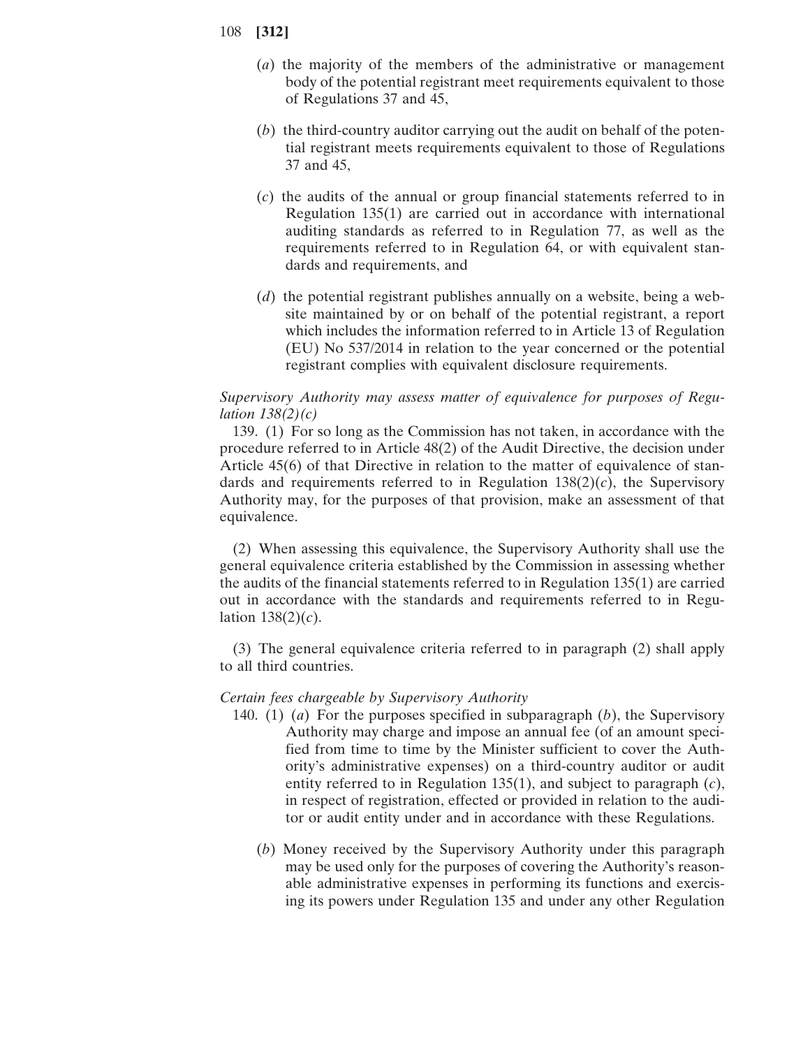(*a*) the majority of the members of the administrative or management body of the potential registrant meet requirements equivalent to those of Regulations 37 and 45,

(*b*) the third-country auditor carrying out the audit on behalf of the potential registrant meets requirements equivalent to those of Regulations 37 and 45,

(*c*) the audits of the annual or group financial statements referred to in Regulation 135(1) are carried out in accordance with international auditing standards as referred to in Regulation 77, as well as the requirements referred to in Regulation 64, or with equivalent standards and requirements, and

(*d*) the potential registrant publishes annually on a website, being a website maintained by or on behalf of the potential registrant, a report which includes the information referred to in Article 13 of Regulation (EU) No 537/2014 in relation to the year concerned or the potential registrant complies with equivalent disclosure requirements.

*Supervisory Authority may assess matter of equivalence for purposes of Regulation 138(2)(c)*

139. (1) For so long as the Commission has not taken, in accordance with the procedure referred to in Article 48(2) of the Audit Directive, the decision under Article 45(6) of that Directive in relation to the matter of equivalence of standards and requirements referred to in Regulation 138(2)(*c*), the Supervisory Authority may, for the purposes of that provision, make an assessment of that equivalence.

(2) When assessing this equivalence, the Supervisory Authority shall use the general equivalence criteria established by the Commission in assessing whether the audits of the financial statements referred to in Regulation 135(1) are carried out in accordance with the standards and requirements referred to in Regulation 138(2)(*c*).

(3) The general equivalence criteria referred to in paragraph (2) shall apply to all third countries.

*Certain fees chargeable by Supervisory Authority*

140. (1) (*a*) For the purposes specified in subparagraph (*b*), the Supervisory Authority may charge and impose an annual fee (of an amount specified from time to time by the Minister sufficient to cover the Authority's administrative expenses) on a third-country auditor or audit entity referred to in Regulation 135(1), and subject to paragraph (*c*), in respect of registration, effected or provided in relation to the auditor or audit entity under and in accordance with these Regulations.

(*b*) Money received by the Supervisory Authority under this paragraph may be used only for the purposes of covering the Authority's reasonable administrative expenses in performing its functions and exercising its powers under Regulation 135 and under any other Regulation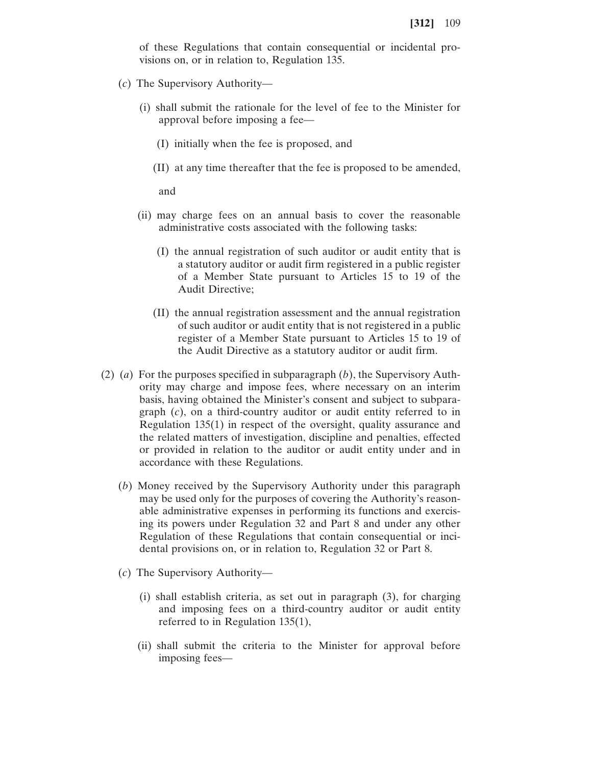of these Regulations that contain consequential or incidental provisions on, or in relation to, Regulation 135.

(*c*) The Supervisory Authority—

(i) shall submit the rationale for the level of fee to the Minister for approval before imposing a fee—

(I) initially when the fee is proposed, and

(II) at any time thereafter that the fee is proposed to be amended,

and

(ii) may charge fees on an annual basis to cover the reasonable administrative costs associated with the following tasks:

(I) the annual registration of such auditor or audit entity that is a statutory auditor or audit firm registered in a public register of a Member State pursuant to Articles 15 to 19 of the Audit Directive;

(II) the annual registration assessment and the annual registration of such auditor or audit entity that is not registered in a public register of a Member State pursuant to Articles 15 to 19 of the Audit Directive as a statutory auditor or audit firm.

(2) (*a*) For the purposes specified in subparagraph (*b*), the Supervisory Authority may charge and impose fees, where necessary on an interim basis, having obtained the Minister's consent and subject to subparagraph (*c*), on a third-country auditor or audit entity referred to in Regulation 135(1) in respect of the oversight, quality assurance and the related matters of investigation, discipline and penalties, effected or provided in relation to the auditor or audit entity under and in accordance with these Regulations.

(*b*) Money received by the Supervisory Authority under this paragraph may be used only for the purposes of covering the Authority's reasonable administrative expenses in performing its functions and exercising its powers under Regulation 32 and Part 8 and under any other Regulation of these Regulations that contain consequential or incidental provisions on, or in relation to, Regulation 32 or Part 8.

(*c*) The Supervisory Authority—

(i) shall establish criteria, as set out in paragraph (3), for charging and imposing fees on a third-country auditor or audit entity referred to in Regulation 135(1),

(ii) shall submit the criteria to the Minister for approval before imposing fees—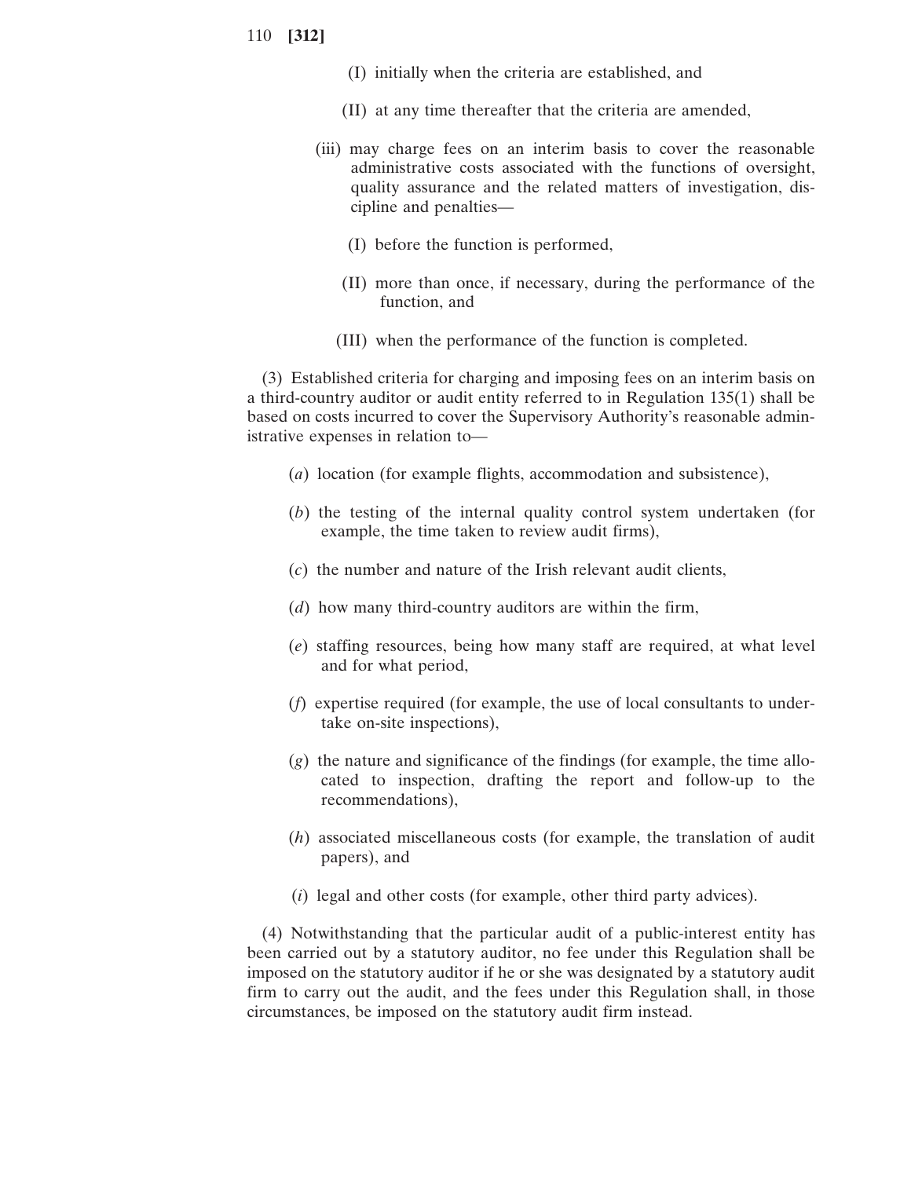(I) initially when the criteria are established, and

(II) at any time thereafter that the criteria are amended,

(iii) may charge fees on an interim basis to cover the reasonable administrative costs associated with the functions of oversight, quality assurance and the related matters of investigation, discipline and penalties—

(I) before the function is performed,

(II) more than once, if necessary, during the performance of the function, and

(III) when the performance of the function is completed.

(3) Established criteria for charging and imposing fees on an interim basis on a third-country auditor or audit entity referred to in Regulation 135(1) shall be based on costs incurred to cover the Supervisory Authority's reasonable administrative expenses in relation to—

(*a*) location (for example flights, accommodation and subsistence),

(*b*) the testing of the internal quality control system undertaken (for example, the time taken to review audit firms),

(*c*) the number and nature of the Irish relevant audit clients,

(*d*) how many third-country auditors are within the firm,

(*e*) staffing resources, being how many staff are required, at what level and for what period,

(*f*) expertise required (for example, the use of local consultants to undertake on-site inspections),

(*g*) the nature and significance of the findings (for example, the time allocated to inspection, drafting the report and follow-up to the recommendations),

(*h*) associated miscellaneous costs (for example, the translation of audit papers), and

(*i*) legal and other costs (for example, other third party advices).

(4) Notwithstanding that the particular audit of a public-interest entity has been carried out by a statutory auditor, no fee under this Regulation shall be imposed on the statutory auditor if he or she was designated by a statutory audit firm to carry out the audit, and the fees under this Regulation shall, in those circumstances, be imposed on the statutory audit firm instead.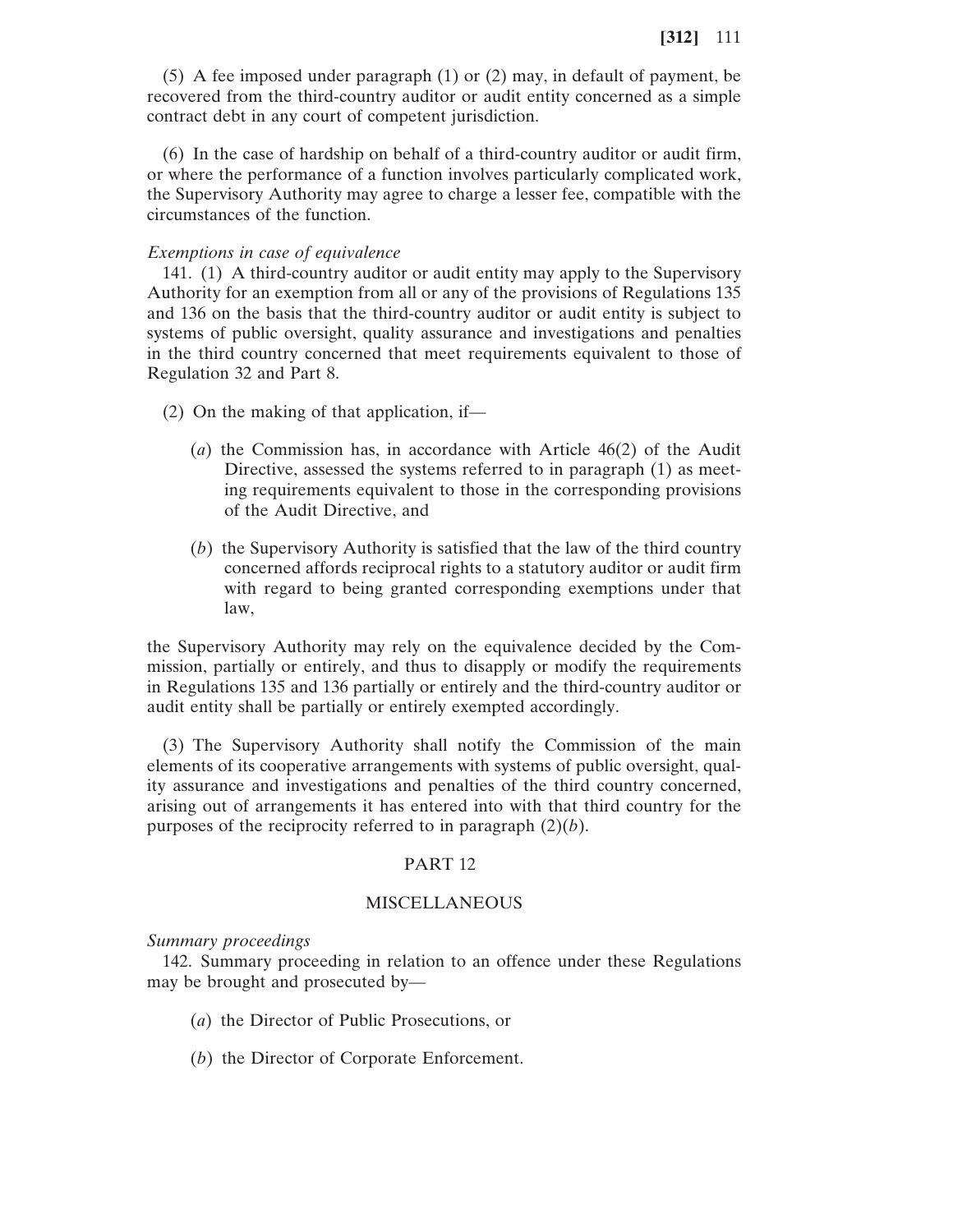(5) A fee imposed under paragraph (1) or (2) may, in default of payment, be recovered from the third-country auditor or audit entity concerned as a simple contract debt in any court of competent jurisdiction.

(6) In the case of hardship on behalf of a third-country auditor or audit firm, or where the performance of a function involves particularly complicated work, the Supervisory Authority may agree to charge a lesser fee, compatible with the circumstances of the function.

*Exemptions in case of equivalence*

141. (1) A third-country auditor or audit entity may apply to the Supervisory Authority for an exemption from all or any of the provisions of Regulations 135 and 136 on the basis that the third-country auditor or audit entity is subject to systems of public oversight, quality assurance and investigations and penalties in the third country concerned that meet requirements equivalent to those of Regulation 32 and Part 8.

(2) On the making of that application, if—

(*a*) the Commission has, in accordance with Article 46(2) of the Audit Directive, assessed the systems referred to in paragraph (1) as meeting requirements equivalent to those in the corresponding provisions of the Audit Directive, and

(*b*) the Supervisory Authority is satisfied that the law of the third country concerned affords reciprocal rights to a statutory auditor or audit firm with regard to being granted corresponding exemptions under that law,

the Supervisory Authority may rely on the equivalence decided by the Commission, partially or entirely, and thus to disapply or modify the requirements in Regulations 135 and 136 partially or entirely and the third-country auditor or audit entity shall be partially or entirely exempted accordingly.

(3) The Supervisory Authority shall notify the Commission of the main elements of its cooperative arrangements with systems of public oversight, quality assurance and investigations and penalties of the third country concerned, arising out of arrangements it has entered into with that third country for the purposes of the reciprocity referred to in paragraph (2)(*b*).

## PART 12

## MISCELLANEOUS

*Summary proceedings*

142. Summary proceeding in relation to an offence under these Regulations may be brought and prosecuted by—

(*a*) the Director of Public Prosecutions, or

(*b*) the Director of Corporate Enforcement.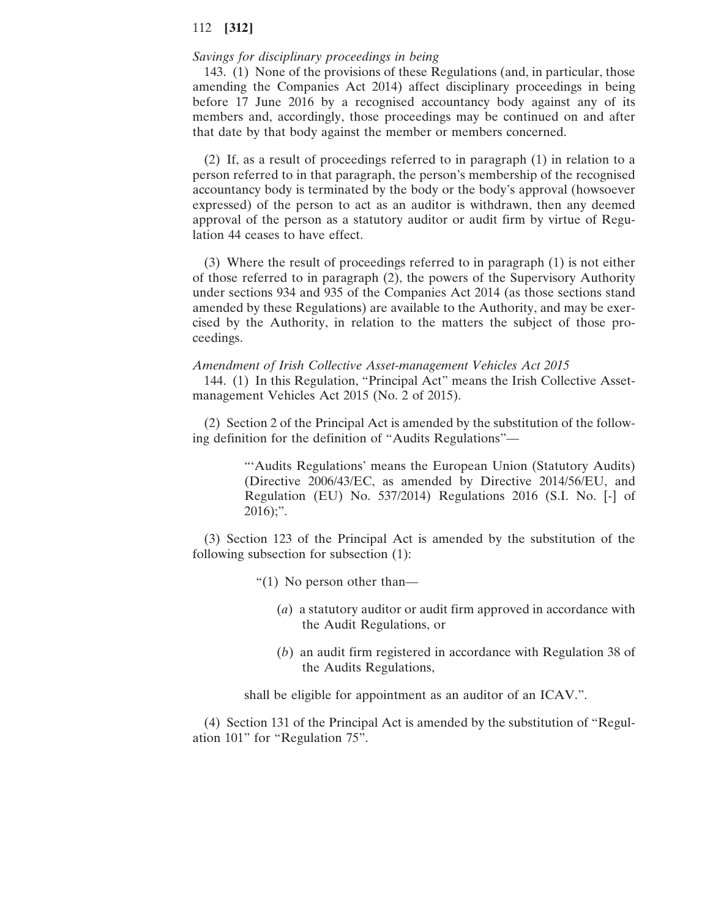*Savings for disciplinary proceedings in being*

143. (1) None of the provisions of these Regulations (and, in particular, those amending the Companies Act 2014) affect disciplinary proceedings in being before 17 June 2016 by a recognised accountancy body against any of its members and, accordingly, those proceedings may be continued on and after that date by that body against the member or members concerned.

(2) If, as a result of proceedings referred to in paragraph (1) in relation to a person referred to in that paragraph, the person's membership of the recognised accountancy body is terminated by the body or the body's approval (howsoever expressed) of the person to act as an auditor is withdrawn, then any deemed approval of the person as a statutory auditor or audit firm by virtue of Regulation 44 ceases to have effect.

(3) Where the result of proceedings referred to in paragraph (1) is not either of those referred to in paragraph (2), the powers of the Supervisory Authority under sections 934 and 935 of the Companies Act 2014 (as those sections stand amended by these Regulations) are available to the Authority, and may be exercised by the Authority, in relation to the matters the subject of those proceedings.

*Amendment of Irish Collective Asset-management Vehicles Act 2015*

144. (1) In this Regulation, "Principal Act" means the Irish Collective Asset-management Vehicles Act 2015 (No. 2 of 2015).

(2) Section 2 of the Principal Act is amended by the substitution of the following definition for the definition of "Audits Regulations"—

> "'Audits Regulations' means the European Union (Statutory Audits) (Directive 2006/43/EC, as amended by Directive 2014/56/EU, and Regulation (EU) No. 537/2014) Regulations 2016 (S.I. No. [-] of 2016);".

(3) Section 123 of the Principal Act is amended by the substitution of the following subsection for subsection (1):

> "(1) No person other than—
>
> (*a*) a statutory auditor or audit firm approved in accordance with the Audit Regulations, or
>
> (*b*) an audit firm registered in accordance with Regulation 38 of the Audits Regulations,
>
> shall be eligible for appointment as an auditor of an ICAV.".

(4) Section 131 of the Principal Act is amended by the substitution of "Regulation 101" for "Regulation 75".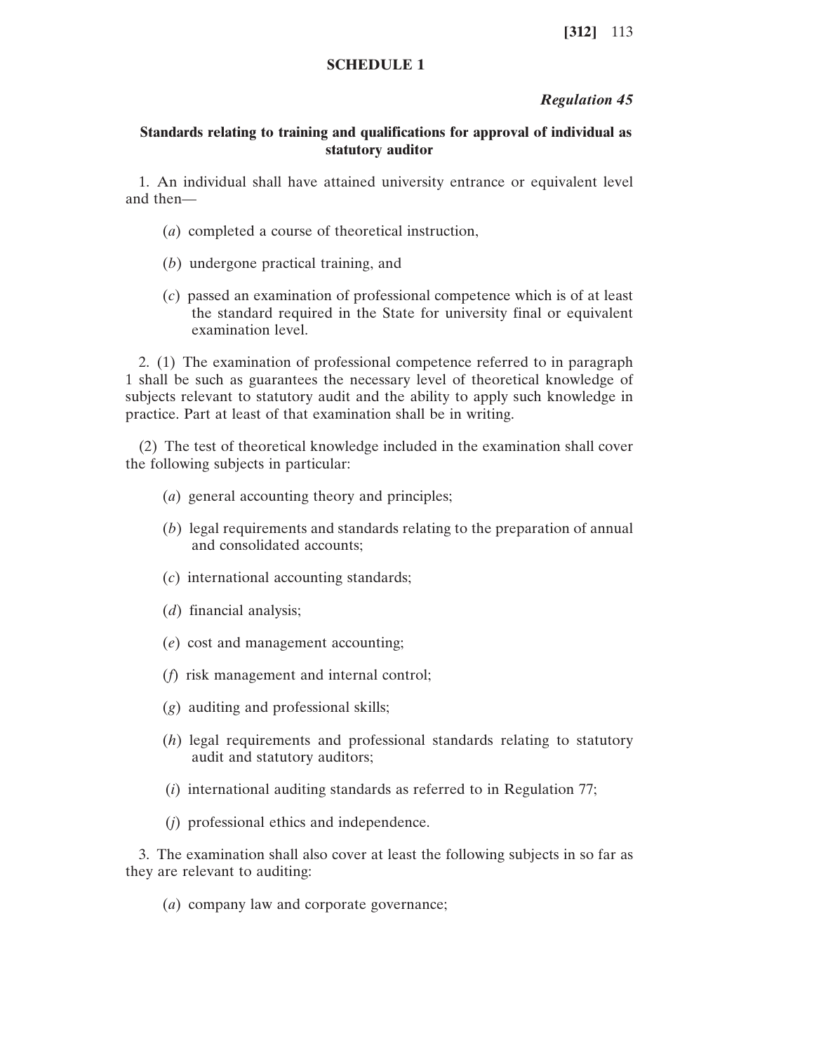## SCHEDULE 1

*Regulation 45*

### Standards relating to training and qualifications for approval of individual as statutory auditor

1. An individual shall have attained university entrance or equivalent level and then—

(*a*) completed a course of theoretical instruction,

(*b*) undergone practical training, and

(*c*) passed an examination of professional competence which is of at least the standard required in the State for university final or equivalent examination level.

2. (1) The examination of professional competence referred to in paragraph 1 shall be such as guarantees the necessary level of theoretical knowledge of subjects relevant to statutory audit and the ability to apply such knowledge in practice. Part at least of that examination shall be in writing.

(2) The test of theoretical knowledge included in the examination shall cover the following subjects in particular:

(*a*) general accounting theory and principles;

(*b*) legal requirements and standards relating to the preparation of annual and consolidated accounts;

(*c*) international accounting standards;

(*d*) financial analysis;

(*e*) cost and management accounting;

(*f*) risk management and internal control;

(*g*) auditing and professional skills;

(*h*) legal requirements and professional standards relating to statutory audit and statutory auditors;

(*i*) international auditing standards as referred to in Regulation 77;

(*j*) professional ethics and independence.

3. The examination shall also cover at least the following subjects in so far as they are relevant to auditing:

(*a*) company law and corporate governance;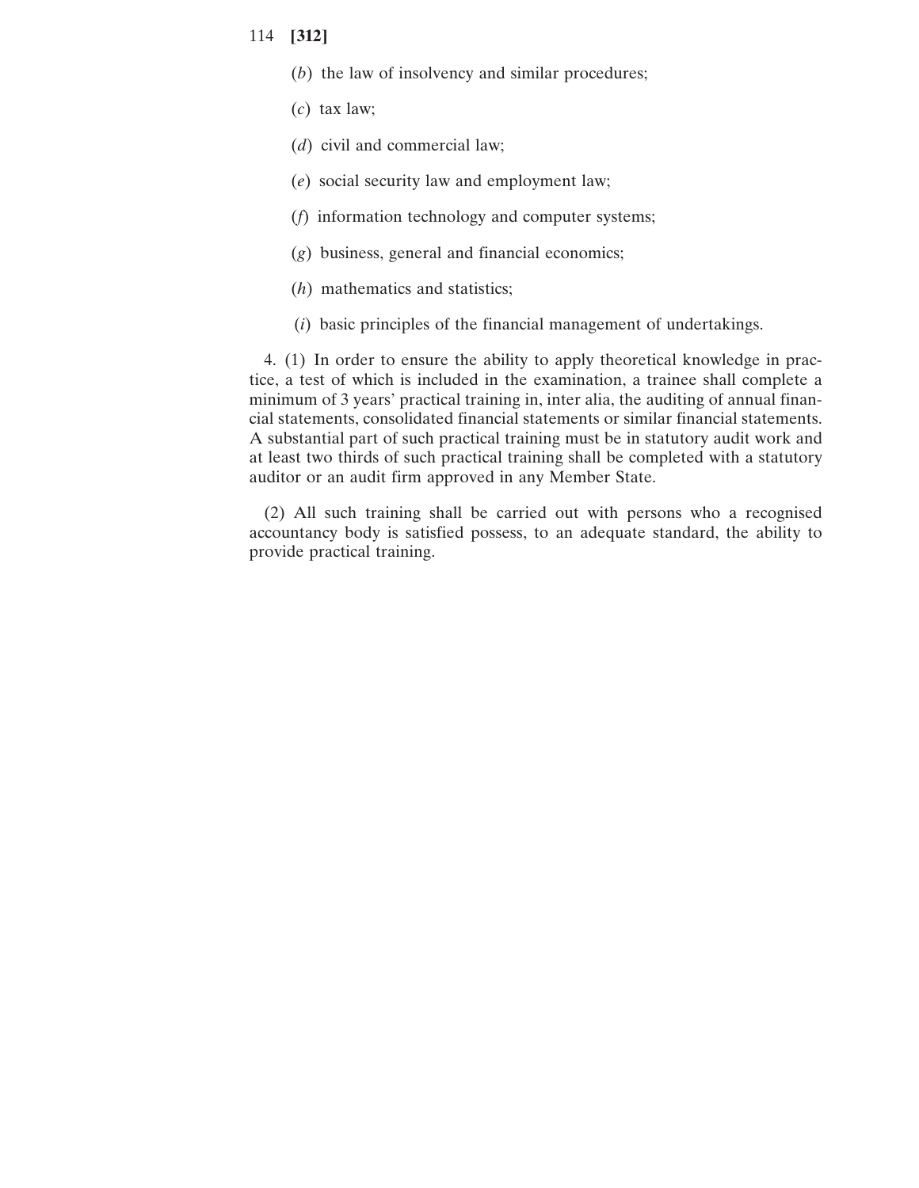(*b*) the law of insolvency and similar procedures;

(*c*) tax law;

(*d*) civil and commercial law;

(*e*) social security law and employment law;

(*f*) information technology and computer systems;

(*g*) business, general and financial economics;

(*h*) mathematics and statistics;

(*i*) basic principles of the financial management of undertakings.

4. (1) In order to ensure the ability to apply theoretical knowledge in practice, a test of which is included in the examination, a trainee shall complete a minimum of 3 years' practical training in, inter alia, the auditing of annual financial statements, consolidated financial statements or similar financial statements. A substantial part of such practical training must be in statutory audit work and at least two thirds of such practical training shall be completed with a statutory auditor or an audit firm approved in any Member State.

(2) All such training shall be carried out with persons who a recognised accountancy body is satisfied possess, to an adequate standard, the ability to provide practical training.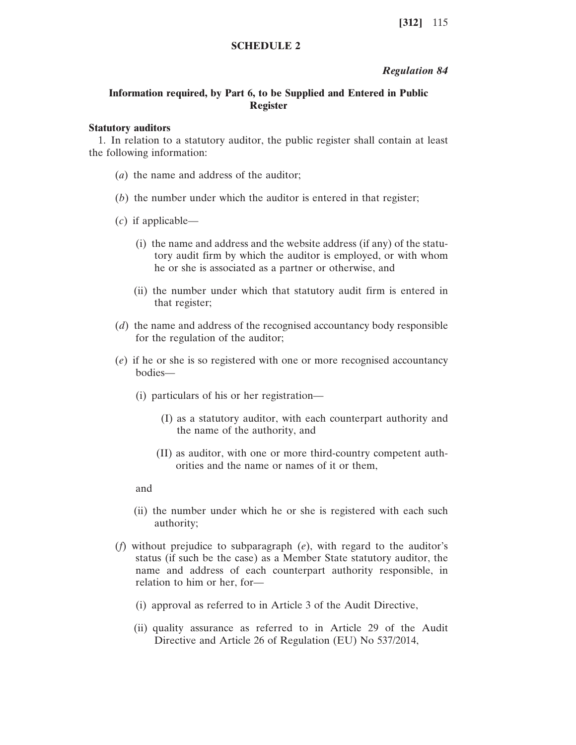## SCHEDULE 2

*Regulation 84*

### Information required, by Part 6, to be Supplied and Entered in Public Register

**Statutory auditors**

1. In relation to a statutory auditor, the public register shall contain at least the following information:

(*a*) the name and address of the auditor;

(*b*) the number under which the auditor is entered in that register;

(*c*) if applicable—

(i) the name and address and the website address (if any) of the statutory audit firm by which the auditor is employed, or with whom he or she is associated as a partner or otherwise, and

(ii) the number under which that statutory audit firm is entered in that register;

(*d*) the name and address of the recognised accountancy body responsible for the regulation of the auditor;

(*e*) if he or she is so registered with one or more recognised accountancy bodies—

(i) particulars of his or her registration—

(I) as a statutory auditor, with each counterpart authority and the name of the authority, and

(II) as auditor, with one or more third-country competent authorities and the name or names of it or them,

and

(ii) the number under which he or she is registered with each such authority;

(*f*) without prejudice to subparagraph (*e*), with regard to the auditor's status (if such be the case) as a Member State statutory auditor, the name and address of each counterpart authority responsible, in relation to him or her, for—

(i) approval as referred to in Article 3 of the Audit Directive,

(ii) quality assurance as referred to in Article 29 of the Audit Directive and Article 26 of Regulation (EU) No 537/2014,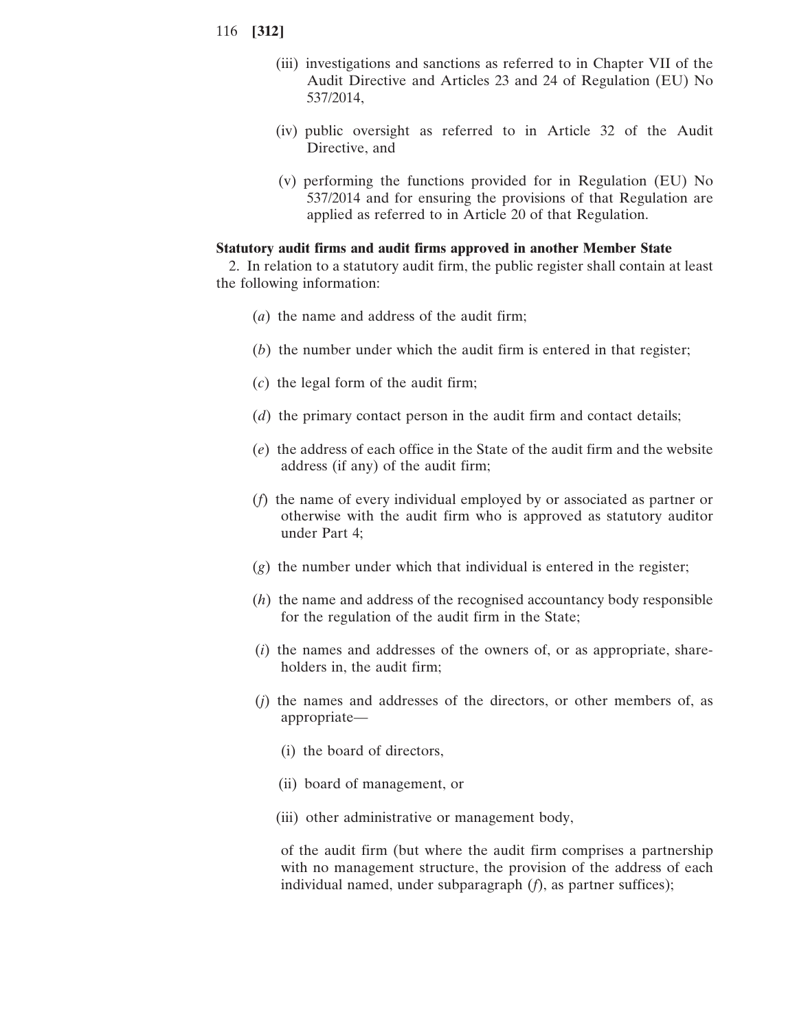(iii) investigations and sanctions as referred to in Chapter VII of the Audit Directive and Articles 23 and 24 of Regulation (EU) No 537/2014,

(iv) public oversight as referred to in Article 32 of the Audit Directive, and

(v) performing the functions provided for in Regulation (EU) No 537/2014 and for ensuring the provisions of that Regulation are applied as referred to in Article 20 of that Regulation.

**Statutory audit firms and audit firms approved in another Member State**

2. In relation to a statutory audit firm, the public register shall contain at least the following information:

(*a*) the name and address of the audit firm;

(*b*) the number under which the audit firm is entered in that register;

(*c*) the legal form of the audit firm;

(*d*) the primary contact person in the audit firm and contact details;

(*e*) the address of each office in the State of the audit firm and the website address (if any) of the audit firm;

(*f*) the name of every individual employed by or associated as partner or otherwise with the audit firm who is approved as statutory auditor under Part 4;

(*g*) the number under which that individual is entered in the register;

(*h*) the name and address of the recognised accountancy body responsible for the regulation of the audit firm in the State;

(*i*) the names and addresses of the owners of, or as appropriate, shareholders in, the audit firm;

(*j*) the names and addresses of the directors, or other members of, as appropriate—

(i) the board of directors,

(ii) board of management, or

(iii) other administrative or management body,

of the audit firm (but where the audit firm comprises a partnership with no management structure, the provision of the address of each individual named, under subparagraph (*f*), as partner suffices);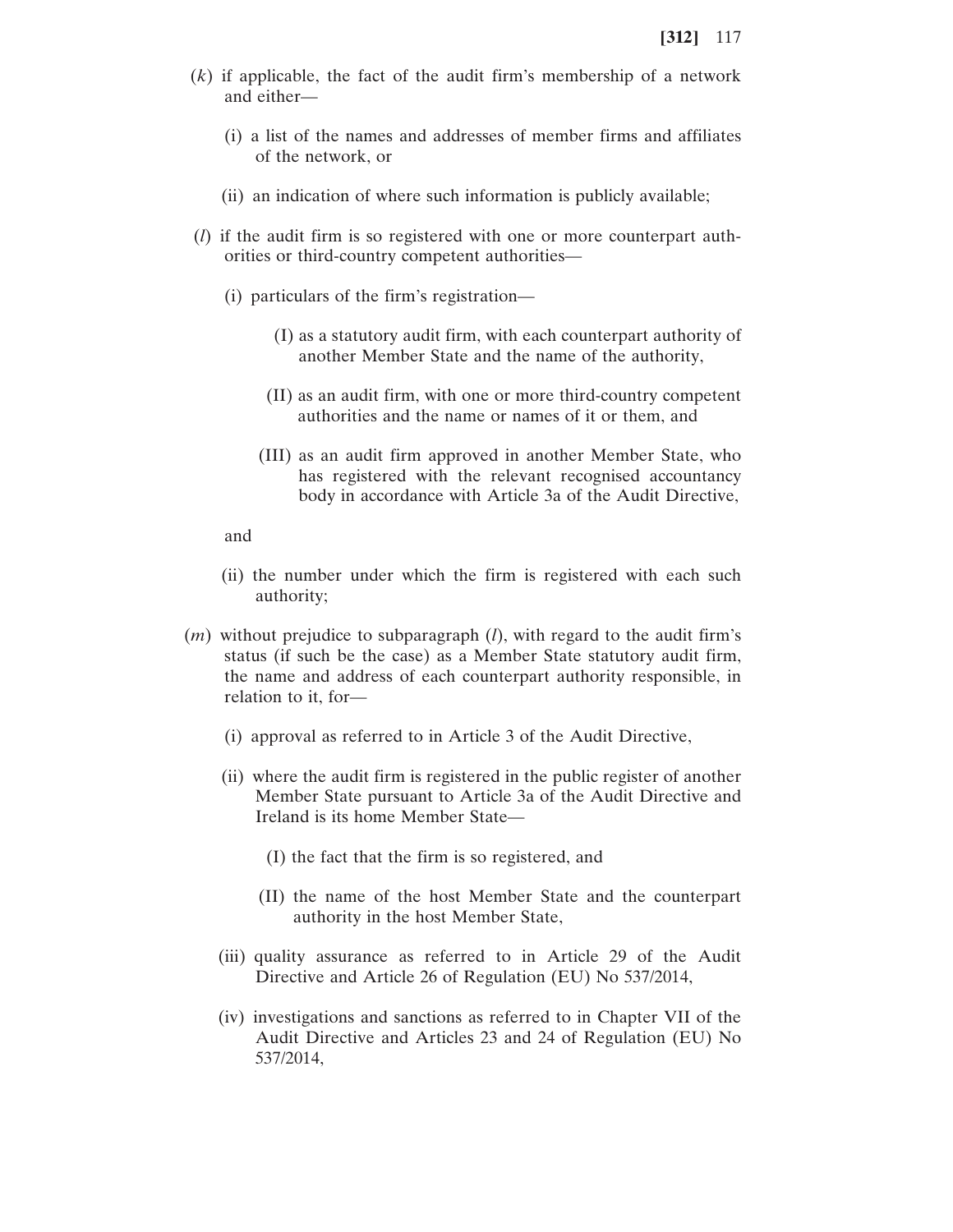(*k*) if applicable, the fact of the audit firm's membership of a network and either—

(i) a list of the names and addresses of member firms and affiliates of the network, or

(ii) an indication of where such information is publicly available;

(*l*) if the audit firm is so registered with one or more counterpart authorities or third-country competent authorities—

(i) particulars of the firm's registration—

(I) as a statutory audit firm, with each counterpart authority of another Member State and the name of the authority,

(II) as an audit firm, with one or more third-country competent authorities and the name or names of it or them, and

(III) as an audit firm approved in another Member State, who has registered with the relevant recognised accountancy body in accordance with Article 3a of the Audit Directive,

and

(ii) the number under which the firm is registered with each such authority;

(*m*) without prejudice to subparagraph (*l*), with regard to the audit firm's status (if such be the case) as a Member State statutory audit firm, the name and address of each counterpart authority responsible, in relation to it, for—

(i) approval as referred to in Article 3 of the Audit Directive,

(ii) where the audit firm is registered in the public register of another Member State pursuant to Article 3a of the Audit Directive and Ireland is its home Member State—

(I) the fact that the firm is so registered, and

(II) the name of the host Member State and the counterpart authority in the host Member State,

(iii) quality assurance as referred to in Article 29 of the Audit Directive and Article 26 of Regulation (EU) No 537/2014,

(iv) investigations and sanctions as referred to in Chapter VII of the Audit Directive and Articles 23 and 24 of Regulation (EU) No 537/2014,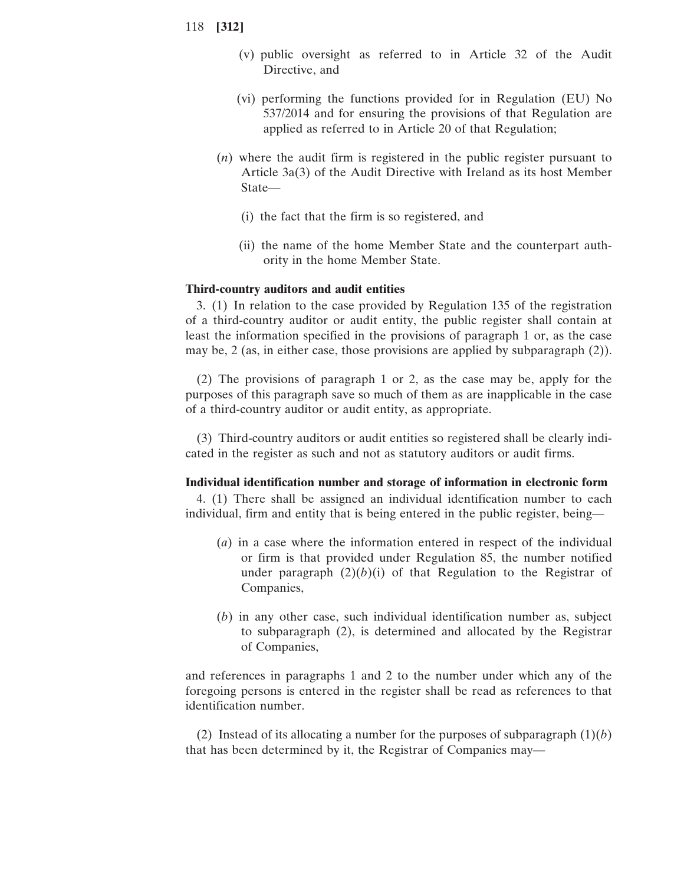(v) public oversight as referred to in Article 32 of the Audit Directive, and

(vi) performing the functions provided for in Regulation (EU) No 537/2014 and for ensuring the provisions of that Regulation are applied as referred to in Article 20 of that Regulation;

(*n*) where the audit firm is registered in the public register pursuant to Article 3a(3) of the Audit Directive with Ireland as its host Member State—

(i) the fact that the firm is so registered, and

(ii) the name of the home Member State and the counterpart authority in the home Member State.

**Third-country auditors and audit entities**

3. (1) In relation to the case provided by Regulation 135 of the registration of a third-country auditor or audit entity, the public register shall contain at least the information specified in the provisions of paragraph 1 or, as the case may be, 2 (as, in either case, those provisions are applied by subparagraph (2)).

(2) The provisions of paragraph 1 or 2, as the case may be, apply for the purposes of this paragraph save so much of them as are inapplicable in the case of a third-country auditor or audit entity, as appropriate.

(3) Third-country auditors or audit entities so registered shall be clearly indicated in the register as such and not as statutory auditors or audit firms.

**Individual identification number and storage of information in electronic form**

4. (1) There shall be assigned an individual identification number to each individual, firm and entity that is being entered in the public register, being—

(*a*) in a case where the information entered in respect of the individual or firm is that provided under Regulation 85, the number notified under paragraph (2)(*b*)(i) of that Regulation to the Registrar of Companies,

(*b*) in any other case, such individual identification number as, subject to subparagraph (2), is determined and allocated by the Registrar of Companies,

and references in paragraphs 1 and 2 to the number under which any of the foregoing persons is entered in the register shall be read as references to that identification number.

(2) Instead of its allocating a number for the purposes of subparagraph (1)(*b*) that has been determined by it, the Registrar of Companies may—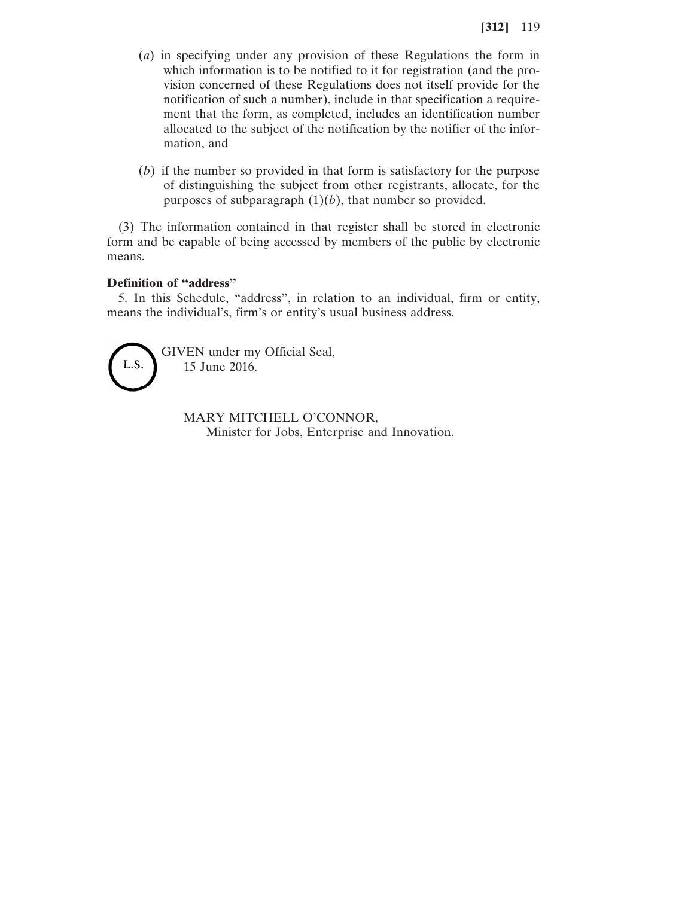(*a*) in specifying under any provision of these Regulations the form in which information is to be notified to it for registration (and the provision concerned of these Regulations does not itself provide for the notification of such a number), include in that specification a requirement that the form, as completed, includes an identification number allocated to the subject of the notification by the notifier of the information, and

(*b*) if the number so provided in that form is satisfactory for the purpose of distinguishing the subject from other registrants, allocate, for the purposes of subparagraph (1)(*b*), that number so provided.

(3) The information contained in that register shall be stored in electronic form and be capable of being accessed by members of the public by electronic means.

**Definition of "address"**

5. In this Schedule, "address", in relation to an individual, firm or entity, means the individual's, firm's or entity's usual business address.

L.S.

GIVEN under my Official Seal,
15 June 2016.

MARY MITCHELL O'CONNOR,
Minister for Jobs, Enterprise and Innovation.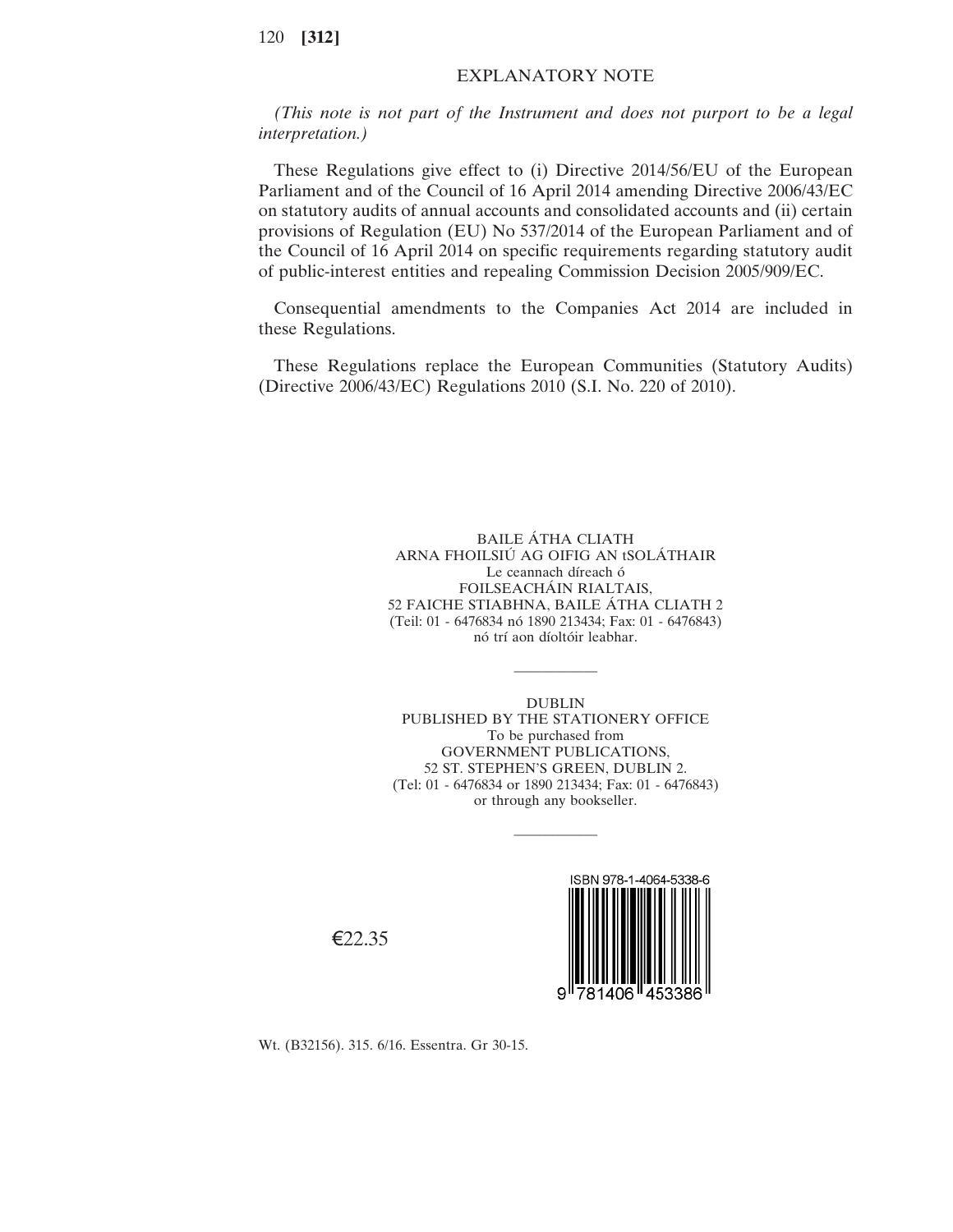## EXPLANATORY NOTE

*(This note is not part of the Instrument and does not purport to be a legal interpretation.)*

These Regulations give effect to (i) Directive 2014/56/EU of the European Parliament and of the Council of 16 April 2014 amending Directive 2006/43/EC on statutory audits of annual accounts and consolidated accounts and (ii) certain provisions of Regulation (EU) No 537/2014 of the European Parliament and of the Council of 16 April 2014 on specific requirements regarding statutory audit of public-interest entities and repealing Commission Decision 2005/909/EC.

Consequential amendments to the Companies Act 2014 are included in these Regulations.

These Regulations replace the European Communities (Statutory Audits) (Directive 2006/43/EC) Regulations 2010 (S.I. No. 220 of 2010).

BAILE ÁTHA CLIATH
ARNA FHOILSIÚ AG OIFIG AN tSOLÁTHAIR
Le ceannach díreach ó
FOILSEACHÁIN RIALTAIS,
52 FAICHE STIABHNA, BAILE ÁTHA CLIATH 2
(Teil: 01 - 6476834 nó 1890 213434; Fax: 01 - 6476843)
nó trí aon díoltóir leabhar.

---

DUBLIN
PUBLISHED BY THE STATIONERY OFFICE
To be purchased from
GOVERNMENT PUBLICATIONS,
52 ST. STEPHEN'S GREEN, DUBLIN 2.
(Tel: 01 - 6476834 or 1890 213434; Fax: 01 - 6476843)
or through any bookseller.

---

€22.35

ISBN 978-1-4064-5338-6

9 781406 453386

Wt. (B32156). 315. 6/16. Essentra. Gr 30-15.